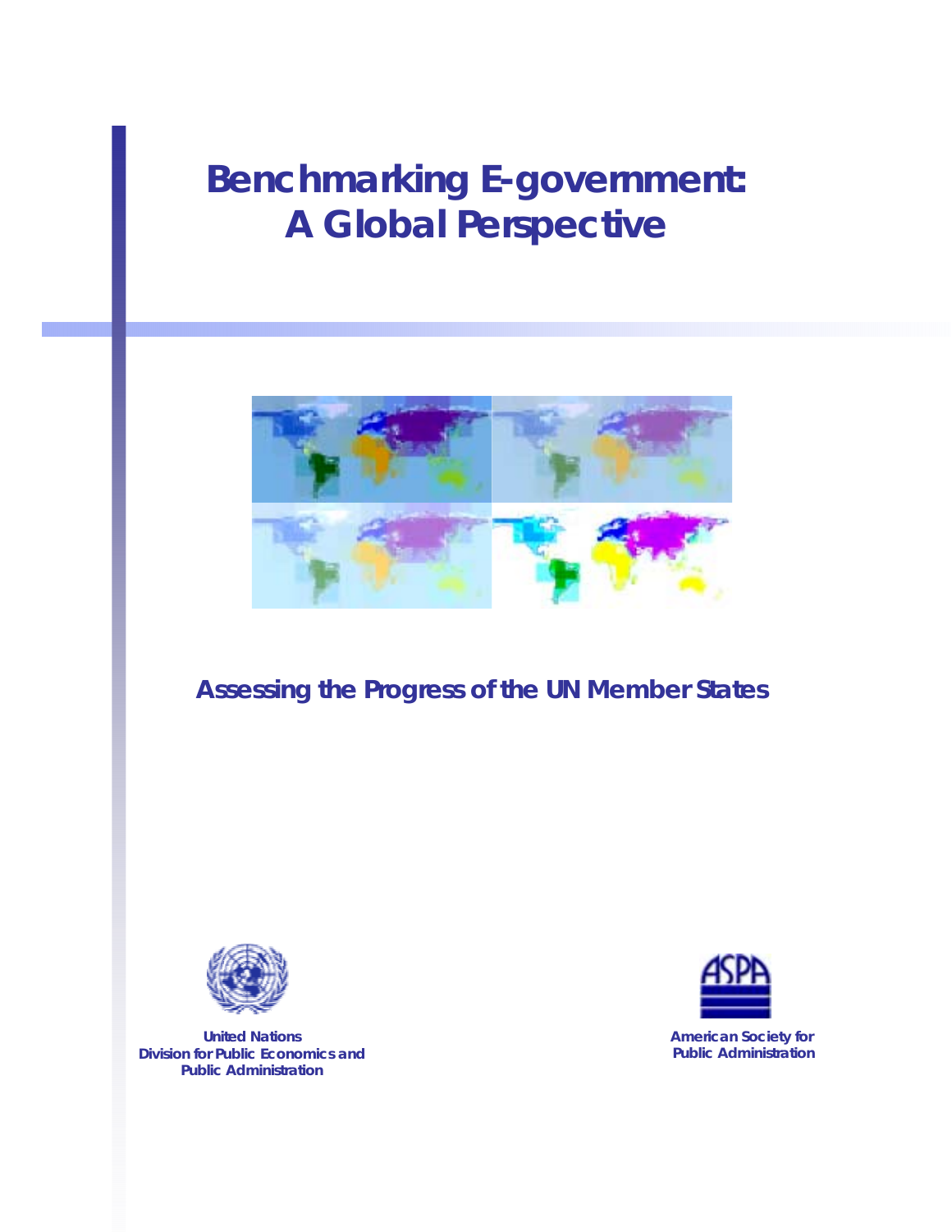# Benchmarking E-government: A Global Perspective

## Assessing the Progress of the UN Member States

United Nations
Division for Public Economics and Public Administration

American Society for Public Administration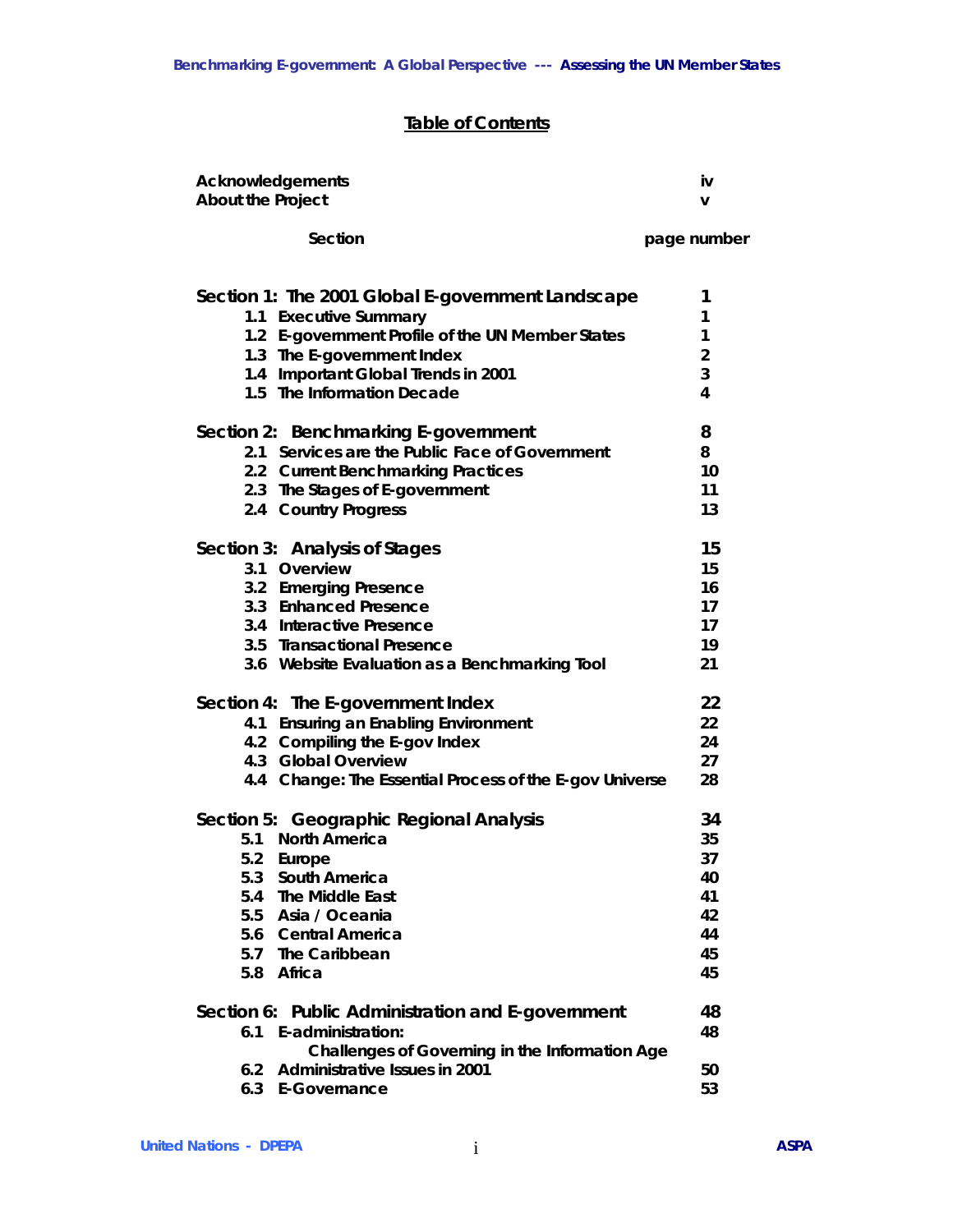## Table of Contents

| | |
|---|---|
| **Acknowledgements** | **iv** |
| **About the Project** | **v** |

| Section | page number |
|---|---|
| **Section 1: The 2001 Global E-government Landscape** | **1** |
| 1.1 Executive Summary | 1 |
| 1.2 E-government Profile of the UN Member States | 1 |
| 1.3 The E-government Index | 2 |
| 1.4 Important Global Trends in 2001 | 3 |
| 1.5 The Information Decade | 4 |
| **Section 2: Benchmarking E-government** | **8** |
| 2.1 Services are the Public Face of Government | 8 |
| 2.2 Current Benchmarking Practices | 10 |
| 2.3 The Stages of E-government | 11 |
| 2.4 Country Progress | 13 |
| **Section 3: Analysis of Stages** | **15** |
| 3.1 Overview | 15 |
| 3.2 Emerging Presence | 16 |
| 3.3 Enhanced Presence | 17 |
| 3.4 Interactive Presence | 17 |
| 3.5 Transactional Presence | 19 |
| 3.6 Website Evaluation as a Benchmarking Tool | 21 |
| **Section 4: The E-government Index** | **22** |
| 4.1 Ensuring an Enabling Environment | 22 |
| 4.2 Compiling the E-gov Index | 24 |
| 4.3 Global Overview | 27 |
| 4.4 Change: The Essential Process of the E-gov Universe | 28 |
| **Section 5: Geographic Regional Analysis** | **34** |
| 5.1 North America | 35 |
| 5.2 Europe | 37 |
| 5.3 South America | 40 |
| 5.4 The Middle East | 41 |
| 5.5 Asia / Oceania | 42 |
| 5.6 Central America | 44 |
| 5.7 The Caribbean | 45 |
| 5.8 Africa | 45 |
| **Section 6: Public Administration and E-government** | **48** |
| 6.1 E-administration: Challenges of Governing in the Information Age | 48 |
| 6.2 Administrative Issues in 2001 | 50 |
| 6.3 E-Governance | 53 |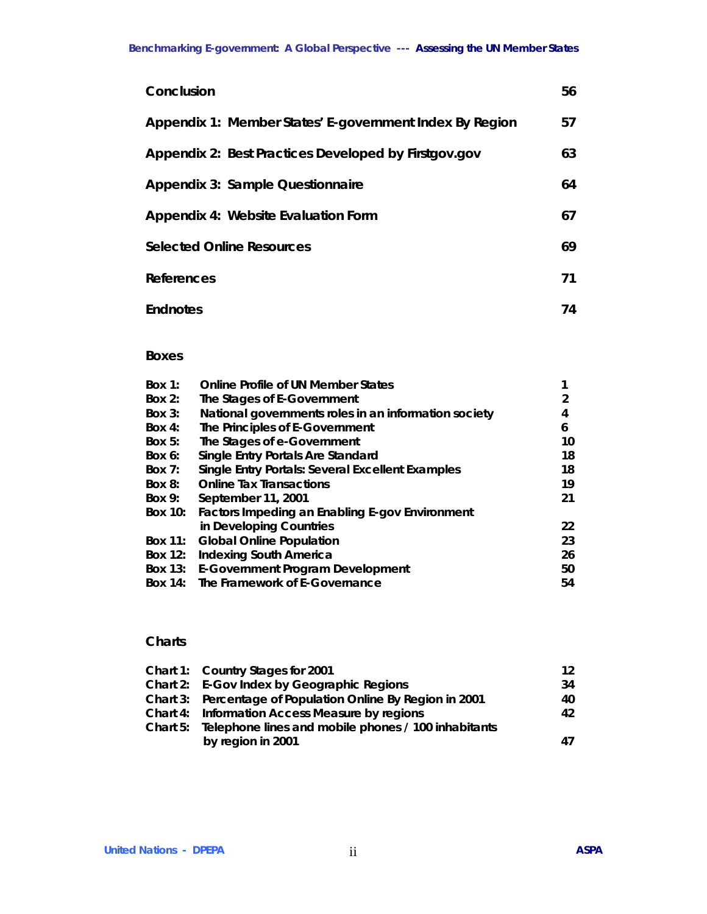| | |
|---|---|
| **Conclusion** | **56** |
| **Appendix 1: Member States' E-government Index By Region** | **57** |
| **Appendix 2: Best Practices Developed by Firstgov.gov** | **63** |
| **Appendix 3: Sample Questionnaire** | **64** |
| **Appendix 4: Website Evaluation Form** | **67** |
| **Selected Online Resources** | **69** |
| **References** | **71** |
| **Endnotes** | **74** |

## Boxes

| | | |
|---|---|---|
| Box 1: | Online Profile of UN Member States | 1 |
| Box 2: | The Stages of E-Government | 2 |
| Box 3: | National governments roles in an information society | 4 |
| Box 4: | The Principles of E-Government | 6 |
| Box 5: | The Stages of e-Government | 10 |
| Box 6: | Single Entry Portals Are Standard | 18 |
| Box 7: | Single Entry Portals: Several Excellent Examples | 18 |
| Box 8: | Online Tax Transactions | 19 |
| Box 9: | September 11, 2001 | 21 |
| Box 10: | Factors Impeding an Enabling E-gov Environment in Developing Countries | 22 |
| Box 11: | Global Online Population | 23 |
| Box 12: | Indexing South America | 26 |
| Box 13: | E-Government Program Development | 50 |
| Box 14: | The Framework of E-Governance | 54 |

## Charts

| | | |
|---|---|---|
| Chart 1: | Country Stages for 2001 | 12 |
| Chart 2: | E-Gov Index by Geographic Regions | 34 |
| Chart 3: | Percentage of Population Online By Region in 2001 | 40 |
| Chart 4: | Information Access Measure by regions | 42 |
| Chart 5: | Telephone lines and mobile phones / 100 inhabitants by region in 2001 | 47 |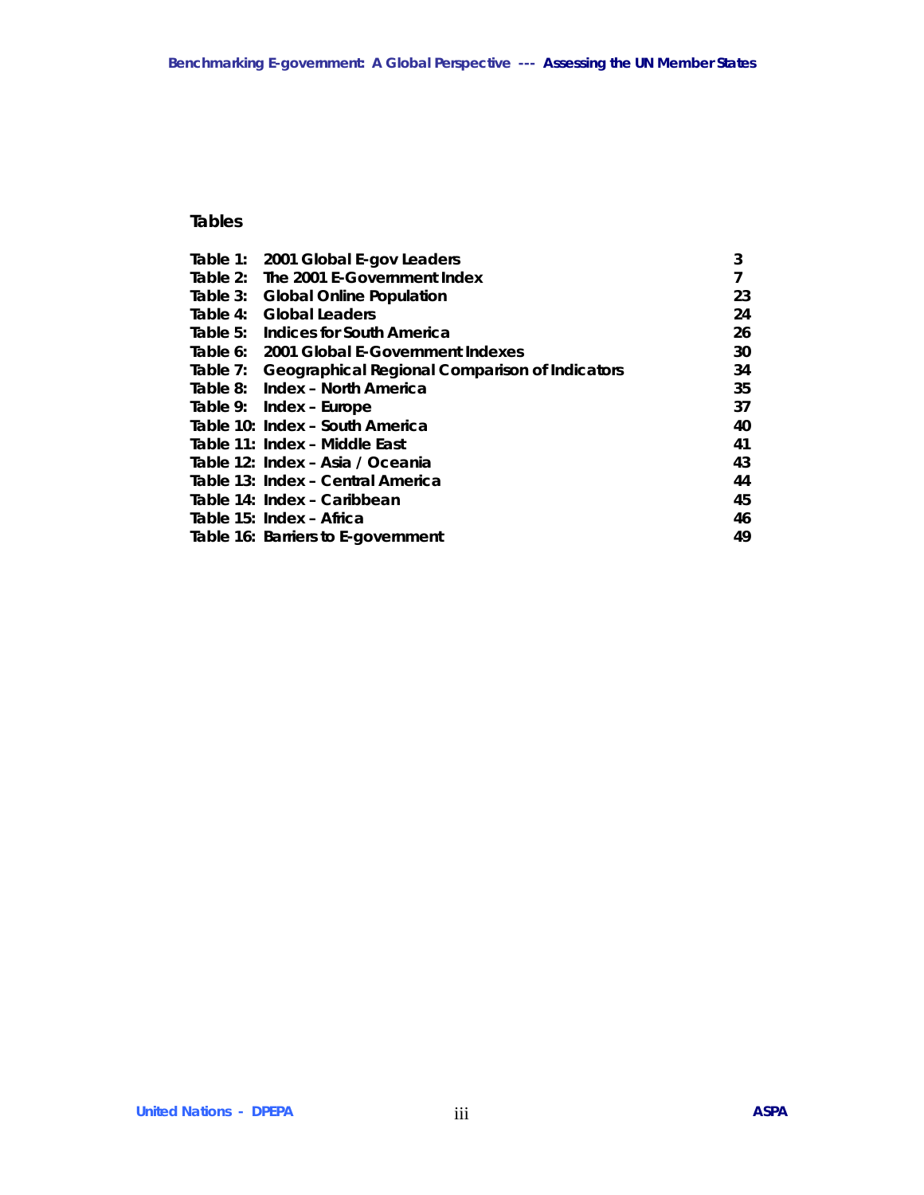## Tables

| | | |
|---|---|---|
| Table 1: | 2001 Global E-gov Leaders | 3 |
| Table 2: | The 2001 E-Government Index | 7 |
| Table 3: | Global Online Population | 23 |
| Table 4: | Global Leaders | 24 |
| Table 5: | Indices for South America | 26 |
| Table 6: | 2001 Global E-Government Indexes | 30 |
| Table 7: | Geographical Regional Comparison of Indicators | 34 |
| Table 8: | Index – North America | 35 |
| Table 9: | Index – Europe | 37 |
| Table 10: | Index – South America | 40 |
| Table 11: | Index – Middle East | 41 |
| Table 12: | Index – Asia / Oceania | 43 |
| Table 13: | Index – Central America | 44 |
| Table 14: | Index – Caribbean | 45 |
| Table 15: | Index – Africa | 46 |
| Table 16: | Barriers to E-government | 49 |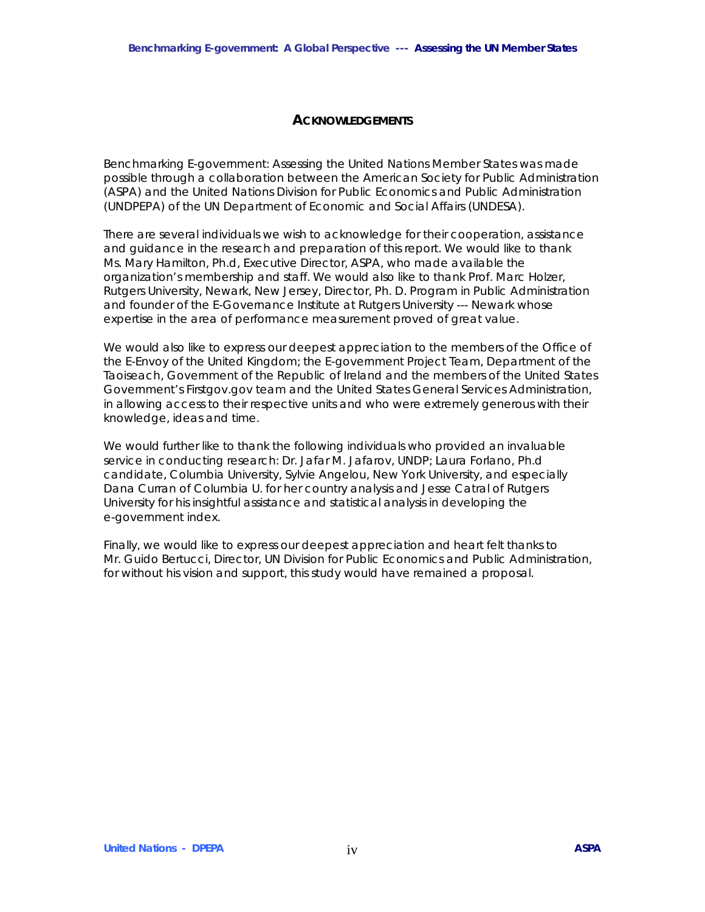## ACKNOWLEDGEMENTS

Benchmarking E-government: Assessing the United Nations Member States was made possible through a collaboration between the American Society for Public Administration (ASPA) and the United Nations Division for Public Economics and Public Administration (UNDPEPA) of the UN Department of Economic and Social Affairs (UNDESA).

There are several individuals we wish to acknowledge for their cooperation, assistance and guidance in the research and preparation of this report. We would like to thank Ms. Mary Hamilton, Ph.d, Executive Director, ASPA, who made available the organization's membership and staff. We would also like to thank Prof. Marc Holzer, Rutgers University, Newark, New Jersey, Director, Ph. D. Program in Public Administration and founder of the E-Governance Institute at Rutgers University --- Newark whose expertise in the area of performance measurement proved of great value.

We would also like to express our deepest appreciation to the members of the Office of the E-Envoy of the United Kingdom; the E-government Project Team, Department of the Taoiseach, Government of the Republic of Ireland and the members of the United States Government's Firstgov.gov team and the United States General Services Administration, in allowing access to their respective units and who were extremely generous with their knowledge, ideas and time.

We would further like to thank the following individuals who provided an invaluable service in conducting research: Dr. Jafar M. Jafarov, UNDP; Laura Forlano, Ph.d candidate, Columbia University, Sylvie Angelou, New York University, and especially Dana Curran of Columbia U. for her country analysis and Jesse Catral of Rutgers University for his insightful assistance and statistical analysis in developing the e-government index.

Finally, we would like to express our deepest appreciation and heart felt thanks to Mr. Guido Bertucci, Director, UN Division for Public Economics and Public Administration, for without his vision and support, this study would have remained a proposal.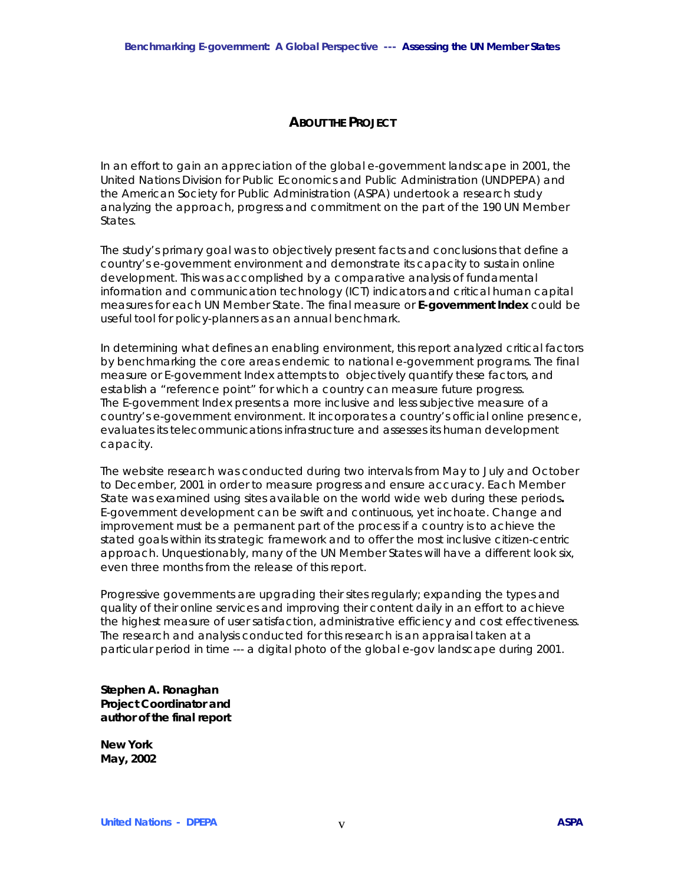## ABOUT THE PROJECT

In an effort to gain an appreciation of the global e-government landscape in 2001, the United Nations Division for Public Economics and Public Administration (UNDPEPA) and the American Society for Public Administration (ASPA) undertook a research study analyzing the approach, progress and commitment on the part of the 190 UN Member States.

The study's primary goal was to objectively present facts and conclusions that define a country's e-government environment and demonstrate its capacity to sustain online development. This was accomplished by a comparative analysis of fundamental information and communication technology (ICT) indicators and critical human capital measures for each UN Member State. The final measure or **E-government Index** could be useful tool for policy-planners as an annual benchmark.

In determining what defines an enabling environment, this report analyzed critical factors by benchmarking the core areas endemic to national e-government programs. The final measure or E-government Index attempts to objectively quantify these factors, and establish a "reference point" for which a country can measure future progress. The E-government Index presents a more inclusive and less subjective measure of a country's e-government environment. It incorporates a country's official online presence, evaluates its telecommunications infrastructure and assesses its human development capacity.

The website research was conducted during two intervals from May to July and October to December, 2001 in order to measure progress and ensure accuracy. Each Member State was examined using sites available on the world wide web during these periods**.** E-government development can be swift and continuous, yet inchoate. Change and improvement must be a permanent part of the process if a country is to achieve the stated goals within its strategic framework and to offer the most inclusive citizen-centric approach. Unquestionably, many of the UN Member States will have a different look six, even three months from the release of this report.

Progressive governments are upgrading their sites regularly; expanding the types and quality of their online services and improving their content daily in an effort to achieve the highest measure of user satisfaction, administrative efficiency and cost effectiveness. The research and analysis conducted for this research is an appraisal taken at a particular period in time --- a digital photo of the global e-gov landscape during 2001.

**Stephen A. Ronaghan**
**Project Coordinator and**
**author of the final report**

**New York**
**May, 2002**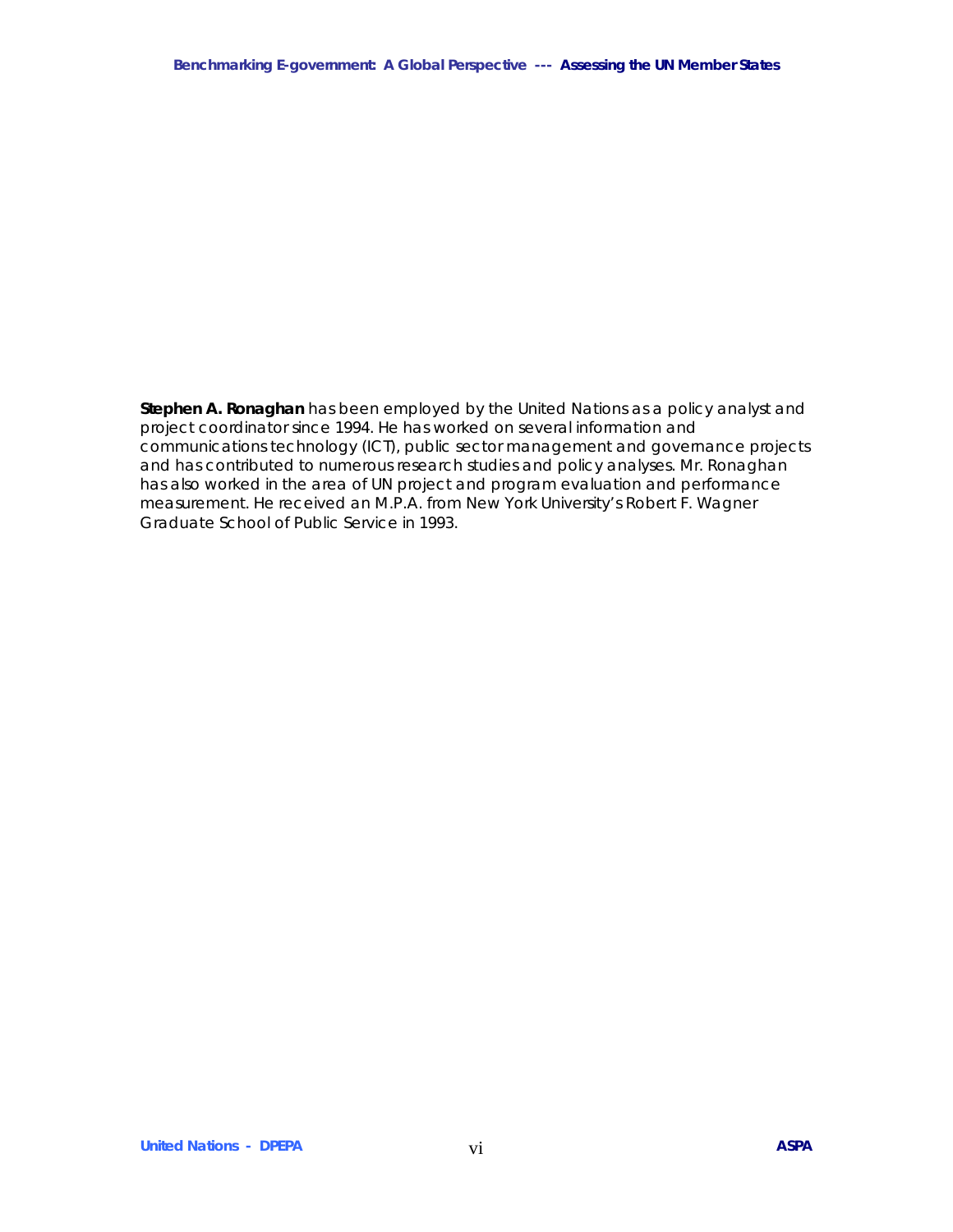**Stephen A. Ronaghan** has been employed by the United Nations as a policy analyst and project coordinator since 1994. He has worked on several information and communications technology (ICT), public sector management and governance projects and has contributed to numerous research studies and policy analyses. Mr. Ronaghan has also worked in the area of UN project and program evaluation and performance measurement. He received an M.P.A. from New York University's Robert F. Wagner Graduate School of Public Service in 1993.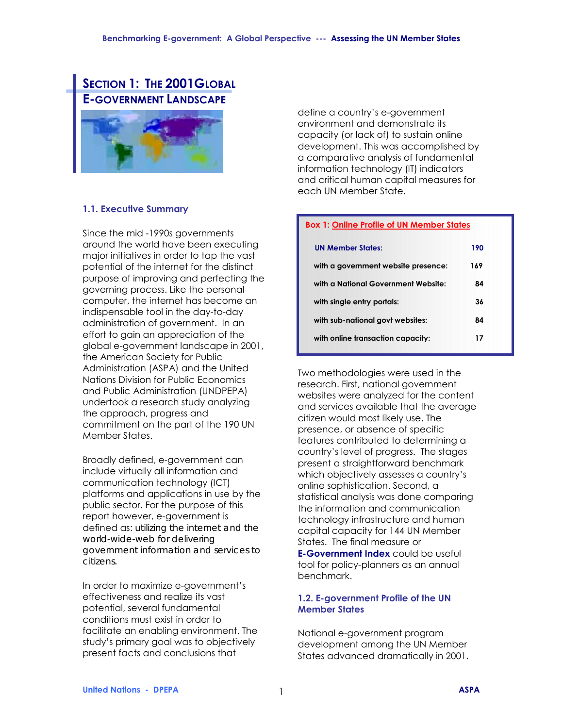# Section 1: The 2001 Global E-Government Landscape

## 1.1. Executive Summary

Since the mid -1990s governments around the world have been executing major initiatives in order to tap the vast potential of the internet for the distinct purpose of improving and perfecting the governing process. Like the personal computer, the internet has become an indispensable tool in the day-to-day administration of government. In an effort to gain an appreciation of the global e-government landscape in 2001, the American Society for Public Administration (ASPA) and the United Nations Division for Public Economics and Public Administration (UNDPEPA) undertook a research study analyzing the approach, progress and commitment on the part of the 190 UN Member States.

Broadly defined, e-government can include virtually all information and communication technology (ICT) platforms and applications in use by the public sector. For the purpose of this report however, e-government is defined as: utilizing the internet and the world-wide-web for delivering government information and services to citizens.

In order to maximize e-government's effectiveness and realize its vast potential, several fundamental conditions must exist in order to facilitate an enabling environment. The study's primary goal was to objectively present facts and conclusions that define a country's e-government environment and demonstrate its capacity (or lack of) to sustain online development. This was accomplished by a comparative analysis of fundamental information technology (IT) indicators and critical human capital measures for each UN Member State.

**Box 1: Online Profile of UN Member States**

| | |
|---|---|
| **UN Member States:** | **190** |
| **with a government website presence:** | **169** |
| **with a National Government Website:** | **84** |
| **with single entry portals:** | **36** |
| **with sub-national govt websites:** | **84** |
| **with online transaction capacity:** | **17** |

Two methodologies were used in the research. First, national government websites were analyzed for the content and services available that the average citizen would most likely use. The presence, or absence of specific features contributed to determining a country's level of progress. The stages present a straightforward benchmark which objectively assesses a country's online sophistication. Second, a statistical analysis was done comparing the information and communication technology infrastructure and human capital capacity for 144 UN Member States. The final measure or **E-Government Index** could be useful tool for policy-planners as an annual benchmark.

## 1.2. E-government Profile of the UN Member States

National e-government program development among the UN Member States advanced dramatically in 2001.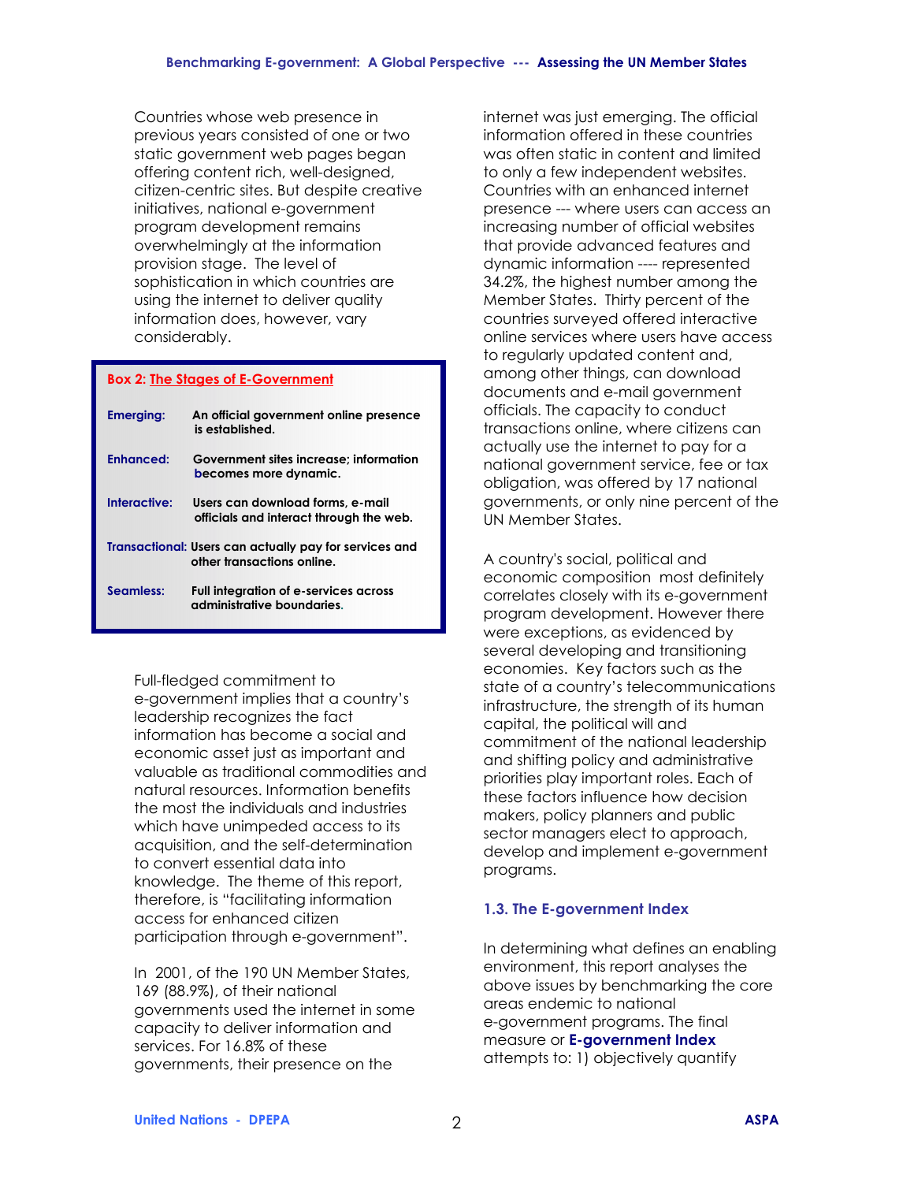Countries whose web presence in previous years consisted of one or two static government web pages began offering content rich, well-designed, citizen-centric sites. But despite creative initiatives, national e-government program development remains overwhelmingly at the information provision stage. The level of sophistication in which countries are using the internet to deliver quality information does, however, vary considerably.

**Box 2: The Stages of E-Government**

| | |
|---|---|
| **Emerging:** | **An official government online presence is established.** |
| **Enhanced:** | **Government sites increase; information becomes more dynamic.** |
| **Interactive:** | **Users can download forms, e-mail officials and interact through the web.** |
| **Transactional:** | **Users can actually pay for services and other transactions online.** |
| **Seamless:** | **Full integration of e-services across administrative boundaries.** |

Full-fledged commitment to e-government implies that a country's leadership recognizes the fact information has become a social and economic asset just as important and valuable as traditional commodities and natural resources. Information benefits the most the individuals and industries which have unimpeded access to its acquisition, and the self-determination to convert essential data into knowledge. The theme of this report, therefore, is "facilitating information access for enhanced citizen participation through e-government".

In 2001, of the 190 UN Member States, 169 (88.9%), of their national governments used the internet in some capacity to deliver information and services. For 16.8% of these governments, their presence on the internet was just emerging. The official information offered in these countries was often static in content and limited to only a few independent websites. Countries with an enhanced internet presence --- where users can access an increasing number of official websites that provide advanced features and dynamic information ---- represented 34.2%, the highest number among the Member States. Thirty percent of the countries surveyed offered interactive online services where users have access to regularly updated content and, among other things, can download documents and e-mail government officials. The capacity to conduct transactions online, where citizens can actually use the internet to pay for a national government service, fee or tax obligation, was offered by 17 national governments, or only nine percent of the UN Member States.

A country's social, political and economic composition most definitely correlates closely with its e-government program development. However there were exceptions, as evidenced by several developing and transitioning economies. Key factors such as the state of a country's telecommunications infrastructure, the strength of its human capital, the political will and commitment of the national leadership and shifting policy and administrative priorities play important roles. Each of these factors influence how decision makers, policy planners and public sector managers elect to approach, develop and implement e-government programs.

### 1.3. The E-government Index

In determining what defines an enabling environment, this report analyses the above issues by benchmarking the core areas endemic to national e-government programs. The final measure or **E-government Index** attempts to: 1) objectively quantify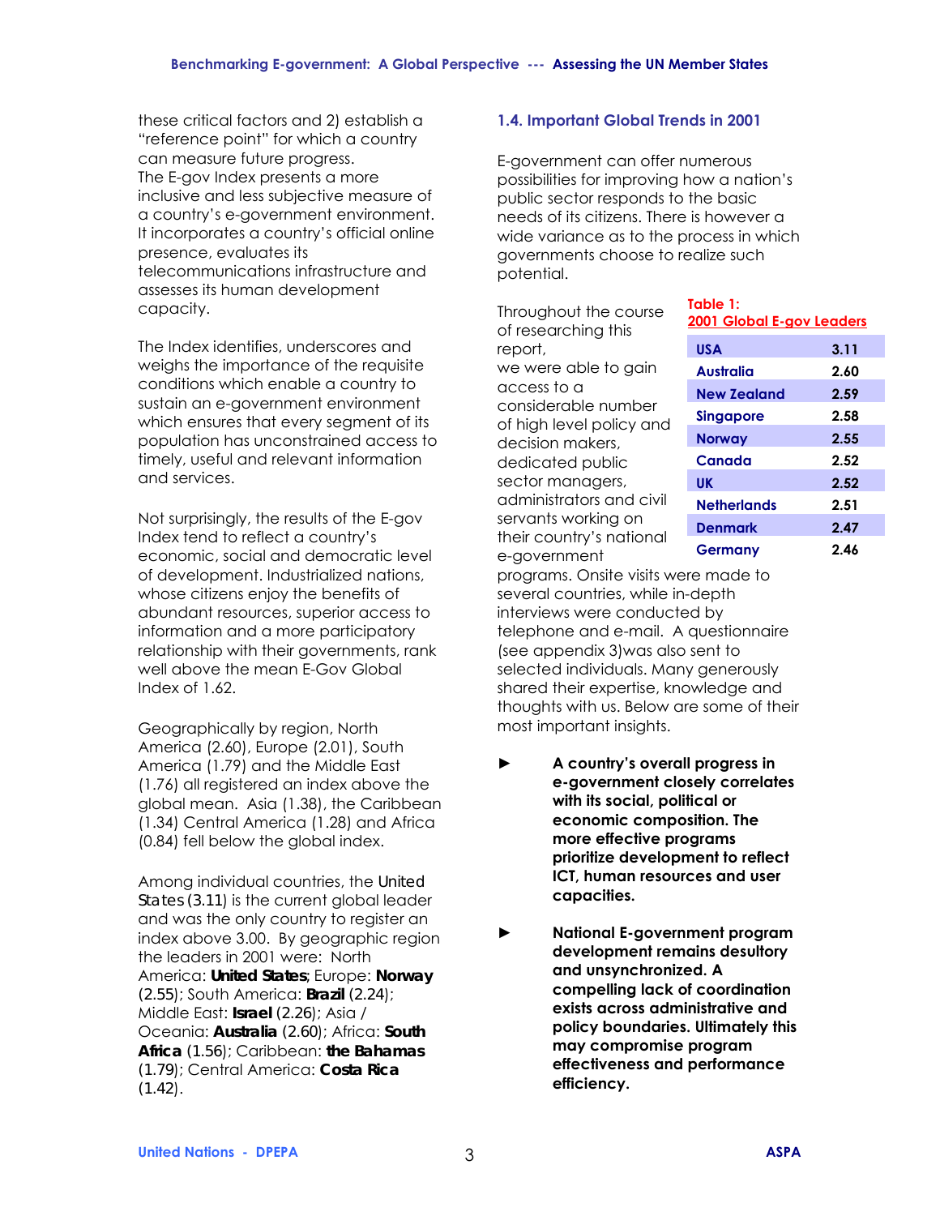these critical factors and 2) establish a "reference point" for which a country can measure future progress.
The E-gov Index presents a more inclusive and less subjective measure of a country's e-government environment. It incorporates a country's official online presence, evaluates its telecommunications infrastructure and assesses its human development capacity.

The Index identifies, underscores and weighs the importance of the requisite conditions which enable a country to sustain an e-government environment which ensures that every segment of its population has unconstrained access to timely, useful and relevant information and services.

Not surprisingly, the results of the E-gov Index tend to reflect a country's economic, social and democratic level of development. Industrialized nations, whose citizens enjoy the benefits of abundant resources, superior access to information and a more participatory relationship with their governments, rank well above the mean E-Gov Global Index of 1.62.

Geographically by region, North America (2.60), Europe (2.01), South America (1.79) and the Middle East (1.76) all registered an index above the global mean. Asia (1.38), the Caribbean (1.34) Central America (1.28) and Africa (0.84) fell below the global index.

Among individual countries, the United States (3.11) is the current global leader and was the only country to register an index above 3.00. By geographic region the leaders in 2001 were: North America: **United States**; Europe: **Norway** (2.55); South America: **Brazil** (2.24); Middle East: **Israel** (2.26); Asia / Oceania: **Australia** (2.60); Africa: **South Africa** (1.56); Caribbean: **the Bahamas** (1.79); Central America: **Costa Rica** (1.42).

## 1.4. Important Global Trends in 2001

E-government can offer numerous possibilities for improving how a nation's public sector responds to the basic needs of its citizens. There is however a wide variance as to the process in which governments choose to realize such potential.

**Table 1: 2001 Global E-gov Leaders**

| Country | Index |
|---|---|
| USA | 3.11 |
| Australia | 2.60 |
| New Zealand | 2.59 |
| Singapore | 2.58 |
| Norway | 2.55 |
| Canada | 2.52 |
| UK | 2.52 |
| Netherlands | 2.51 |
| Denmark | 2.47 |
| Germany | 2.46 |

Throughout the course of researching this report, we were able to gain access to a considerable number of high level policy and decision makers, dedicated public sector managers, administrators and civil servants working on their country's national e-government programs. Onsite visits were made to several countries, while in-depth interviews were conducted by telephone and e-mail. A questionnaire (see appendix 3)was also sent to selected individuals. Many generously shared their expertise, knowledge and thoughts with us. Below are some of their most important insights.

- **A country's overall progress in e-government closely correlates with its social, political or economic composition. The more effective programs prioritize development to reflect ICT, human resources and user capacities.**

- **National E-government program development remains desultory and unsynchronized. A compelling lack of coordination exists across administrative and policy boundaries. Ultimately this may compromise program effectiveness and performance efficiency.**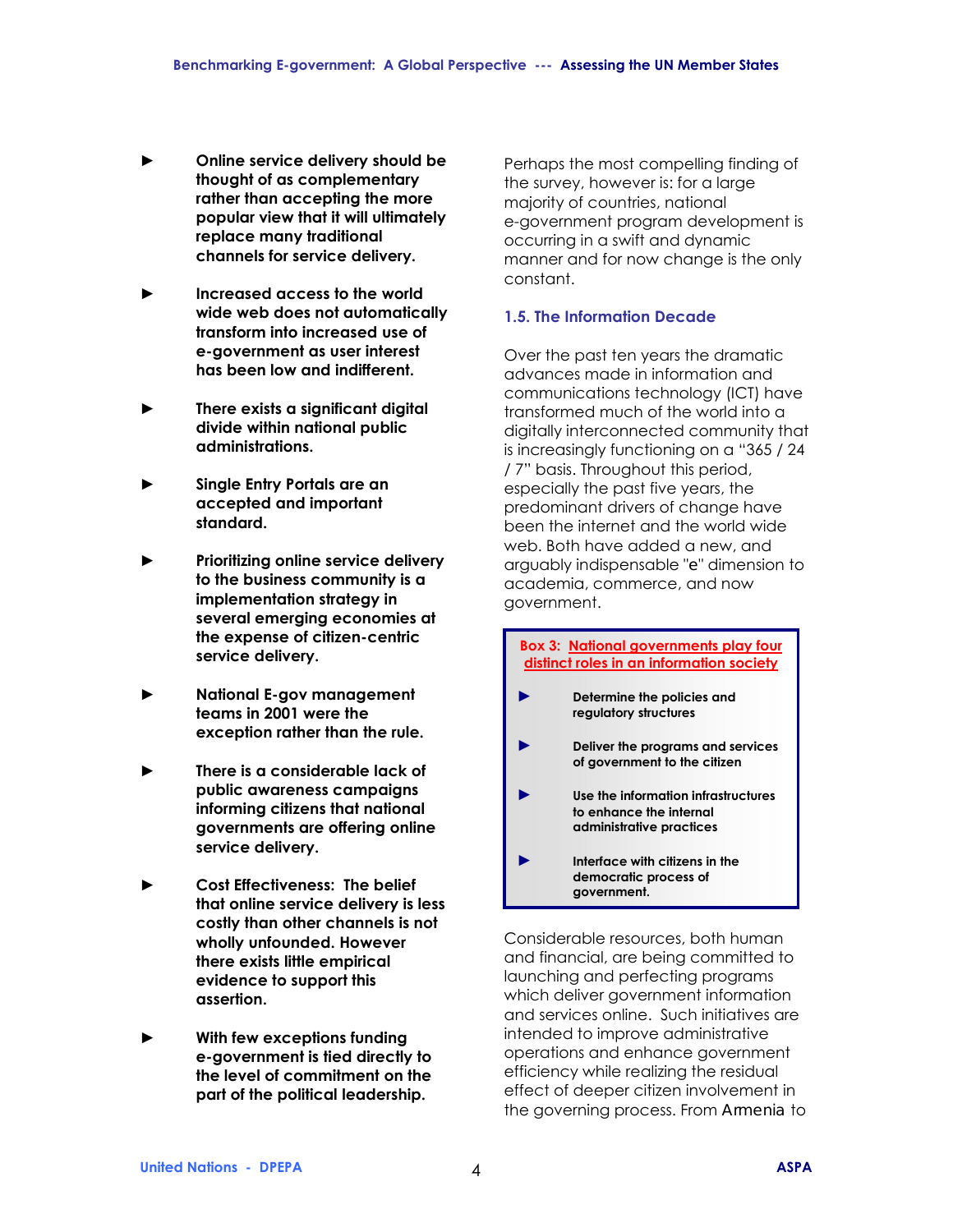- **Online service delivery should be thought of as complementary rather than accepting the more popular view that it will ultimately replace many traditional channels for service delivery.**

- **Increased access to the world wide web does not automatically transform into increased use of e-government as user interest has been low and indifferent.**

- **There exists a significant digital divide within national public administrations.**

- **Single Entry Portals are an accepted and important standard.**

- **Prioritizing online service delivery to the business community is a implementation strategy in several emerging economies at the expense of citizen-centric service delivery.**

- **National E-gov management teams in 2001 were the exception rather than the rule.**

- **There is a considerable lack of public awareness campaigns informing citizens that national governments are offering online service delivery.**

- **Cost Effectiveness: The belief that online service delivery is less costly than other channels is not wholly unfounded. However there exists little empirical evidence to support this assertion.**

- **With few exceptions funding e-government is tied directly to the level of commitment on the part of the political leadership.**

Perhaps the most compelling finding of the survey, however is: for a large majority of countries, national e-government program development is occurring in a swift and dynamic manner and for now change is the only constant.

### 1.5. The Information Decade

Over the past ten years the dramatic advances made in information and communications technology (ICT) have transformed much of the world into a digitally interconnected community that is increasingly functioning on a "365 / 24 / 7" basis. Throughout this period, especially the past five years, the predominant drivers of change have been the internet and the world wide web. Both have added a new, and arguably indispensable "e" dimension to academia, commerce, and now government.

**Box 3: National governments play four distinct roles in an information society**

- **Determine the policies and regulatory structures**
- **Deliver the programs and services of government to the citizen**
- **Use the information infrastructures to enhance the internal administrative practices**
- **Interface with citizens in the democratic process of government.**

Considerable resources, both human and financial, are being committed to launching and perfecting programs which deliver government information and services online. Such initiatives are intended to improve administrative operations and enhance government efficiency while realizing the residual effect of deeper citizen involvement in the governing process. From Armenia to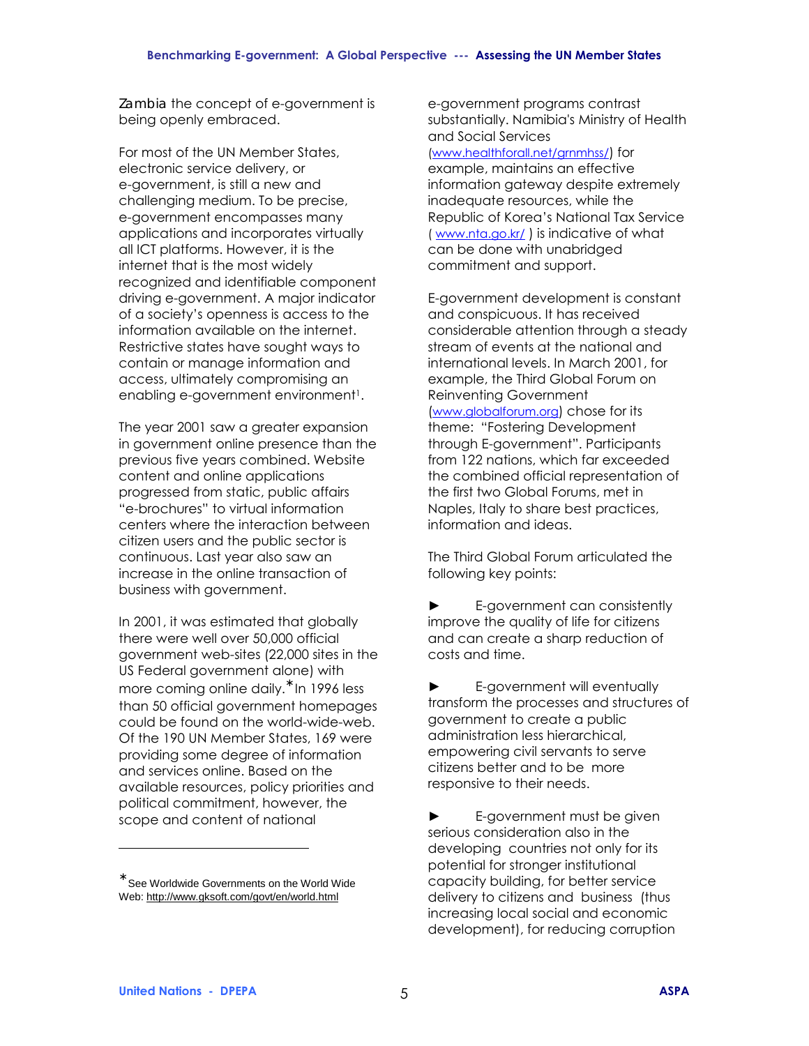Zambia the concept of e-government is being openly embraced.

For most of the UN Member States, electronic service delivery, or e-government, is still a new and challenging medium. To be precise, e-government encompasses many applications and incorporates virtually all ICT platforms. However, it is the internet that is the most widely recognized and identifiable component driving e-government. A major indicator of a society's openness is access to the information available on the internet. Restrictive states have sought ways to contain or manage information and access, ultimately compromising an enabling e-government environment[1].

The year 2001 saw a greater expansion in government online presence than the previous five years combined. Website content and online applications progressed from static, public affairs "e-brochures" to virtual information centers where the interaction between citizen users and the public sector is continuous. Last year also saw an increase in the online transaction of business with government.

In 2001, it was estimated that globally there were well over 50,000 official government web-sites (22,000 sites in the US Federal government alone) with more coming online daily.* In 1996 less than 50 official government homepages could be found on the world-wide-web. Of the 190 UN Member States, 169 were providing some degree of information and services online. Based on the available resources, policy priorities and political commitment, however, the scope and content of national e-government programs contrast substantially. Namibia's Ministry of Health and Social Services (www.healthforall.net/grnmhss/) for example, maintains an effective information gateway despite extremely inadequate resources, while the Republic of Korea's National Tax Service ( www.nta.go.kr/ ) is indicative of what can be done with unabridged commitment and support.

E-government development is constant and conspicuous. It has received considerable attention through a steady stream of events at the national and international levels. In March 2001, for example, the Third Global Forum on Reinventing Government (www.globalforum.org) chose for its theme: "Fostering Development through E-government". Participants from 122 nations, which far exceeded the combined official representation of the first two Global Forums, met in Naples, Italy to share best practices, information and ideas.

The Third Global Forum articulated the following key points:

► E-government can consistently improve the quality of life for citizens and can create a sharp reduction of costs and time.

► E-government will eventually transform the processes and structures of government to create a public administration less hierarchical, empowering civil servants to serve citizens better and to be more responsive to their needs.

► E-government must be given serious consideration also in the developing countries not only for its potential for stronger institutional capacity building, for better service delivery to citizens and business (thus increasing local social and economic development), for reducing corruption

---

* See Worldwide Governments on the World Wide Web: http://www.gksoft.com/govt/en/world.html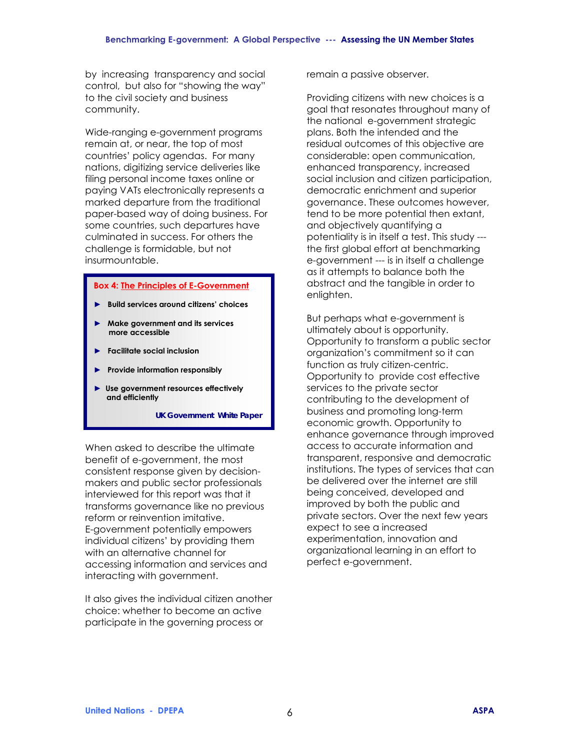by increasing transparency and social control, but also for "showing the way" to the civil society and business community.

Wide-ranging e-government programs remain at, or near, the top of most countries' policy agendas. For many nations, digitizing service deliveries like filing personal income taxes online or paying VATs electronically represents a marked departure from the traditional paper-based way of doing business. For some countries, such departures have culminated in success. For others the challenge is formidable, but not insurmountable.

**Box 4: The Principles of E-Government**

- **Build services around citizens' choices**
- **Make government and its services more accessible**
- **Facilitate social inclusion**
- **Provide information responsibly**
- **Use government resources effectively and efficiently**

**UK Government White Paper**

When asked to describe the ultimate benefit of e-government, the most consistent response given by decision-makers and public sector professionals interviewed for this report was that it transforms governance like no previous reform or reinvention imitative. E-government potentially empowers individual citizens' by providing them with an alternative channel for accessing information and services and interacting with government.

It also gives the individual citizen another choice: whether to become an active participate in the governing process or remain a passive observer.

Providing citizens with new choices is a goal that resonates throughout many of the national e-government strategic plans. Both the intended and the residual outcomes of this objective are considerable: open communication, enhanced transparency, increased social inclusion and citizen participation, democratic enrichment and superior governance. These outcomes however, tend to be more potential then extant, and objectively quantifying a potentiality is in itself a test. This study --- the first global effort at benchmarking e-government --- is in itself a challenge as it attempts to balance both the abstract and the tangible in order to enlighten.

But perhaps what e-government is ultimately about is opportunity. Opportunity to transform a public sector organization's commitment so it can function as truly citizen-centric. Opportunity to provide cost effective services to the private sector contributing to the development of business and promoting long-term economic growth. Opportunity to enhance governance through improved access to accurate information and transparent, responsive and democratic institutions. The types of services that can be delivered over the internet are still being conceived, developed and improved by both the public and private sectors. Over the next few years expect to see a increased experimentation, innovation and organizational learning in an effort to perfect e-government.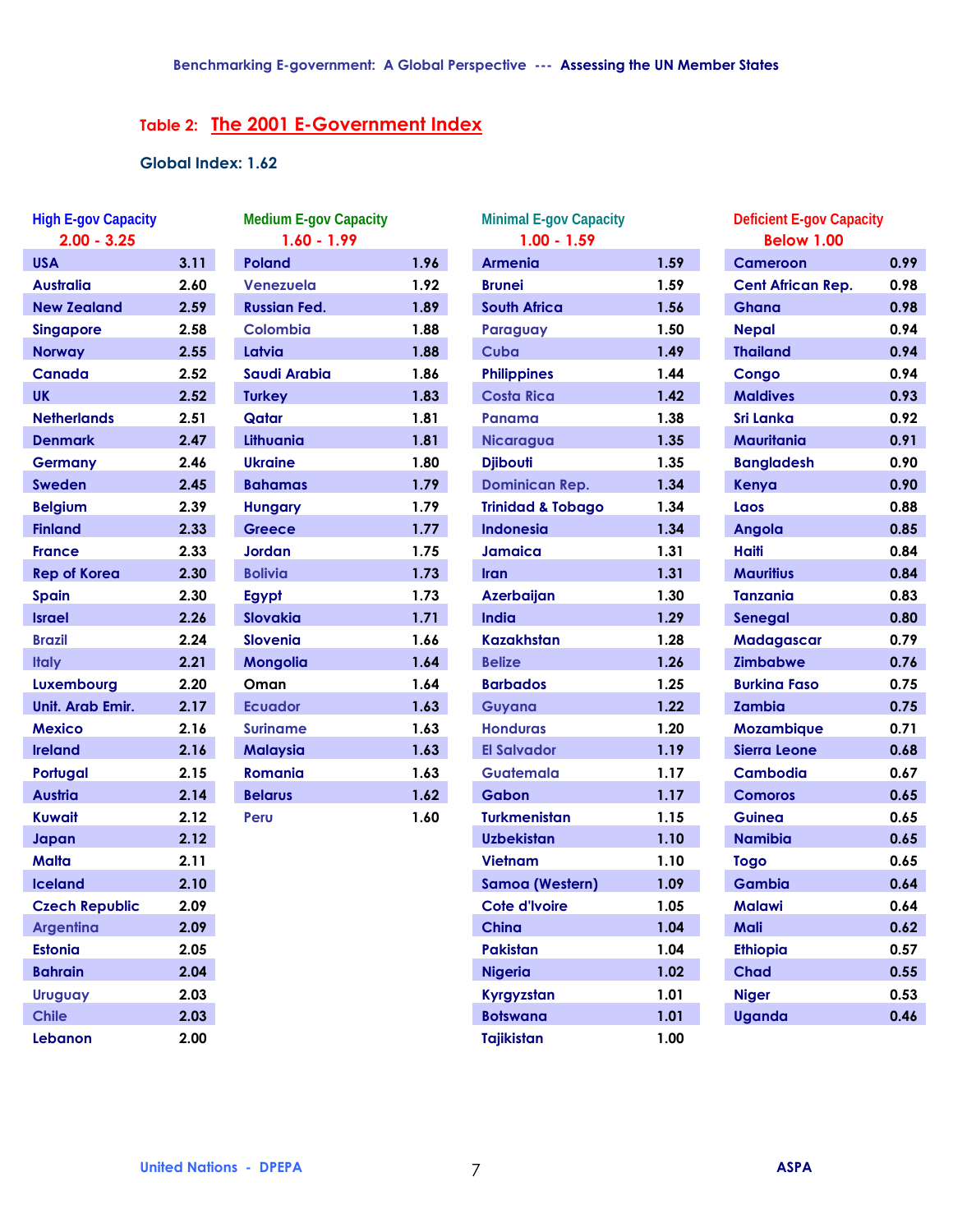## Table 2: The 2001 E-Government Index

**Global Index: 1.62**

| High E-gov Capacity 2.00 - 3.25 | | Medium E-gov Capacity 1.60 - 1.99 | | Minimal E-gov Capacity 1.00 - 1.59 | | Deficient E-gov Capacity Below 1.00 | |
|---|---|---|---|---|---|---|---|
| USA | 3.11 | Poland | 1.96 | Armenia | 1.59 | Cameroon | 0.99 |
| Australia | 2.60 | Venezuela | 1.92 | Brunei | 1.59 | Cent African Rep. | 0.98 |
| New Zealand | 2.59 | Russian Fed. | 1.89 | South Africa | 1.56 | Ghana | 0.98 |
| Singapore | 2.58 | Colombia | 1.88 | Paraguay | 1.50 | Nepal | 0.94 |
| Norway | 2.55 | Latvia | 1.88 | Cuba | 1.49 | Thailand | 0.94 |
| Canada | 2.52 | Saudi Arabia | 1.86 | Philippines | 1.44 | Congo | 0.94 |
| UK | 2.52 | Turkey | 1.83 | Costa Rica | 1.42 | Maldives | 0.93 |
| Netherlands | 2.51 | Qatar | 1.81 | Panama | 1.38 | Sri Lanka | 0.92 |
| Denmark | 2.47 | Lithuania | 1.81 | Nicaragua | 1.35 | Mauritania | 0.91 |
| Germany | 2.46 | Ukraine | 1.80 | Djibouti | 1.35 | Bangladesh | 0.90 |
| Sweden | 2.45 | Bahamas | 1.79 | Dominican Rep. | 1.34 | Kenya | 0.90 |
| Belgium | 2.39 | Hungary | 1.79 | Trinidad & Tobago | 1.34 | Laos | 0.88 |
| Finland | 2.33 | Greece | 1.77 | Indonesia | 1.34 | Angola | 0.85 |
| France | 2.33 | Jordan | 1.75 | Jamaica | 1.31 | Haiti | 0.84 |
| Rep of Korea | 2.30 | Bolivia | 1.73 | Iran | 1.31 | Mauritius | 0.84 |
| Spain | 2.30 | Egypt | 1.73 | Azerbaijan | 1.30 | Tanzania | 0.83 |
| Israel | 2.26 | Slovakia | 1.71 | India | 1.29 | Senegal | 0.80 |
| Brazil | 2.24 | Slovenia | 1.66 | Kazakhstan | 1.28 | Madagascar | 0.79 |
| Italy | 2.21 | Mongolia | 1.64 | Belize | 1.26 | Zimbabwe | 0.76 |
| Luxembourg | 2.20 | Oman | 1.64 | Barbados | 1.25 | Burkina Faso | 0.75 |
| Unit. Arab Emir. | 2.17 | Ecuador | 1.63 | Guyana | 1.22 | Zambia | 0.75 |
| Mexico | 2.16 | Suriname | 1.63 | Honduras | 1.20 | Mozambique | 0.71 |
| Ireland | 2.16 | Malaysia | 1.63 | El Salvador | 1.19 | Sierra Leone | 0.68 |
| Portugal | 2.15 | Romania | 1.63 | Guatemala | 1.17 | Cambodia | 0.67 |
| Austria | 2.14 | Belarus | 1.62 | Gabon | 1.17 | Comoros | 0.65 |
| Kuwait | 2.12 | Peru | 1.60 | Turkmenistan | 1.15 | Guinea | 0.65 |
| Japan | 2.12 | | | Uzbekistan | 1.10 | Namibia | 0.65 |
| Malta | 2.11 | | | Vietnam | 1.10 | Togo | 0.65 |
| Iceland | 2.10 | | | Samoa (Western) | 1.09 | Gambia | 0.64 |
| Czech Republic | 2.09 | | | Cote d'Ivoire | 1.05 | Malawi | 0.64 |
| Argentina | 2.09 | | | China | 1.04 | Mali | 0.62 |
| Estonia | 2.05 | | | Pakistan | 1.04 | Ethiopia | 0.57 |
| Bahrain | 2.04 | | | Nigeria | 1.02 | Chad | 0.55 |
| Uruguay | 2.03 | | | Kyrgyzstan | 1.01 | Niger | 0.53 |
| Chile | 2.03 | | | Botswana | 1.01 | Uganda | 0.46 |
| Lebanon | 2.00 | | | Tajikistan | 1.00 | | |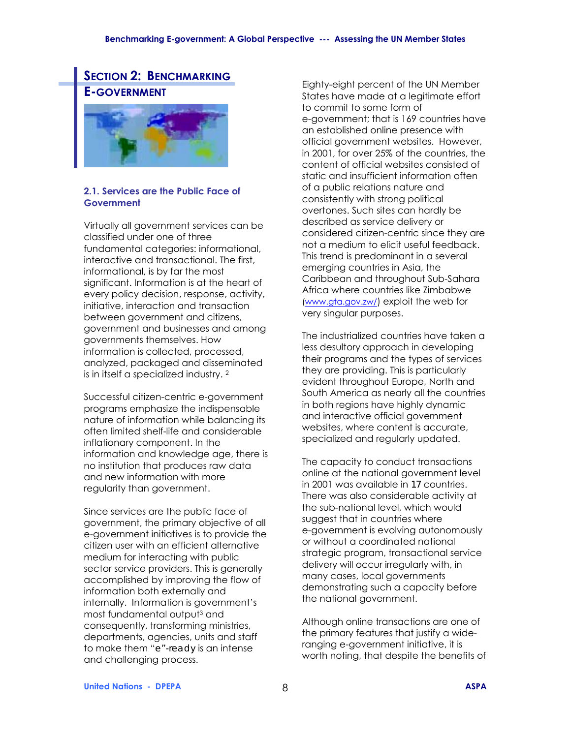# Section 2: Benchmarking E-government

## 2.1. Services are the Public Face of Government

Virtually all government services can be classified under one of three fundamental categories: informational, interactive and transactional. The first, informational, is by far the most significant. Information is at the heart of every policy decision, response, activity, initiative, interaction and transaction between government and citizens, government and businesses and among governments themselves. How information is collected, processed, analyzed, packaged and disseminated is in itself a specialized industry. [2]

Successful citizen-centric e-government programs emphasize the indispensable nature of information while balancing its often limited shelf-life and considerable inflationary component. In the information and knowledge age, there is no institution that produces raw data and new information with more regularity than government.

Since services are the public face of government, the primary objective of all e-government initiatives is to provide the citizen user with an efficient alternative medium for interacting with public sector service providers. This is generally accomplished by improving the flow of information both externally and internally. Information is government's most fundamental output[3] and consequently, transforming ministries, departments, agencies, units and staff to make them "e"-ready is an intense and challenging process.

Eighty-eight percent of the UN Member States have made at a legitimate effort to commit to some form of e-government; that is 169 countries have an established online presence with official government websites. However, in 2001, for over 25% of the countries, the content of official websites consisted of static and insufficient information often of a public relations nature and consistently with strong political overtones. Such sites can hardly be described as service delivery or considered citizen-centric since they are not a medium to elicit useful feedback. This trend is predominant in a several emerging countries in Asia, the Caribbean and throughout Sub-Sahara Africa where countries like Zimbabwe (www.gta.gov.zw/) exploit the web for very singular purposes.

The industrialized countries have taken a less desultory approach in developing their programs and the types of services they are providing. This is particularly evident throughout Europe, North and South America as nearly all the countries in both regions have highly dynamic and interactive official government websites, where content is accurate, specialized and regularly updated.

The capacity to conduct transactions online at the national government level in 2001 was available in 17 countries. There was also considerable activity at the sub-national level, which would suggest that in countries where e-government is evolving autonomously or without a coordinated national strategic program, transactional service delivery will occur irregularly with, in many cases, local governments demonstrating such a capacity before the national government.

Although online transactions are one of the primary features that justify a wide-ranging e-government initiative, it is worth noting, that despite the benefits of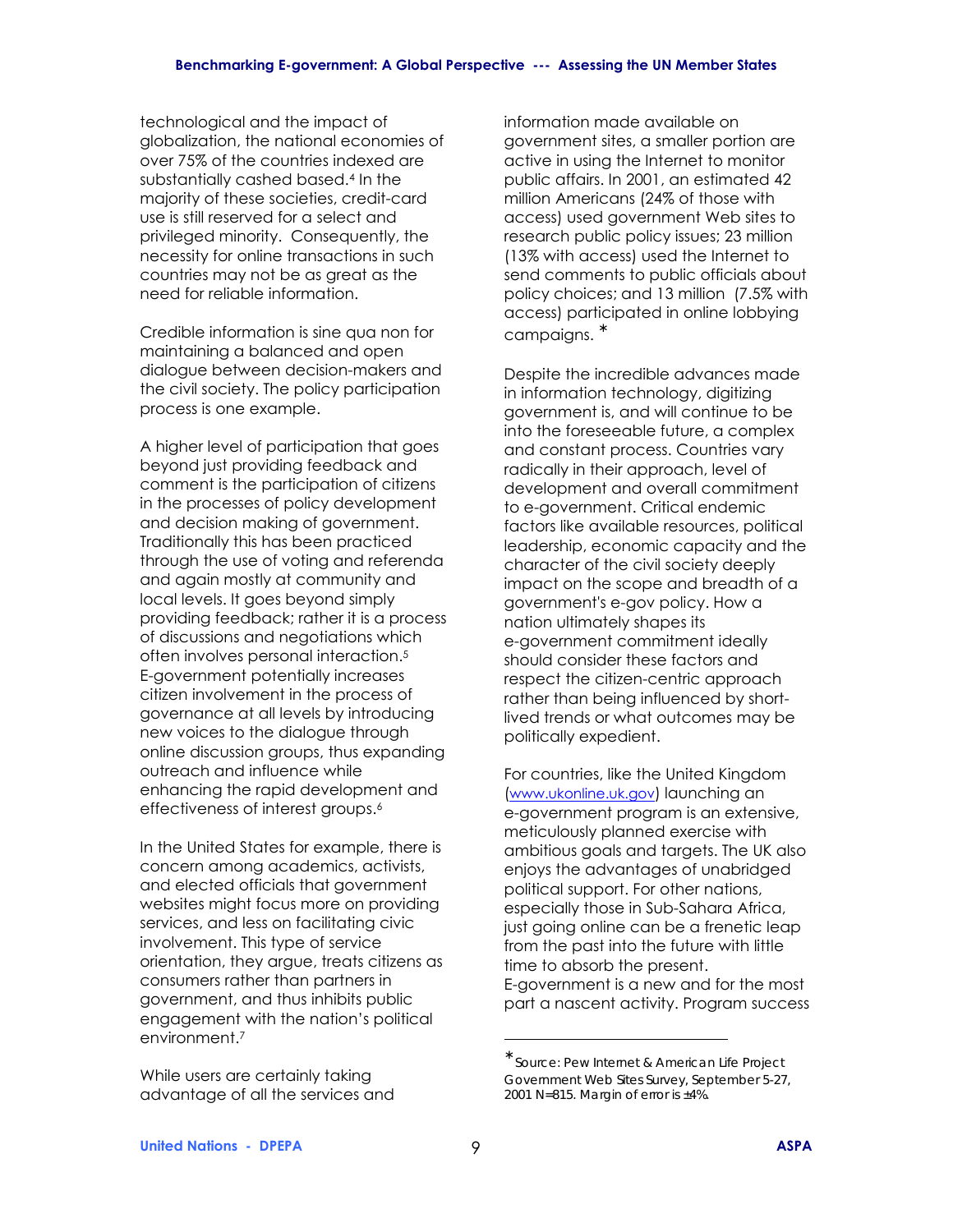technological and the impact of globalization, the national economies of over 75% of the countries indexed are substantially cashed based.[4] In the majority of these societies, credit-card use is still reserved for a select and privileged minority. Consequently, the necessity for online transactions in such countries may not be as great as the need for reliable information.

Credible information is sine qua non for maintaining a balanced and open dialogue between decision-makers and the civil society. The policy participation process is one example.

A higher level of participation that goes beyond just providing feedback and comment is the participation of citizens in the processes of policy development and decision making of government. Traditionally this has been practiced through the use of voting and referenda and again mostly at community and local levels. It goes beyond simply providing feedback; rather it is a process of discussions and negotiations which often involves personal interaction.[5] E-government potentially increases citizen involvement in the process of governance at all levels by introducing new voices to the dialogue through online discussion groups, thus expanding outreach and influence while enhancing the rapid development and effectiveness of interest groups.[6]

In the United States for example, there is concern among academics, activists, and elected officials that government websites might focus more on providing services, and less on facilitating civic involvement. This type of service orientation, they argue, treats citizens as consumers rather than partners in government, and thus inhibits public engagement with the nation's political environment.[7]

While users are certainly taking advantage of all the services and information made available on government sites, a smaller portion are active in using the Internet to monitor public affairs. In 2001, an estimated 42 million Americans (24% of those with access) used government Web sites to research public policy issues; 23 million (13% with access) used the Internet to send comments to public officials about policy choices; and 13 million (7.5% with access) participated in online lobbying campaigns. *

Despite the incredible advances made in information technology, digitizing government is, and will continue to be into the foreseeable future, a complex and constant process. Countries vary radically in their approach, level of development and overall commitment to e-government. Critical endemic factors like available resources, political leadership, economic capacity and the character of the civil society deeply impact on the scope and breadth of a government's e-gov policy. How a nation ultimately shapes its e-government commitment ideally should consider these factors and respect the citizen-centric approach rather than being influenced by short-lived trends or what outcomes may be politically expedient.

For countries, like the United Kingdom ([www.ukonline.uk.gov](www.ukonline.uk.gov)) launching an e-government program is an extensive, meticulously planned exercise with ambitious goals and targets. The UK also enjoys the advantages of unabridged political support. For other nations, especially those in Sub-Sahara Africa, just going online can be a frenetic leap from the past into the future with little time to absorb the present. E-government is a new and for the most part a nascent activity. Program success

---

* Source: Pew Internet & American Life Project Government Web Sites Survey, September 5-27, 2001 N=815. Margin of error is ±4%.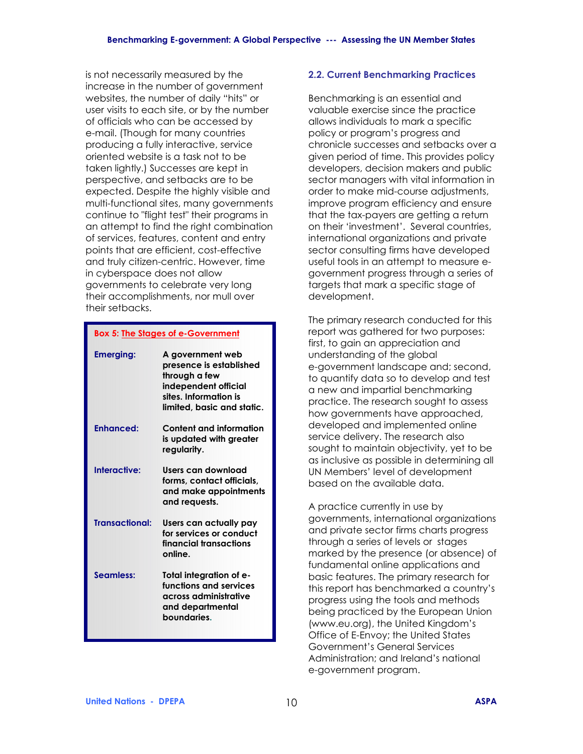is not necessarily measured by the increase in the number of government websites, the number of daily "hits" or user visits to each site, or by the number of officials who can be accessed by e-mail. (Though for many countries producing a fully interactive, service oriented website is a task not to be taken lightly.) Successes are kept in perspective, and setbacks are to be expected. Despite the highly visible and multi-functional sites, many governments continue to "flight test" their programs in an attempt to find the right combination of services, features, content and entry points that are efficient, cost-effective and truly citizen-centric. However, time in cyberspace does not allow governments to celebrate very long their accomplishments, nor mull over their setbacks.

**Box 5: The Stages of e-Government**

| | |
|---|---|
| **Emerging:** | **A government web presence is established through a few independent official sites. Information is limited, basic and static.** |
| **Enhanced:** | **Content and information is updated with greater regularity.** |
| **Interactive:** | **Users can download forms, contact officials, and make appointments and requests.** |
| **Transactional:** | **Users can actually pay for services or conduct financial transactions online.** |
| **Seamless:** | **Total integration of e-functions and services across administrative and departmental boundaries.** |

### 2.2. Current Benchmarking Practices

Benchmarking is an essential and valuable exercise since the practice allows individuals to mark a specific policy or program's progress and chronicle successes and setbacks over a given period of time. This provides policy developers, decision makers and public sector managers with vital information in order to make mid-course adjustments, improve program efficiency and ensure that the tax-payers are getting a return on their 'investment'. Several countries, international organizations and private sector consulting firms have developed useful tools in an attempt to measure e-government progress through a series of targets that mark a specific stage of development.

The primary research conducted for this report was gathered for two purposes: first, to gain an appreciation and understanding of the global e-government landscape and; second, to quantify data so to develop and test a new and impartial benchmarking practice. The research sought to assess how governments have approached, developed and implemented online service delivery. The research also sought to maintain objectivity, yet to be as inclusive as possible in determining all UN Members' level of development based on the available data.

A practice currently in use by governments, international organizations and private sector firms charts progress through a series of levels or stages marked by the presence (or absence) of fundamental online applications and basic features. The primary research for this report has benchmarked a country's progress using the tools and methods being practiced by the European Union (www.eu.org), the United Kingdom's Office of E-Envoy; the United States Government's General Services Administration; and Ireland's national e-government program.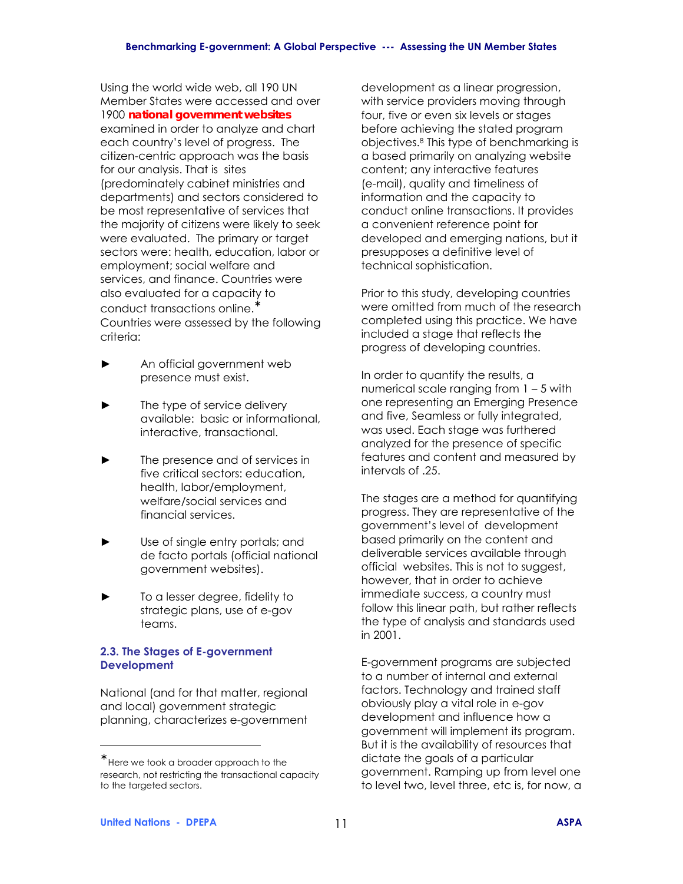Using the world wide web, all 190 UN Member States were accessed and over 1900 **national government websites** examined in order to analyze and chart each country's level of progress. The citizen-centric approach was the basis for our analysis. That is sites (predominately cabinet ministries and departments) and sectors considered to be most representative of services that the majority of citizens were likely to seek were evaluated. The primary or target sectors were: health, education, labor or employment; social welfare and services, and finance. Countries were also evaluated for a capacity to conduct transactions online.* Countries were assessed by the following criteria:

- An official government web presence must exist.
- The type of service delivery available: basic or informational, interactive, transactional.
- The presence and of services in five critical sectors: education, health, labor/employment, welfare/social services and financial services.
- Use of single entry portals; and de facto portals (official national government websites).
- To a lesser degree, fidelity to strategic plans, use of e-gov teams.

### 2.3. The Stages of E-government Development

National (and for that matter, regional and local) government strategic planning, characterizes e-government development as a linear progression, with service providers moving through four, five or even six levels or stages before achieving the stated program objectives.[8] This type of benchmarking is a based primarily on analyzing website content; any interactive features (e-mail), quality and timeliness of information and the capacity to conduct online transactions. It provides a convenient reference point for developed and emerging nations, but it presupposes a definitive level of technical sophistication.

Prior to this study, developing countries were omitted from much of the research completed using this practice. We have included a stage that reflects the progress of developing countries.

In order to quantify the results, a numerical scale ranging from 1 – 5 with one representing an Emerging Presence and five, Seamless or fully integrated, was used. Each stage was furthered analyzed for the presence of specific features and content and measured by intervals of .25.

The stages are a method for quantifying progress. They are representative of the government's level of development based primarily on the content and deliverable services available through official websites. This is not to suggest, however, that in order to achieve immediate success, a country must follow this linear path, but rather reflects the type of analysis and standards used in 2001.

E-government programs are subjected to a number of internal and external factors. Technology and trained staff obviously play a vital role in e-gov development and influence how a government will implement its program. But it is the availability of resources that dictate the goals of a particular government. Ramping up from level one to level two, level three, etc is, for now, a

---

* Here we took a broader approach to the research, not restricting the transactional capacity to the targeted sectors.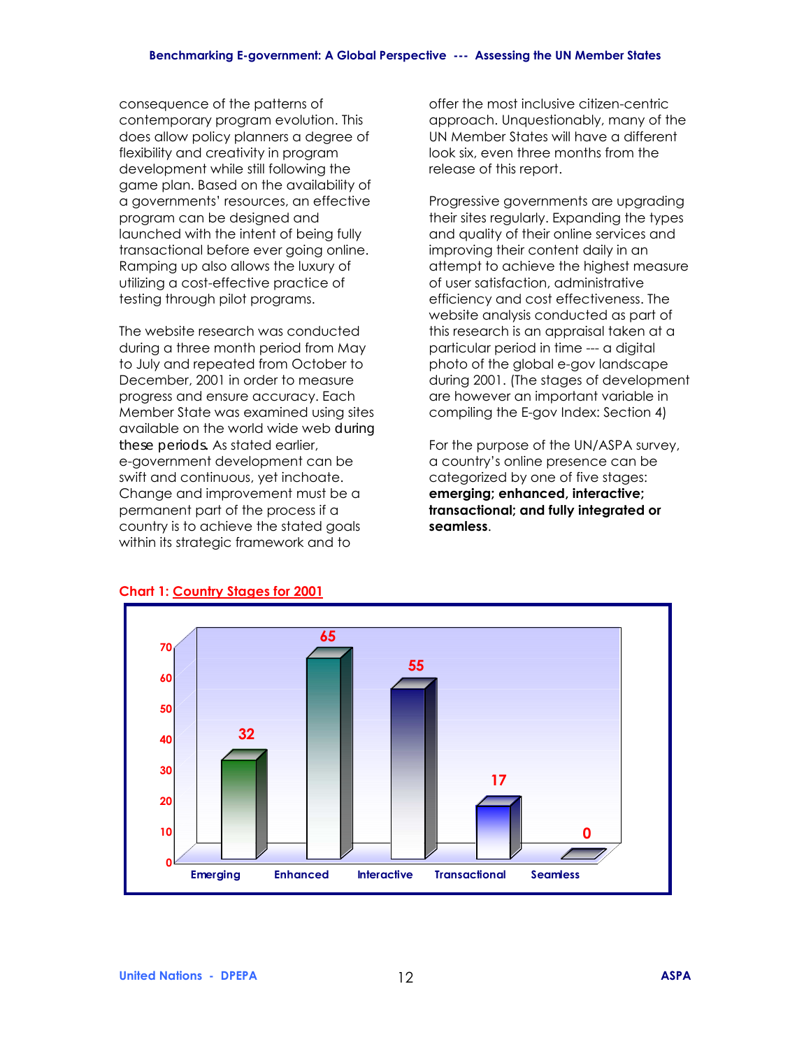consequence of the patterns of contemporary program evolution. This does allow policy planners a degree of flexibility and creativity in program development while still following the game plan. Based on the availability of a governments' resources, an effective program can be designed and launched with the intent of being fully transactional before ever going online. Ramping up also allows the luxury of utilizing a cost-effective practice of testing through pilot programs.

The website research was conducted during a three month period from May to July and repeated from October to December, 2001 in order to measure progress and ensure accuracy. Each Member State was examined using sites available on the world wide web during these periods. As stated earlier, e-government development can be swift and continuous, yet inchoate. Change and improvement must be a permanent part of the process if a country is to achieve the stated goals within its strategic framework and to offer the most inclusive citizen-centric approach. Unquestionably, many of the UN Member States will have a different look six, even three months from the release of this report.

Progressive governments are upgrading their sites regularly. Expanding the types and quality of their online services and improving their content daily in an attempt to achieve the highest measure of user satisfaction, administrative efficiency and cost effectiveness. The website analysis conducted as part of this research is an appraisal taken at a particular period in time --- a digital photo of the global e-gov landscape during 2001. (The stages of development are however an important variable in compiling the E-gov Index: Section 4)

For the purpose of the UN/ASPA survey, a country's online presence can be categorized by one of five stages: **emerging; enhanced, interactive; transactional; and fully integrated or seamless**.

**Chart 1: Country Stages for 2001**

| Stage | Number of countries |
|---|---|
| Emerging | 32 |
| Enhanced | 65 |
| Interactive | 55 |
| Transactional | 17 |
| Seamless | 0 |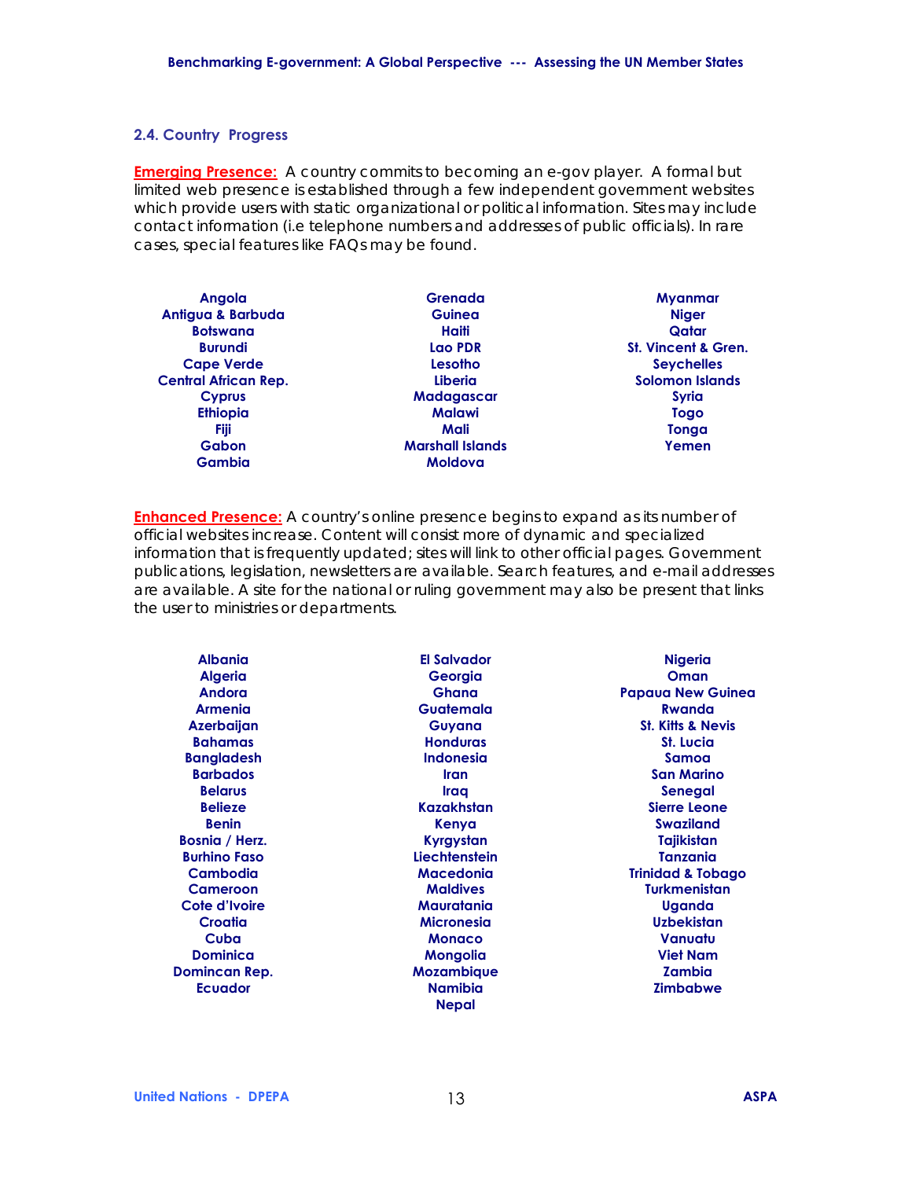### 2.4. Country Progress

**Emerging Presence:** A country commits to becoming an e-gov player. A formal but limited web presence is established through a few independent government websites which provide users with static organizational or political information. Sites may include contact information (i.e telephone numbers and addresses of public officials). In rare cases, special features like FAQs may be found.

| | | |
|---|---|---|
| **Angola** | **Grenada** | **Myanmar** |
| **Antigua & Barbuda** | **Guinea** | **Niger** |
| **Botswana** | **Haiti** | **Qatar** |
| **Burundi** | **Lao PDR** | **St. Vincent & Gren.** |
| **Cape Verde** | **Lesotho** | **Seychelles** |
| **Central African Rep.** | **Liberia** | **Solomon Islands** |
| **Cyprus** | **Madagascar** | **Syria** |
| **Ethiopia** | **Malawi** | **Togo** |
| **Fiji** | **Mali** | **Tonga** |
| **Gabon** | **Marshall Islands** | **Yemen** |
| **Gambia** | **Moldova** | |

**Enhanced Presence:** A country's online presence begins to expand as its number of official websites increase. Content will consist more of dynamic and specialized information that is frequently updated; sites will link to other official pages. Government publications, legislation, newsletters are available. Search features, and e-mail addresses are available. A site for the national or ruling government may also be present that links the user to ministries or departments.

| | | |
|---|---|---|
| **Albania** | **El Salvador** | **Nigeria** |
| **Algeria** | **Georgia** | **Oman** |
| **Andora** | **Ghana** | **Papaua New Guinea** |
| **Armenia** | **Guatemala** | **Rwanda** |
| **Azerbaijan** | **Guyana** | **St. Kitts & Nevis** |
| **Bahamas** | **Honduras** | **St. Lucia** |
| **Bangladesh** | **Indonesia** | **Samoa** |
| **Barbados** | **Iran** | **San Marino** |
| **Belarus** | **Iraq** | **Senegal** |
| **Belieze** | **Kazakhstan** | **Sierre Leone** |
| **Benin** | **Kenya** | **Swaziland** |
| **Bosnia / Herz.** | **Kyrgystan** | **Tajikistan** |
| **Burhino Faso** | **Liechtenstein** | **Tanzania** |
| **Cambodia** | **Macedonia** | **Trinidad & Tobago** |
| **Cameroon** | **Maldives** | **Turkmenistan** |
| **Cote d'Ivoire** | **Mauratania** | **Uganda** |
| **Croatia** | **Micronesia** | **Uzbekistan** |
| **Cuba** | **Monaco** | **Vanuatu** |
| **Dominica** | **Mongolia** | **Viet Nam** |
| **Domincan Rep.** | **Mozambique** | **Zambia** |
| **Ecuador** | **Namibia** | **Zimbabwe** |
| | **Nepal** | |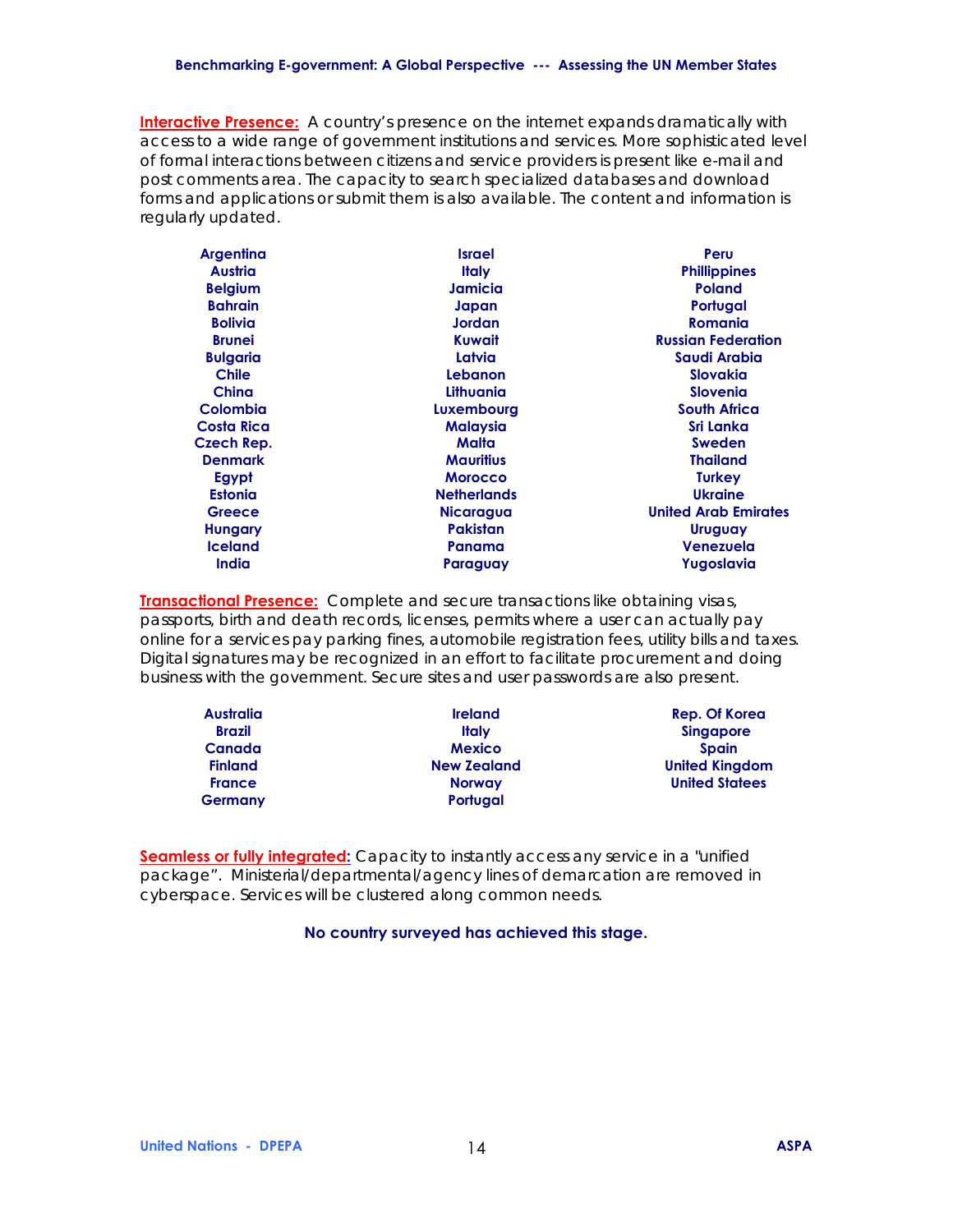**Interactive Presence:** A country's presence on the internet expands dramatically with access to a wide range of government institutions and services. More sophisticated level of formal interactions between citizens and service providers is present like e-mail and post comments area. The capacity to search specialized databases and download forms and applications or submit them is also available. The content and information is regularly updated.

| | | |
|---|---|---|
| Argentina | Israel | Peru |
| Austria | Italy | Phillippines |
| Belgium | Jamicia | Poland |
| Bahrain | Japan | Portugal |
| Bolivia | Jordan | Romania |
| Brunei | Kuwait | Russian Federation |
| Bulgaria | Latvia | Saudi Arabia |
| Chile | Lebanon | Slovakia |
| China | Lithuania | Slovenia |
| Colombia | Luxembourg | South Africa |
| Costa Rica | Malaysia | Sri Lanka |
| Czech Rep. | Malta | Sweden |
| Denmark | Mauritius | Thailand |
| Egypt | Morocco | Turkey |
| Estonia | Netherlands | Ukraine |
| Greece | Nicaragua | United Arab Emirates |
| Hungary | Pakistan | Uruguay |
| Iceland | Panama | Venezuela |
| India | Paraguay | Yugoslavia |

**Transactional Presence:** Complete and secure transactions like obtaining visas, passports, birth and death records, licenses, permits where a user can actually pay online for a services pay parking fines, automobile registration fees, utility bills and taxes. Digital signatures may be recognized in an effort to facilitate procurement and doing business with the government. Secure sites and user passwords are also present.

| | | |
|---|---|---|
| Australia | Ireland | Rep. Of Korea |
| Brazil | Italy | Singapore |
| Canada | Mexico | Spain |
| Finland | New Zealand | United Kingdom |
| France | Norway | United Statees |
| Germany | Portugal | |

**Seamless or fully integrated:** Capacity to instantly access any service in a "unified package". Ministerial/departmental/agency lines of demarcation are removed in cyberspace. Services will be clustered along common needs.

**No country surveyed has achieved this stage.**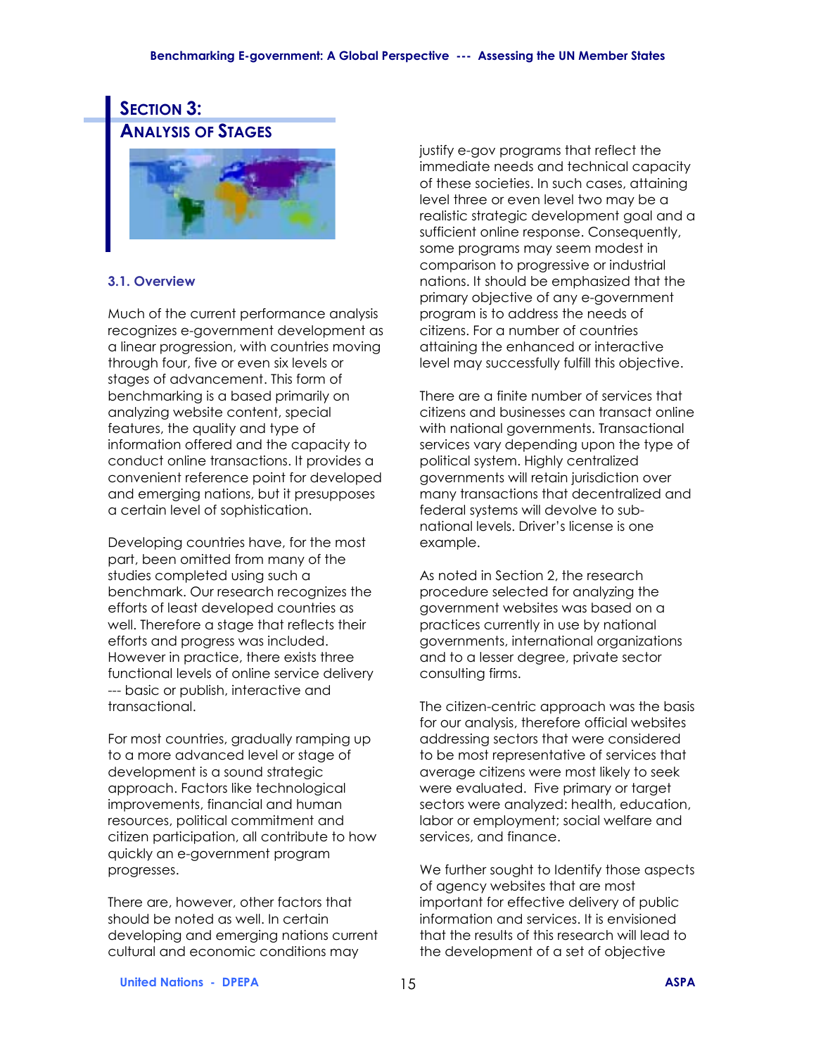# Section 3: Analysis of Stages

### 3.1. Overview

Much of the current performance analysis recognizes e-government development as a linear progression, with countries moving through four, five or even six levels or stages of advancement. This form of benchmarking is a based primarily on analyzing website content, special features, the quality and type of information offered and the capacity to conduct online transactions. It provides a convenient reference point for developed and emerging nations, but it presupposes a certain level of sophistication.

Developing countries have, for the most part, been omitted from many of the studies completed using such a benchmark. Our research recognizes the efforts of least developed countries as well. Therefore a stage that reflects their efforts and progress was included. However in practice, there exists three functional levels of online service delivery --- basic or publish, interactive and transactional.

For most countries, gradually ramping up to a more advanced level or stage of development is a sound strategic approach. Factors like technological improvements, financial and human resources, political commitment and citizen participation, all contribute to how quickly an e-government program progresses.

There are, however, other factors that should be noted as well. In certain developing and emerging nations current cultural and economic conditions may justify e-gov programs that reflect the immediate needs and technical capacity of these societies. In such cases, attaining level three or even level two may be a realistic strategic development goal and a sufficient online response. Consequently, some programs may seem modest in comparison to progressive or industrial nations. It should be emphasized that the primary objective of any e-government program is to address the needs of citizens. For a number of countries attaining the enhanced or interactive level may successfully fulfill this objective.

There are a finite number of services that citizens and businesses can transact online with national governments. Transactional services vary depending upon the type of political system. Highly centralized governments will retain jurisdiction over many transactions that decentralized and federal systems will devolve to sub-national levels. Driver's license is one example.

As noted in Section 2, the research procedure selected for analyzing the government websites was based on a practices currently in use by national governments, international organizations and to a lesser degree, private sector consulting firms.

The citizen-centric approach was the basis for our analysis, therefore official websites addressing sectors that were considered to be most representative of services that average citizens were most likely to seek were evaluated. Five primary or target sectors were analyzed: health, education, labor or employment; social welfare and services, and finance.

We further sought to Identify those aspects of agency websites that are most important for effective delivery of public information and services. It is envisioned that the results of this research will lead to the development of a set of objective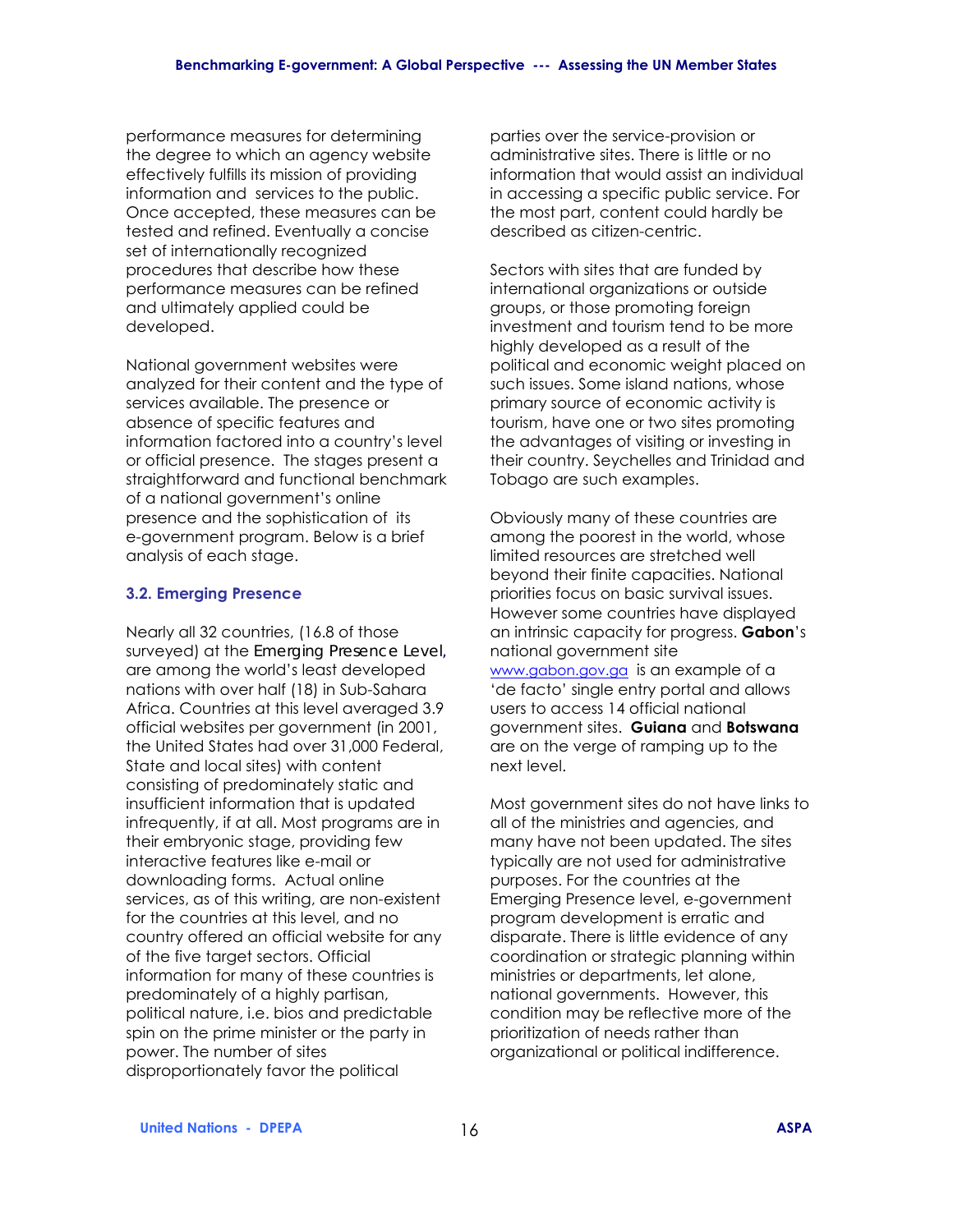performance measures for determining the degree to which an agency website effectively fulfills its mission of providing information and services to the public. Once accepted, these measures can be tested and refined. Eventually a concise set of internationally recognized procedures that describe how these performance measures can be refined and ultimately applied could be developed.

National government websites were analyzed for their content and the type of services available. The presence or absence of specific features and information factored into a country's level or official presence. The stages present a straightforward and functional benchmark of a national government's online presence and the sophistication of its e-government program. Below is a brief analysis of each stage.

### 3.2. Emerging Presence

Nearly all 32 countries, (16.8 of those surveyed) at the Emerging Presence Level, are among the world's least developed nations with over half (18) in Sub-Sahara Africa. Countries at this level averaged 3.9 official websites per government (in 2001, the United States had over 31,000 Federal, State and local sites) with content consisting of predominately static and insufficient information that is updated infrequently, if at all. Most programs are in their embryonic stage, providing few interactive features like e-mail or downloading forms. Actual online services, as of this writing, are non-existent for the countries at this level, and no country offered an official website for any of the five target sectors. Official information for many of these countries is predominately of a highly partisan, political nature, i.e. bios and predictable spin on the prime minister or the party in power. The number of sites disproportionately favor the political parties over the service-provision or administrative sites. There is little or no information that would assist an individual in accessing a specific public service. For the most part, content could hardly be described as citizen-centric.

Sectors with sites that are funded by international organizations or outside groups, or those promoting foreign investment and tourism tend to be more highly developed as a result of the political and economic weight placed on such issues. Some island nations, whose primary source of economic activity is tourism, have one or two sites promoting the advantages of visiting or investing in their country. Seychelles and Trinidad and Tobago are such examples.

Obviously many of these countries are among the poorest in the world, whose limited resources are stretched well beyond their finite capacities. National priorities focus on basic survival issues. However some countries have displayed an intrinsic capacity for progress. **Gabon**'s national government site www.gabon.gov.ga is an example of a 'de facto' single entry portal and allows users to access 14 official national government sites. **Guiana** and **Botswana** are on the verge of ramping up to the next level.

Most government sites do not have links to all of the ministries and agencies, and many have not been updated. The sites typically are not used for administrative purposes. For the countries at the Emerging Presence level, e-government program development is erratic and disparate. There is little evidence of any coordination or strategic planning within ministries or departments, let alone, national governments. However, this condition may be reflective more of the prioritization of needs rather than organizational or political indifference.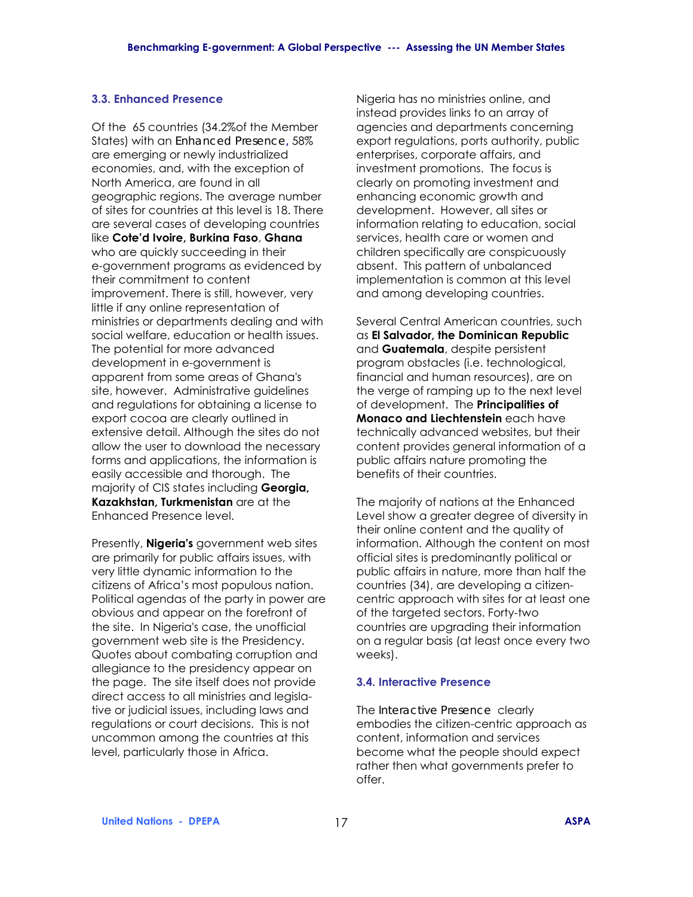### 3.3. Enhanced Presence

Of the 65 countries (34.2%of the Member States) with an Enhanced Presence, 58% are emerging or newly industrialized economies, and, with the exception of North America, are found in all geographic regions. The average number of sites for countries at this level is 18. There are several cases of developing countries like **Cote'd Ivoire, Burkina Faso**, **Ghana** who are quickly succeeding in their e-government programs as evidenced by their commitment to content improvement. There is still, however, very little if any online representation of ministries or departments dealing and with social welfare, education or health issues. The potential for more advanced development in e-government is apparent from some areas of Ghana's site, however. Administrative guidelines and regulations for obtaining a license to export cocoa are clearly outlined in extensive detail. Although the sites do not allow the user to download the necessary forms and applications, the information is easily accessible and thorough. The majority of CIS states including **Georgia, Kazakhstan, Turkmenistan** are at the Enhanced Presence level.

Presently, **Nigeria's** government web sites are primarily for public affairs issues, with very little dynamic information to the citizens of Africa's most populous nation. Political agendas of the party in power are obvious and appear on the forefront of the site. In Nigeria's case, the unofficial government web site is the Presidency. Quotes about combating corruption and allegiance to the presidency appear on the page. The site itself does not provide direct access to all ministries and legislative or judicial issues, including laws and regulations or court decisions. This is not uncommon among the countries at this level, particularly those in Africa.

Nigeria has no ministries online, and instead provides links to an array of agencies and departments concerning export regulations, ports authority, public enterprises, corporate affairs, and investment promotions. The focus is clearly on promoting investment and enhancing economic growth and development. However, all sites or information relating to education, social services, health care or women and children specifically are conspicuously absent. This pattern of unbalanced implementation is common at this level and among developing countries.

Several Central American countries, such as **El Salvador, the Dominican Republic** and **Guatemala**, despite persistent program obstacles (i.e. technological, financial and human resources), are on the verge of ramping up to the next level of development. The **Principalities of Monaco and Liechtenstein** each have technically advanced websites, but their content provides general information of a public affairs nature promoting the benefits of their countries.

The majority of nations at the Enhanced Level show a greater degree of diversity in their online content and the quality of information. Although the content on most official sites is predominantly political or public affairs in nature, more than half the countries (34), are developing a citizen-centric approach with sites for at least one of the targeted sectors. Forty-two countries are upgrading their information on a regular basis (at least once every two weeks).

### 3.4. Interactive Presence

The Interactive Presence clearly embodies the citizen-centric approach as content, information and services become what the people should expect rather then what governments prefer to offer.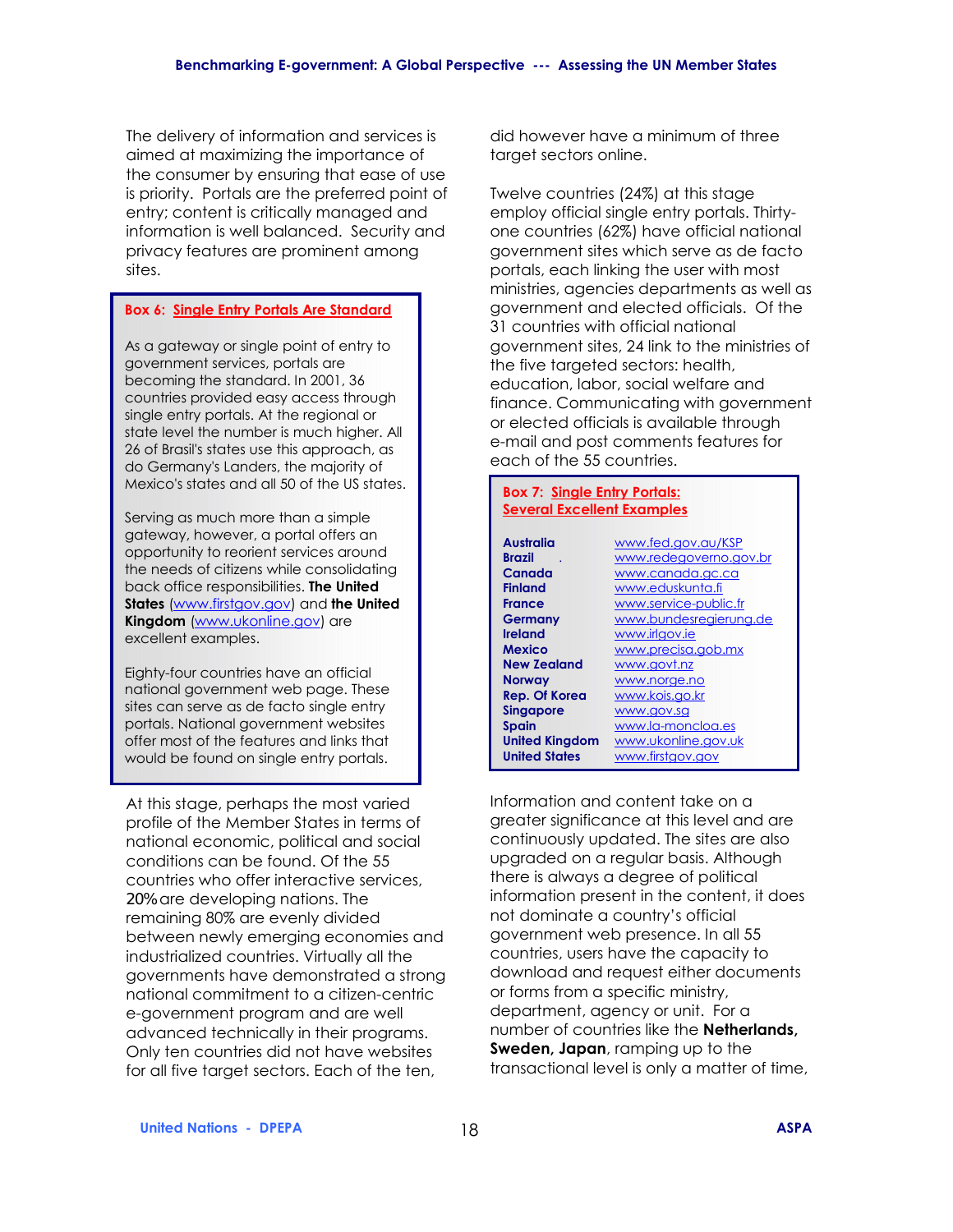The delivery of information and services is aimed at maximizing the importance of the consumer by ensuring that ease of use is priority. Portals are the preferred point of entry; content is critically managed and information is well balanced. Security and privacy features are prominent among sites.

> **Box 6: Single Entry Portals Are Standard**
>
> As a gateway or single point of entry to government services, portals are becoming the standard. In 2001, 36 countries provided easy access through single entry portals. At the regional or state level the number is much higher. All 26 of Brasil's states use this approach, as do Germany's Landers, the majority of Mexico's states and all 50 of the US states.
>
> Serving as much more than a simple gateway, however, a portal offers an opportunity to reorient services around the needs of citizens while consolidating back office responsibilities. **The United States** (www.firstgov.gov) and **the United Kingdom** (www.ukonline.gov) are excellent examples.
>
> Eighty-four countries have an official national government web page. These sites can serve as de facto single entry portals. National government websites offer most of the features and links that would be found on single entry portals.

At this stage, perhaps the most varied profile of the Member States in terms of national economic, political and social conditions can be found. Of the 55 countries who offer interactive services, 20% are developing nations. The remaining 80% are evenly divided between newly emerging economies and industrialized countries. Virtually all the governments have demonstrated a strong national commitment to a citizen-centric e-government program and are well advanced technically in their programs. Only ten countries did not have websites for all five target sectors. Each of the ten, did however have a minimum of three target sectors online.

Twelve countries (24%) at this stage employ official single entry portals. Thirty-one countries (62%) have official national government sites which serve as de facto portals, each linking the user with most ministries, agencies departments as well as government and elected officials. Of the 31 countries with official national government sites, 24 link to the ministries of the five targeted sectors: health, education, labor, social welfare and finance. Communicating with government or elected officials is available through e-mail and post comments features for each of the 55 countries.

**Box 7: Single Entry Portals: Several Excellent Examples**

| | |
|---|---|
| **Australia** | www.fed.gov.au/KSP |
| **Brazil** | www.redegoverno.gov.br |
| **Canada** | www.canada.gc.ca |
| **Finland** | www.eduskunta.fi |
| **France** | www.service-public.fr |
| **Germany** | www.bundesregierung.de |
| **Ireland** | www.irlgov.ie |
| **Mexico** | www.precisa.gob.mx |
| **New Zealand** | www.govt.nz |
| **Norway** | www.norge.no |
| **Rep. Of Korea** | www.kois.go.kr |
| **Singapore** | www.gov.sg |
| **Spain** | www.la-moncloa.es |
| **United Kingdom** | www.ukonline.gov.uk |
| **United States** | www.firstgov.gov |

Information and content take on a greater significance at this level and are continuously updated. The sites are also upgraded on a regular basis. Although there is always a degree of political information present in the content, it does not dominate a country's official government web presence. In all 55 countries, users have the capacity to download and request either documents or forms from a specific ministry, department, agency or unit. For a number of countries like the **Netherlands, Sweden, Japan**, ramping up to the transactional level is only a matter of time,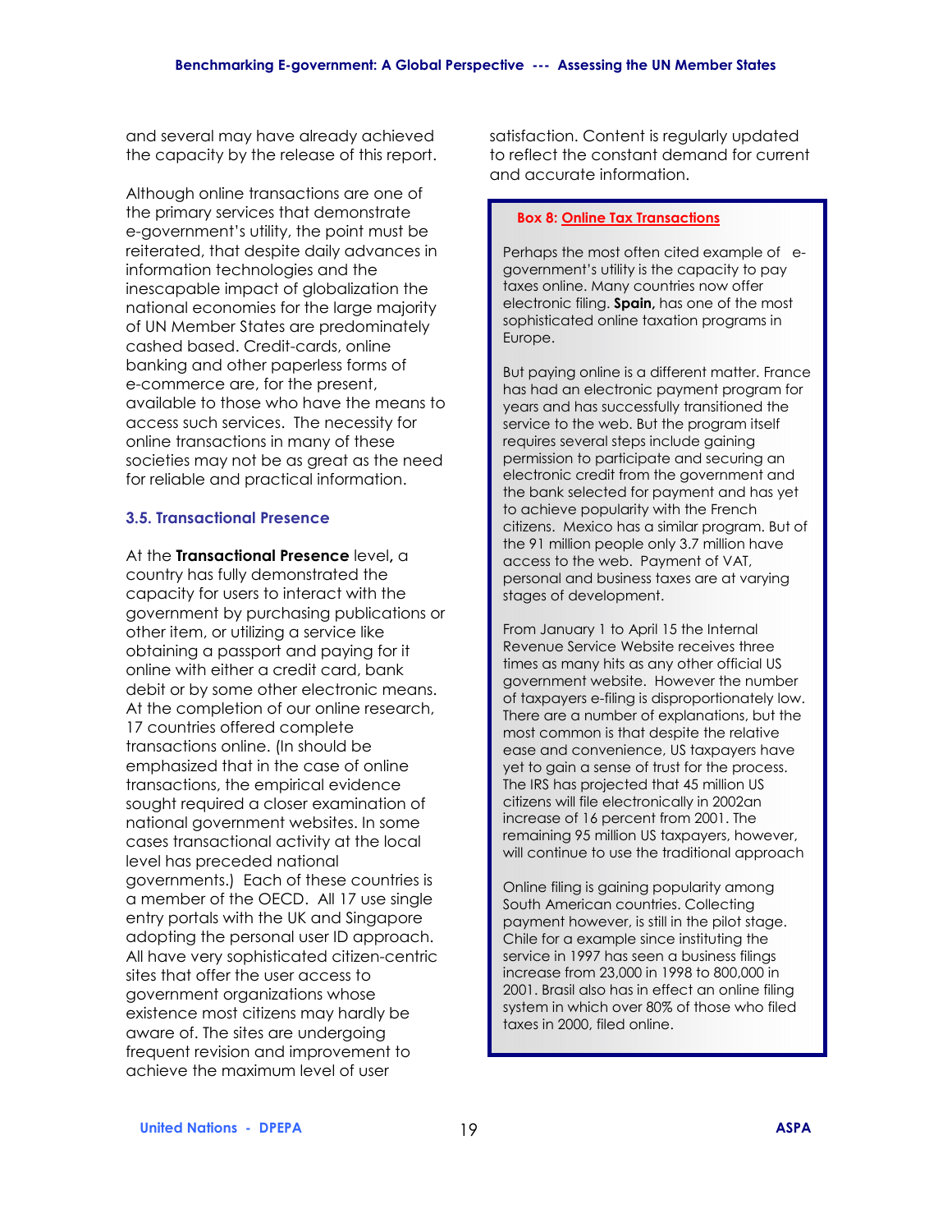and several may have already achieved the capacity by the release of this report.

Although online transactions are one of the primary services that demonstrate e-government's utility, the point must be reiterated, that despite daily advances in information technologies and the inescapable impact of globalization the national economies for the large majority of UN Member States are predominately cashed based. Credit-cards, online banking and other paperless forms of e-commerce are, for the present, available to those who have the means to access such services. The necessity for online transactions in many of these societies may not be as great as the need for reliable and practical information.

### 3.5. Transactional Presence

At the **Transactional Presence** level**,** a country has fully demonstrated the capacity for users to interact with the government by purchasing publications or other item, or utilizing a service like obtaining a passport and paying for it online with either a credit card, bank debit or by some other electronic means. At the completion of our online research, 17 countries offered complete transactions online. (In should be emphasized that in the case of online transactions, the empirical evidence sought required a closer examination of national government websites. In some cases transactional activity at the local level has preceded national governments.) Each of these countries is a member of the OECD. All 17 use single entry portals with the UK and Singapore adopting the personal user ID approach. All have very sophisticated citizen-centric sites that offer the user access to government organizations whose existence most citizens may hardly be aware of. The sites are undergoing frequent revision and improvement to achieve the maximum level of user satisfaction. Content is regularly updated to reflect the constant demand for current and accurate information.

> **Box 8: Online Tax Transactions**
>
> Perhaps the most often cited example of e-government's utility is the capacity to pay taxes online. Many countries now offer electronic filing. **Spain,** has one of the most sophisticated online taxation programs in Europe.
>
> But paying online is a different matter. France has had an electronic payment program for years and has successfully transitioned the service to the web. But the program itself requires several steps include gaining permission to participate and securing an electronic credit from the government and the bank selected for payment and has yet to achieve popularity with the French citizens. Mexico has a similar program. But of the 91 million people only 3.7 million have access to the web. Payment of VAT, personal and business taxes are at varying stages of development.
>
> From January 1 to April 15 the Internal Revenue Service Website receives three times as many hits as any other official US government website. However the number of taxpayers e-filing is disproportionately low. There are a number of explanations, but the most common is that despite the relative ease and convenience, US taxpayers have yet to gain a sense of trust for the process. The IRS has projected that 45 million US citizens will file electronically in 2002an increase of 16 percent from 2001. The remaining 95 million US taxpayers, however, will continue to use the traditional approach
>
> Online filing is gaining popularity among South American countries. Collecting payment however, is still in the pilot stage. Chile for a example since instituting the service in 1997 has seen a business filings increase from 23,000 in 1998 to 800,000 in 2001. Brasil also has in effect an online filing system in which over 80% of those who filed taxes in 2000, filed online.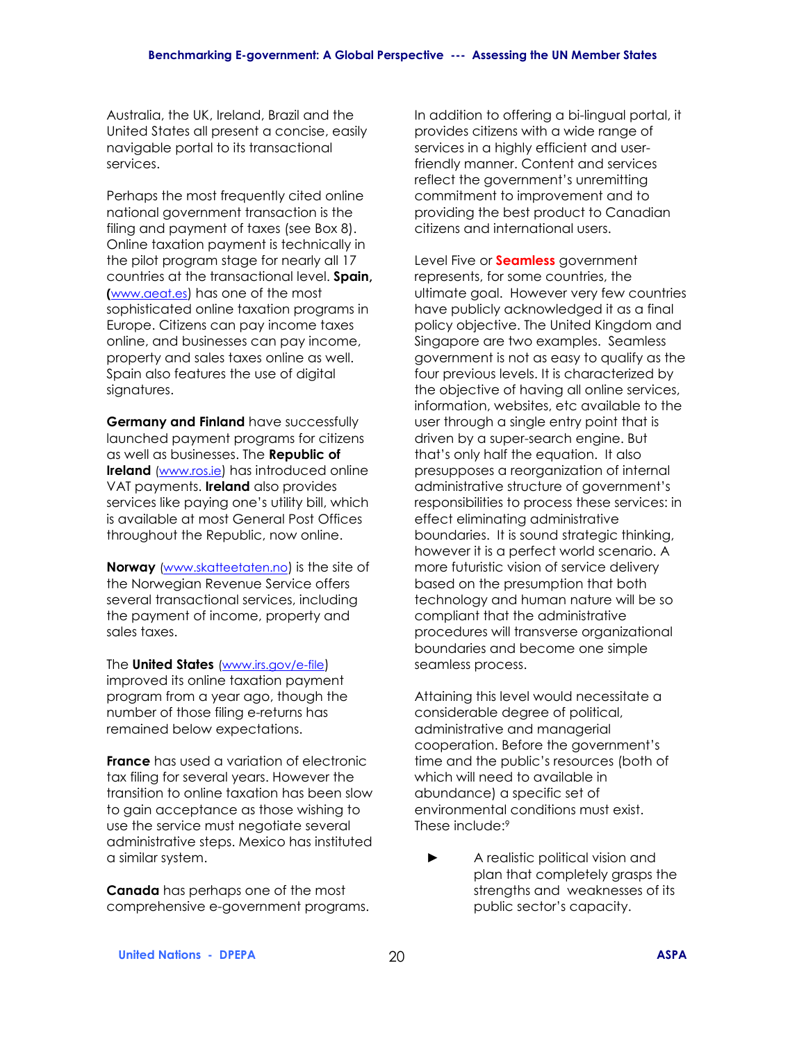Australia, the UK, Ireland, Brazil and the United States all present a concise, easily navigable portal to its transactional services.

Perhaps the most frequently cited online national government transaction is the filing and payment of taxes (see Box 8). Online taxation payment is technically in the pilot program stage for nearly all 17 countries at the transactional level. **Spain, (**www.aeat.es) has one of the most sophisticated online taxation programs in Europe. Citizens can pay income taxes online, and businesses can pay income, property and sales taxes online as well. Spain also features the use of digital signatures.

**Germany and Finland** have successfully launched payment programs for citizens as well as businesses. The **Republic of Ireland** (www.ros.ie) has introduced online VAT payments. **Ireland** also provides services like paying one's utility bill, which is available at most General Post Offices throughout the Republic, now online.

**Norway** (www.skatteetaten.no) is the site of the Norwegian Revenue Service offers several transactional services, including the payment of income, property and sales taxes.

The **United States** (www.irs.gov/e-file) improved its online taxation payment program from a year ago, though the number of those filing e-returns has remained below expectations.

**France** has used a variation of electronic tax filing for several years. However the transition to online taxation has been slow to gain acceptance as those wishing to use the service must negotiate several administrative steps. Mexico has instituted a similar system.

**Canada** has perhaps one of the most comprehensive e-government programs. In addition to offering a bi-lingual portal, it provides citizens with a wide range of services in a highly efficient and user-friendly manner. Content and services reflect the government's unremitting commitment to improvement and to providing the best product to Canadian citizens and international users.

Level Five or **Seamless** government represents, for some countries, the ultimate goal. However very few countries have publicly acknowledged it as a final policy objective. The United Kingdom and Singapore are two examples. Seamless government is not as easy to qualify as the four previous levels. It is characterized by the objective of having all online services, information, websites, etc available to the user through a single entry point that is driven by a super-search engine. But that's only half the equation. It also presupposes a reorganization of internal administrative structure of government's responsibilities to process these services: in effect eliminating administrative boundaries. It is sound strategic thinking, however it is a perfect world scenario. A more futuristic vision of service delivery based on the presumption that both technology and human nature will be so compliant that the administrative procedures will transverse organizational boundaries and become one simple seamless process.

Attaining this level would necessitate a considerable degree of political, administrative and managerial cooperation. Before the government's time and the public's resources (both of which will need to available in abundance) a specific set of environmental conditions must exist. These include:[9]

- A realistic political vision and plan that completely grasps the strengths and weaknesses of its public sector's capacity.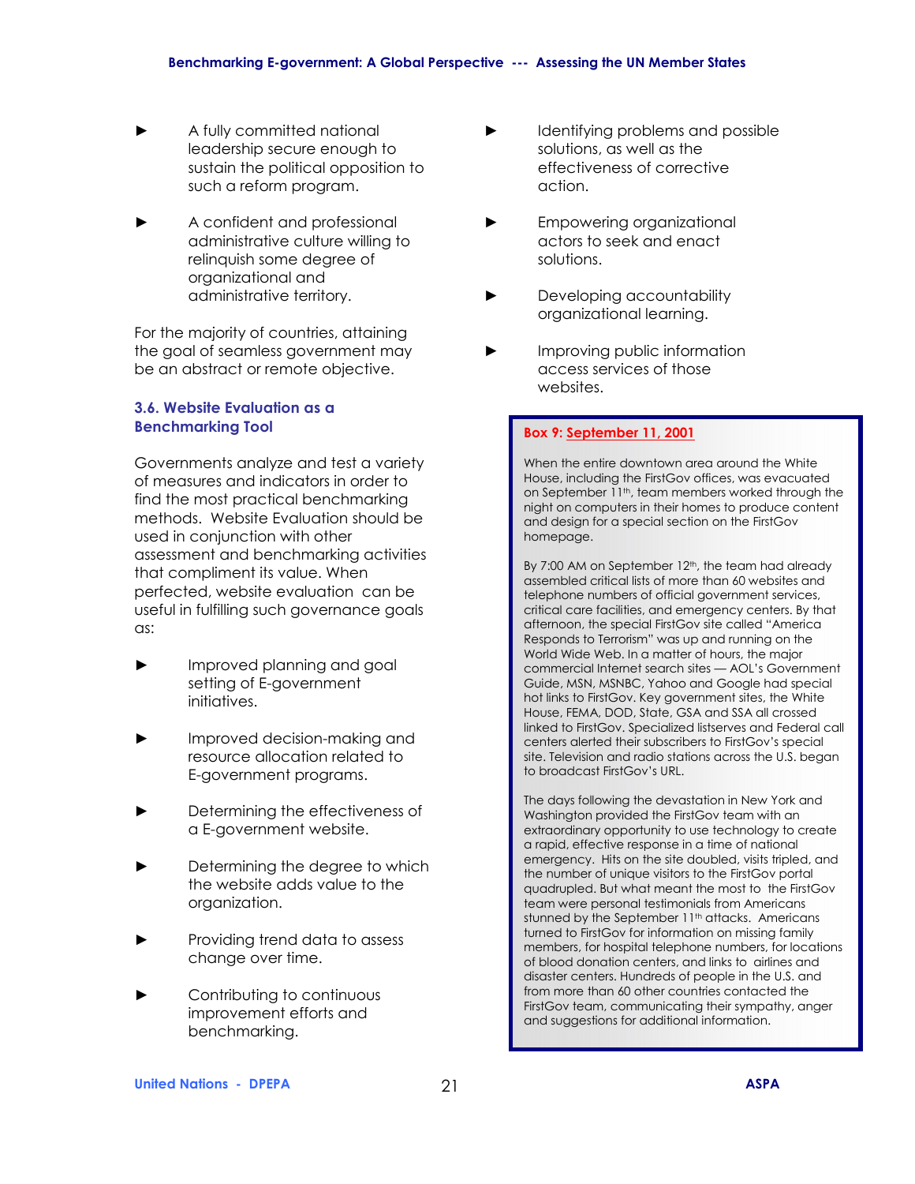- A fully committed national leadership secure enough to sustain the political opposition to such a reform program.

- A confident and professional administrative culture willing to relinquish some degree of organizational and administrative territory.

For the majority of countries, attaining the goal of seamless government may be an abstract or remote objective.

### 3.6. Website Evaluation as a Benchmarking Tool

Governments analyze and test a variety of measures and indicators in order to find the most practical benchmarking methods. Website Evaluation should be used in conjunction with other assessment and benchmarking activities that compliment its value. When perfected, website evaluation can be useful in fulfilling such governance goals as:

- Improved planning and goal setting of E-government initiatives.

- Improved decision-making and resource allocation related to E-government programs.

- Determining the effectiveness of a E-government website.

- Determining the degree to which the website adds value to the organization.

- Providing trend data to assess change over time.

- Contributing to continuous improvement efforts and benchmarking.

- Identifying problems and possible solutions, as well as the effectiveness of corrective action.

- Empowering organizational actors to seek and enact solutions.

- Developing accountability organizational learning.

- Improving public information access services of those websites.

**Box 9: September 11, 2001**

When the entire downtown area around the White House, including the FirstGov offices, was evacuated on September 11th, team members worked through the night on computers in their homes to produce content and design for a special section on the FirstGov homepage.

By 7:00 AM on September 12th, the team had already assembled critical lists of more than 60 websites and telephone numbers of official government services, critical care facilities, and emergency centers. By that afternoon, the special FirstGov site called "America Responds to Terrorism" was up and running on the World Wide Web. In a matter of hours, the major commercial Internet search sites — AOL's Government Guide, MSN, MSNBC, Yahoo and Google had special hot links to FirstGov. Key government sites, the White House, FEMA, DOD, State, GSA and SSA all crossed linked to FirstGov. Specialized listserves and Federal call centers alerted their subscribers to FirstGov's special site. Television and radio stations across the U.S. began to broadcast FirstGov's URL.

The days following the devastation in New York and Washington provided the FirstGov team with an extraordinary opportunity to use technology to create a rapid, effective response in a time of national emergency. Hits on the site doubled, visits tripled, and the number of unique visitors to the FirstGov portal quadrupled. But what meant the most to the FirstGov team were personal testimonials from Americans stunned by the September 11th attacks. Americans turned to FirstGov for information on missing family members, for hospital telephone numbers, for locations of blood donation centers, and links to airlines and disaster centers. Hundreds of people in the U.S. and from more than 60 other countries contacted the FirstGov team, communicating their sympathy, anger and suggestions for additional information.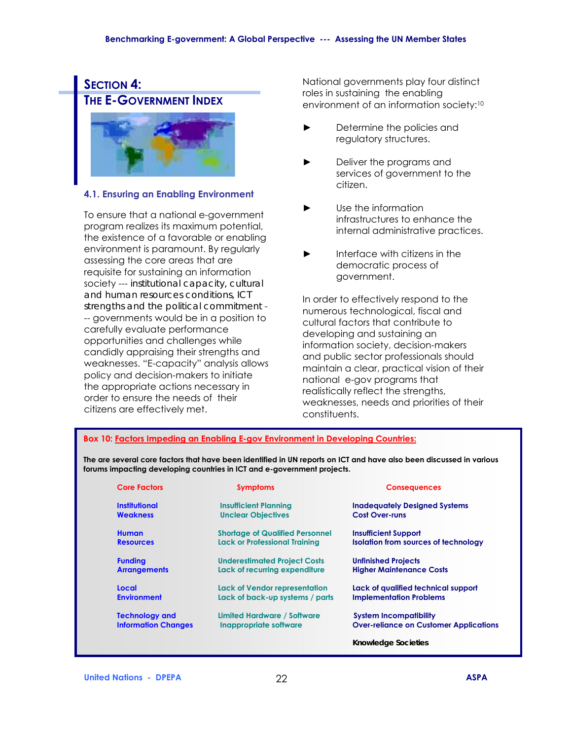# SECTION 4: THE E-GOVERNMENT INDEX

## 4.1. Ensuring an Enabling Environment

To ensure that a national e-government program realizes its maximum potential, the existence of a favorable or enabling environment is paramount. By regularly assessing the core areas that are requisite for sustaining an information society --- institutional capacity, cultural and human resources conditions, ICT strengths and the political commitment --- governments would be in a position to carefully evaluate performance opportunities and challenges while candidly appraising their strengths and weaknesses. "E-capacity" analysis allows policy and decision-makers to initiate the appropriate actions necessary in order to ensure the needs of their citizens are effectively met.

National governments play four distinct roles in sustaining the enabling environment of an information society:[10]

- Determine the policies and regulatory structures.
- Deliver the programs and services of government to the citizen.
- Use the information infrastructures to enhance the internal administrative practices.
- Interface with citizens in the democratic process of government.

In order to effectively respond to the numerous technological, fiscal and cultural factors that contribute to developing and sustaining an information society, decision-makers and public sector professionals should maintain a clear, practical vision of their national e-gov programs that realistically reflect the strengths, weaknesses, needs and priorities of their constituents.

**Box 10: Factors Impeding an Enabling E-gov Environment in Developing Countries:**

**The are several core factors that have been identified in UN reports on ICT and have also been discussed in various forums impacting developing countries in ICT and e-government projects.**

| Core Factors | Symptoms | Consequences |
|---|---|---|
| Institutional Weakness | Insufficient Planning<br>Unclear Objectives | Inadequately Designed Systems<br>Cost Over-runs |
| Human Resources | Shortage of Qualified Personnel<br>Lack or Professional Training | Insufficient Support<br>Isolation from sources of technology |
| Funding Arrangements | Underestimated Project Costs<br>Lack of recurring expenditure | Unfinished Projects<br>Higher Maintenance Costs |
| Local Environment | Lack of Vendor representation<br>Lack of back-up systems / parts | Lack of qualified technical support<br>Implementation Problems |
| Technology and Information Changes | Limited Hardware / Software<br>Inappropriate software | System Incompatibility<br>Over-reliance on Customer Applications |

**Knowledge Societies**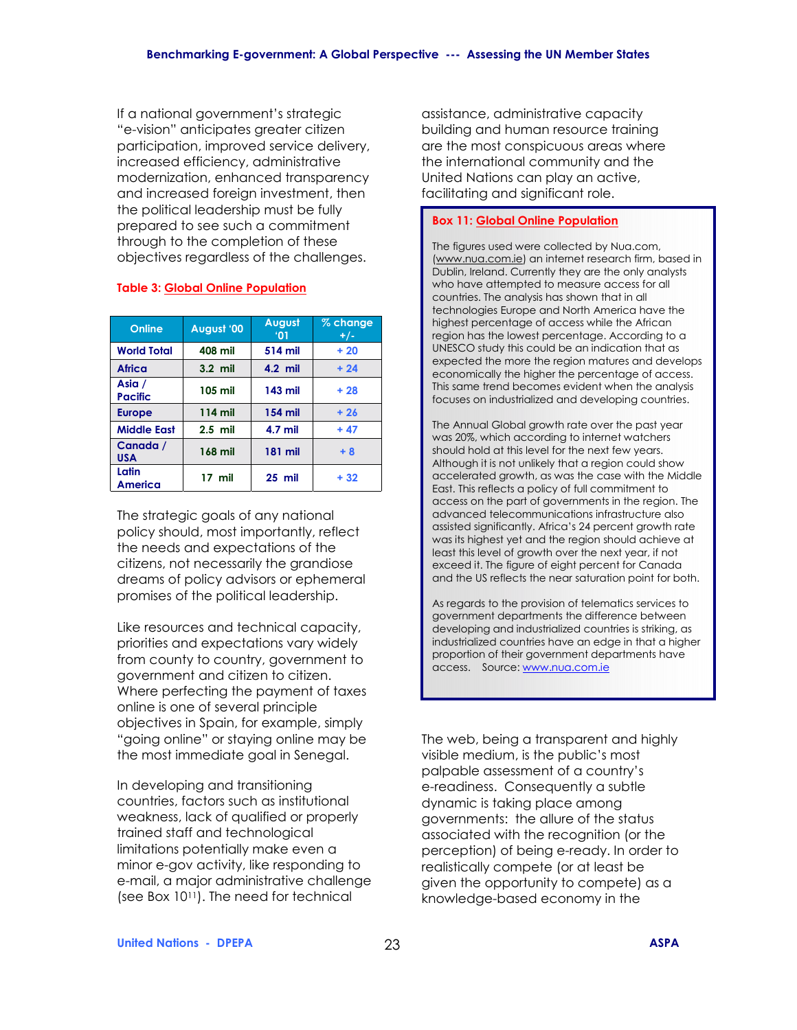If a national government's strategic "e-vision" anticipates greater citizen participation, improved service delivery, increased efficiency, administrative modernization, enhanced transparency and increased foreign investment, then the political leadership must be fully prepared to see such a commitment through to the completion of these objectives regardless of the challenges.

**Table 3: Global Online Population**

| Online | August '00 | August '01 | % change +/- |
|---|---|---|---|
| World Total | 408 mil | 514 mil | + 20 |
| Africa | 3.2 mil | 4.2 mil | + 24 |
| Asia / Pacific | 105 mil | 143 mil | + 28 |
| Europe | 114 mil | 154 mil | + 26 |
| Middle East | 2.5 mil | 4.7 mil | + 47 |
| Canada / USA | 168 mil | 181 mil | + 8 |
| Latin America | 17 mil | 25 mil | + 32 |

The strategic goals of any national policy should, most importantly, reflect the needs and expectations of the citizens, not necessarily the grandiose dreams of policy advisors or ephemeral promises of the political leadership.

Like resources and technical capacity, priorities and expectations vary widely from county to country, government to government and citizen to citizen. Where perfecting the payment of taxes online is one of several principle objectives in Spain, for example, simply "going online" or staying online may be the most immediate goal in Senegal.

In developing and transitioning countries, factors such as institutional weakness, lack of qualified or properly trained staff and technological limitations potentially make even a minor e-gov activity, like responding to e-mail, a major administrative challenge (see Box 10[11]). The need for technical assistance, administrative capacity building and human resource training are the most conspicuous areas where the international community and the United Nations can play an active, facilitating and significant role.

**Box 11: Global Online Population**

The figures used were collected by Nua.com, (www.nua.com.ie) an internet research firm, based in Dublin, Ireland. Currently they are the only analysts who have attempted to measure access for all countries. The analysis has shown that in all technologies Europe and North America have the highest percentage of access while the African region has the lowest percentage. According to a UNESCO study this could be an indication that as expected the more the region matures and develops economically the higher the percentage of access. This same trend becomes evident when the analysis focuses on industrialized and developing countries.

The Annual Global growth rate over the past year was 20%, which according to internet watchers should hold at this level for the next few years. Although it is not unlikely that a region could show accelerated growth, as was the case with the Middle East. This reflects a policy of full commitment to access on the part of governments in the region. The advanced telecommunications infrastructure also assisted significantly. Africa's 24 percent growth rate was its highest yet and the region should achieve at least this level of growth over the next year, if not exceed it. The figure of eight percent for Canada and the US reflects the near saturation point for both.

As regards to the provision of telematics services to government departments the difference between developing and industrialized countries is striking, as industrialized countries have an edge in that a higher proportion of their government departments have access. Source: www.nua.com.ie

The web, being a transparent and highly visible medium, is the public's most palpable assessment of a country's e-readiness. Consequently a subtle dynamic is taking place among governments: the allure of the status associated with the recognition (or the perception) of being e-ready. In order to realistically compete (or at least be given the opportunity to compete) as a knowledge-based economy in the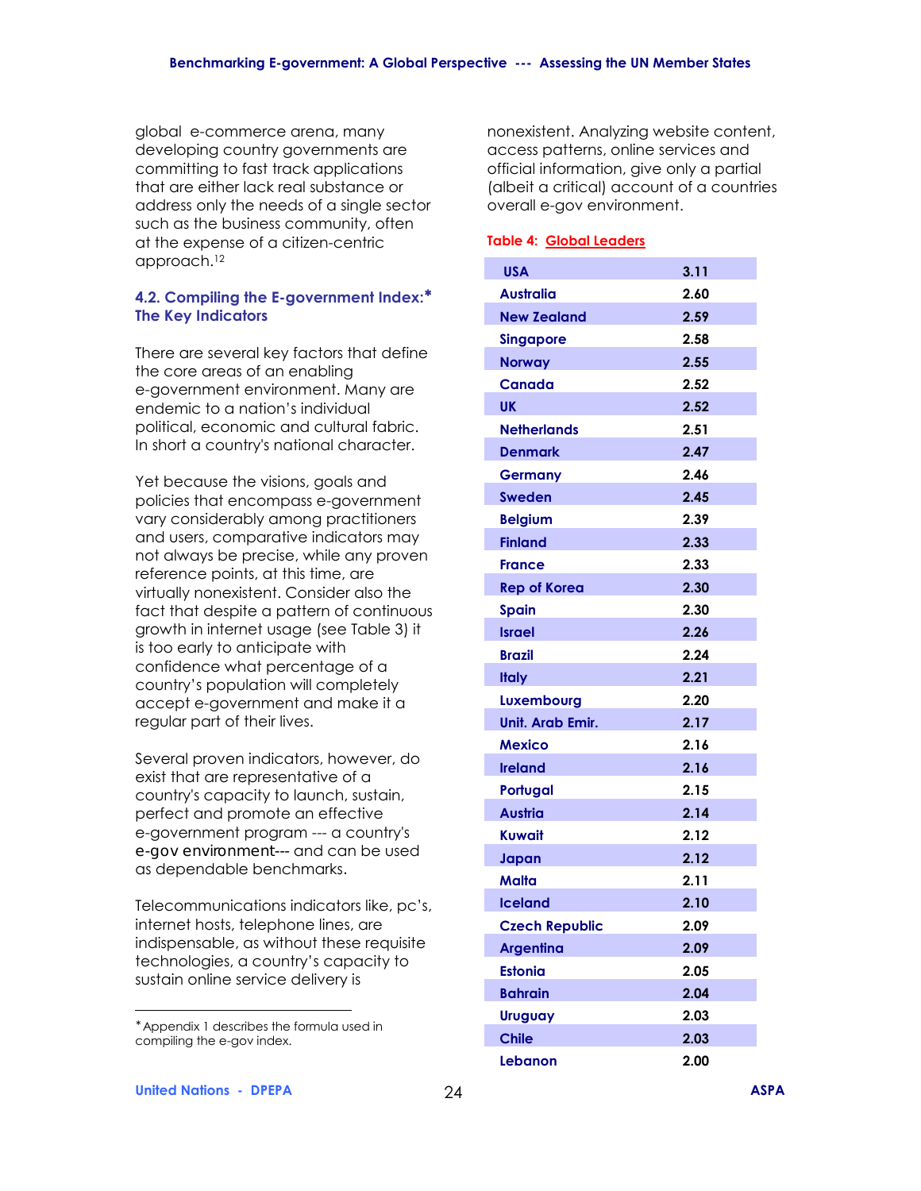global e-commerce arena, many developing country governments are committing to fast track applications that are either lack real substance or address only the needs of a single sector such as the business community, often at the expense of a citizen-centric approach.[12]

### 4.2. Compiling the E-government Index:* The Key Indicators

There are several key factors that define the core areas of an enabling e-government environment. Many are endemic to a nation's individual political, economic and cultural fabric. In short a country's national character.

Yet because the visions, goals and policies that encompass e-government vary considerably among practitioners and users, comparative indicators may not always be precise, while any proven reference points, at this time, are virtually nonexistent. Consider also the fact that despite a pattern of continuous growth in internet usage (see Table 3) it is too early to anticipate with confidence what percentage of a country's population will completely accept e-government and make it a regular part of their lives.

Several proven indicators, however, do exist that are representative of a country's capacity to launch, sustain, perfect and promote an effective e-government program --- a country's e-gov environment--- and can be used as dependable benchmarks.

Telecommunications indicators like, pc's, internet hosts, telephone lines, are indispensable, as without these requisite technologies, a country's capacity to sustain online service delivery is nonexistent. Analyzing website content, access patterns, online services and official information, give only a partial (albeit a critical) account of a countries overall e-gov environment.

*Appendix 1 describes the formula used in compiling the e-gov index.

**Table 4: Global Leaders**

| Country | Index |
|---|---|
| USA | 3.11 |
| Australia | 2.60 |
| New Zealand | 2.59 |
| Singapore | 2.58 |
| Norway | 2.55 |
| Canada | 2.52 |
| UK | 2.52 |
| Netherlands | 2.51 |
| Denmark | 2.47 |
| Germany | 2.46 |
| Sweden | 2.45 |
| Belgium | 2.39 |
| Finland | 2.33 |
| France | 2.33 |
| Rep of Korea | 2.30 |
| Spain | 2.30 |
| Israel | 2.26 |
| Brazil | 2.24 |
| Italy | 2.21 |
| Luxembourg | 2.20 |
| Unit. Arab Emir. | 2.17 |
| Mexico | 2.16 |
| Ireland | 2.16 |
| Portugal | 2.15 |
| Austria | 2.14 |
| Kuwait | 2.12 |
| Japan | 2.12 |
| Malta | 2.11 |
| Iceland | 2.10 |
| Czech Republic | 2.09 |
| Argentina | 2.09 |
| Estonia | 2.05 |
| Bahrain | 2.04 |
| Uruguay | 2.03 |
| Chile | 2.03 |
| Lebanon | 2.00 |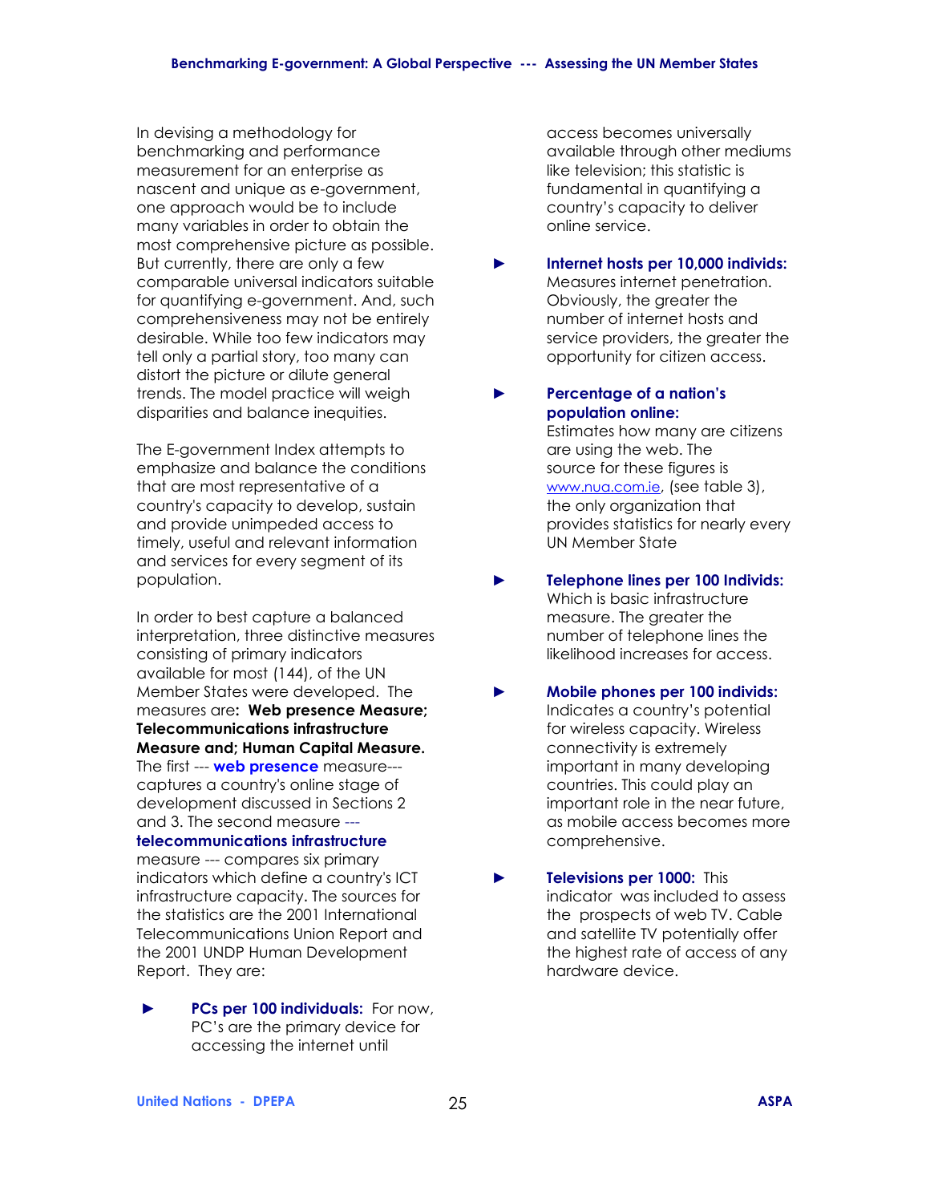In devising a methodology for benchmarking and performance measurement for an enterprise as nascent and unique as e-government, one approach would be to include many variables in order to obtain the most comprehensive picture as possible. But currently, there are only a few comparable universal indicators suitable for quantifying e-government. And, such comprehensiveness may not be entirely desirable. While too few indicators may tell only a partial story, too many can distort the picture or dilute general trends. The model practice will weigh disparities and balance inequities.

The E-government Index attempts to emphasize and balance the conditions that are most representative of a country's capacity to develop, sustain and provide unimpeded access to timely, useful and relevant information and services for every segment of its population.

In order to best capture a balanced interpretation, three distinctive measures consisting of primary indicators available for most (144), of the UN Member States were developed. The measures are**: Web presence Measure; Telecommunications infrastructure Measure and; Human Capital Measure.** The first --- **web presence** measure--- captures a country's online stage of development discussed in Sections 2 and 3. The second measure --- **telecommunications infrastructure** measure --- compares six primary indicators which define a country's ICT infrastructure capacity. The sources for the statistics are the 2001 International Telecommunications Union Report and the 2001 UNDP Human Development Report. They are:

- **PCs per 100 individuals:** For now, PC's are the primary device for accessing the internet until access becomes universally available through other mediums like television; this statistic is fundamental in quantifying a country's capacity to deliver online service.
- **Internet hosts per 10,000 individs:** Measures internet penetration. Obviously, the greater the number of internet hosts and service providers, the greater the opportunity for citizen access.
- **Percentage of a nation's population online:** Estimates how many are citizens are using the web. The source for these figures is www.nua.com.ie, (see table 3), the only organization that provides statistics for nearly every UN Member State
- **Telephone lines per 100 Individs:** Which is basic infrastructure measure. The greater the number of telephone lines the likelihood increases for access.
- **Mobile phones per 100 individs:** Indicates a country's potential for wireless capacity. Wireless connectivity is extremely important in many developing countries. This could play an important role in the near future, as mobile access becomes more comprehensive.
- **Televisions per 1000:** This indicator was included to assess the prospects of web TV. Cable and satellite TV potentially offer the highest rate of access of any hardware device.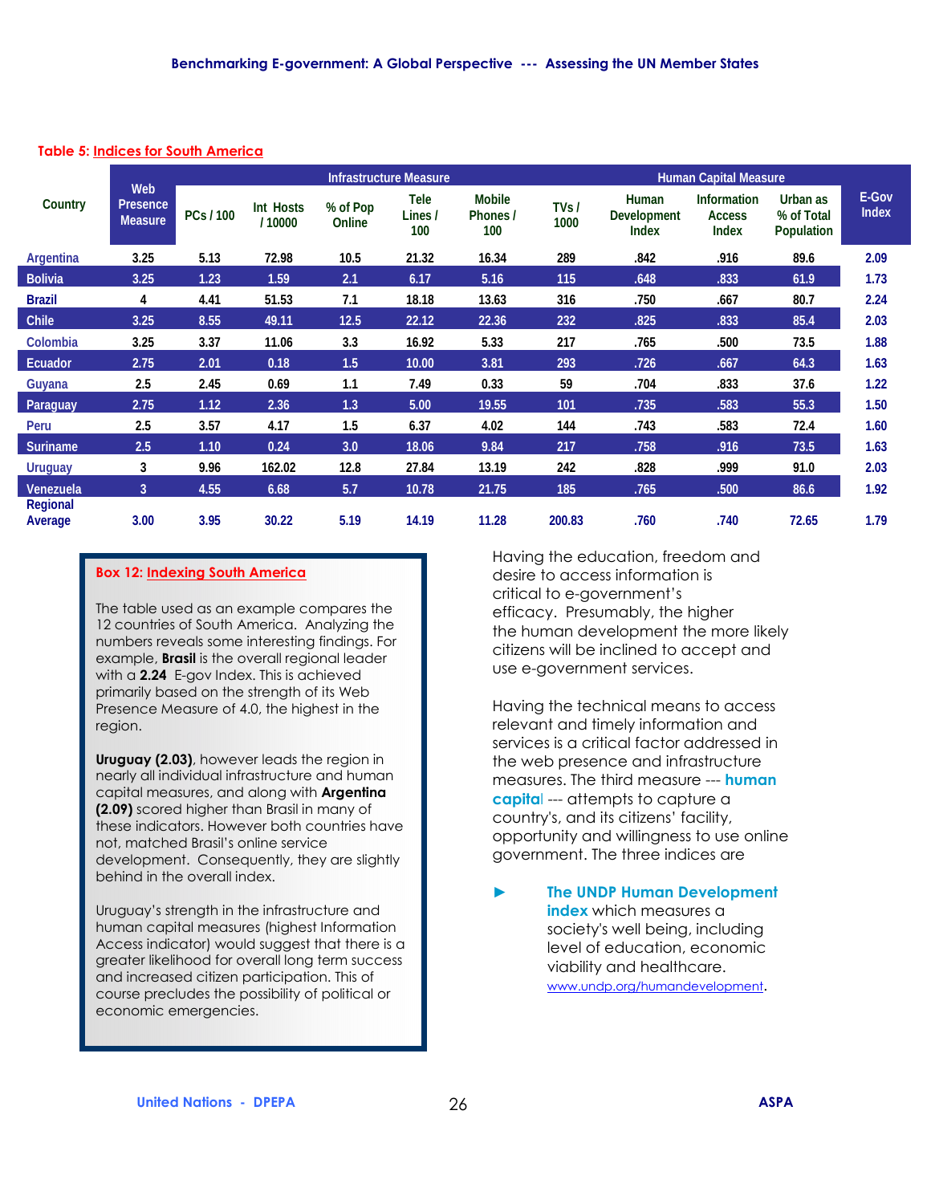**Table 5: Indices for South America**

| Country | Web Presence Measure | Infrastructure Measure | | | | | | Human Capital Measure | | | E-Gov Index |
|---|---|---|---|---|---|---|---|---|---|---|---|
| | | PCs / 100 | Int Hosts / 10000 | % of Pop Online | Tele Lines / 100 | Mobile Phones / 100 | TVs / 1000 | Human Development Index | Information Access Index | Urban as % of Total Population | |
| Argentina | 3.25 | 5.13 | 72.98 | 10.5 | 21.32 | 16.34 | 289 | .842 | .916 | 89.6 | 2.09 |
| Bolivia | 3.25 | 1.23 | 1.59 | 2.1 | 6.17 | 5.16 | 115 | .648 | .833 | 61.9 | 1.73 |
| Brazil | 4 | 4.41 | 51.53 | 7.1 | 18.18 | 13.63 | 316 | .750 | .667 | 80.7 | 2.24 |
| Chile | 3.25 | 8.55 | 49.11 | 12.5 | 22.12 | 22.36 | 232 | .825 | .833 | 85.4 | 2.03 |
| Colombia | 3.25 | 3.37 | 11.06 | 3.3 | 16.92 | 5.33 | 217 | .765 | .500 | 73.5 | 1.88 |
| Ecuador | 2.75 | 2.01 | 0.18 | 1.5 | 10.00 | 3.81 | 293 | .726 | .667 | 64.3 | 1.63 |
| Guyana | 2.5 | 2.45 | 0.69 | 1.1 | 7.49 | 0.33 | 59 | .704 | .833 | 37.6 | 1.22 |
| Paraguay | 2.75 | 1.12 | 2.36 | 1.3 | 5.00 | 19.55 | 101 | .735 | .583 | 55.3 | 1.50 |
| Peru | 2.5 | 3.57 | 4.17 | 1.5 | 6.37 | 4.02 | 144 | .743 | .583 | 72.4 | 1.60 |
| Suriname | 2.5 | 1.10 | 0.24 | 3.0 | 18.06 | 9.84 | 217 | .758 | .916 | 73.5 | 1.63 |
| Uruguay | 3 | 9.96 | 162.02 | 12.8 | 27.84 | 13.19 | 242 | .828 | .999 | 91.0 | 2.03 |
| Venezuela | 3 | 4.55 | 6.68 | 5.7 | 10.78 | 21.75 | 185 | .765 | .500 | 86.6 | 1.92 |
| Regional Average | 3.00 | 3.95 | 30.22 | 5.19 | 14.19 | 11.28 | 200.83 | .760 | .740 | 72.65 | 1.79 |

**Box 12: Indexing South America**

The table used as an example compares the 12 countries of South America. Analyzing the numbers reveals some interesting findings. For example, **Brasil** is the overall regional leader with a **2.24** E-gov Index. This is achieved primarily based on the strength of its Web Presence Measure of 4.0, the highest in the region.

**Uruguay (2.03)**, however leads the region in nearly all individual infrastructure and human capital measures, and along with **Argentina (2.09)** scored higher than Brasil in many of these indicators. However both countries have not, matched Brasil's online service development. Consequently, they are slightly behind in the overall index.

Uruguay's strength in the infrastructure and human capital measures (highest Information Access indicator) would suggest that there is a greater likelihood for overall long term success and increased citizen participation. This of course precludes the possibility of political or economic emergencies.

Having the education, freedom and desire to access information is critical to e-government's efficacy. Presumably, the higher the human development the more likely citizens will be inclined to accept and use e-government services.

Having the technical means to access relevant and timely information and services is a critical factor addressed in the web presence and infrastructure measures. The third measure --- **human capital** --- attempts to capture a country's, and its citizens' facility, opportunity and willingness to use online government. The three indices are

- **The UNDP Human Development index** which measures a society's well being, including level of education, economic viability and healthcare. www.undp.org/humandevelopment.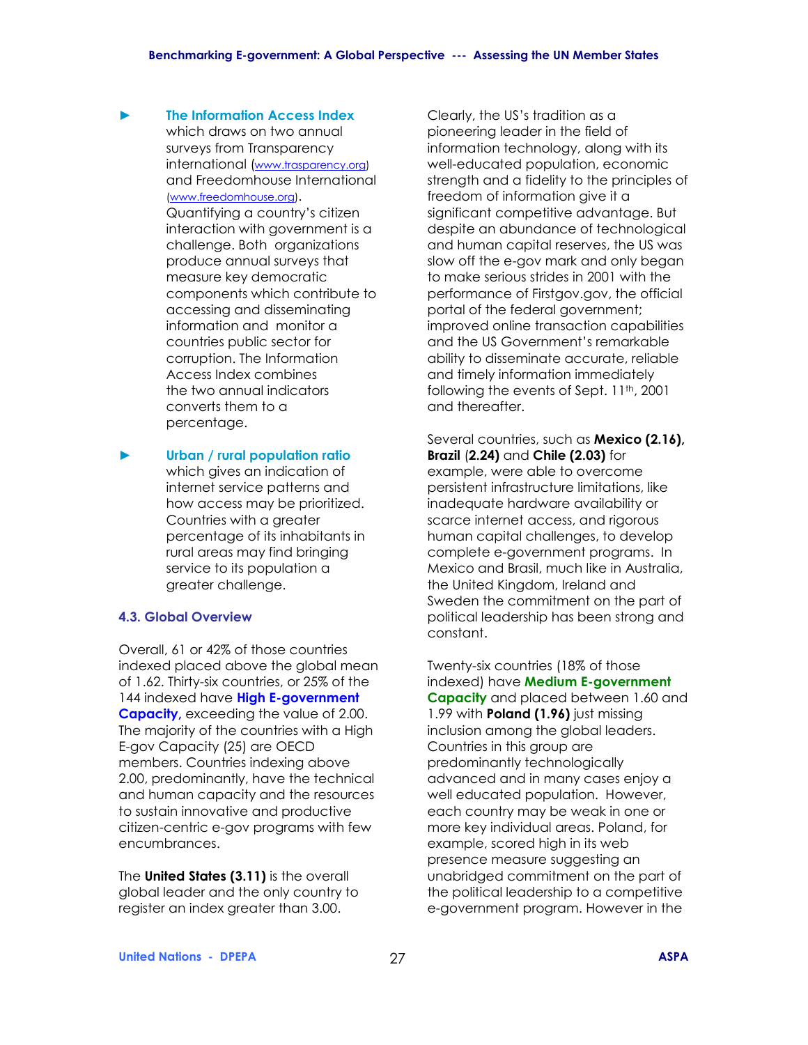- **The Information Access Index** which draws on two annual surveys from Transparency international (www.trasparency.org) and Freedomhouse International (www.freedomhouse.org). Quantifying a country's citizen interaction with government is a challenge. Both organizations produce annual surveys that measure key democratic components which contribute to accessing and disseminating information and monitor a countries public sector for corruption. The Information Access Index combines the two annual indicators converts them to a percentage.

- **Urban / rural population ratio** which gives an indication of internet service patterns and how access may be prioritized. Countries with a greater percentage of its inhabitants in rural areas may find bringing service to its population a greater challenge.

### 4.3. Global Overview

Overall, 61 or 42% of those countries indexed placed above the global mean of 1.62. Thirty-six countries, or 25% of the 144 indexed have **High E-government Capacity,** exceeding the value of 2.00. The majority of the countries with a High E-gov Capacity (25) are OECD members. Countries indexing above 2.00, predominantly, have the technical and human capacity and the resources to sustain innovative and productive citizen-centric e-gov programs with few encumbrances.

The **United States (3.11)** is the overall global leader and the only country to register an index greater than 3.00. Clearly, the US's tradition as a pioneering leader in the field of information technology, along with its well-educated population, economic strength and a fidelity to the principles of freedom of information give it a significant competitive advantage. But despite an abundance of technological and human capital reserves, the US was slow off the e-gov mark and only began to make serious strides in 2001 with the performance of Firstgov.gov, the official portal of the federal government; improved online transaction capabilities and the US Government's remarkable ability to disseminate accurate, reliable and timely information immediately following the events of Sept. 11th, 2001 and thereafter.

Several countries, such as **Mexico (2.16), Brazil** (**2.24)** and **Chile (2.03)** for example, were able to overcome persistent infrastructure limitations, like inadequate hardware availability or scarce internet access, and rigorous human capital challenges, to develop complete e-government programs. In Mexico and Brasil, much like in Australia, the United Kingdom, Ireland and Sweden the commitment on the part of political leadership has been strong and constant.

Twenty-six countries (18% of those indexed) have **Medium E-government Capacity** and placed between 1.60 and 1.99 with **Poland (1.96)** just missing inclusion among the global leaders. Countries in this group are predominantly technologically advanced and in many cases enjoy a well educated population. However, each country may be weak in one or more key individual areas. Poland, for example, scored high in its web presence measure suggesting an unabridged commitment on the part of the political leadership to a competitive e-government program. However in the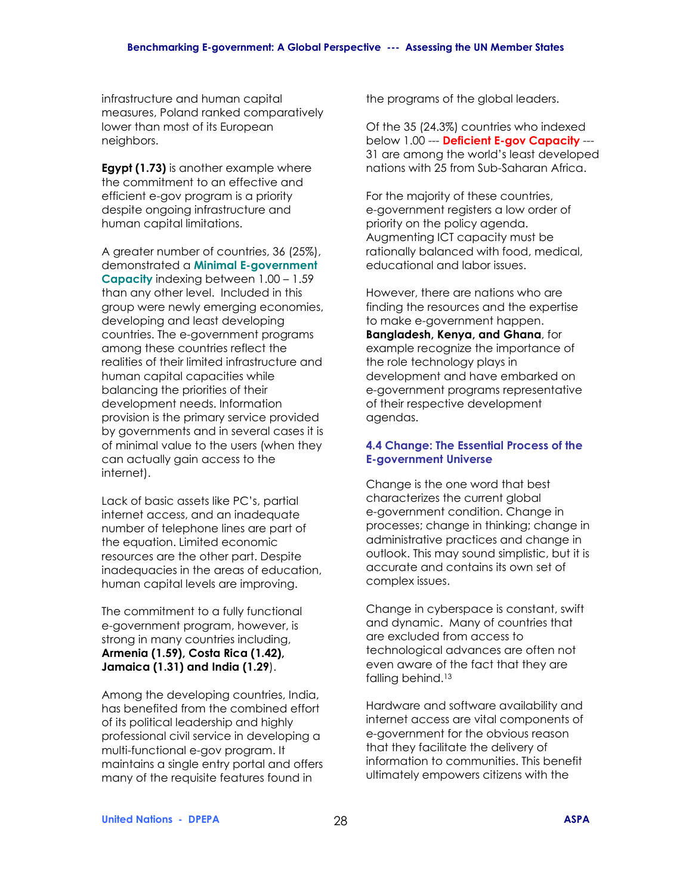infrastructure and human capital measures, Poland ranked comparatively lower than most of its European neighbors.

**Egypt (1.73)** is another example where the commitment to an effective and efficient e-gov program is a priority despite ongoing infrastructure and human capital limitations.

A greater number of countries, 36 (25%), demonstrated a **Minimal E-government Capacity** indexing between 1.00 – 1.59 than any other level. Included in this group were newly emerging economies, developing and least developing countries. The e-government programs among these countries reflect the realities of their limited infrastructure and human capital capacities while balancing the priorities of their development needs. Information provision is the primary service provided by governments and in several cases it is of minimal value to the users (when they can actually gain access to the internet).

Lack of basic assets like PC's, partial internet access, and an inadequate number of telephone lines are part of the equation. Limited economic resources are the other part. Despite inadequacies in the areas of education, human capital levels are improving.

The commitment to a fully functional e-government program, however, is strong in many countries including, **Armenia (1.59), Costa Rica (1.42), Jamaica (1.31) and India (1.29**).

Among the developing countries, India, has benefited from the combined effort of its political leadership and highly professional civil service in developing a multi-functional e-gov program. It maintains a single entry portal and offers many of the requisite features found in the programs of the global leaders.

Of the 35 (24.3%) countries who indexed below 1.00 --- **Deficient E-gov Capacity** --- 31 are among the world's least developed nations with 25 from Sub-Saharan Africa.

For the majority of these countries, e-government registers a low order of priority on the policy agenda. Augmenting ICT capacity must be rationally balanced with food, medical, educational and labor issues.

However, there are nations who are finding the resources and the expertise to make e-government happen. **Bangladesh, Kenya, and Ghana**, for example recognize the importance of the role technology plays in development and have embarked on e-government programs representative of their respective development agendas.

### 4.4 Change: The Essential Process of the E-government Universe

Change is the one word that best characterizes the current global e-government condition. Change in processes; change in thinking; change in administrative practices and change in outlook. This may sound simplistic, but it is accurate and contains its own set of complex issues.

Change in cyberspace is constant, swift and dynamic. Many of countries that are excluded from access to technological advances are often not even aware of the fact that they are falling behind.[13]

Hardware and software availability and internet access are vital components of e-government for the obvious reason that they facilitate the delivery of information to communities. This benefit ultimately empowers citizens with the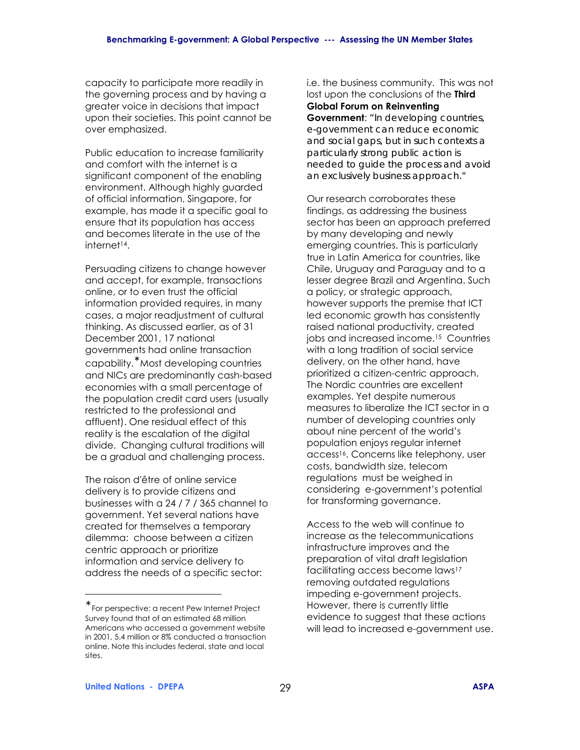capacity to participate more readily in the governing process and by having a greater voice in decisions that impact upon their societies. This point cannot be over emphasized.

Public education to increase familiarity and comfort with the internet is a significant component of the enabling environment. Although highly guarded of official information, Singapore, for example, has made it a specific goal to ensure that its population has access and becomes literate in the use of the internet[14].

Persuading citizens to change however and accept, for example, transactions online, or to even trust the official information provided requires, in many cases, a major readjustment of cultural thinking. As discussed earlier, as of 31 December 2001, 17 national governments had online transaction capability.* Most developing countries and NICs are predominantly cash-based economies with a small percentage of the population credit card users (usually restricted to the professional and affluent). One residual effect of this reality is the escalation of the digital divide. Changing cultural traditions will be a gradual and challenging process.

The raison d'être of online service delivery is to provide citizens and businesses with a 24 / 7 / 365 channel to government. Yet several nations have created for themselves a temporary dilemma: choose between a citizen centric approach or prioritize information and service delivery to address the needs of a specific sector: i.e. the business community. This was not lost upon the conclusions of the **Third Global Forum on Reinventing Government**: "In developing countries, e-government can reduce economic and social gaps, but in such contexts a particularly strong public action is needed to guide the process and avoid an exclusively business approach."

Our research corroborates these findings, as addressing the business sector has been an approach preferred by many developing and newly emerging countries. This is particularly true in Latin America for countries, like Chile, Uruguay and Paraguay and to a lesser degree Brazil and Argentina. Such a policy, or strategic approach, however supports the premise that ICT led economic growth has consistently raised national productivity, created jobs and increased income.[15] Countries with a long tradition of social service delivery, on the other hand, have prioritized a citizen-centric approach. The Nordic countries are excellent examples. Yet despite numerous measures to liberalize the ICT sector in a number of developing countries only about nine percent of the world's population enjoys regular internet access[16]. Concerns like telephony, user costs, bandwidth size, telecom regulations must be weighed in considering e-government's potential for transforming governance.

Access to the web will continue to increase as the telecommunications infrastructure improves and the preparation of vital draft legislation facilitating access become laws[17] removing outdated regulations impeding e-government projects. However, there is currently little evidence to suggest that these actions will lead to increased e-government use.

---

* For perspective: a recent Pew Internet Project Survey found that of an estimated 68 million Americans who accessed a government website in 2001, 5.4 million or 8% conducted a transaction online. Note this includes federal, state and local sites.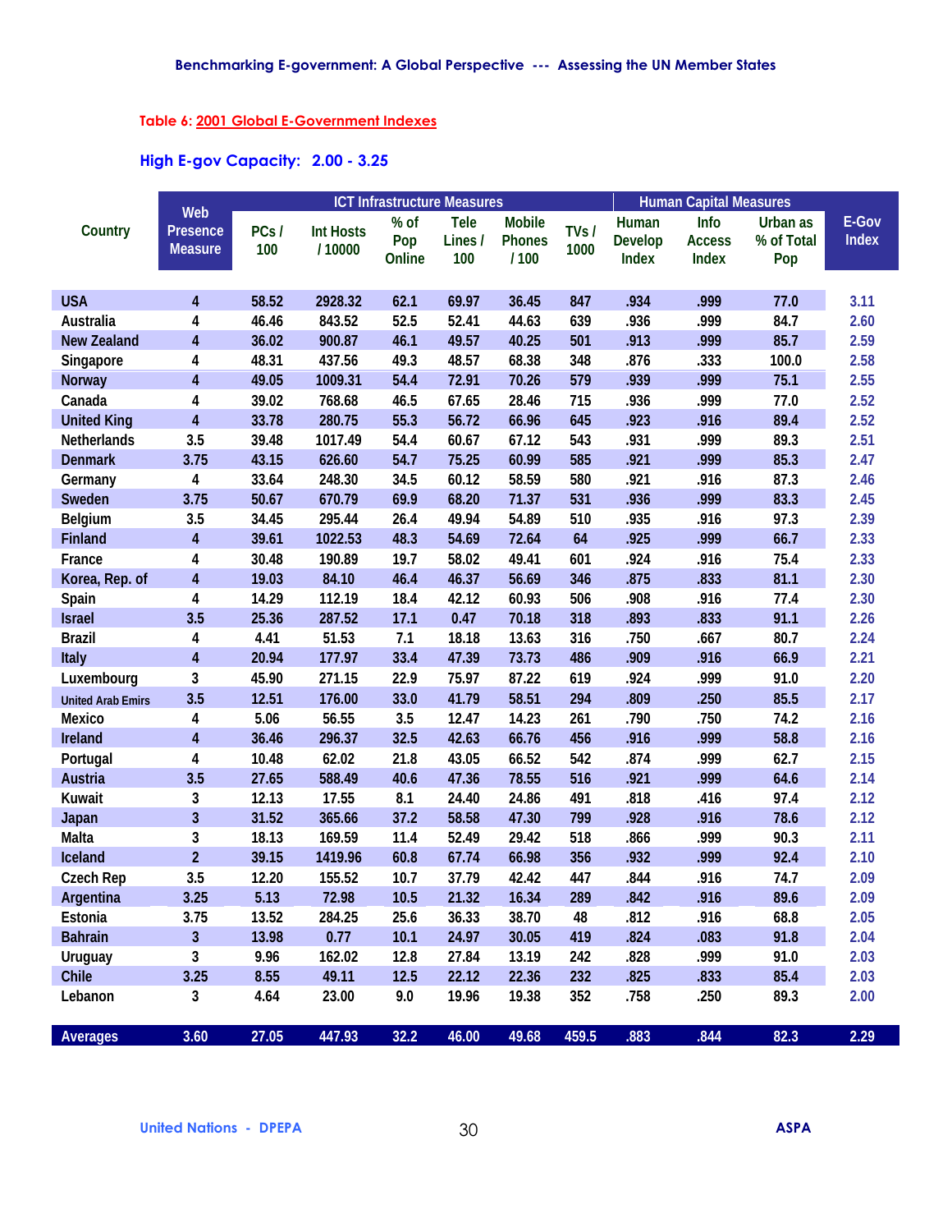Table 6: 2001 Global E-Government Indexes

## High E-gov Capacity: 2.00 - 3.25

| Country | Web Presence Measure | ICT Infrastructure Measures | | | | | | Human Capital Measures | | | E-Gov Index |
|---|---|---|---|---|---|---|---|---|---|---|---|
| | | PCs / 100 | Int Hosts / 10000 | % of Pop Online | Tele Lines / 100 | Mobile Phones / 100 | TVs / 1000 | Human Develop Index | Info Access Index | Urban as % of Total Pop | |
| USA | 4 | 58.52 | 2928.32 | 62.1 | 69.97 | 36.45 | 847 | .934 | .999 | 77.0 | 3.11 |
| Australia | 4 | 46.46 | 843.52 | 52.5 | 52.41 | 44.63 | 639 | .936 | .999 | 84.7 | 2.60 |
| New Zealand | 4 | 36.02 | 900.87 | 46.1 | 49.57 | 40.25 | 501 | .913 | .999 | 85.7 | 2.59 |
| Singapore | 4 | 48.31 | 437.56 | 49.3 | 48.57 | 68.38 | 348 | .876 | .333 | 100.0 | 2.58 |
| Norway | 4 | 49.05 | 1009.31 | 54.4 | 72.91 | 70.26 | 579 | .939 | .999 | 75.1 | 2.55 |
| Canada | 4 | 39.02 | 768.68 | 46.5 | 67.65 | 28.46 | 715 | .936 | .999 | 77.0 | 2.52 |
| United King | 4 | 33.78 | 280.75 | 55.3 | 56.72 | 66.96 | 645 | .923 | .916 | 89.4 | 2.52 |
| Netherlands | 3.5 | 39.48 | 1017.49 | 54.4 | 60.67 | 67.12 | 543 | .931 | .999 | 89.3 | 2.51 |
| Denmark | 3.75 | 43.15 | 626.60 | 54.7 | 75.25 | 60.99 | 585 | .921 | .999 | 85.3 | 2.47 |
| Germany | 4 | 33.64 | 248.30 | 34.5 | 60.12 | 58.59 | 580 | .921 | .916 | 87.3 | 2.46 |
| Sweden | 3.75 | 50.67 | 670.79 | 69.9 | 68.20 | 71.37 | 531 | .936 | .999 | 83.3 | 2.45 |
| Belgium | 3.5 | 34.45 | 295.44 | 26.4 | 49.94 | 54.89 | 510 | .935 | .916 | 97.3 | 2.39 |
| Finland | 4 | 39.61 | 1022.53 | 48.3 | 54.69 | 72.64 | 64 | .925 | .999 | 66.7 | 2.33 |
| France | 4 | 30.48 | 190.89 | 19.7 | 58.02 | 49.41 | 601 | .924 | .916 | 75.4 | 2.33 |
| Korea, Rep. of | 4 | 19.03 | 84.10 | 46.4 | 46.37 | 56.69 | 346 | .875 | .833 | 81.1 | 2.30 |
| Spain | 4 | 14.29 | 112.19 | 18.4 | 42.12 | 60.93 | 506 | .908 | .916 | 77.4 | 2.30 |
| Israel | 3.5 | 25.36 | 287.52 | 17.1 | 0.47 | 70.18 | 318 | .893 | .833 | 91.1 | 2.26 |
| Brazil | 4 | 4.41 | 51.53 | 7.1 | 18.18 | 13.63 | 316 | .750 | .667 | 80.7 | 2.24 |
| Italy | 4 | 20.94 | 177.97 | 33.4 | 47.39 | 73.73 | 486 | .909 | .916 | 66.9 | 2.21 |
| Luxembourg | 3 | 45.90 | 271.15 | 22.9 | 75.97 | 87.22 | 619 | .924 | .999 | 91.0 | 2.20 |
| United Arab Emirs | 3.5 | 12.51 | 176.00 | 33.0 | 41.79 | 58.51 | 294 | .809 | .250 | 85.5 | 2.17 |
| Mexico | 4 | 5.06 | 56.55 | 3.5 | 12.47 | 14.23 | 261 | .790 | .750 | 74.2 | 2.16 |
| Ireland | 4 | 36.46 | 296.37 | 32.5 | 42.63 | 66.76 | 456 | .916 | .999 | 58.8 | 2.16 |
| Portugal | 4 | 10.48 | 62.02 | 21.8 | 43.05 | 66.52 | 542 | .874 | .999 | 62.7 | 2.15 |
| Austria | 3.5 | 27.65 | 588.49 | 40.6 | 47.36 | 78.55 | 516 | .921 | .999 | 64.6 | 2.14 |
| Kuwait | 3 | 12.13 | 17.55 | 8.1 | 24.40 | 24.86 | 491 | .818 | .416 | 97.4 | 2.12 |
| Japan | 3 | 31.52 | 365.66 | 37.2 | 58.58 | 47.30 | 799 | .928 | .916 | 78.6 | 2.12 |
| Malta | 3 | 18.13 | 169.59 | 11.4 | 52.49 | 29.42 | 518 | .866 | .999 | 90.3 | 2.11 |
| Iceland | 2 | 39.15 | 1419.96 | 60.8 | 67.74 | 66.98 | 356 | .932 | .999 | 92.4 | 2.10 |
| Czech Rep | 3.5 | 12.20 | 155.52 | 10.7 | 37.79 | 42.42 | 447 | .844 | .916 | 74.7 | 2.09 |
| Argentina | 3.25 | 5.13 | 72.98 | 10.5 | 21.32 | 16.34 | 289 | .842 | .916 | 89.6 | 2.09 |
| Estonia | 3.75 | 13.52 | 284.25 | 25.6 | 36.33 | 38.70 | 48 | .812 | .916 | 68.8 | 2.05 |
| Bahrain | 3 | 13.98 | 0.77 | 10.1 | 24.97 | 30.05 | 419 | .824 | .083 | 91.8 | 2.04 |
| Uruguay | 3 | 9.96 | 162.02 | 12.8 | 27.84 | 13.19 | 242 | .828 | .999 | 91.0 | 2.03 |
| Chile | 3.25 | 8.55 | 49.11 | 12.5 | 22.12 | 22.36 | 232 | .825 | .833 | 85.4 | 2.03 |
| Lebanon | 3 | 4.64 | 23.00 | 9.0 | 19.96 | 19.38 | 352 | .758 | .250 | 89.3 | 2.00 |
| Averages | 3.60 | 27.05 | 447.93 | 32.2 | 46.00 | 49.68 | 459.5 | .883 | .844 | 82.3 | 2.29 |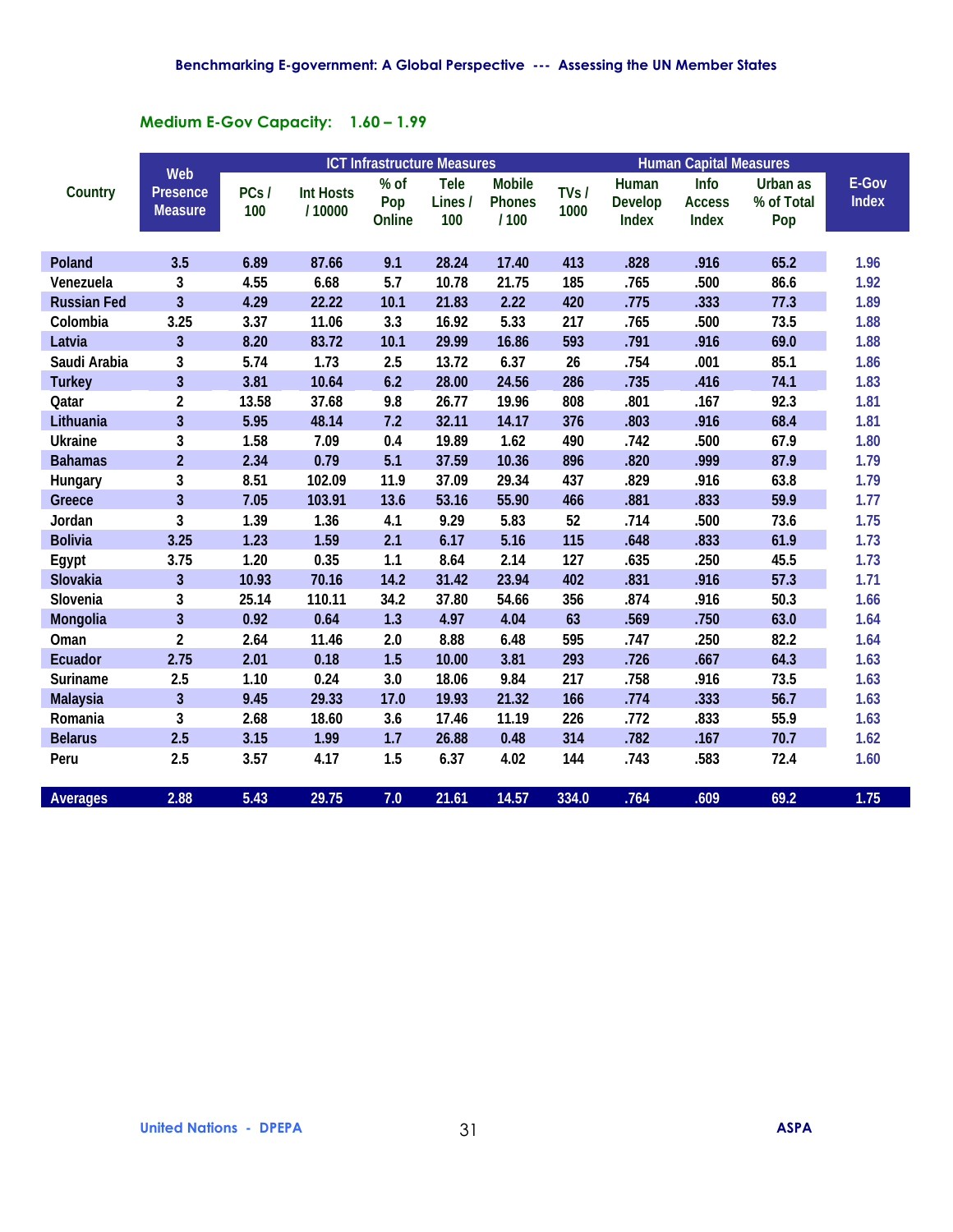## Medium E-Gov Capacity: 1.60 – 1.99

| Country | Web Presence Measure | ICT Infrastructure Measures | | | | | | Human Capital Measures | | | E-Gov Index |
|---|---|---|---|---|---|---|---|---|---|---|---|
| | | PCs / 100 | Int Hosts / 10000 | % of Pop Online | Tele Lines / 100 | Mobile Phones / 100 | TVs / 1000 | Human Develop Index | Info Access Index | Urban as % of Total Pop | |
| Poland | 3.5 | 6.89 | 87.66 | 9.1 | 28.24 | 17.40 | 413 | .828 | .916 | 65.2 | 1.96 |
| Venezuela | 3 | 4.55 | 6.68 | 5.7 | 10.78 | 21.75 | 185 | .765 | .500 | 86.6 | 1.92 |
| Russian Fed | 3 | 4.29 | 22.22 | 10.1 | 21.83 | 2.22 | 420 | .775 | .333 | 77.3 | 1.89 |
| Colombia | 3.25 | 3.37 | 11.06 | 3.3 | 16.92 | 5.33 | 217 | .765 | .500 | 73.5 | 1.88 |
| Latvia | 3 | 8.20 | 83.72 | 10.1 | 29.99 | 16.86 | 593 | .791 | .916 | 69.0 | 1.88 |
| Saudi Arabia | 3 | 5.74 | 1.73 | 2.5 | 13.72 | 6.37 | 26 | .754 | .001 | 85.1 | 1.86 |
| Turkey | 3 | 3.81 | 10.64 | 6.2 | 28.00 | 24.56 | 286 | .735 | .416 | 74.1 | 1.83 |
| Qatar | 2 | 13.58 | 37.68 | 9.8 | 26.77 | 19.96 | 808 | .801 | .167 | 92.3 | 1.81 |
| Lithuania | 3 | 5.95 | 48.14 | 7.2 | 32.11 | 14.17 | 376 | .803 | .916 | 68.4 | 1.81 |
| Ukraine | 3 | 1.58 | 7.09 | 0.4 | 19.89 | 1.62 | 490 | .742 | .500 | 67.9 | 1.80 |
| Bahamas | 2 | 2.34 | 0.79 | 5.1 | 37.59 | 10.36 | 896 | .820 | .999 | 87.9 | 1.79 |
| Hungary | 3 | 8.51 | 102.09 | 11.9 | 37.09 | 29.34 | 437 | .829 | .916 | 63.8 | 1.79 |
| Greece | 3 | 7.05 | 103.91 | 13.6 | 53.16 | 55.90 | 466 | .881 | .833 | 59.9 | 1.77 |
| Jordan | 3 | 1.39 | 1.36 | 4.1 | 9.29 | 5.83 | 52 | .714 | .500 | 73.6 | 1.75 |
| Bolivia | 3.25 | 1.23 | 1.59 | 2.1 | 6.17 | 5.16 | 115 | .648 | .833 | 61.9 | 1.73 |
| Egypt | 3.75 | 1.20 | 0.35 | 1.1 | 8.64 | 2.14 | 127 | .635 | .250 | 45.5 | 1.73 |
| Slovakia | 3 | 10.93 | 70.16 | 14.2 | 31.42 | 23.94 | 402 | .831 | .916 | 57.3 | 1.71 |
| Slovenia | 3 | 25.14 | 110.11 | 34.2 | 37.80 | 54.66 | 356 | .874 | .916 | 50.3 | 1.66 |
| Mongolia | 3 | 0.92 | 0.64 | 1.3 | 4.97 | 4.04 | 63 | .569 | .750 | 63.0 | 1.64 |
| Oman | 2 | 2.64 | 11.46 | 2.0 | 8.88 | 6.48 | 595 | .747 | .250 | 82.2 | 1.64 |
| Ecuador | 2.75 | 2.01 | 0.18 | 1.5 | 10.00 | 3.81 | 293 | .726 | .667 | 64.3 | 1.63 |
| Suriname | 2.5 | 1.10 | 0.24 | 3.0 | 18.06 | 9.84 | 217 | .758 | .916 | 73.5 | 1.63 |
| Malaysia | 3 | 9.45 | 29.33 | 17.0 | 19.93 | 21.32 | 166 | .774 | .333 | 56.7 | 1.63 |
| Romania | 3 | 2.68 | 18.60 | 3.6 | 17.46 | 11.19 | 226 | .772 | .833 | 55.9 | 1.63 |
| Belarus | 2.5 | 3.15 | 1.99 | 1.7 | 26.88 | 0.48 | 314 | .782 | .167 | 70.7 | 1.62 |
| Peru | 2.5 | 3.57 | 4.17 | 1.5 | 6.37 | 4.02 | 144 | .743 | .583 | 72.4 | 1.60 |
| Averages | 2.88 | 5.43 | 29.75 | 7.0 | 21.61 | 14.57 | 334.0 | .764 | .609 | 69.2 | 1.75 |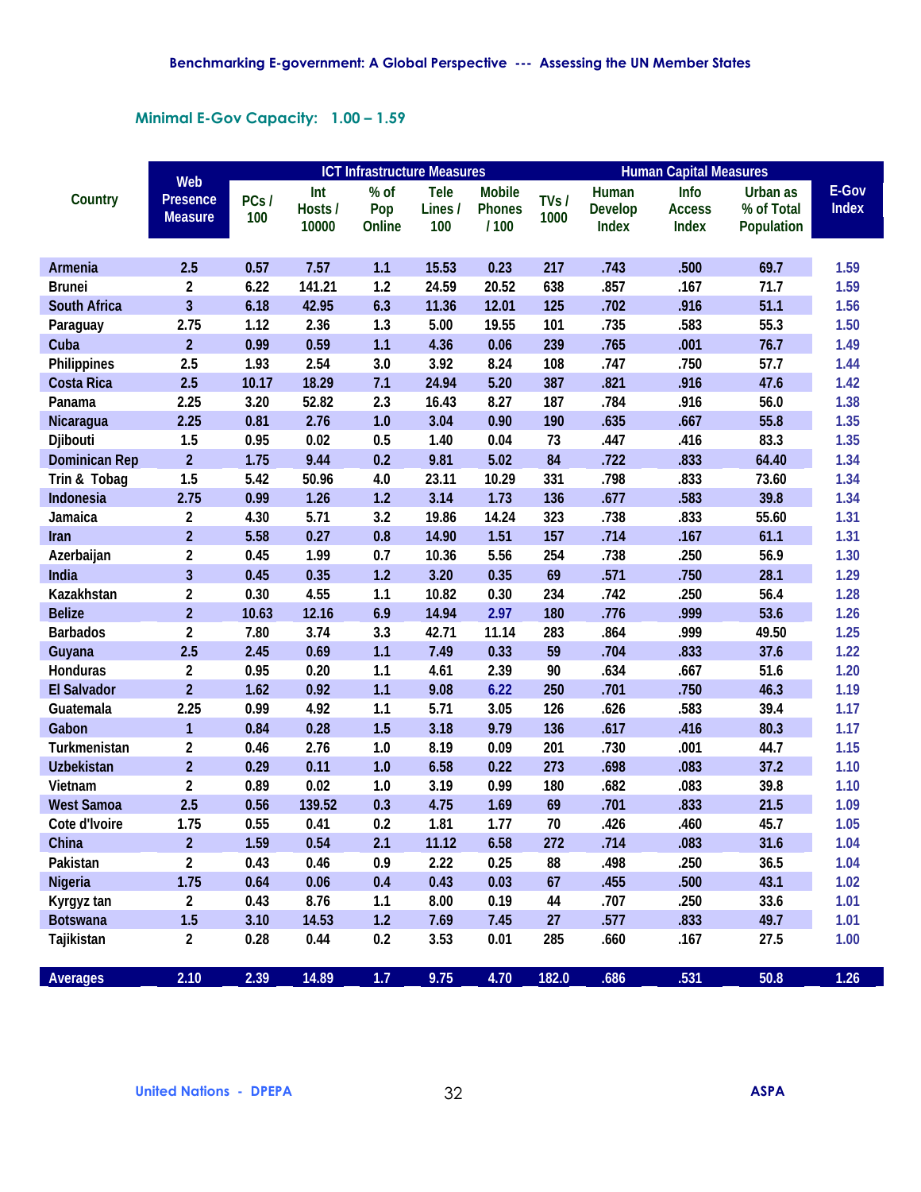## Minimal E-Gov Capacity: 1.00 – 1.59

| Country | Web Presence Measure | ICT Infrastructure Measures | | | | | | Human Capital Measures | | | E-Gov Index |
|---|---|---|---|---|---|---|---|---|---|---|---|
| | | PCs / 100 | Int Hosts / 10000 | % of Pop Online | Tele Lines / 100 | Mobile Phones / 100 | TVs / 1000 | Human Develop Index | Info Access Index | Urban as % of Total Population | |
| Armenia | 2.5 | 0.57 | 7.57 | 1.1 | 15.53 | 0.23 | 217 | .743 | .500 | 69.7 | 1.59 |
| Brunei | 2 | 6.22 | 141.21 | 1.2 | 24.59 | 20.52 | 638 | .857 | .167 | 71.7 | 1.59 |
| South Africa | 3 | 6.18 | 42.95 | 6.3 | 11.36 | 12.01 | 125 | .702 | .916 | 51.1 | 1.56 |
| Paraguay | 2.75 | 1.12 | 2.36 | 1.3 | 5.00 | 19.55 | 101 | .735 | .583 | 55.3 | 1.50 |
| Cuba | 2 | 0.99 | 0.59 | 1.1 | 4.36 | 0.06 | 239 | .765 | .001 | 76.7 | 1.49 |
| Philippines | 2.5 | 1.93 | 2.54 | 3.0 | 3.92 | 8.24 | 108 | .747 | .750 | 57.7 | 1.44 |
| Costa Rica | 2.5 | 10.17 | 18.29 | 7.1 | 24.94 | 5.20 | 387 | .821 | .916 | 47.6 | 1.42 |
| Panama | 2.25 | 3.20 | 52.82 | 2.3 | 16.43 | 8.27 | 187 | .784 | .916 | 56.0 | 1.38 |
| Nicaragua | 2.25 | 0.81 | 2.76 | 1.0 | 3.04 | 0.90 | 190 | .635 | .667 | 55.8 | 1.35 |
| Djibouti | 1.5 | 0.95 | 0.02 | 0.5 | 1.40 | 0.04 | 73 | .447 | .416 | 83.3 | 1.35 |
| Dominican Rep | 2 | 1.75 | 9.44 | 0.2 | 9.81 | 5.02 | 84 | .722 | .833 | 64.40 | 1.34 |
| Trin & Tobag | 1.5 | 5.42 | 50.96 | 4.0 | 23.11 | 10.29 | 331 | .798 | .833 | 73.60 | 1.34 |
| Indonesia | 2.75 | 0.99 | 1.26 | 1.2 | 3.14 | 1.73 | 136 | .677 | .583 | 39.8 | 1.34 |
| Jamaica | 2 | 4.30 | 5.71 | 3.2 | 19.86 | 14.24 | 323 | .738 | .833 | 55.60 | 1.31 |
| Iran | 2 | 5.58 | 0.27 | 0.8 | 14.90 | 1.51 | 157 | .714 | .167 | 61.1 | 1.31 |
| Azerbaijan | 2 | 0.45 | 1.99 | 0.7 | 10.36 | 5.56 | 254 | .738 | .250 | 56.9 | 1.30 |
| India | 3 | 0.45 | 0.35 | 1.2 | 3.20 | 0.35 | 69 | .571 | .750 | 28.1 | 1.29 |
| Kazakhstan | 2 | 0.30 | 4.55 | 1.1 | 10.82 | 0.30 | 234 | .742 | .250 | 56.4 | 1.28 |
| Belize | 2 | 10.63 | 12.16 | 6.9 | 14.94 | 2.97 | 180 | .776 | .999 | 53.6 | 1.26 |
| Barbados | 2 | 7.80 | 3.74 | 3.3 | 42.71 | 11.14 | 283 | .864 | .999 | 49.50 | 1.25 |
| Guyana | 2.5 | 2.45 | 0.69 | 1.1 | 7.49 | 0.33 | 59 | .704 | .833 | 37.6 | 1.22 |
| Honduras | 2 | 0.95 | 0.20 | 1.1 | 4.61 | 2.39 | 90 | .634 | .667 | 51.6 | 1.20 |
| El Salvador | 2 | 1.62 | 0.92 | 1.1 | 9.08 | 6.22 | 250 | .701 | .750 | 46.3 | 1.19 |
| Guatemala | 2.25 | 0.99 | 4.92 | 1.1 | 5.71 | 3.05 | 126 | .626 | .583 | 39.4 | 1.17 |
| Gabon | 1 | 0.84 | 0.28 | 1.5 | 3.18 | 9.79 | 136 | .617 | .416 | 80.3 | 1.17 |
| Turkmenistan | 2 | 0.46 | 2.76 | 1.0 | 8.19 | 0.09 | 201 | .730 | .001 | 44.7 | 1.15 |
| Uzbekistan | 2 | 0.29 | 0.11 | 1.0 | 6.58 | 0.22 | 273 | .698 | .083 | 37.2 | 1.10 |
| Vietnam | 2 | 0.89 | 0.02 | 1.0 | 3.19 | 0.99 | 180 | .682 | .083 | 39.8 | 1.10 |
| West Samoa | 2.5 | 0.56 | 139.52 | 0.3 | 4.75 | 1.69 | 69 | .701 | .833 | 21.5 | 1.09 |
| Cote d'Ivoire | 1.75 | 0.55 | 0.41 | 0.2 | 1.81 | 1.77 | 70 | .426 | .460 | 45.7 | 1.05 |
| China | 2 | 1.59 | 0.54 | 2.1 | 11.12 | 6.58 | 272 | .714 | .083 | 31.6 | 1.04 |
| Pakistan | 2 | 0.43 | 0.46 | 0.9 | 2.22 | 0.25 | 88 | .498 | .250 | 36.5 | 1.04 |
| Nigeria | 1.75 | 0.64 | 0.06 | 0.4 | 0.43 | 0.03 | 67 | .455 | .500 | 43.1 | 1.02 |
| Kyrgyz tan | 2 | 0.43 | 8.76 | 1.1 | 8.00 | 0.19 | 44 | .707 | .250 | 33.6 | 1.01 |
| Botswana | 1.5 | 3.10 | 14.53 | 1.2 | 7.69 | 7.45 | 27 | .577 | .833 | 49.7 | 1.01 |
| Tajikistan | 2 | 0.28 | 0.44 | 0.2 | 3.53 | 0.01 | 285 | .660 | .167 | 27.5 | 1.00 |
| **Averages** | **2.10** | **2.39** | **14.89** | **1.7** | **9.75** | **4.70** | **182.0** | **.686** | **.531** | **50.8** | **1.26** |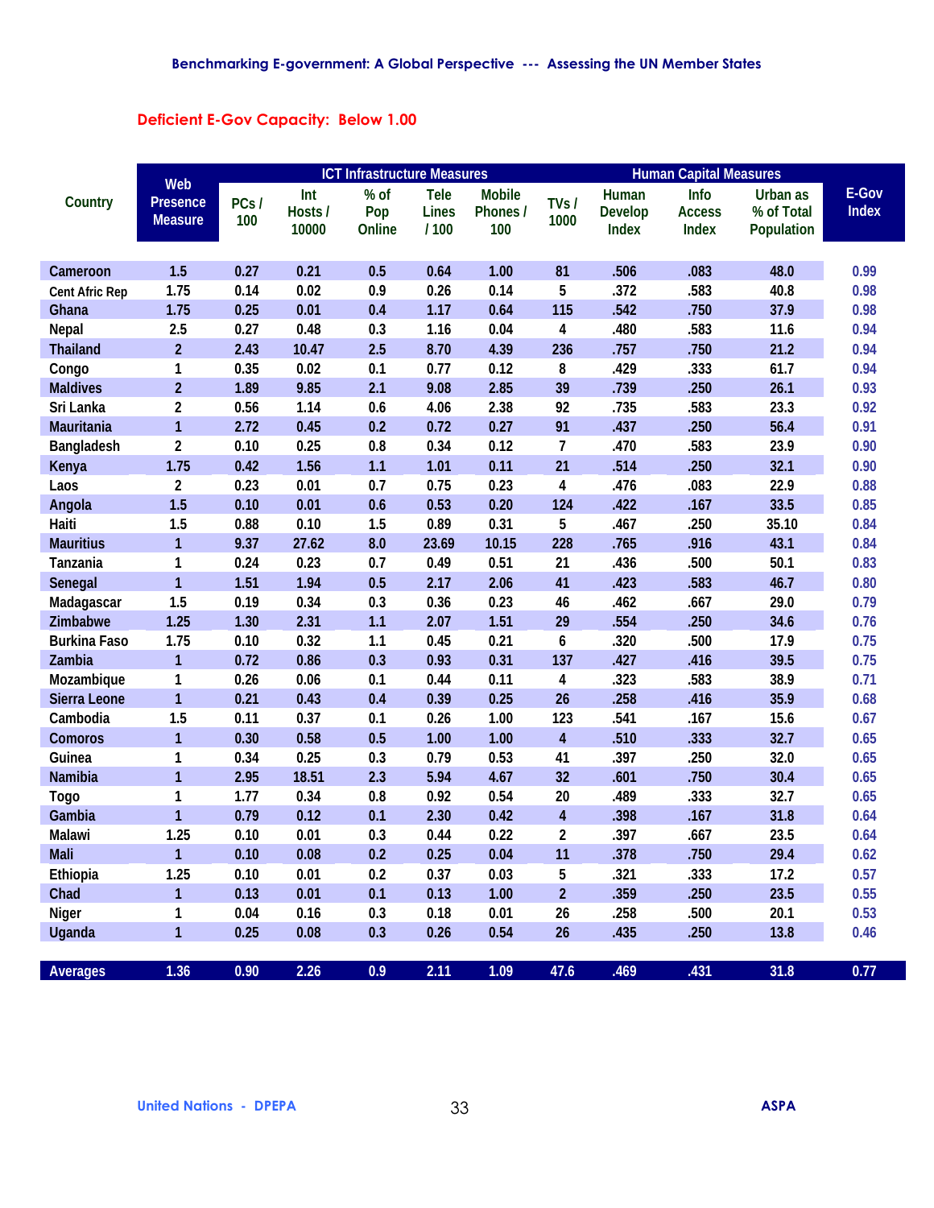## Deficient E-Gov Capacity: Below 1.00

| Country | Web Presence Measure | ICT Infrastructure Measures | | | | | | Human Capital Measures | | | E-Gov Index |
|---|---|---|---|---|---|---|---|---|---|---|---|
| | | PCs / 100 | Int Hosts / 10000 | % of Pop Online | Tele Lines / 100 | Mobile Phones / 100 | TVs / 1000 | Human Develop Index | Info Access Index | Urban as % of Total Population | |
| Cameroon | 1.5 | 0.27 | 0.21 | 0.5 | 0.64 | 1.00 | 81 | .506 | .083 | 48.0 | 0.99 |
| Cent Afric Rep | 1.75 | 0.14 | 0.02 | 0.9 | 0.26 | 0.14 | 5 | .372 | .583 | 40.8 | 0.98 |
| Ghana | 1.75 | 0.25 | 0.01 | 0.4 | 1.17 | 0.64 | 115 | .542 | .750 | 37.9 | 0.98 |
| Nepal | 2.5 | 0.27 | 0.48 | 0.3 | 1.16 | 0.04 | 4 | .480 | .583 | 11.6 | 0.94 |
| Thailand | 2 | 2.43 | 10.47 | 2.5 | 8.70 | 4.39 | 236 | .757 | .750 | 21.2 | 0.94 |
| Congo | 1 | 0.35 | 0.02 | 0.1 | 0.77 | 0.12 | 8 | .429 | .333 | 61.7 | 0.94 |
| Maldives | 2 | 1.89 | 9.85 | 2.1 | 9.08 | 2.85 | 39 | .739 | .250 | 26.1 | 0.93 |
| Sri Lanka | 2 | 0.56 | 1.14 | 0.6 | 4.06 | 2.38 | 92 | .735 | .583 | 23.3 | 0.92 |
| Mauritania | 1 | 2.72 | 0.45 | 0.2 | 0.72 | 0.27 | 91 | .437 | .250 | 56.4 | 0.91 |
| Bangladesh | 2 | 0.10 | 0.25 | 0.8 | 0.34 | 0.12 | 7 | .470 | .583 | 23.9 | 0.90 |
| Kenya | 1.75 | 0.42 | 1.56 | 1.1 | 1.01 | 0.11 | 21 | .514 | .250 | 32.1 | 0.90 |
| Laos | 2 | 0.23 | 0.01 | 0.7 | 0.75 | 0.23 | 4 | .476 | .083 | 22.9 | 0.88 |
| Angola | 1.5 | 0.10 | 0.01 | 0.6 | 0.53 | 0.20 | 124 | .422 | .167 | 33.5 | 0.85 |
| Haiti | 1.5 | 0.88 | 0.10 | 1.5 | 0.89 | 0.31 | 5 | .467 | .250 | 35.10 | 0.84 |
| Mauritius | 1 | 9.37 | 27.62 | 8.0 | 23.69 | 10.15 | 228 | .765 | .916 | 43.1 | 0.84 |
| Tanzania | 1 | 0.24 | 0.23 | 0.7 | 0.49 | 0.51 | 21 | .436 | .500 | 50.1 | 0.83 |
| Senegal | 1 | 1.51 | 1.94 | 0.5 | 2.17 | 2.06 | 41 | .423 | .583 | 46.7 | 0.80 |
| Madagascar | 1.5 | 0.19 | 0.34 | 0.3 | 0.36 | 0.23 | 46 | .462 | .667 | 29.0 | 0.79 |
| Zimbabwe | 1.25 | 1.30 | 2.31 | 1.1 | 2.07 | 1.51 | 29 | .554 | .250 | 34.6 | 0.76 |
| Burkina Faso | 1.75 | 0.10 | 0.32 | 1.1 | 0.45 | 0.21 | 6 | .320 | .500 | 17.9 | 0.75 |
| Zambia | 1 | 0.72 | 0.86 | 0.3 | 0.93 | 0.31 | 137 | .427 | .416 | 39.5 | 0.75 |
| Mozambique | 1 | 0.26 | 0.06 | 0.1 | 0.44 | 0.11 | 4 | .323 | .583 | 38.9 | 0.71 |
| Sierra Leone | 1 | 0.21 | 0.43 | 0.4 | 0.39 | 0.25 | 26 | .258 | .416 | 35.9 | 0.68 |
| Cambodia | 1.5 | 0.11 | 0.37 | 0.1 | 0.26 | 1.00 | 123 | .541 | .167 | 15.6 | 0.67 |
| Comoros | 1 | 0.30 | 0.58 | 0.5 | 1.00 | 1.00 | 4 | .510 | .333 | 32.7 | 0.65 |
| Guinea | 1 | 0.34 | 0.25 | 0.3 | 0.79 | 0.53 | 41 | .397 | .250 | 32.0 | 0.65 |
| Namibia | 1 | 2.95 | 18.51 | 2.3 | 5.94 | 4.67 | 32 | .601 | .750 | 30.4 | 0.65 |
| Togo | 1 | 1.77 | 0.34 | 0.8 | 0.92 | 0.54 | 20 | .489 | .333 | 32.7 | 0.65 |
| Gambia | 1 | 0.79 | 0.12 | 0.1 | 2.30 | 0.42 | 4 | .398 | .167 | 31.8 | 0.64 |
| Malawi | 1.25 | 0.10 | 0.01 | 0.3 | 0.44 | 0.22 | 2 | .397 | .667 | 23.5 | 0.64 |
| Mali | 1 | 0.10 | 0.08 | 0.2 | 0.25 | 0.04 | 11 | .378 | .750 | 29.4 | 0.62 |
| Ethiopia | 1.25 | 0.10 | 0.01 | 0.2 | 0.37 | 0.03 | 5 | .321 | .333 | 17.2 | 0.57 |
| Chad | 1 | 0.13 | 0.01 | 0.1 | 0.13 | 1.00 | 2 | .359 | .250 | 23.5 | 0.55 |
| Niger | 1 | 0.04 | 0.16 | 0.3 | 0.18 | 0.01 | 26 | .258 | .500 | 20.1 | 0.53 |
| Uganda | 1 | 0.25 | 0.08 | 0.3 | 0.26 | 0.54 | 26 | .435 | .250 | 13.8 | 0.46 |
| **Averages** | 1.36 | 0.90 | 2.26 | 0.9 | 2.11 | 1.09 | 47.6 | .469 | .431 | 31.8 | 0.77 |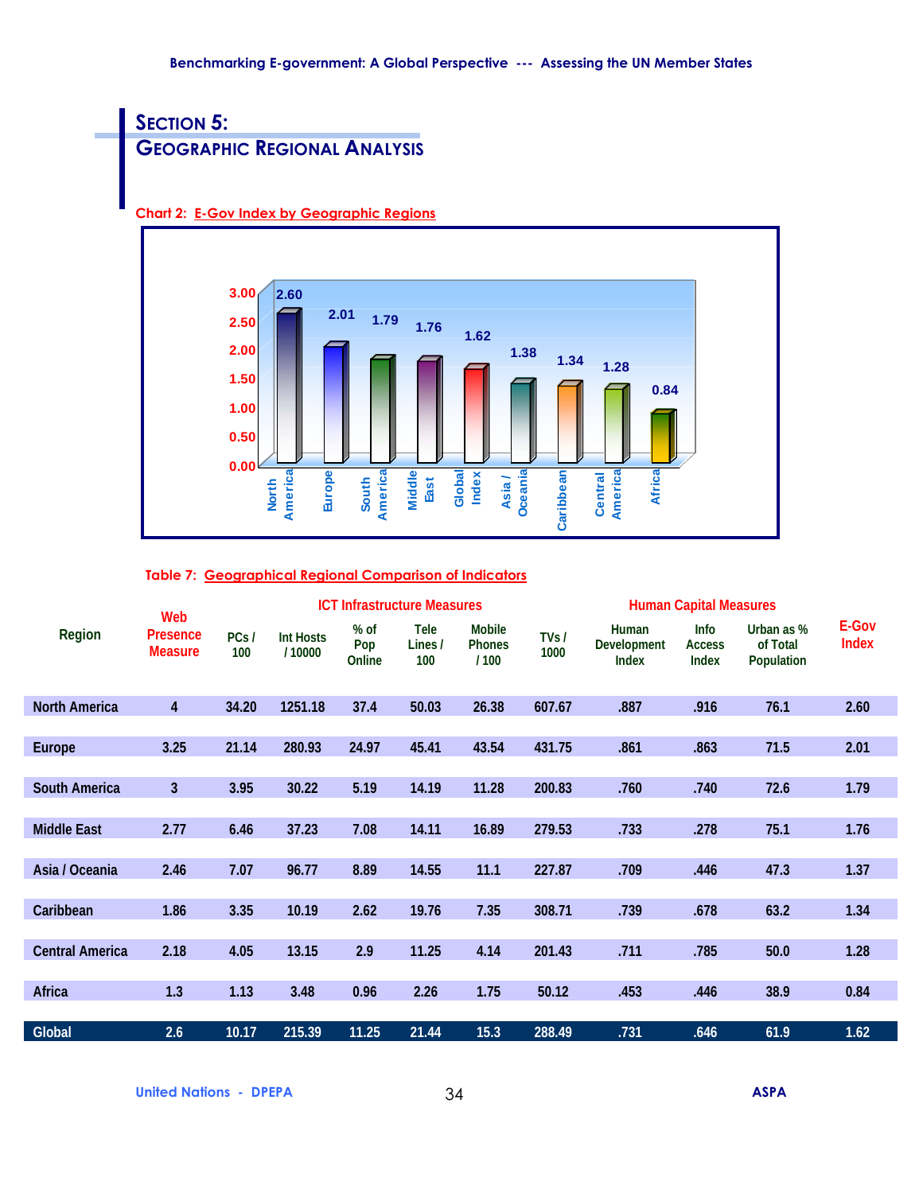## SECTION 5:
## GEOGRAPHIC REGIONAL ANALYSIS

**Chart 2: E-Gov Index by Geographic Regions**

| Region | E-Gov Index |
|---|---|
| North America | 2.60 |
| Europe | 2.01 |
| South America | 1.79 |
| Middle East | 1.76 |
| Global Index | 1.62 |
| Asia / Oceania | 1.38 |
| Caribbean | 1.34 |
| Central America | 1.28 |
| Africa | 0.84 |

**Table 7: Geographical Regional Comparison of Indicators**

| Region | Web Presence Measure | ICT Infrastructure Measures | | | | | | Human Capital Measures | | | E-Gov Index |
|---|---|---|---|---|---|---|---|---|---|---|---|
| | | PCs / 100 | Int Hosts / 10000 | % of Pop Online | Tele Lines / 100 | Mobile Phones / 100 | TVs / 1000 | Human Development Index | Info Access Index | Urban as % of Total Population | |
| North America | 4 | 34.20 | 1251.18 | 37.4 | 50.03 | 26.38 | 607.67 | .887 | .916 | 76.1 | 2.60 |
| Europe | 3.25 | 21.14 | 280.93 | 24.97 | 45.41 | 43.54 | 431.75 | .861 | .863 | 71.5 | 2.01 |
| South America | 3 | 3.95 | 30.22 | 5.19 | 14.19 | 11.28 | 200.83 | .760 | .740 | 72.6 | 1.79 |
| Middle East | 2.77 | 6.46 | 37.23 | 7.08 | 14.11 | 16.89 | 279.53 | .733 | .278 | 75.1 | 1.76 |
| Asia / Oceania | 2.46 | 7.07 | 96.77 | 8.89 | 14.55 | 11.1 | 227.87 | .709 | .446 | 47.3 | 1.37 |
| Caribbean | 1.86 | 3.35 | 10.19 | 2.62 | 19.76 | 7.35 | 308.71 | .739 | .678 | 63.2 | 1.34 |
| Central America | 2.18 | 4.05 | 13.15 | 2.9 | 11.25 | 4.14 | 201.43 | .711 | .785 | 50.0 | 1.28 |
| Africa | 1.3 | 1.13 | 3.48 | 0.96 | 2.26 | 1.75 | 50.12 | .453 | .446 | 38.9 | 0.84 |
| Global | 2.6 | 10.17 | 215.39 | 11.25 | 21.44 | 15.3 | 288.49 | .731 | .646 | 61.9 | 1.62 |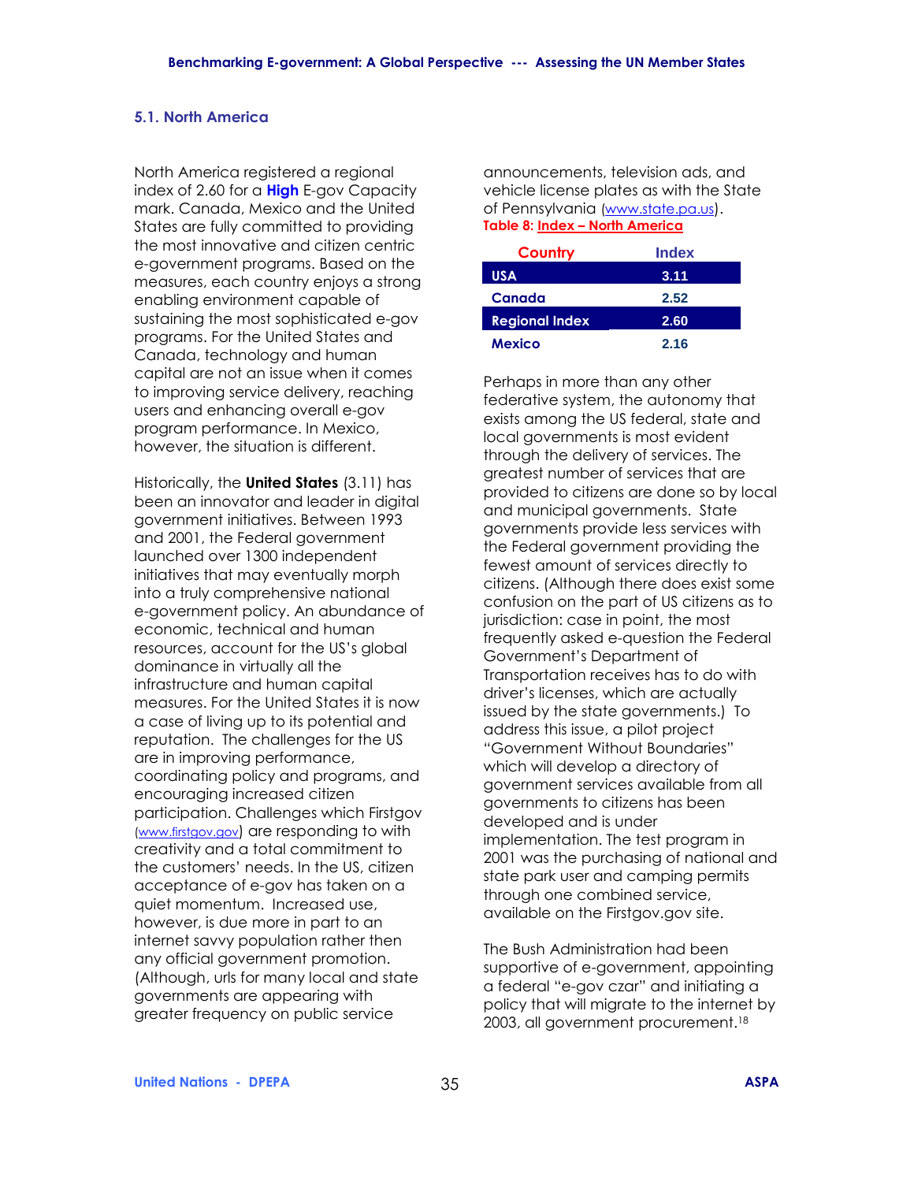### 5.1. North America

North America registered a regional index of 2.60 for a **High** E-gov Capacity mark. Canada, Mexico and the United States are fully committed to providing the most innovative and citizen centric e-government programs. Based on the measures, each country enjoys a strong enabling environment capable of sustaining the most sophisticated e-gov programs. For the United States and Canada, technology and human capital are not an issue when it comes to improving service delivery, reaching users and enhancing overall e-gov program performance. In Mexico, however, the situation is different.

Historically, the **United States** (3.11) has been an innovator and leader in digital government initiatives. Between 1993 and 2001, the Federal government launched over 1300 independent initiatives that may eventually morph into a truly comprehensive national e-government policy. An abundance of economic, technical and human resources, account for the US's global dominance in virtually all the infrastructure and human capital measures. For the United States it is now a case of living up to its potential and reputation. The challenges for the US are in improving performance, coordinating policy and programs, and encouraging increased citizen participation. Challenges which Firstgov (www.firstgov.gov) are responding to with creativity and a total commitment to the customers' needs. In the US, citizen acceptance of e-gov has taken on a quiet momentum. Increased use, however, is due more in part to an internet savvy population rather then any official government promotion. (Although, urls for many local and state governments are appearing with greater frequency on public service announcements, television ads, and vehicle license plates as with the State of Pennsylvania (www.state.pa.us).

**Table 8: Index – North America**

| Country | Index |
|---|---|
| **USA** | **3.11** |
| **Canada** | **2.52** |
| **Regional Index** | **2.60** |
| **Mexico** | **2.16** |

Perhaps in more than any other federative system, the autonomy that exists among the US federal, state and local governments is most evident through the delivery of services. The greatest number of services that are provided to citizens are done so by local and municipal governments. State governments provide less services with the Federal government providing the fewest amount of services directly to citizens. (Although there does exist some confusion on the part of US citizens as to jurisdiction: case in point, the most frequently asked e-question the Federal Government's Department of Transportation receives has to do with driver's licenses, which are actually issued by the state governments.) To address this issue, a pilot project "Government Without Boundaries" which will develop a directory of government services available from all governments to citizens has been developed and is under implementation. The test program in 2001 was the purchasing of national and state park user and camping permits through one combined service, available on the Firstgov.gov site.

The Bush Administration had been supportive of e-government, appointing a federal "e-gov czar" and initiating a policy that will migrate to the internet by 2003, all government procurement.[18]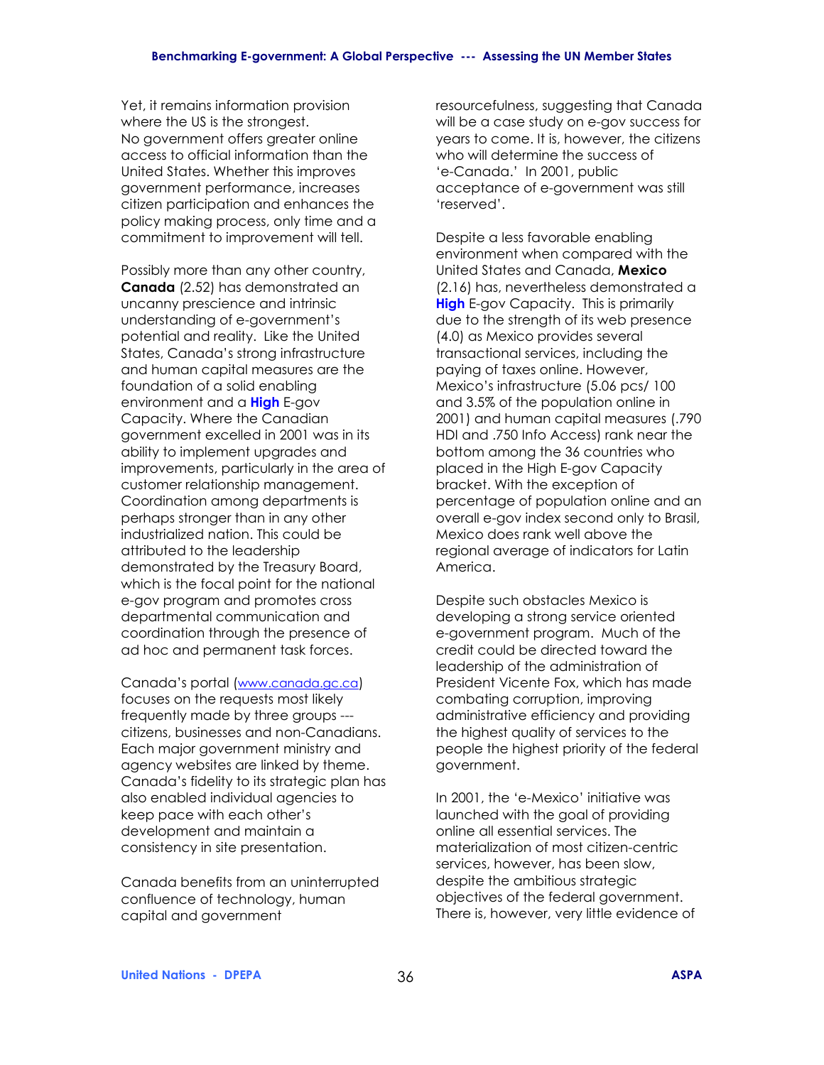Yet, it remains information provision where the US is the strongest. No government offers greater online access to official information than the United States. Whether this improves government performance, increases citizen participation and enhances the policy making process, only time and a commitment to improvement will tell.

Possibly more than any other country, **Canada** (2.52) has demonstrated an uncanny prescience and intrinsic understanding of e-government's potential and reality. Like the United States, Canada's strong infrastructure and human capital measures are the foundation of a solid enabling environment and a **High** E-gov Capacity. Where the Canadian government excelled in 2001 was in its ability to implement upgrades and improvements, particularly in the area of customer relationship management. Coordination among departments is perhaps stronger than in any other industrialized nation. This could be attributed to the leadership demonstrated by the Treasury Board, which is the focal point for the national e-gov program and promotes cross departmental communication and coordination through the presence of ad hoc and permanent task forces.

Canada's portal (www.canada.gc.ca) focuses on the requests most likely frequently made by three groups --- citizens, businesses and non-Canadians. Each major government ministry and agency websites are linked by theme. Canada's fidelity to its strategic plan has also enabled individual agencies to keep pace with each other's development and maintain a consistency in site presentation.

Canada benefits from an uninterrupted confluence of technology, human capital and government resourcefulness, suggesting that Canada will be a case study on e-gov success for years to come. It is, however, the citizens who will determine the success of 'e-Canada.' In 2001, public acceptance of e-government was still 'reserved'.

Despite a less favorable enabling environment when compared with the United States and Canada, **Mexico** (2.16) has, nevertheless demonstrated a **High** E-gov Capacity. This is primarily due to the strength of its web presence (4.0) as Mexico provides several transactional services, including the paying of taxes online. However, Mexico's infrastructure (5.06 pcs/ 100 and 3.5% of the population online in 2001) and human capital measures (.790 HDI and .750 Info Access) rank near the bottom among the 36 countries who placed in the High E-gov Capacity bracket. With the exception of percentage of population online and an overall e-gov index second only to Brasil, Mexico does rank well above the regional average of indicators for Latin America.

Despite such obstacles Mexico is developing a strong service oriented e-government program. Much of the credit could be directed toward the leadership of the administration of President Vicente Fox, which has made combating corruption, improving administrative efficiency and providing the highest quality of services to the people the highest priority of the federal government.

In 2001, the 'e-Mexico' initiative was launched with the goal of providing online all essential services. The materialization of most citizen-centric services, however, has been slow, despite the ambitious strategic objectives of the federal government. There is, however, very little evidence of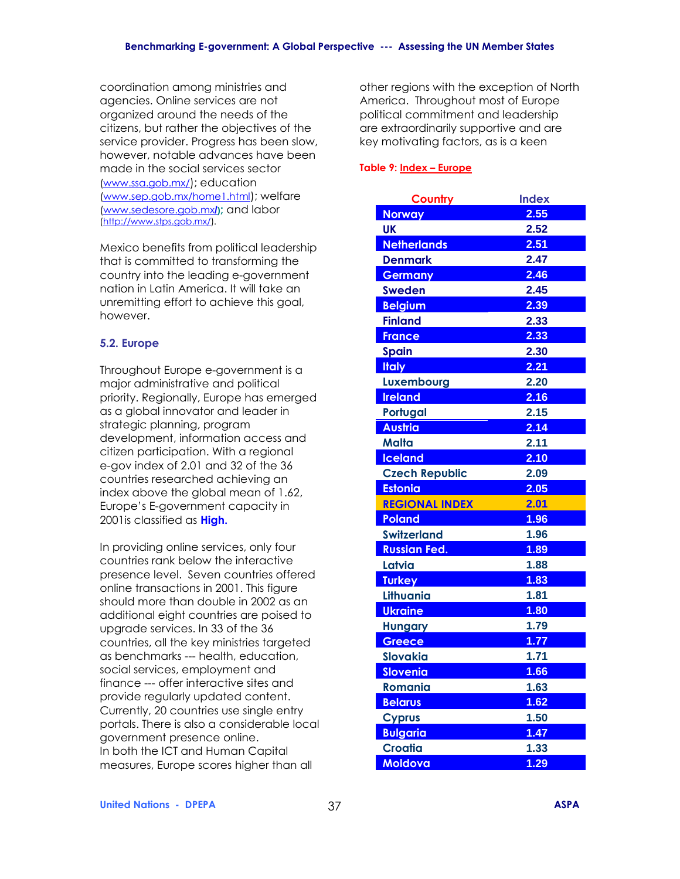coordination among ministries and agencies. Online services are not organized around the needs of the citizens, but rather the objectives of the service provider. Progress has been slow, however, notable advances have been made in the social services sector (www.ssa.gob.mx/); education (www.sep.gob.mx/home1.html); welfare (www.sedesore.gob.mx/); and labor (http://www.stps.gob.mx/).

Mexico benefits from political leadership that is committed to transforming the country into the leading e-government nation in Latin America. It will take an unremitting effort to achieve this goal, however.

### 5.2. Europe

Throughout Europe e-government is a major administrative and political priority. Regionally, Europe has emerged as a global innovator and leader in strategic planning, program development, information access and citizen participation. With a regional e-gov index of 2.01 and 32 of the 36 countries researched achieving an index above the global mean of 1.62, Europe's E-government capacity in 2001is classified as **High.**

In providing online services, only four countries rank below the interactive presence level. Seven countries offered online transactions in 2001. This figure should more than double in 2002 as an additional eight countries are poised to upgrade services. In 33 of the 36 countries, all the key ministries targeted as benchmarks --- health, education, social services, employment and finance --- offer interactive sites and provide regularly updated content. Currently, 20 countries use single entry portals. There is also a considerable local government presence online.
In both the ICT and Human Capital measures, Europe scores higher than all other regions with the exception of North America. Throughout most of Europe political commitment and leadership are extraordinarily supportive and are key motivating factors, as is a keen

**Table 9: Index – Europe**

| Country | Index |
|---|---|
| Norway | 2.55 |
| UK | 2.52 |
| Netherlands | 2.51 |
| Denmark | 2.47 |
| Germany | 2.46 |
| Sweden | 2.45 |
| Belgium | 2.39 |
| Finland | 2.33 |
| France | 2.33 |
| Spain | 2.30 |
| Italy | 2.21 |
| Luxembourg | 2.20 |
| Ireland | 2.16 |
| Portugal | 2.15 |
| Austria | 2.14 |
| Malta | 2.11 |
| Iceland | 2.10 |
| Czech Republic | 2.09 |
| Estonia | 2.05 |
| REGIONAL INDEX | 2.01 |
| Poland | 1.96 |
| Switzerland | 1.96 |
| Russian Fed. | 1.89 |
| Latvia | 1.88 |
| Turkey | 1.83 |
| Lithuania | 1.81 |
| Ukraine | 1.80 |
| Hungary | 1.79 |
| Greece | 1.77 |
| Slovakia | 1.71 |
| Slovenia | 1.66 |
| Romania | 1.63 |
| Belarus | 1.62 |
| Cyprus | 1.50 |
| Bulgaria | 1.47 |
| Croatia | 1.33 |
| Moldova | 1.29 |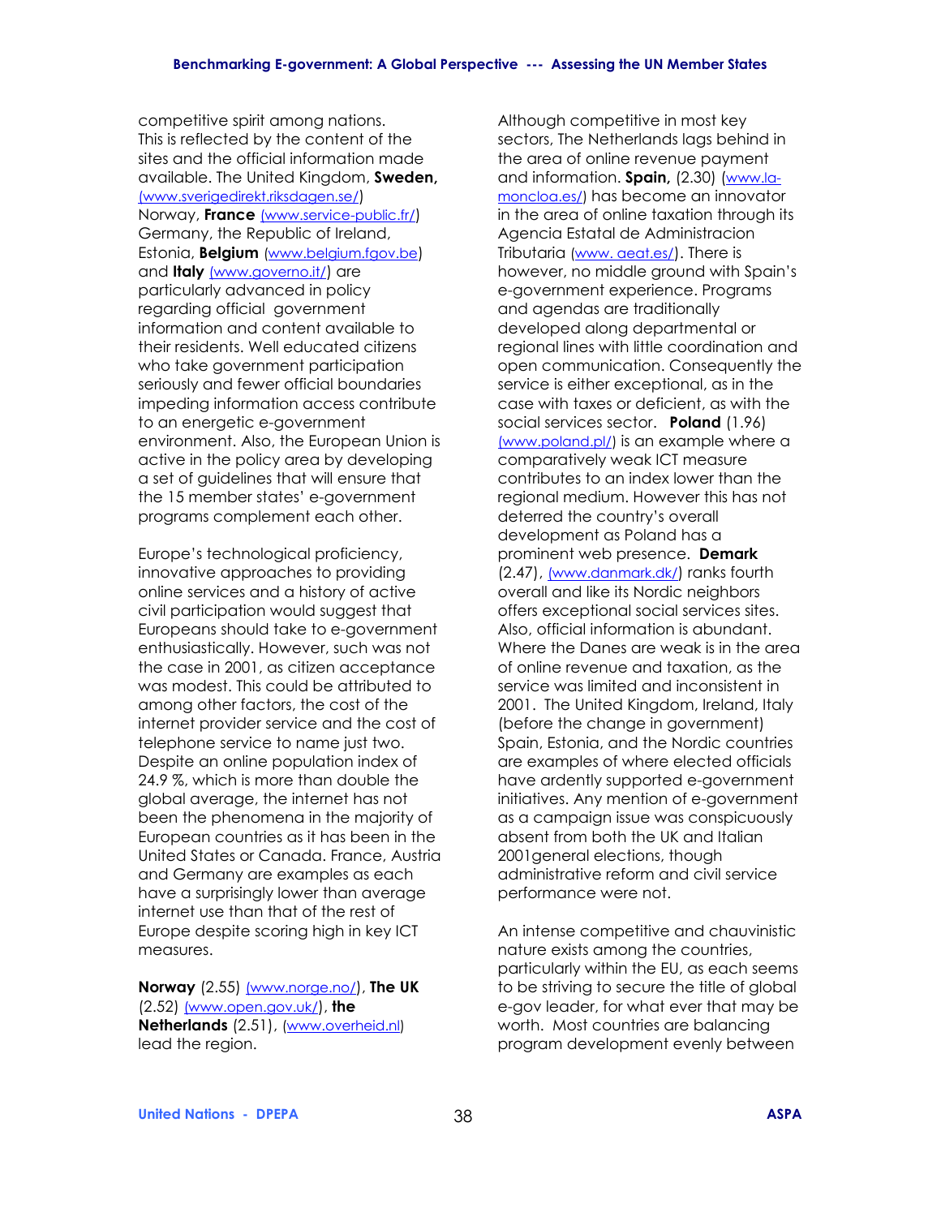competitive spirit among nations. This is reflected by the content of the sites and the official information made available. The United Kingdom, **Sweden,** (www.sverigedirekt.riksdagen.se/) Norway, **France** (www.service-public.fr/) Germany, the Republic of Ireland, Estonia, **Belgium** (www.belgium.fgov.be) and **Italy** (www.governo.it/) are particularly advanced in policy regarding official government information and content available to their residents. Well educated citizens who take government participation seriously and fewer official boundaries impeding information access contribute to an energetic e-government environment. Also, the European Union is active in the policy area by developing a set of guidelines that will ensure that the 15 member states' e-government programs complement each other.

Europe's technological proficiency, innovative approaches to providing online services and a history of active civil participation would suggest that Europeans should take to e-government enthusiastically. However, such was not the case in 2001, as citizen acceptance was modest. This could be attributed to among other factors, the cost of the internet provider service and the cost of telephone service to name just two. Despite an online population index of 24.9 %, which is more than double the global average, the internet has not been the phenomena in the majority of European countries as it has been in the United States or Canada. France, Austria and Germany are examples as each have a surprisingly lower than average internet use than that of the rest of Europe despite scoring high in key ICT measures.

**Norway** (2.55) (www.norge.no/), **The UK** (2.52) (www.open.gov.uk/), **the Netherlands** (2.51), (www.overheid.nl) lead the region.

Although competitive in most key sectors, The Netherlands lags behind in the area of online revenue payment and information. **Spain,** (2.30) (www.la-moncloa.es/) has become an innovator in the area of online taxation through its Agencia Estatal de Administracion Tributaria (www. aeat.es/). There is however, no middle ground with Spain's e-government experience. Programs and agendas are traditionally developed along departmental or regional lines with little coordination and open communication. Consequently the service is either exceptional, as in the case with taxes or deficient, as with the social services sector. **Poland** (1.96) (www.poland.pl/) is an example where a comparatively weak ICT measure contributes to an index lower than the regional medium. However this has not deterred the country's overall development as Poland has a prominent web presence. **Demark** (2.47), (www.danmark.dk/) ranks fourth overall and like its Nordic neighbors offers exceptional social services sites. Also, official information is abundant. Where the Danes are weak is in the area of online revenue and taxation, as the service was limited and inconsistent in 2001. The United Kingdom, Ireland, Italy (before the change in government) Spain, Estonia, and the Nordic countries are examples of where elected officials have ardently supported e-government initiatives. Any mention of e-government as a campaign issue was conspicuously absent from both the UK and Italian 2001general elections, though administrative reform and civil service performance were not.

An intense competitive and chauvinistic nature exists among the countries, particularly within the EU, as each seems to be striving to secure the title of global e-gov leader, for what ever that may be worth. Most countries are balancing program development evenly between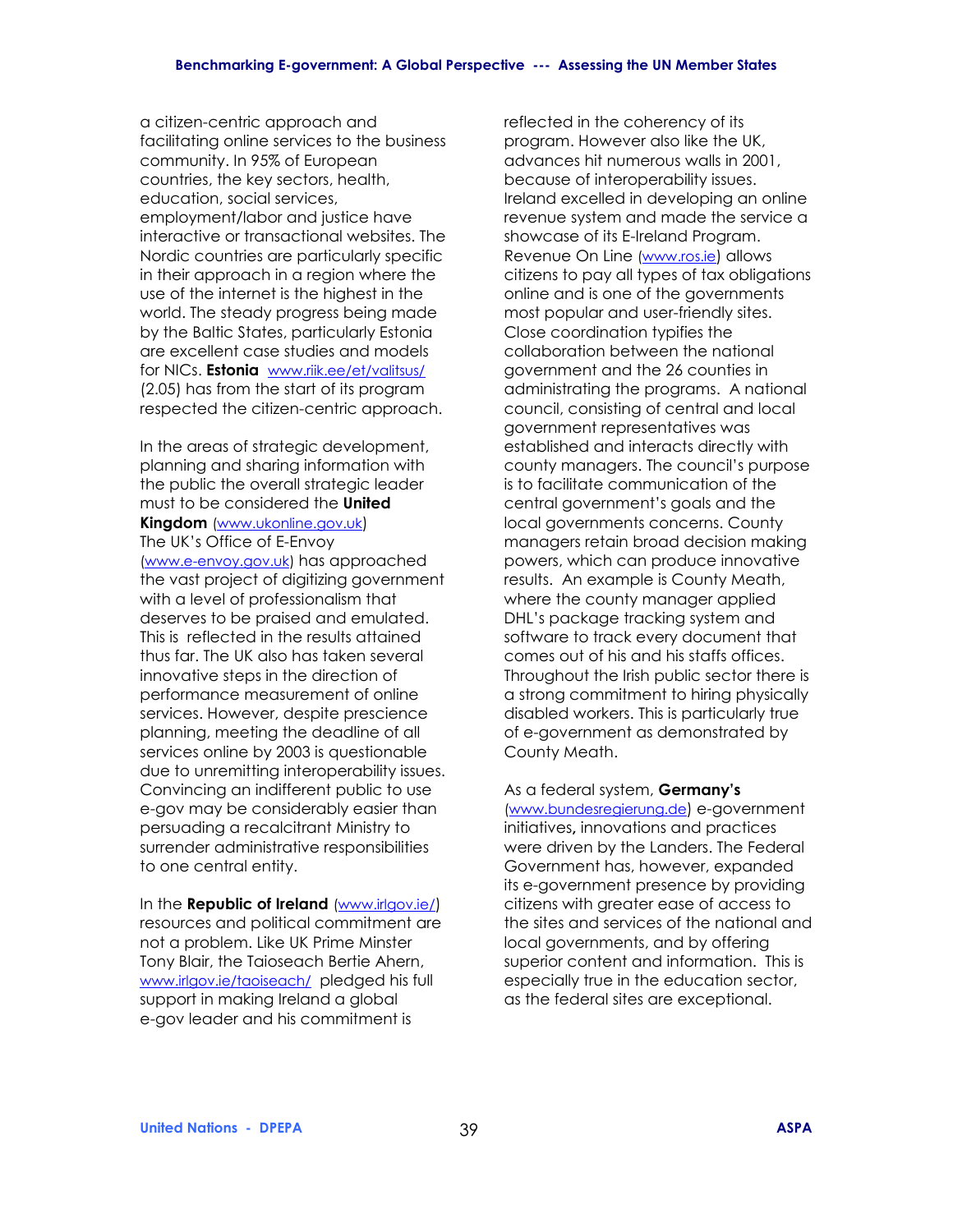a citizen-centric approach and facilitating online services to the business community. In 95% of European countries, the key sectors, health, education, social services, employment/labor and justice have interactive or transactional websites. The Nordic countries are particularly specific in their approach in a region where the use of the internet is the highest in the world. The steady progress being made by the Baltic States, particularly Estonia are excellent case studies and models for NICs. **Estonia** www.riik.ee/et/valitsus/ (2.05) has from the start of its program respected the citizen-centric approach.

In the areas of strategic development, planning and sharing information with the public the overall strategic leader must to be considered the **United Kingdom** (www.ukonline.gov.uk) The UK's Office of E-Envoy (www.e-envoy.gov.uk) has approached the vast project of digitizing government with a level of professionalism that deserves to be praised and emulated. This is reflected in the results attained thus far. The UK also has taken several innovative steps in the direction of performance measurement of online services. However, despite prescience planning, meeting the deadline of all services online by 2003 is questionable due to unremitting interoperability issues. Convincing an indifferent public to use e-gov may be considerably easier than persuading a recalcitrant Ministry to surrender administrative responsibilities to one central entity.

In the **Republic of Ireland** (www.irlgov.ie/) resources and political commitment are not a problem. Like UK Prime Minster Tony Blair, the Taioseach Bertie Ahern, www.irlgov.ie/taoiseach/ pledged his full support in making Ireland a global e-gov leader and his commitment is reflected in the coherency of its program. However also like the UK, advances hit numerous walls in 2001, because of interoperability issues. Ireland excelled in developing an online revenue system and made the service a showcase of its E-Ireland Program. Revenue On Line (www.ros.ie) allows citizens to pay all types of tax obligations online and is one of the governments most popular and user-friendly sites. Close coordination typifies the collaboration between the national government and the 26 counties in administrating the programs. A national council, consisting of central and local government representatives was established and interacts directly with county managers. The council's purpose is to facilitate communication of the central government's goals and the local governments concerns. County managers retain broad decision making powers, which can produce innovative results. An example is County Meath, where the county manager applied DHL's package tracking system and software to track every document that comes out of his and his staffs offices. Throughout the Irish public sector there is a strong commitment to hiring physically disabled workers. This is particularly true of e-government as demonstrated by County Meath.

As a federal system, **Germany's** (www.bundesregierung.de) e-government initiatives**,** innovations and practices were driven by the Landers. The Federal Government has, however, expanded its e-government presence by providing citizens with greater ease of access to the sites and services of the national and local governments, and by offering superior content and information. This is especially true in the education sector, as the federal sites are exceptional.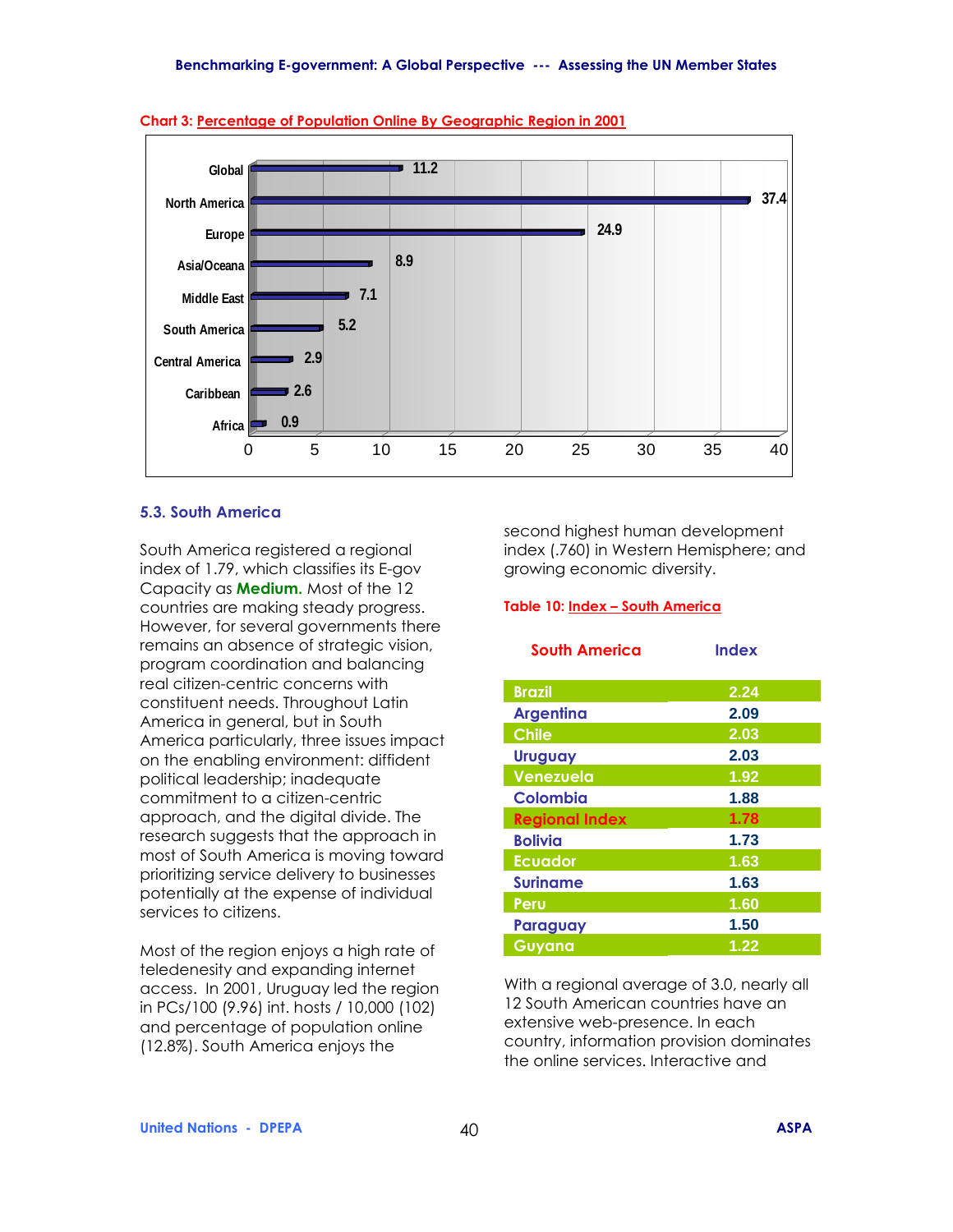Chart 3: Percentage of Population Online By Geographic Region in 2001

| Region | Percentage |
|---|---|
| Global | 11.2 |
| North America | 37.4 |
| Europe | 24.9 |
| Asia/Oceana | 8.9 |
| Middle East | 7.1 |
| South America | 5.2 |
| Central America | 2.9 |
| Caribbean | 2.6 |
| Africa | 0.9 |

### 5.3. South America

South America registered a regional index of 1.79, which classifies its E-gov Capacity as **Medium.** Most of the 12 countries are making steady progress. However, for several governments there remains an absence of strategic vision, program coordination and balancing real citizen-centric concerns with constituent needs. Throughout Latin America in general, but in South America particularly, three issues impact on the enabling environment: diffident political leadership; inadequate commitment to a citizen-centric approach, and the digital divide. The research suggests that the approach in most of South America is moving toward prioritizing service delivery to businesses potentially at the expense of individual services to citizens.

Most of the region enjoys a high rate of teledenesity and expanding internet access. In 2001, Uruguay led the region in PCs/100 (9.96) int. hosts / 10,000 (102) and percentage of population online (12.8%). South America enjoys the second highest human development index (.760) in Western Hemisphere; and growing economic diversity.

Table 10: Index – South America

| South America | Index |
|---|---|
| Brazil | 2.24 |
| Argentina | 2.09 |
| Chile | 2.03 |
| Uruguay | 2.03 |
| Venezuela | 1.92 |
| Colombia | 1.88 |
| Regional Index | 1.78 |
| Bolivia | 1.73 |
| Ecuador | 1.63 |
| Suriname | 1.63 |
| Peru | 1.60 |
| Paraguay | 1.50 |
| Guyana | 1.22 |

With a regional average of 3.0, nearly all 12 South American countries have an extensive web-presence. In each country, information provision dominates the online services. Interactive and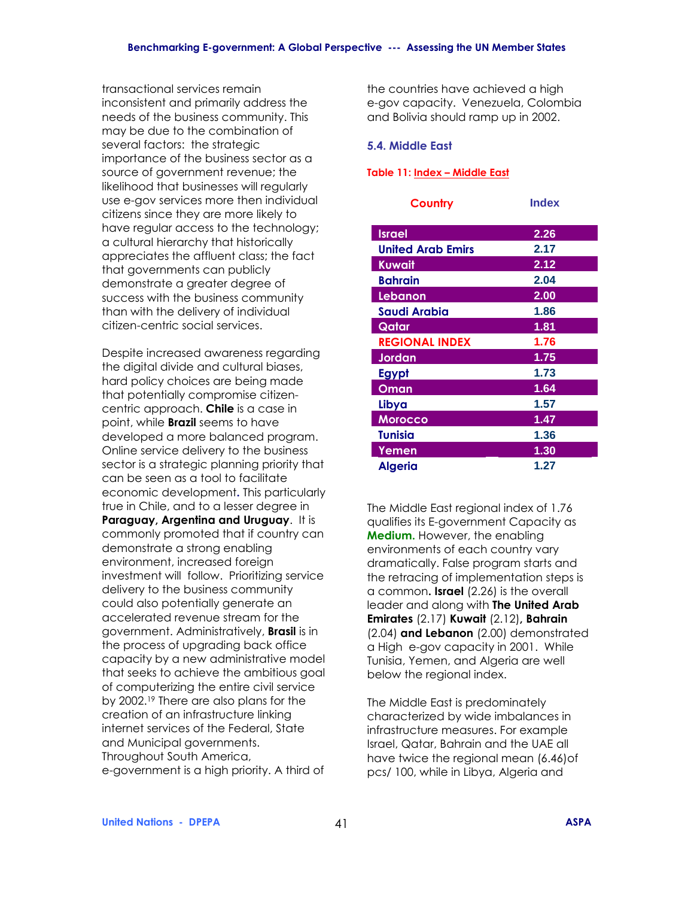transactional services remain inconsistent and primarily address the needs of the business community. This may be due to the combination of several factors: the strategic importance of the business sector as a source of government revenue; the likelihood that businesses will regularly use e-gov services more then individual citizens since they are more likely to have regular access to the technology; a cultural hierarchy that historically appreciates the affluent class; the fact that governments can publicly demonstrate a greater degree of success with the business community than with the delivery of individual citizen-centric social services.

Despite increased awareness regarding the digital divide and cultural biases, hard policy choices are being made that potentially compromise citizen-centric approach. **Chile** is a case in point, while **Brazil** seems to have developed a more balanced program. Online service delivery to the business sector is a strategic planning priority that can be seen as a tool to facilitate economic development**.** This particularly true in Chile, and to a lesser degree in **Paraguay, Argentina and Uruguay**. It is commonly promoted that if country can demonstrate a strong enabling environment, increased foreign investment will follow. Prioritizing service delivery to the business community could also potentially generate an accelerated revenue stream for the government. Administratively, **Brasil** is in the process of upgrading back office capacity by a new administrative model that seeks to achieve the ambitious goal of computerizing the entire civil service by 2002.[19] There are also plans for the creation of an infrastructure linking internet services of the Federal, State and Municipal governments. Throughout South America, e-government is a high priority. A third of the countries have achieved a high e-gov capacity. Venezuela, Colombia and Bolivia should ramp up in 2002.

### 5.4. Middle East

**Table 11: Index – Middle East**

| Country | Index |
|---|---|
| Israel | 2.26 |
| United Arab Emirs | 2.17 |
| Kuwait | 2.12 |
| Bahrain | 2.04 |
| Lebanon | 2.00 |
| Saudi Arabia | 1.86 |
| Qatar | 1.81 |
| REGIONAL INDEX | 1.76 |
| Jordan | 1.75 |
| Egypt | 1.73 |
| Oman | 1.64 |
| Libya | 1.57 |
| Morocco | 1.47 |
| Tunisia | 1.36 |
| Yemen | 1.30 |
| Algeria | 1.27 |

The Middle East regional index of 1.76 qualifies its E-government Capacity as **Medium.** However, the enabling environments of each country vary dramatically. False program starts and the retracing of implementation steps is a common**. Israel** (2.26) is the overall leader and along with **The United Arab Emirates** (2.17) **Kuwait** (2.12)**, Bahrain** (2.04) **and Lebanon** (2.00) demonstrated a High e-gov capacity in 2001. While Tunisia, Yemen, and Algeria are well below the regional index.

The Middle East is predominately characterized by wide imbalances in infrastructure measures. For example Israel, Qatar, Bahrain and the UAE all have twice the regional mean (6.46)of pcs/ 100, while in Libya, Algeria and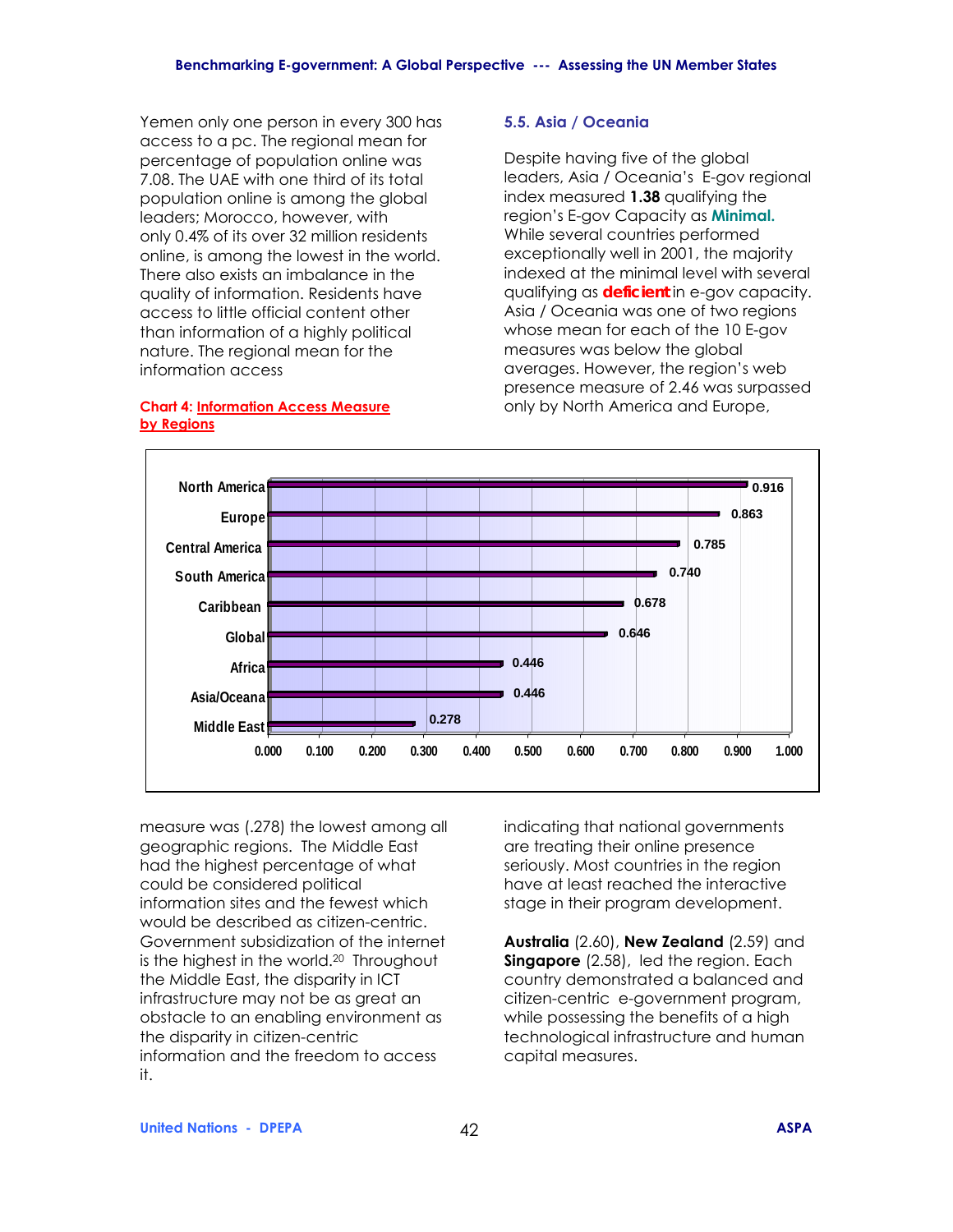Yemen only one person in every 300 has access to a pc. The regional mean for percentage of population online was 7.08. The UAE with one third of its total population online is among the global leaders; Morocco, however, with only 0.4% of its over 32 million residents online, is among the lowest in the world. There also exists an imbalance in the quality of information. Residents have access to little official content other than information of a highly political nature. The regional mean for the information access measure was (.278) the lowest among all geographic regions. The Middle East had the highest percentage of what could be considered political information sites and the fewest which would be described as citizen-centric. Government subsidization of the internet is the highest in the world.[20] Throughout the Middle East, the disparity in ICT infrastructure may not be as great an obstacle to an enabling environment as the disparity in citizen-centric information and the freedom to access it.

**Chart 4: Information Access Measure by Regions**

| Region | Information Access Measure |
|---|---|
| North America | 0.916 |
| Europe | 0.863 |
| Central America | 0.785 |
| South America | 0.740 |
| Caribbean | 0.678 |
| Global | 0.646 |
| Africa | 0.446 |
| Asia/Oceana | 0.446 |
| Middle East | 0.278 |

### 5.5. Asia / Oceania

Despite having five of the global leaders, Asia / Oceania's E-gov regional index measured **1.38** qualifying the region's E-gov Capacity as **Minimal.** While several countries performed exceptionally well in 2001, the majority indexed at the minimal level with several qualifying as **deficient** in e-gov capacity. Asia / Oceania was one of two regions whose mean for each of the 10 E-gov measures was below the global averages. However, the region's web presence measure of 2.46 was surpassed only by North America and Europe, indicating that national governments are treating their online presence seriously. Most countries in the region have at least reached the interactive stage in their program development.

**Australia** (2.60), **New Zealand** (2.59) and **Singapore** (2.58), led the region. Each country demonstrated a balanced and citizen-centric e-government program, while possessing the benefits of a high technological infrastructure and human capital measures.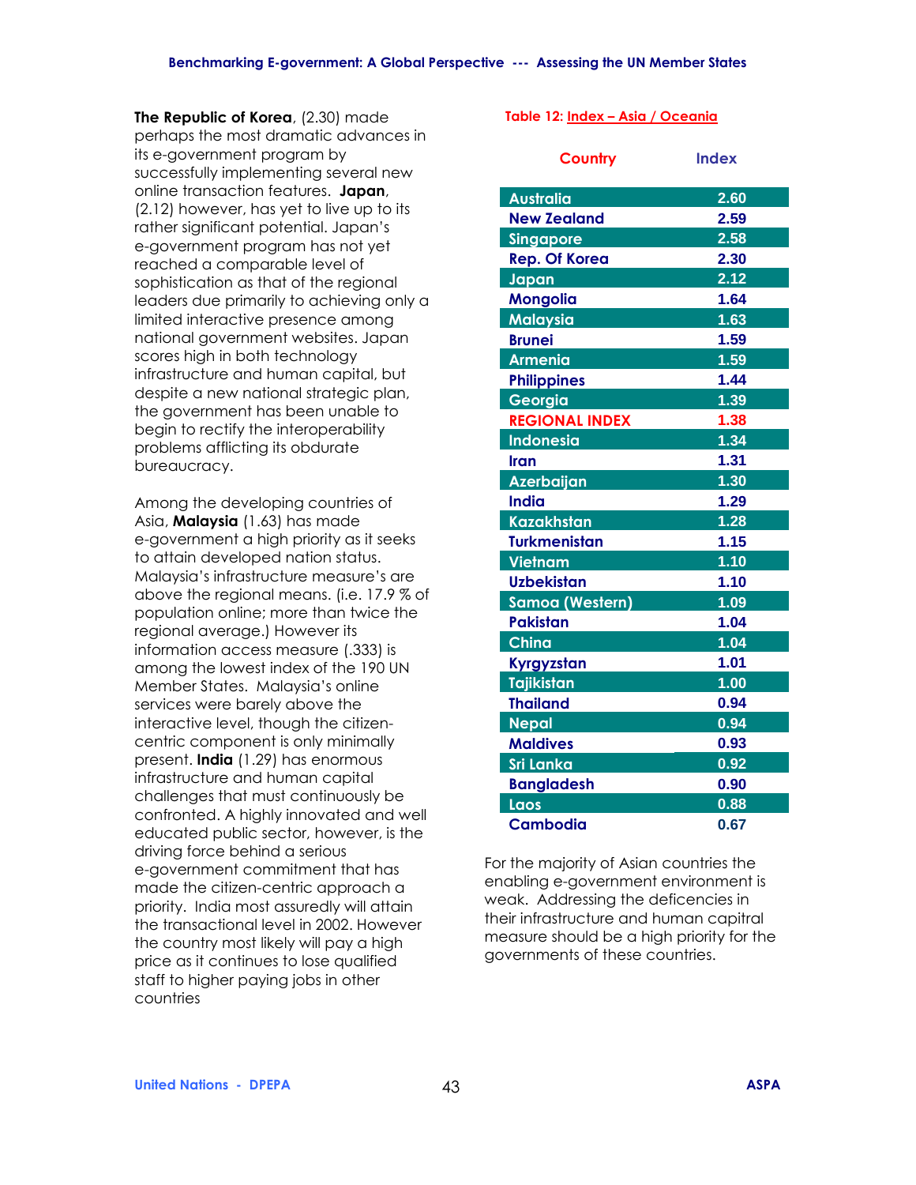**The Republic of Korea**, (2.30) made perhaps the most dramatic advances in its e-government program by successfully implementing several new online transaction features. **Japan**, (2.12) however, has yet to live up to its rather significant potential. Japan's e-government program has not yet reached a comparable level of sophistication as that of the regional leaders due primarily to achieving only a limited interactive presence among national government websites. Japan scores high in both technology infrastructure and human capital, but despite a new national strategic plan, the government has been unable to begin to rectify the interoperability problems afflicting its obdurate bureaucracy.

Among the developing countries of Asia, **Malaysia** (1.63) has made e-government a high priority as it seeks to attain developed nation status. Malaysia's infrastructure measure's are above the regional means. (i.e. 17.9 % of population online; more than twice the regional average.) However its information access measure (.333) is among the lowest index of the 190 UN Member States. Malaysia's online services were barely above the interactive level, though the citizen-centric component is only minimally present. **India** (1.29) has enormous infrastructure and human capital challenges that must continuously be confronted. A highly innovated and well educated public sector, however, is the driving force behind a serious e-government commitment that has made the citizen-centric approach a priority. India most assuredly will attain the transactional level in 2002. However the country most likely will pay a high price as it continues to lose qualified staff to higher paying jobs in other countries

**Table 12: Index – Asia / Oceania**

| Country | Index |
|---|---|
| Australia | 2.60 |
| New Zealand | 2.59 |
| Singapore | 2.58 |
| Rep. Of Korea | 2.30 |
| Japan | 2.12 |
| Mongolia | 1.64 |
| Malaysia | 1.63 |
| Brunei | 1.59 |
| Armenia | 1.59 |
| Philippines | 1.44 |
| Georgia | 1.39 |
| REGIONAL INDEX | 1.38 |
| Indonesia | 1.34 |
| Iran | 1.31 |
| Azerbaijan | 1.30 |
| India | 1.29 |
| Kazakhstan | 1.28 |
| Turkmenistan | 1.15 |
| Vietnam | 1.10 |
| Uzbekistan | 1.10 |
| Samoa (Western) | 1.09 |
| Pakistan | 1.04 |
| China | 1.04 |
| Kyrgyzstan | 1.01 |
| Tajikistan | 1.00 |
| Thailand | 0.94 |
| Nepal | 0.94 |
| Maldives | 0.93 |
| Sri Lanka | 0.92 |
| Bangladesh | 0.90 |
| Laos | 0.88 |
| Cambodia | 0.67 |

For the majority of Asian countries the enabling e-government environment is weak. Addressing the deficencies in their infrastructure and human capiral measure should be a high priority for the governments of these countries.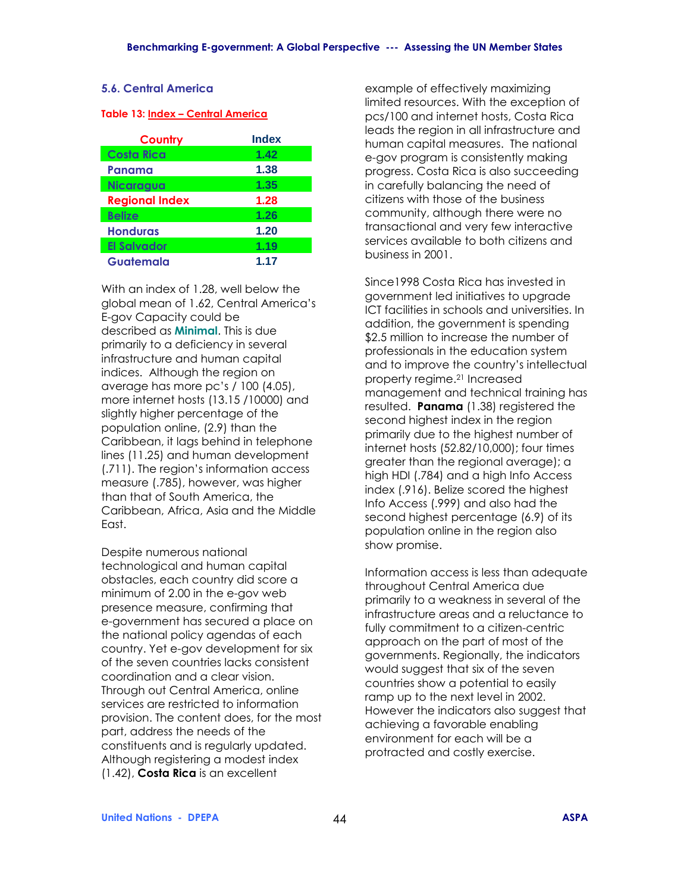## 5.6. Central America

**Table 13: Index – Central America**

| Country | Index |
|---|---|
| Costa Rica | 1.42 |
| Panama | 1.38 |
| Nicaragua | 1.35 |
| Regional Index | 1.28 |
| Belize | 1.26 |
| Honduras | 1.20 |
| El Salvador | 1.19 |
| Guatemala | 1.17 |

With an index of 1.28, well below the global mean of 1.62, Central America's E-gov Capacity could be described as **Minimal**. This is due primarily to a deficiency in several infrastructure and human capital indices. Although the region on average has more pc's / 100 (4.05), more internet hosts (13.15 /10000) and slightly higher percentage of the population online, (2.9) than the Caribbean, it lags behind in telephone lines (11.25) and human development (.711). The region's information access measure (.785), however, was higher than that of South America, the Caribbean, Africa, Asia and the Middle East.

Despite numerous national technological and human capital obstacles, each country did score a minimum of 2.00 in the e-gov web presence measure, confirming that e-government has secured a place on the national policy agendas of each country. Yet e-gov development for six of the seven countries lacks consistent coordination and a clear vision. Through out Central America, online services are restricted to information provision. The content does, for the most part, address the needs of the constituents and is regularly updated. Although registering a modest index (1.42), **Costa Rica** is an excellent example of effectively maximizing limited resources. With the exception of pcs/100 and internet hosts, Costa Rica leads the region in all infrastructure and human capital measures. The national e-gov program is consistently making progress. Costa Rica is also succeeding in carefully balancing the need of citizens with those of the business community, although there were no transactional and very few interactive services available to both citizens and business in 2001.

Since1998 Costa Rica has invested in government led initiatives to upgrade ICT facilities in schools and universities. In addition, the government is spending $2.5 million to increase the number of professionals in the education system and to improve the country's intellectual property regime.[21] Increased management and technical training has resulted. **Panama** (1.38) registered the second highest index in the region primarily due to the highest number of internet hosts (52.82/10,000); four times greater than the regional average); a high HDI (.784) and a high Info Access index (.916). Belize scored the highest Info Access (.999) and also had the second highest percentage (6.9) of its population online in the region also show promise.

Information access is less than adequate throughout Central America due primarily to a weakness in several of the infrastructure areas and a reluctance to fully commitment to a citizen-centric approach on the part of most of the governments. Regionally, the indicators would suggest that six of the seven countries show a potential to easily ramp up to the next level in 2002. However the indicators also suggest that achieving a favorable enabling environment for each will be a protracted and costly exercise.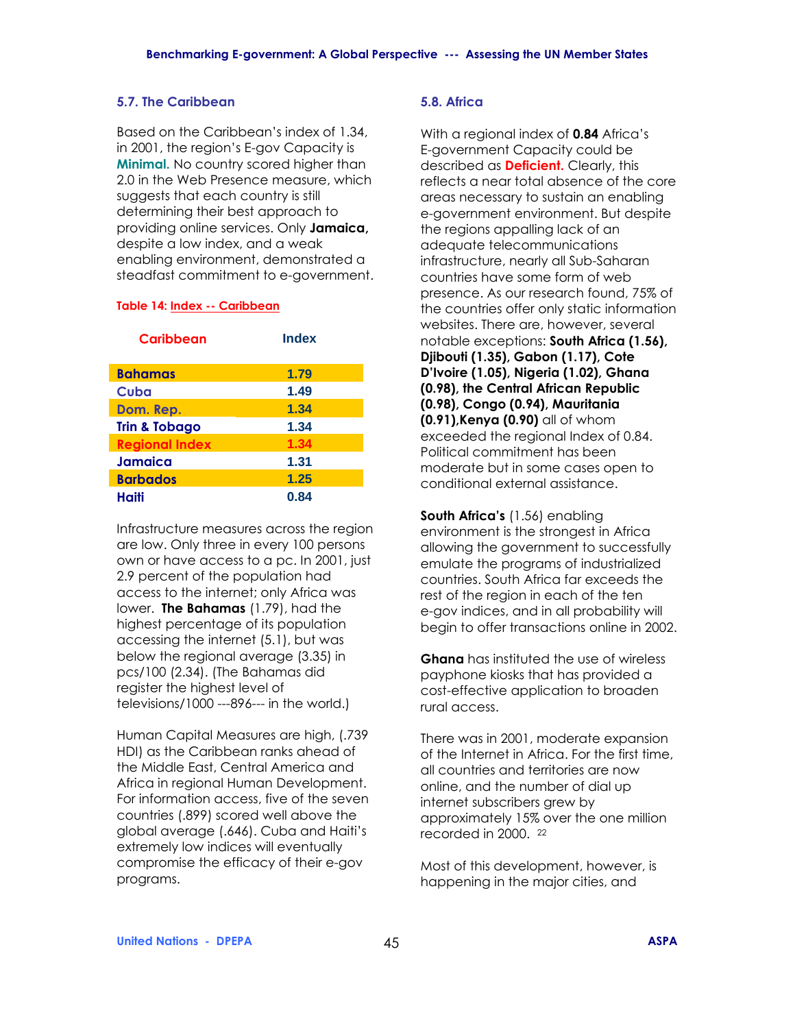### 5.7. The Caribbean

Based on the Caribbean's index of 1.34, in 2001, the region's E-gov Capacity is **Minimal.** No country scored higher than 2.0 in the Web Presence measure, which suggests that each country is still determining their best approach to providing online services. Only **Jamaica,** despite a low index, and a weak enabling environment, demonstrated a steadfast commitment to e-government.

**Table 14: Index -- Caribbean**

| Caribbean | Index |
|---|---|
| Bahamas | 1.79 |
| Cuba | 1.49 |
| Dom. Rep. | 1.34 |
| Trin & Tobago | 1.34 |
| Regional Index | 1.34 |
| Jamaica | 1.31 |
| Barbados | 1.25 |
| Haiti | 0.84 |

Infrastructure measures across the region are low. Only three in every 100 persons own or have access to a pc. In 2001, just 2.9 percent of the population had access to the internet; only Africa was lower. **The Bahamas** (1.79), had the highest percentage of its population accessing the internet (5.1), but was below the regional average (3.35) in pcs/100 (2.34). (The Bahamas did register the highest level of televisions/1000 ---896--- in the world.)

Human Capital Measures are high, (.739 HDI) as the Caribbean ranks ahead of the Middle East, Central America and Africa in regional Human Development. For information access, five of the seven countries (.899) scored well above the global average (.646). Cuba and Haiti's extremely low indices will eventually compromise the efficacy of their e-gov programs.

### 5.8. Africa

With a regional index of **0.84** Africa's E-government Capacity could be described as **Deficient.** Clearly, this reflects a near total absence of the core areas necessary to sustain an enabling e-government environment. But despite the regions appalling lack of an adequate telecommunications infrastructure, nearly all Sub-Saharan countries have some form of web presence. As our research found, 75% of the countries offer only static information websites. There are, however, several notable exceptions: **South Africa (1.56), Djibouti (1.35), Gabon (1.17), Cote D'Ivoire (1.05), Nigeria (1.02), Ghana (0.98), the Central African Republic (0.98), Congo (0.94), Mauritania (0.91),Kenya (0.90)** all of whom exceeded the regional Index of 0.84. Political commitment has been moderate but in some cases open to conditional external assistance.

**South Africa's** (1.56) enabling environment is the strongest in Africa allowing the government to successfully emulate the programs of industrialized countries. South Africa far exceeds the rest of the region in each of the ten e-gov indices, and in all probability will begin to offer transactions online in 2002.

**Ghana** has instituted the use of wireless payphone kiosks that has provided a cost-effective application to broaden rural access.

There was in 2001, moderate expansion of the Internet in Africa. For the first time, all countries and territories are now online, and the number of dial up internet subscribers grew by approximately 15% over the one million recorded in 2000. [22]

Most of this development, however, is happening in the major cities, and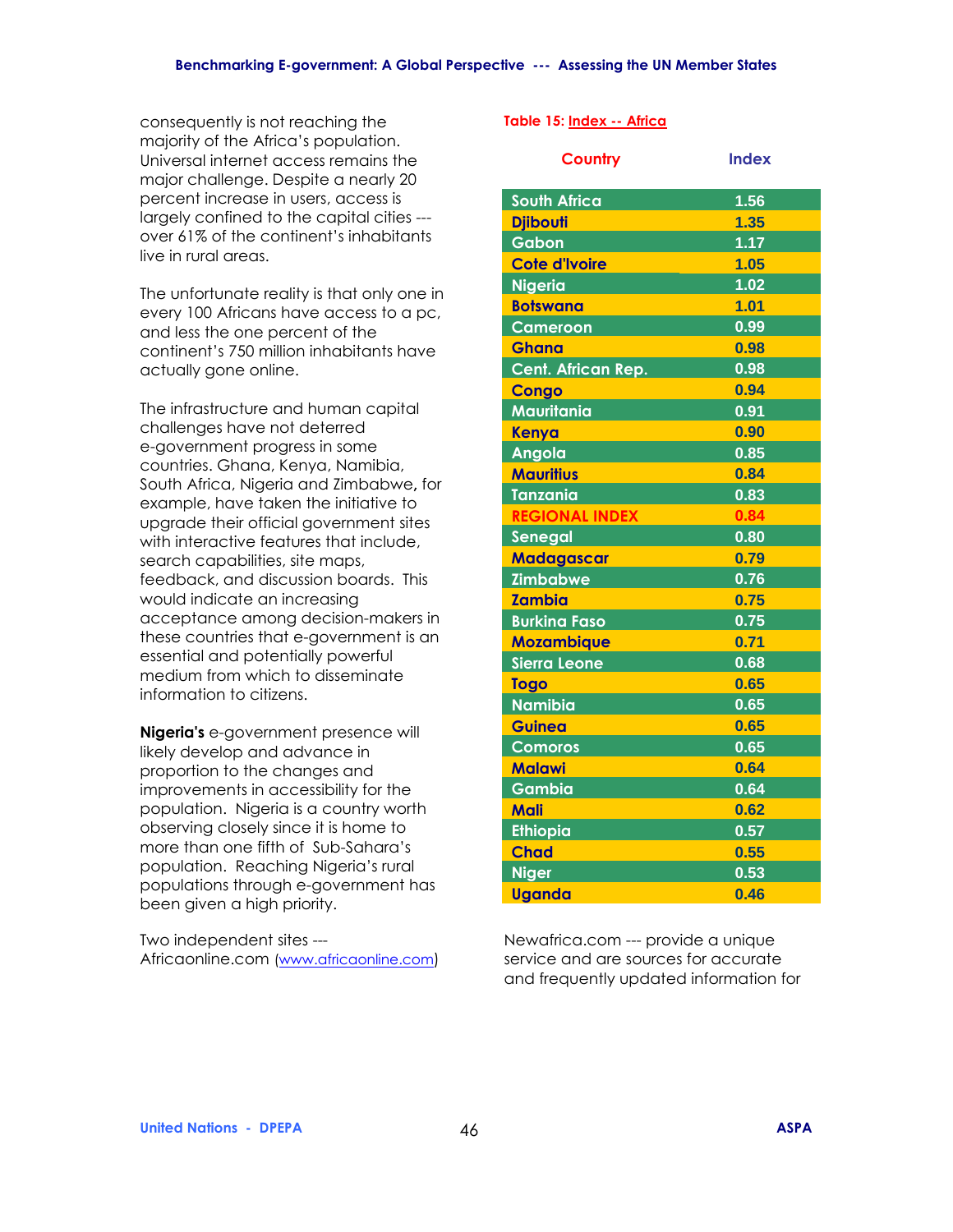consequently is not reaching the majority of the Africa's population. Universal internet access remains the major challenge. Despite a nearly 20 percent increase in users, access is largely confined to the capital cities --- over 61% of the continent's inhabitants live in rural areas.

The unfortunate reality is that only one in every 100 Africans have access to a pc, and less the one percent of the continent's 750 million inhabitants have actually gone online.

The infrastructure and human capital challenges have not deterred e-government progress in some countries. Ghana, Kenya, Namibia, South Africa, Nigeria and Zimbabwe**,** for example, have taken the initiative to upgrade their official government sites with interactive features that include, search capabilities, site maps, feedback, and discussion boards. This would indicate an increasing acceptance among decision-makers in these countries that e-government is an essential and potentially powerful medium from which to disseminate information to citizens.

**Nigeria's** e-government presence will likely develop and advance in proportion to the changes and improvements in accessibility for the population. Nigeria is a country worth observing closely since it is home to more than one fifth of Sub-Sahara's population. Reaching Nigeria's rural populations through e-government has been given a high priority.

Two independent sites --- Africaonline.com (www.africaonline.com) Newafrica.com --- provide a unique service and are sources for accurate and frequently updated information for

**Table 15: Index -- Africa**

| Country | Index |
|---|---|
| South Africa | 1.56 |
| Djibouti | 1.35 |
| Gabon | 1.17 |
| Cote d'Ivoire | 1.05 |
| Nigeria | 1.02 |
| Botswana | 1.01 |
| Cameroon | 0.99 |
| Ghana | 0.98 |
| Cent. African Rep. | 0.98 |
| Congo | 0.94 |
| Mauritania | 0.91 |
| Kenya | 0.90 |
| Angola | 0.85 |
| Mauritius | 0.84 |
| Tanzania | 0.83 |
| REGIONAL INDEX | 0.84 |
| Senegal | 0.80 |
| Madagascar | 0.79 |
| Zimbabwe | 0.76 |
| Zambia | 0.75 |
| Burkina Faso | 0.75 |
| Mozambique | 0.71 |
| Sierra Leone | 0.68 |
| Togo | 0.65 |
| Namibia | 0.65 |
| Guinea | 0.65 |
| Comoros | 0.65 |
| Malawi | 0.64 |
| Gambia | 0.64 |
| Mali | 0.62 |
| Ethiopia | 0.57 |
| Chad | 0.55 |
| Niger | 0.53 |
| Uganda | 0.46 |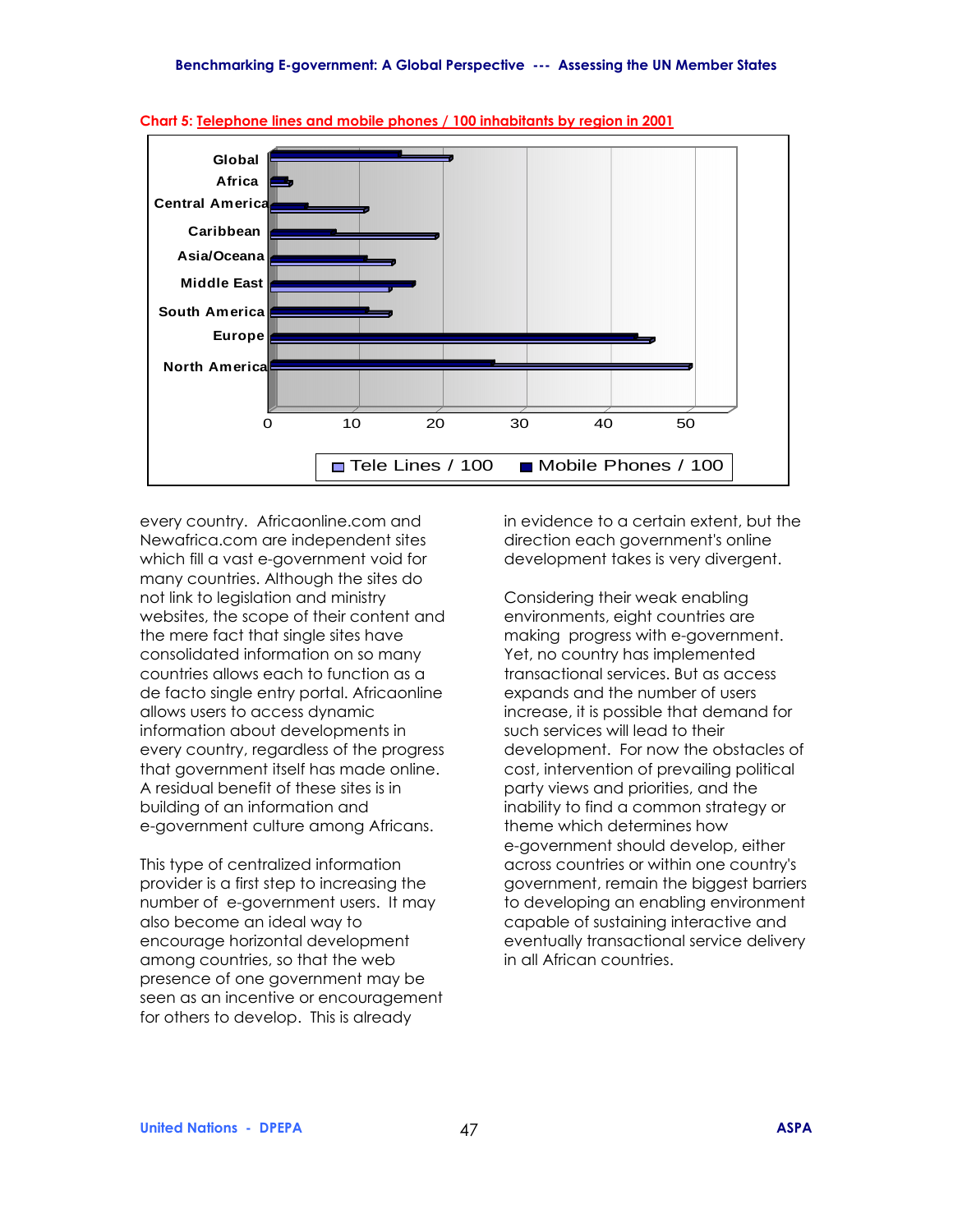**Chart 5: Telephone lines and mobile phones / 100 inhabitants by region in 2001**

every country. Africaonline.com and Newafrica.com are independent sites which fill a vast e-government void for many countries. Although the sites do not link to legislation and ministry websites, the scope of their content and the mere fact that single sites have consolidated information on so many countries allows each to function as a de facto single entry portal. Africaonline allows users to access dynamic information about developments in every country, regardless of the progress that government itself has made online. A residual benefit of these sites is in building of an information and e-government culture among Africans.

This type of centralized information provider is a first step to increasing the number of e-government users. It may also become an ideal way to encourage horizontal development among countries, so that the web presence of one government may be seen as an incentive or encouragement for others to develop. This is already in evidence to a certain extent, but the direction each government's online development takes is very divergent.

Considering their weak enabling environments, eight countries are making progress with e-government. Yet, no country has implemented transactional services. But as access expands and the number of users increase, it is possible that demand for such services will lead to their development. For now the obstacles of cost, intervention of prevailing political party views and priorities, and the inability to find a common strategy or theme which determines how e-government should develop, either across countries or within one country's government, remain the biggest barriers to developing an enabling environment capable of sustaining interactive and eventually transactional service delivery in all African countries.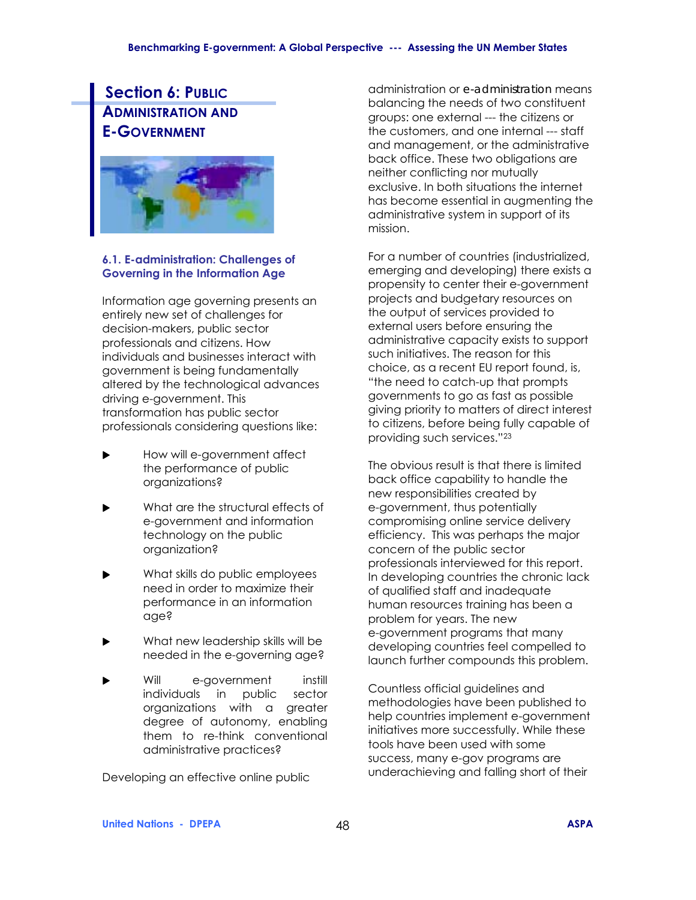## Section 6: Public Administration and E-Government

### 6.1. E-administration: Challenges of Governing in the Information Age

Information age governing presents an entirely new set of challenges for decision-makers, public sector professionals and citizens. How individuals and businesses interact with government is being fundamentally altered by the technological advances driving e-government. This transformation has public sector professionals considering questions like:

- How will e-government affect the performance of public organizations?
- What are the structural effects of e-government and information technology on the public organization?
- What skills do public employees need in order to maximize their performance in an information age?
- What new leadership skills will be needed in the e-governing age?
- Will e-government instill individuals in public sector organizations with a greater degree of autonomy, enabling them to re-think conventional administrative practices?

Developing an effective online public administration or e-administration means balancing the needs of two constituent groups: one external --- the citizens or the customers, and one internal --- staff and management, or the administrative back office. These two obligations are neither conflicting nor mutually exclusive. In both situations the internet has become essential in augmenting the administrative system in support of its mission.

For a number of countries (industrialized, emerging and developing) there exists a propensity to center their e-government projects and budgetary resources on the output of services provided to external users before ensuring the administrative capacity exists to support such initiatives. The reason for this choice, as a recent EU report found, is, "the need to catch-up that prompts governments to go as fast as possible giving priority to matters of direct interest to citizens, before being fully capable of providing such services."[23]

The obvious result is that there is limited back office capability to handle the new responsibilities created by e-government, thus potentially compromising online service delivery efficiency. This was perhaps the major concern of the public sector professionals interviewed for this report. In developing countries the chronic lack of qualified staff and inadequate human resources training has been a problem for years. The new e-government programs that many developing countries feel compelled to launch further compounds this problem.

Countless official guidelines and methodologies have been published to help countries implement e-government initiatives more successfully. While these tools have been used with some success, many e-gov programs are underachieving and falling short of their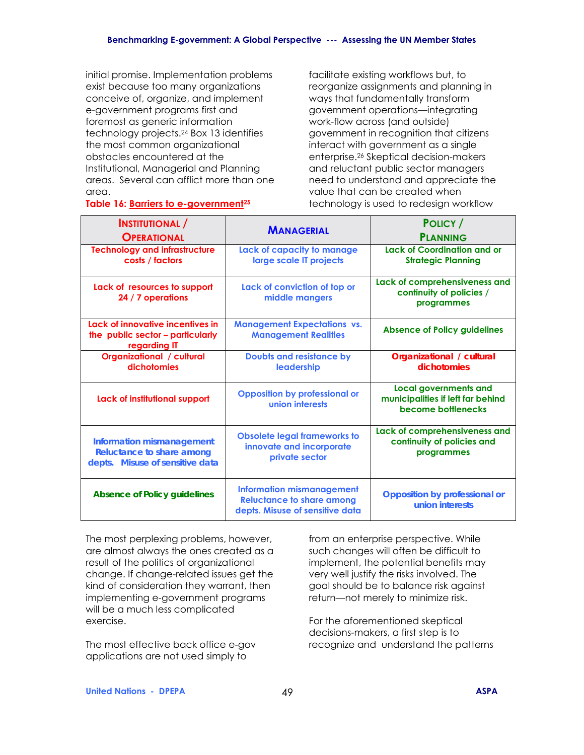initial promise. Implementation problems exist because too many organizations conceive of, organize, and implement e-government programs first and foremost as generic information technology projects.[24] Box 13 identifies the most common organizational obstacles encountered at the Institutional, Managerial and Planning areas. Several can afflict more than one area.

**Table 16: Barriers to e-government[25]**

| INSTITUTIONAL / OPERATIONAL | MANAGERIAL | POLICY / PLANNING |
|---|---|---|
| Technology and infrastructure costs / factors | Lack of capacity to manage large scale IT projects | Lack of Coordination and or Strategic Planning |
| Lack of resources to support 24 / 7 operations | Lack of conviction of top or middle mangers | Lack of comprehensiveness and continuity of policies / programmes |
| Lack of innovative incentives in the public sector – particularly regarding IT | Management Expectations vs. Management Realities | Absence of Policy guidelines |
| Organizational / cultural dichotomies | Doubts and resistance by leadership | Organizational / cultural dichotomies |
| Lack of institutional support | Opposition by professional or union interests | Local governments and municipalities if left far behind become bottlenecks |
| Information mismanagement Reluctance to share among depts. Misuse of sensitive data | Obsolete legal frameworks to innovate and incorporate private sector | Lack of comprehensiveness and continuity of policies and programmes |
| Absence of Policy guidelines | Information mismanagement Reluctance to share among depts. Misuse of sensitive data | Opposition by professional or union interests |

facilitate existing workflows but, to reorganize assignments and planning in ways that fundamentally transform government operations—integrating work-flow across (and outside) government in recognition that citizens interact with government as a single enterprise.[26] Skeptical decision-makers and reluctant public sector managers need to understand and appreciate the value that can be created when technology is used to redesign workflow

The most perplexing problems, however, are almost always the ones created as a result of the politics of organizational change. If change-related issues get the kind of consideration they warrant, then implementing e-government programs will be a much less complicated exercise.

The most effective back office e-gov applications are not used simply to

from an enterprise perspective. While such changes will often be difficult to implement, the potential benefits may very well justify the risks involved. The goal should be to balance risk against return—not merely to minimize risk.

For the aforementioned skeptical decisions-makers, a first step is to recognize and understand the patterns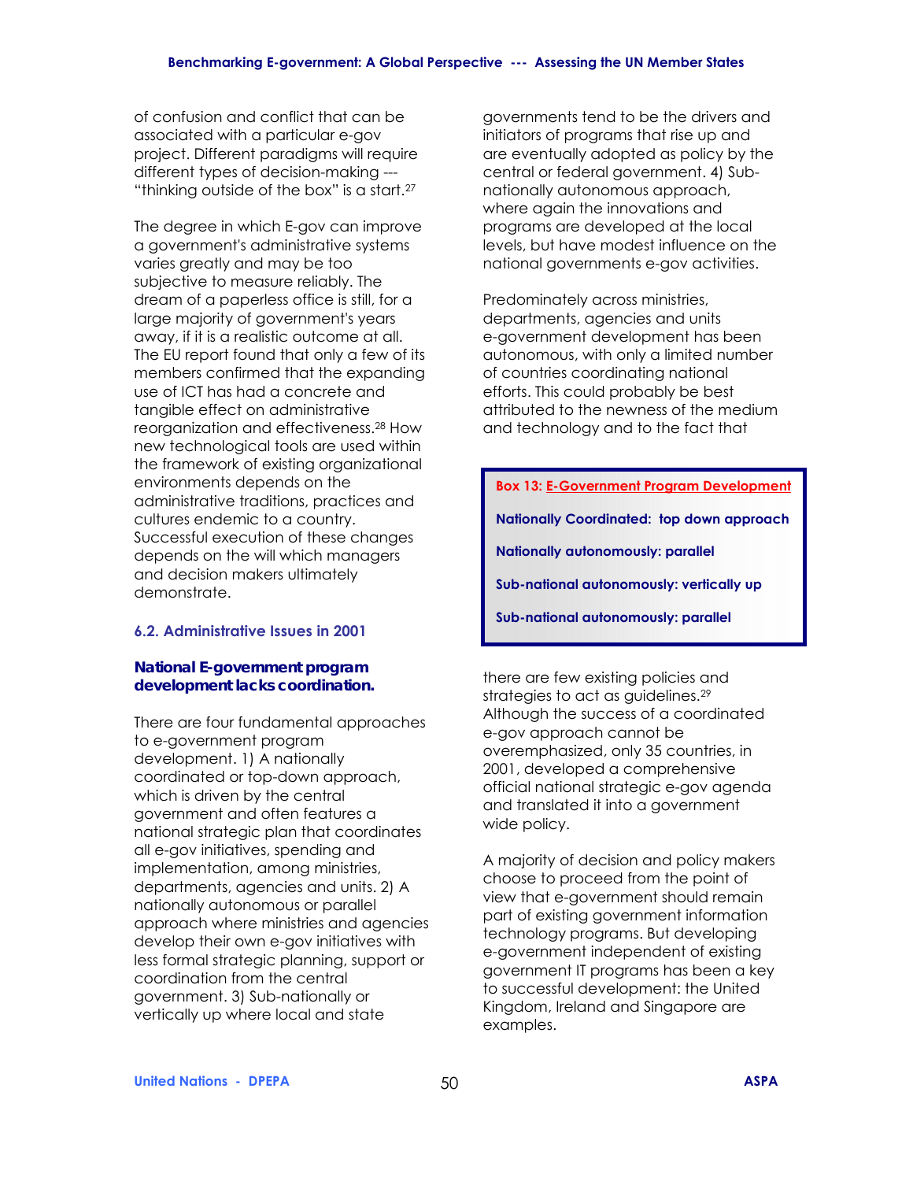of confusion and conflict that can be associated with a particular e-gov project. Different paradigms will require different types of decision-making --- "thinking outside of the box" is a start.[27]

The degree in which E-gov can improve a government's administrative systems varies greatly and may be too subjective to measure reliably. The dream of a paperless office is still, for a large majority of government's years away, if it is a realistic outcome at all. The EU report found that only a few of its members confirmed that the expanding use of ICT has had a concrete and tangible effect on administrative reorganization and effectiveness.[28] How new technological tools are used within the framework of existing organizational environments depends on the administrative traditions, practices and cultures endemic to a country. Successful execution of these changes depends on the will which managers and decision makers ultimately demonstrate.

### 6.2. Administrative Issues in 2001

***National E-government program development lacks coordination.***

There are four fundamental approaches to e-government program development. 1) A nationally coordinated or top-down approach, which is driven by the central government and often features a national strategic plan that coordinates all e-gov initiatives, spending and implementation, among ministries, departments, agencies and units. 2) A nationally autonomous or parallel approach where ministries and agencies develop their own e-gov initiatives with less formal strategic planning, support or coordination from the central government. 3) Sub-nationally or vertically up where local and state governments tend to be the drivers and initiators of programs that rise up and are eventually adopted as policy by the central or federal government. 4) Sub-nationally autonomous approach, where again the innovations and programs are developed at the local levels, but have modest influence on the national governments e-gov activities.

Predominately across ministries, departments, agencies and units e-government development has been autonomous, with only a limited number of countries coordinating national efforts. This could probably be best attributed to the newness of the medium and technology and to the fact that there are few existing policies and strategies to act as guidelines.[29] Although the success of a coordinated e-gov approach cannot be overemphasized, only 35 countries, in 2001, developed a comprehensive official national strategic e-gov agenda and translated it into a government wide policy.

> **Box 13: E-Government Program Development**
>
> **Nationally Coordinated: top down approach**
>
> **Nationally autonomously: parallel**
>
> **Sub-national autonomously: vertically up**
>
> **Sub-national autonomously: parallel**

A majority of decision and policy makers choose to proceed from the point of view that e-government should remain part of existing government information technology programs. But developing e-government independent of existing government IT programs has been a key to successful development: the United Kingdom, Ireland and Singapore are examples.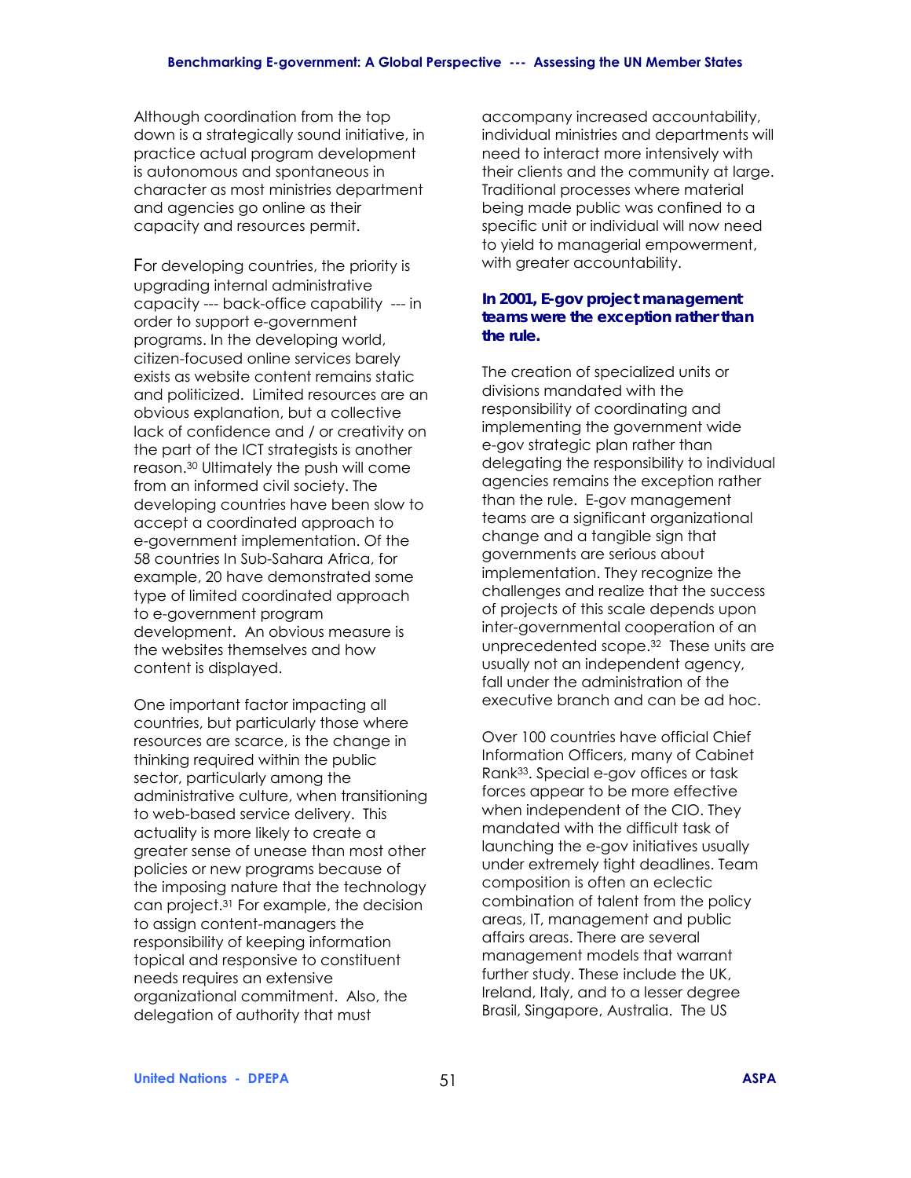Although coordination from the top down is a strategically sound initiative, in practice actual program development is autonomous and spontaneous in character as most ministries department and agencies go online as their capacity and resources permit.

For developing countries, the priority is upgrading internal administrative capacity --- back-office capability --- in order to support e-government programs. In the developing world, citizen-focused online services barely exists as website content remains static and politicized. Limited resources are an obvious explanation, but a collective lack of confidence and / or creativity on the part of the ICT strategists is another reason.[30] Ultimately the push will come from an informed civil society. The developing countries have been slow to accept a coordinated approach to e-government implementation. Of the 58 countries In Sub-Sahara Africa, for example, 20 have demonstrated some type of limited coordinated approach to e-government program development. An obvious measure is the websites themselves and how content is displayed.

One important factor impacting all countries, but particularly those where resources are scarce, is the change in thinking required within the public sector, particularly among the administrative culture, when transitioning to web-based service delivery. This actuality is more likely to create a greater sense of unease than most other policies or new programs because of the imposing nature that the technology can project.[31] For example, the decision to assign content-managers the responsibility of keeping information topical and responsive to constituent needs requires an extensive organizational commitment. Also, the delegation of authority that must accompany increased accountability, individual ministries and departments will need to interact more intensively with their clients and the community at large. Traditional processes where material being made public was confined to a specific unit or individual will now need to yield to managerial empowerment, with greater accountability.

**In 2001, E-gov project management teams were the exception rather than the rule.**

The creation of specialized units or divisions mandated with the responsibility of coordinating and implementing the government wide e-gov strategic plan rather than delegating the responsibility to individual agencies remains the exception rather than the rule. E-gov management teams are a significant organizational change and a tangible sign that governments are serious about implementation. They recognize the challenges and realize that the success of projects of this scale depends upon inter-governmental cooperation of an unprecedented scope.[32] These units are usually not an independent agency, fall under the administration of the executive branch and can be ad hoc.

Over 100 countries have official Chief Information Officers, many of Cabinet Rank[33]. Special e-gov offices or task forces appear to be more effective when independent of the CIO. They mandated with the difficult task of launching the e-gov initiatives usually under extremely tight deadlines. Team composition is often an eclectic combination of talent from the policy areas, IT, management and public affairs areas. There are several management models that warrant further study. These include the UK, Ireland, Italy, and to a lesser degree Brasil, Singapore, Australia. The US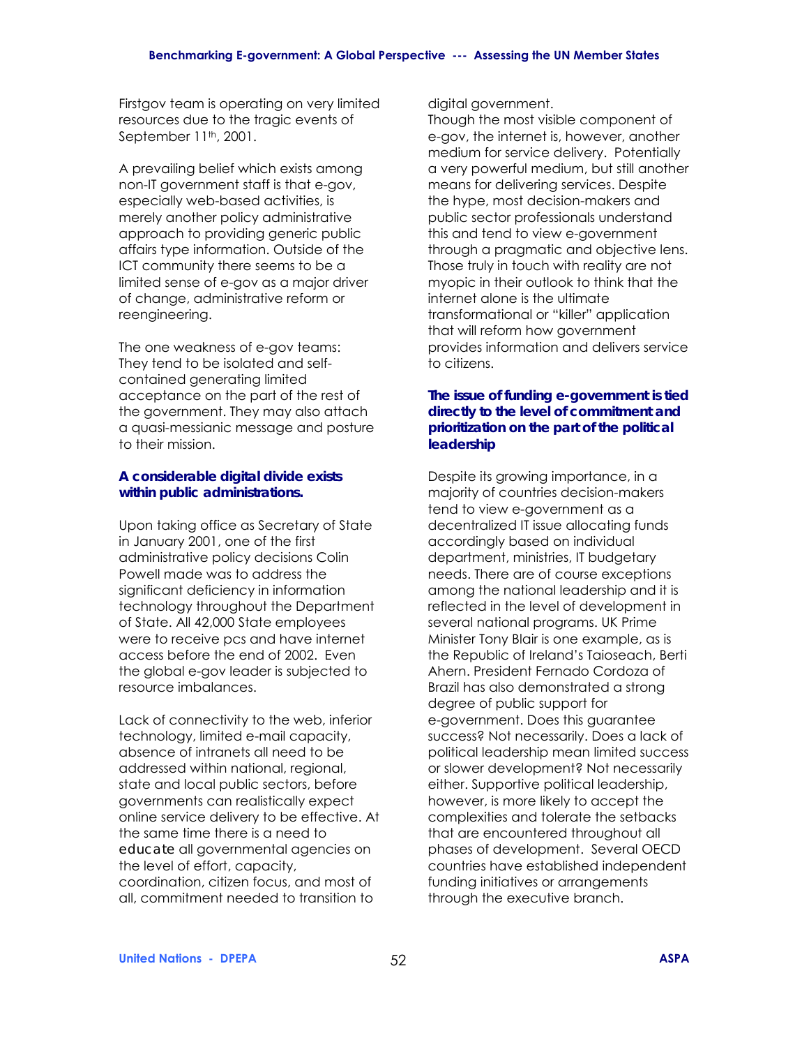Firstgov team is operating on very limited resources due to the tragic events of September 11th, 2001.

A prevailing belief which exists among non-IT government staff is that e-gov, especially web-based activities, is merely another policy administrative approach to providing generic public affairs type information. Outside of the ICT community there seems to be a limited sense of e-gov as a major driver of change, administrative reform or reengineering.

The one weakness of e-gov teams: They tend to be isolated and self-contained generating limited acceptance on the part of the rest of the government. They may also attach a quasi-messianic message and posture to their mission.

**A considerable digital divide exists within public administrations.**

Upon taking office as Secretary of State in January 2001, one of the first administrative policy decisions Colin Powell made was to address the significant deficiency in information technology throughout the Department of State. All 42,000 State employees were to receive pcs and have internet access before the end of 2002. Even the global e-gov leader is subjected to resource imbalances.

Lack of connectivity to the web, inferior technology, limited e-mail capacity, absence of intranets all need to be addressed within national, regional, state and local public sectors, before governments can realistically expect online service delivery to be effective. At the same time there is a need to educate all governmental agencies on the level of effort, capacity, coordination, citizen focus, and most of all, commitment needed to transition to digital government.

Though the most visible component of e-gov, the internet is, however, another medium for service delivery. Potentially a very powerful medium, but still another means for delivering services. Despite the hype, most decision-makers and public sector professionals understand this and tend to view e-government through a pragmatic and objective lens. Those truly in touch with reality are not myopic in their outlook to think that the internet alone is the ultimate transformational or "killer" application that will reform how government provides information and delivers service to citizens.

**The issue of funding e-government is tied directly to the level of commitment and prioritization on the part of the political leadership**

Despite its growing importance, in a majority of countries decision-makers tend to view e-government as a decentralized IT issue allocating funds accordingly based on individual department, ministries, IT budgetary needs. There are of course exceptions among the national leadership and it is reflected in the level of development in several national programs. UK Prime Minister Tony Blair is one example, as is the Republic of Ireland's Taioseach, Berti Ahern. President Fernado Cordoza of Brazil has also demonstrated a strong degree of public support for e-government. Does this guarantee success? Not necessarily. Does a lack of political leadership mean limited success or slower development? Not necessarily either. Supportive political leadership, however, is more likely to accept the complexities and tolerate the setbacks that are encountered throughout all phases of development. Several OECD countries have established independent funding initiatives or arrangements through the executive branch.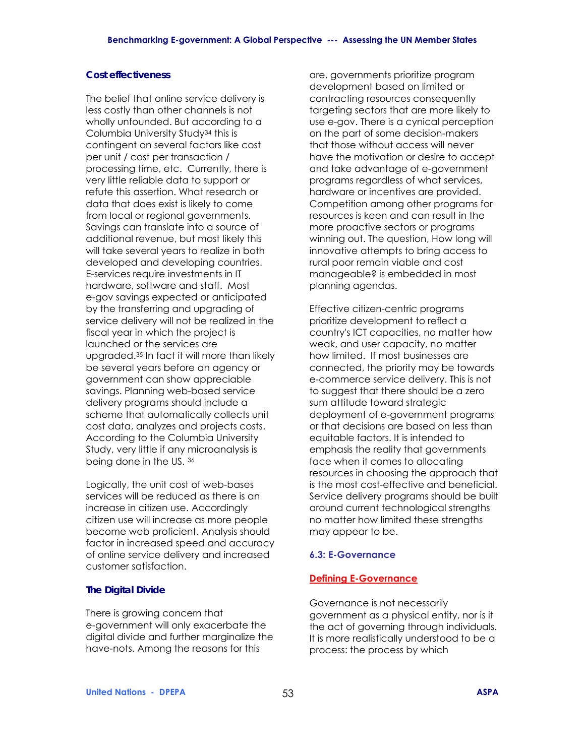### Cost effectiveness

The belief that online service delivery is less costly than other channels is not wholly unfounded. But according to a Columbia University Study[34] this is contingent on several factors like cost per unit / cost per transaction / processing time, etc. Currently, there is very little reliable data to support or refute this assertion. What research or data that does exist is likely to come from local or regional governments. Savings can translate into a source of additional revenue, but most likely this will take several years to realize in both developed and developing countries. E-services require investments in IT hardware, software and staff. Most e-gov savings expected or anticipated by the transferring and upgrading of service delivery will not be realized in the fiscal year in which the project is launched or the services are upgraded.[35] In fact it will more than likely be several years before an agency or government can show appreciable savings. Planning web-based service delivery programs should include a scheme that automatically collects unit cost data, analyzes and projects costs. According to the Columbia University Study, very little if any microanalysis is being done in the US. [36]

Logically, the unit cost of web-bases services will be reduced as there is an increase in citizen use. Accordingly citizen use will increase as more people become web proficient. Analysis should factor in increased speed and accuracy of online service delivery and increased customer satisfaction.

### The Digital Divide

There is growing concern that e-government will only exacerbate the digital divide and further marginalize the have-nots. Among the reasons for this are, governments prioritize program development based on limited or contracting resources consequently targeting sectors that are more likely to use e-gov. There is a cynical perception on the part of some decision-makers that those without access will never have the motivation or desire to accept and take advantage of e-government programs regardless of what services, hardware or incentives are provided. Competition among other programs for resources is keen and can result in the more proactive sectors or programs winning out. The question, How long will innovative attempts to bring access to rural poor remain viable and cost manageable? is embedded in most planning agendas.

Effective citizen-centric programs prioritize development to reflect a country's ICT capacities, no matter how weak, and user capacity, no matter how limited. If most businesses are connected, the priority may be towards e-commerce service delivery. This is not to suggest that there should be a zero sum attitude toward strategic deployment of e-government programs or that decisions are based on less than equitable factors. It is intended to emphasis the reality that governments face when it comes to allocating resources in choosing the approach that is the most cost-effective and beneficial. Service delivery programs should be built around current technological strengths no matter how limited these strengths may appear to be.

## 6.3: E-Governance

### Defining E-Governance

Governance is not necessarily government as a physical entity, nor is it the act of governing through individuals. It is more realistically understood to be a process: the process by which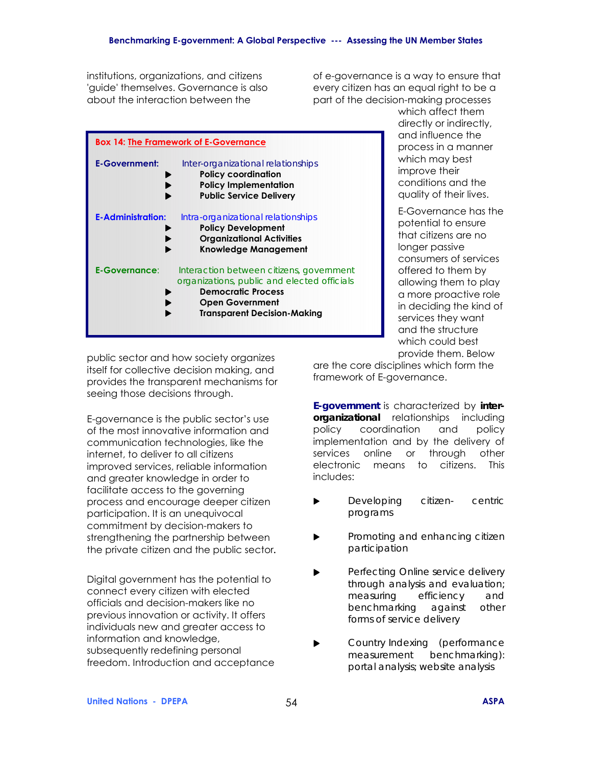institutions, organizations, and citizens 'guide' themselves. Governance is also about the interaction between the public sector and how society organizes itself for collective decision making, and provides the transparent mechanisms for seeing those decisions through.

> **Box 14: The Framework of E-Governance**
>
> **E-Government:** Inter-organizational relationships
> - **Policy coordination**
> - **Policy Implementation**
> - **Public Service Delivery**
>
> **E-Administration:** Intra-organizational relationships
> - **Policy Development**
> - **Organizational Activities**
> - **Knowledge Management**
>
> **E-Governance:** Interaction between citizens, government organizations, public and elected officials
> - **Democratic Process**
> - **Open Government**
> - **Transparent Decision-Making**

E-governance is the public sector's use of the most innovative information and communication technologies, like the internet, to deliver to all citizens improved services, reliable information and greater knowledge in order to facilitate access to the governing process and encourage deeper citizen participation. It is an unequivocal commitment by decision-makers to strengthening the partnership between the private citizen and the public sector.

Digital government has the potential to connect every citizen with elected officials and decision-makers like no previous innovation or activity. It offers individuals new and greater access to information and knowledge, subsequently redefining personal freedom. Introduction and acceptance of e-governance is a way to ensure that every citizen has an equal right to be a part of the decision-making processes which affect them directly or indirectly, and influence the process in a manner which may best improve their conditions and the quality of their lives.

E-Governance has the potential to ensure that citizens are no longer passive consumers of services offered to them by allowing them to play a more proactive role in deciding the kind of services they want and the structure which could best provide them. Below are the core disciplines which form the framework of E-governance.

**E-government** is characterized by **inter-organizational** relationships including policy coordination and policy implementation and by the delivery of services online or through other electronic means to citizens. This includes:

- Developing citizen-centric programs
- Promoting and enhancing citizen participation
- Perfecting Online service delivery through analysis and evaluation; measuring efficiency and benchmarking against other forms of service delivery
- Country Indexing (performance measurement benchmarking): portal analysis; website analysis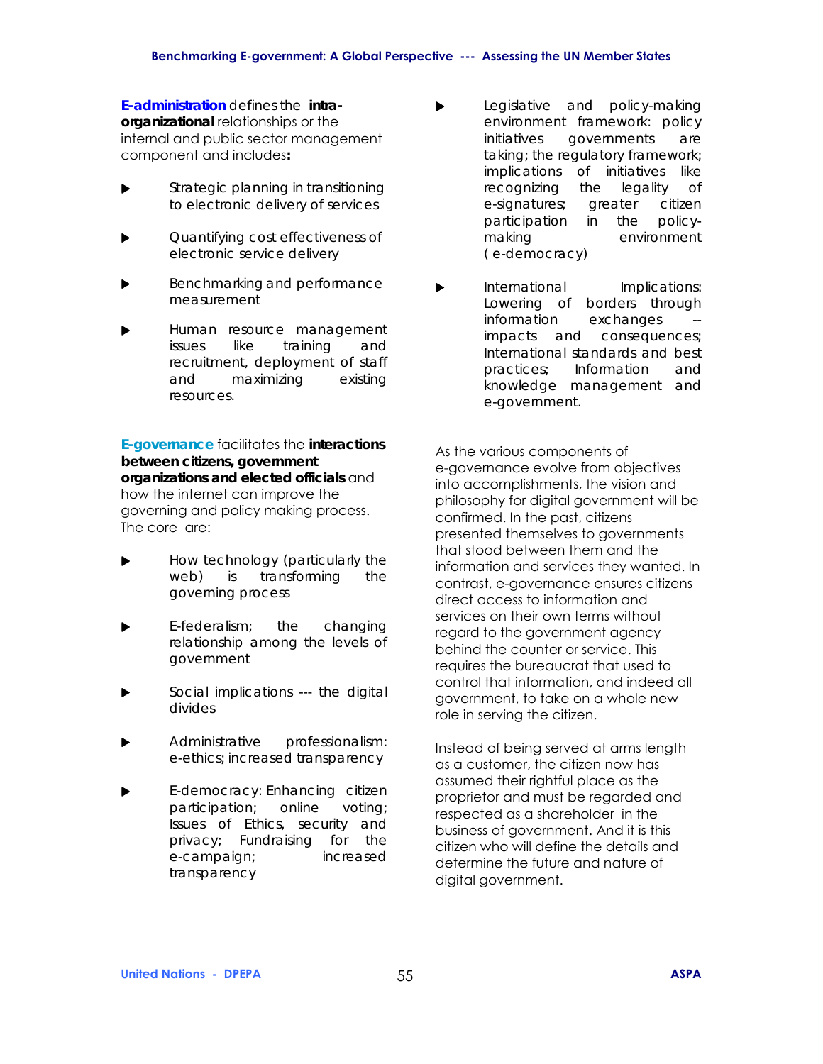**E-administration** defines the **intra-organizational** relationships or the internal and public sector management component and includes**:**

- Strategic planning in transitioning to electronic delivery of services
- Quantifying cost effectiveness of electronic service delivery
- Benchmarking and performance measurement
- Human resource management issues like training and recruitment, deployment of staff and maximizing existing resources.

**E-governance** facilitates the **interactions between citizens, government organizations and elected officials** and how the internet can improve the governing and policy making process. The core are:

- How technology (particularly the web) is transforming the governing process
- E-federalism; the changing relationship among the levels of government
- Social implications --- the digital divides
- Administrative professionalism: e-ethics; increased transparency
- E-democracy: Enhancing citizen participation; online voting; Issues of Ethics, security and privacy; Fundraising for the e-campaign; increased transparency
- Legislative and policy-making environment framework: policy initiatives governments are taking; the regulatory framework; implications of initiatives like recognizing the legality of e-signatures; greater citizen participation in the policy-making environment (e-democracy)
- International Implications: Lowering of borders through information exchanges -- impacts and consequences; International standards and best practices; Information and knowledge management and e-government.

As the various components of e-governance evolve from objectives into accomplishments, the vision and philosophy for digital government will be confirmed. In the past, citizens presented themselves to governments that stood between them and the information and services they wanted. In contrast, e-governance ensures citizens direct access to information and services on their own terms without regard to the government agency behind the counter or service. This requires the bureaucrat that used to control that information, and indeed all government, to take on a whole new role in serving the citizen.

Instead of being served at arms length as a customer, the citizen now has assumed their rightful place as the proprietor and must be regarded and respected as a shareholder in the business of government. And it is this citizen who will define the details and determine the future and nature of digital government.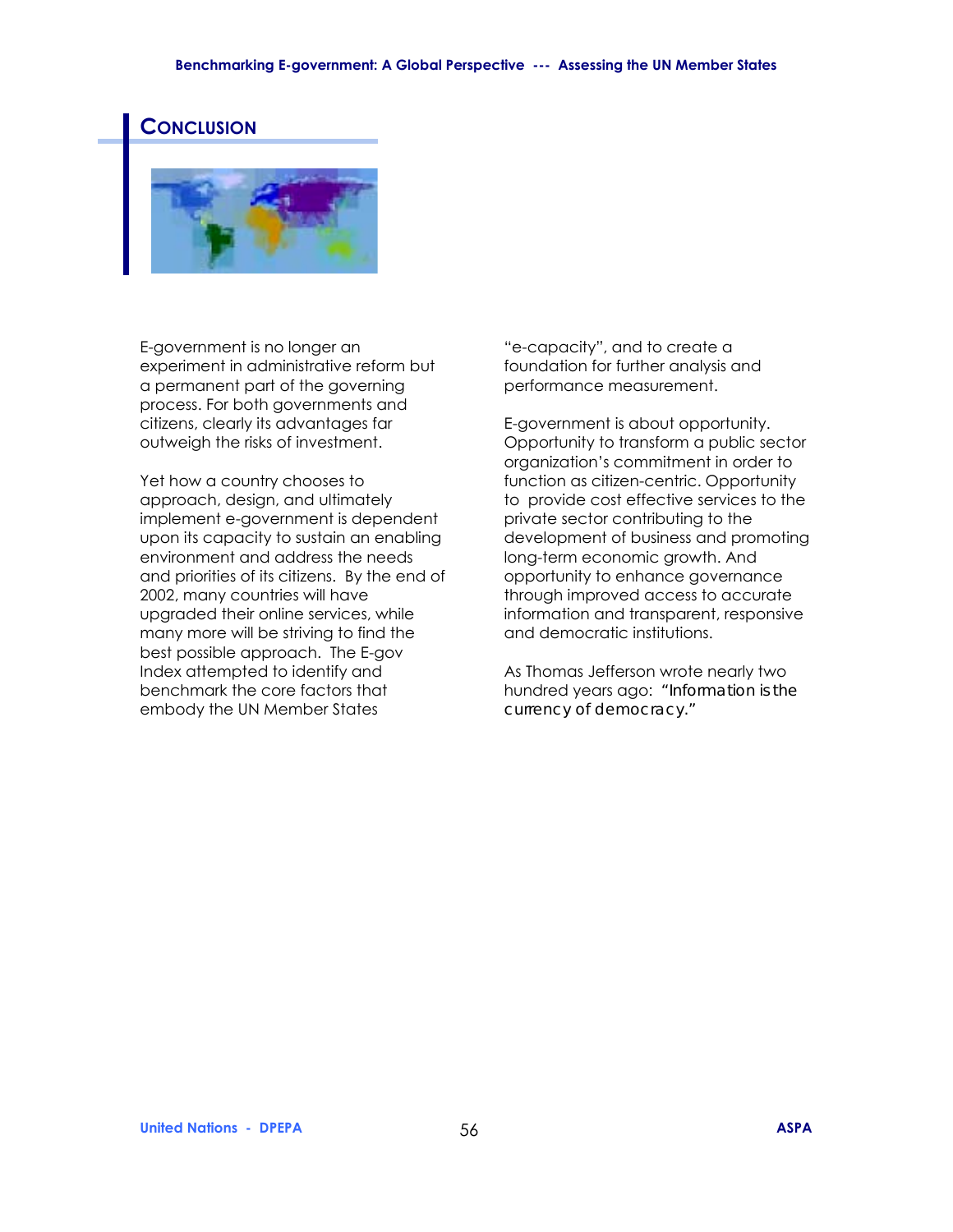## CONCLUSION

E-government is no longer an experiment in administrative reform but a permanent part of the governing process. For both governments and citizens, clearly its advantages far outweigh the risks of investment.

Yet how a country chooses to approach, design, and ultimately implement e-government is dependent upon its capacity to sustain an enabling environment and address the needs and priorities of its citizens. By the end of 2002, many countries will have upgraded their online services, while many more will be striving to find the best possible approach. The E-gov Index attempted to identify and benchmark the core factors that embody the UN Member States "e-capacity", and to create a foundation for further analysis and performance measurement.

E-government is about opportunity. Opportunity to transform a public sector organization's commitment in order to function as citizen-centric. Opportunity to provide cost effective services to the private sector contributing to the development of business and promoting long-term economic growth. And opportunity to enhance governance through improved access to accurate information and transparent, responsive and democratic institutions.

As Thomas Jefferson wrote nearly two hundred years ago: "Information is the currency of democracy."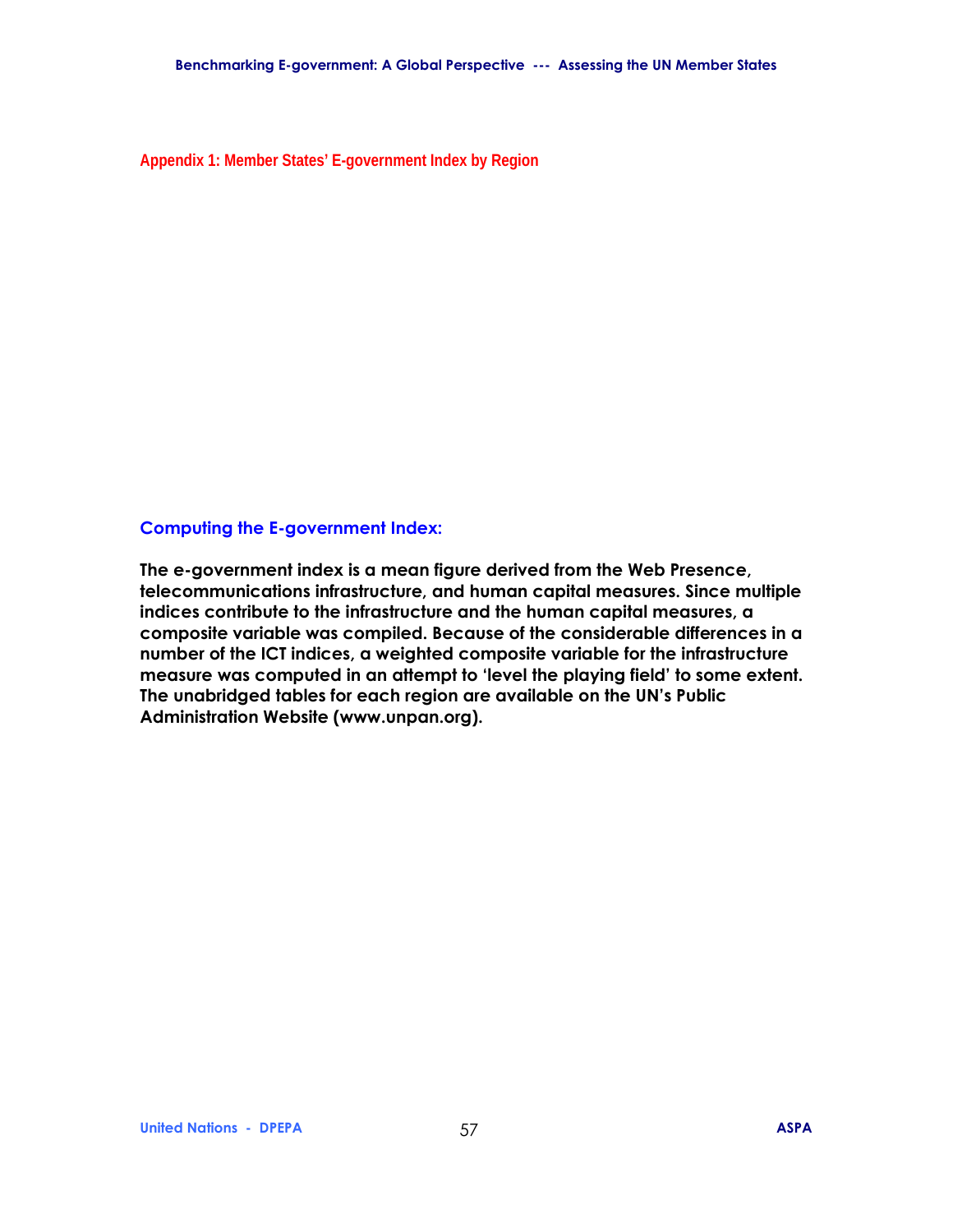## Appendix 1: Member States' E-government Index by Region

### Computing the E-government Index:

**The e-government index is a mean figure derived from the Web Presence, telecommunications infrastructure, and human capital measures. Since multiple indices contribute to the infrastructure and the human capital measures, a composite variable was compiled. Because of the considerable differences in a number of the ICT indices, a weighted composite variable for the infrastructure measure was computed in an attempt to 'level the playing field' to some extent. The unabridged tables for each region are available on the UN's Public Administration Website (www.unpan.org).**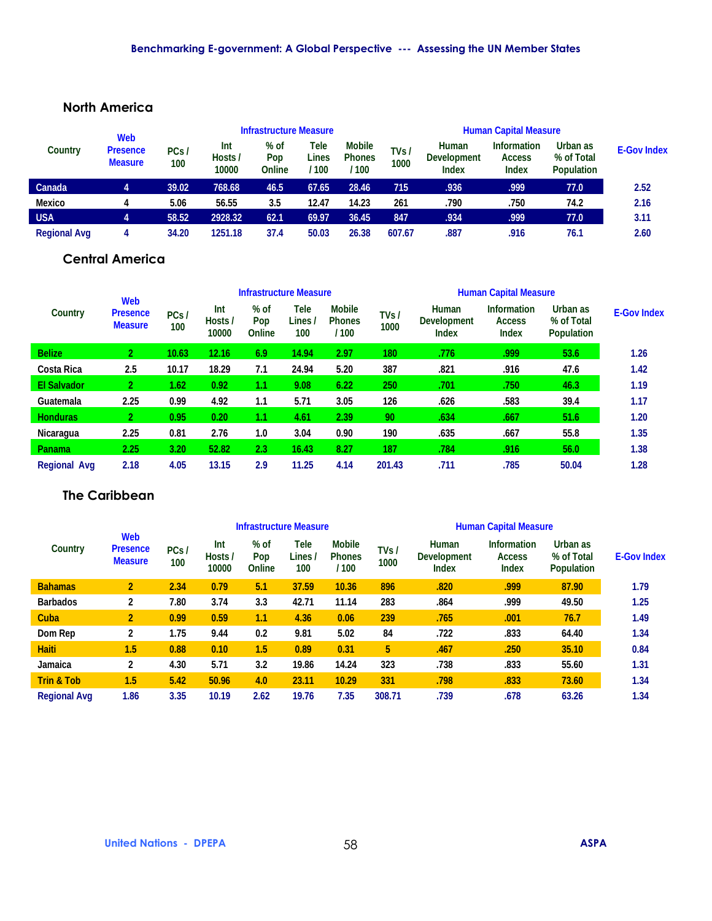## North America

| Country | Web Presence Measure | Infrastructure Measure | | | | | | Human Capital Measure | | | E-Gov Index |
|---|---|---|---|---|---|---|---|---|---|---|---|
| | | PCs / 100 | Int Hosts / 10000 | % of Pop Online | Tele Lines / 100 | Mobile Phones / 100 | TVs / 1000 | Human Development Index | Information Access Index | Urban as % of Total Population | |
| Canada | 4 | 39.02 | 768.68 | 46.5 | 67.65 | 28.46 | 715 | .936 | .999 | 77.0 | 2.52 |
| Mexico | 4 | 5.06 | 56.55 | 3.5 | 12.47 | 14.23 | 261 | .790 | .750 | 74.2 | 2.16 |
| USA | 4 | 58.52 | 2928.32 | 62.1 | 69.97 | 36.45 | 847 | .934 | .999 | 77.0 | 3.11 |
| Regional Avg | 4 | 34.20 | 1251.18 | 37.4 | 50.03 | 26.38 | 607.67 | .887 | .916 | 76.1 | 2.60 |

## Central America

| Country | Web Presence Measure | Infrastructure Measure | | | | | | Human Capital Measure | | | E-Gov Index |
|---|---|---|---|---|---|---|---|---|---|---|---|
| | | PCs / 100 | Int Hosts / 10000 | % of Pop Online | Tele Lines / 100 | Mobile Phones / 100 | TVs / 1000 | Human Development Index | Information Access Index | Urban as % of Total Population | |
| Belize | 2 | 10.63 | 12.16 | 6.9 | 14.94 | 2.97 | 180 | .776 | .999 | 53.6 | 1.26 |
| Costa Rica | 2.5 | 10.17 | 18.29 | 7.1 | 24.94 | 5.20 | 387 | .821 | .916 | 47.6 | 1.42 |
| El Salvador | 2 | 1.62 | 0.92 | 1.1 | 9.08 | 6.22 | 250 | .701 | .750 | 46.3 | 1.19 |
| Guatemala | 2.25 | 0.99 | 4.92 | 1.1 | 5.71 | 3.05 | 126 | .626 | .583 | 39.4 | 1.17 |
| Honduras | 2 | 0.95 | 0.20 | 1.1 | 4.61 | 2.39 | 90 | .634 | .667 | 51.6 | 1.20 |
| Nicaragua | 2.25 | 0.81 | 2.76 | 1.0 | 3.04 | 0.90 | 190 | .635 | .667 | 55.8 | 1.35 |
| Panama | 2.25 | 3.20 | 52.82 | 2.3 | 16.43 | 8.27 | 187 | .784 | .916 | 56.0 | 1.38 |
| Regional Avg | 2.18 | 4.05 | 13.15 | 2.9 | 11.25 | 4.14 | 201.43 | .711 | .785 | 50.04 | 1.28 |

## The Caribbean

| Country | Web Presence Measure | Infrastructure Measure | | | | | | Human Capital Measure | | | E-Gov Index |
|---|---|---|---|---|---|---|---|---|---|---|---|
| | | PCs / 100 | Int Hosts / 10000 | % of Pop Online | Tele Lines / 100 | Mobile Phones / 100 | TVs / 1000 | Human Development Index | Information Access Index | Urban as % of Total Population | |
| Bahamas | 2 | 2.34 | 0.79 | 5.1 | 37.59 | 10.36 | 896 | .820 | .999 | 87.90 | 1.79 |
| Barbados | 2 | 7.80 | 3.74 | 3.3 | 42.71 | 11.14 | 283 | .864 | .999 | 49.50 | 1.25 |
| Cuba | 2 | 0.99 | 0.59 | 1.1 | 4.36 | 0.06 | 239 | .765 | .001 | 76.7 | 1.49 |
| Dom Rep | 2 | 1.75 | 9.44 | 0.2 | 9.81 | 5.02 | 84 | .722 | .833 | 64.40 | 1.34 |
| Haiti | 1.5 | 0.88 | 0.10 | 1.5 | 0.89 | 0.31 | 5 | .467 | .250 | 35.10 | 0.84 |
| Jamaica | 2 | 4.30 | 5.71 | 3.2 | 19.86 | 14.24 | 323 | .738 | .833 | 55.60 | 1.31 |
| Trin & Tob | 1.5 | 5.42 | 50.96 | 4.0 | 23.11 | 10.29 | 331 | .798 | .833 | 73.60 | 1.34 |
| Regional Avg | 1.86 | 3.35 | 10.19 | 2.62 | 19.76 | 7.35 | 308.71 | .739 | .678 | 63.26 | 1.34 |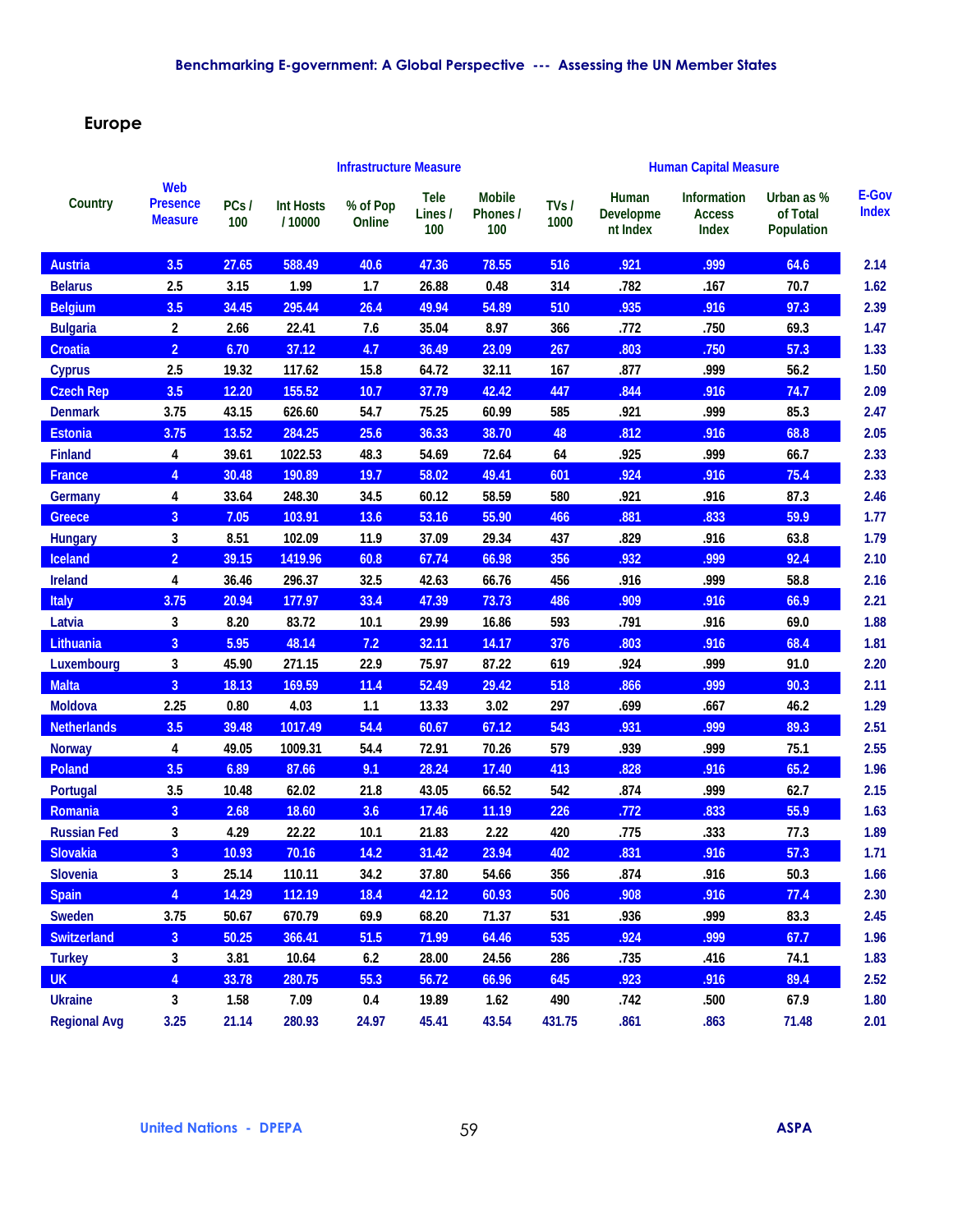## Europe

| Country | Web Presence Measure | Infrastructure Measure | | | | | | Human Capital Measure | | | E-Gov Index |
|---|---|---|---|---|---|---|---|---|---|---|---|
| | | PCs / 100 | Int Hosts / 10000 | % of Pop Online | Tele Lines / 100 | Mobile Phones / 100 | TVs / 1000 | Human Development Index | Information Access Index | Urban as % of Total Population | |
| Austria | 3.5 | 27.65 | 588.49 | 40.6 | 47.36 | 78.55 | 516 | .921 | .999 | 64.6 | 2.14 |
| Belarus | 2.5 | 3.15 | 1.99 | 1.7 | 26.88 | 0.48 | 314 | .782 | .167 | 70.7 | 1.62 |
| Belgium | 3.5 | 34.45 | 295.44 | 26.4 | 49.94 | 54.89 | 510 | .935 | .916 | 97.3 | 2.39 |
| Bulgaria | 2 | 2.66 | 22.41 | 7.6 | 35.04 | 8.97 | 366 | .772 | .750 | 69.3 | 1.47 |
| Croatia | 2 | 6.70 | 37.12 | 4.7 | 36.49 | 23.09 | 267 | .803 | .750 | 57.3 | 1.33 |
| Cyprus | 2.5 | 19.32 | 117.62 | 15.8 | 64.72 | 32.11 | 167 | .877 | .999 | 56.2 | 1.50 |
| Czech Rep | 3.5 | 12.20 | 155.52 | 10.7 | 37.79 | 42.42 | 447 | .844 | .916 | 74.7 | 2.09 |
| Denmark | 3.75 | 43.15 | 626.60 | 54.7 | 75.25 | 60.99 | 585 | .921 | .999 | 85.3 | 2.47 |
| Estonia | 3.75 | 13.52 | 284.25 | 25.6 | 36.33 | 38.70 | 48 | .812 | .916 | 68.8 | 2.05 |
| Finland | 4 | 39.61 | 1022.53 | 48.3 | 54.69 | 72.64 | 64 | .925 | .999 | 66.7 | 2.33 |
| France | 4 | 30.48 | 190.89 | 19.7 | 58.02 | 49.41 | 601 | .924 | .916 | 75.4 | 2.33 |
| Germany | 4 | 33.64 | 248.30 | 34.5 | 60.12 | 58.59 | 580 | .921 | .916 | 87.3 | 2.46 |
| Greece | 3 | 7.05 | 103.91 | 13.6 | 53.16 | 55.90 | 466 | .881 | .833 | 59.9 | 1.77 |
| Hungary | 3 | 8.51 | 102.09 | 11.9 | 37.09 | 29.34 | 437 | .829 | .916 | 63.8 | 1.79 |
| Iceland | 2 | 39.15 | 1419.96 | 60.8 | 67.74 | 66.98 | 356 | .932 | .999 | 92.4 | 2.10 |
| Ireland | 4 | 36.46 | 296.37 | 32.5 | 42.63 | 66.76 | 456 | .916 | .999 | 58.8 | 2.16 |
| Italy | 3.75 | 20.94 | 177.97 | 33.4 | 47.39 | 73.73 | 486 | .909 | .916 | 66.9 | 2.21 |
| Latvia | 3 | 8.20 | 83.72 | 10.1 | 29.99 | 16.86 | 593 | .791 | .916 | 69.0 | 1.88 |
| Lithuania | 3 | 5.95 | 48.14 | 7.2 | 32.11 | 14.17 | 376 | .803 | .916 | 68.4 | 1.81 |
| Luxembourg | 3 | 45.90 | 271.15 | 22.9 | 75.97 | 87.22 | 619 | .924 | .999 | 91.0 | 2.20 |
| Malta | 3 | 18.13 | 169.59 | 11.4 | 52.49 | 29.42 | 518 | .866 | .999 | 90.3 | 2.11 |
| Moldova | 2.25 | 0.80 | 4.03 | 1.1 | 13.33 | 3.02 | 297 | .699 | .667 | 46.2 | 1.29 |
| Netherlands | 3.5 | 39.48 | 1017.49 | 54.4 | 60.67 | 67.12 | 543 | .931 | .999 | 89.3 | 2.51 |
| Norway | 4 | 49.05 | 1009.31 | 54.4 | 72.91 | 70.26 | 579 | .939 | .999 | 75.1 | 2.55 |
| Poland | 3.5 | 6.89 | 87.66 | 9.1 | 28.24 | 17.40 | 413 | .828 | .916 | 65.2 | 1.96 |
| Portugal | 3.5 | 10.48 | 62.02 | 21.8 | 43.05 | 66.52 | 542 | .874 | .999 | 62.7 | 2.15 |
| Romania | 3 | 2.68 | 18.60 | 3.6 | 17.46 | 11.19 | 226 | .772 | .833 | 55.9 | 1.63 |
| Russian Fed | 3 | 4.29 | 22.22 | 10.1 | 21.83 | 2.22 | 420 | .775 | .333 | 77.3 | 1.89 |
| Slovakia | 3 | 10.93 | 70.16 | 14.2 | 31.42 | 23.94 | 402 | .831 | .916 | 57.3 | 1.71 |
| Slovenia | 3 | 25.14 | 110.11 | 34.2 | 37.80 | 54.66 | 356 | .874 | .916 | 50.3 | 1.66 |
| Spain | 4 | 14.29 | 112.19 | 18.4 | 42.12 | 60.93 | 506 | .908 | .916 | 77.4 | 2.30 |
| Sweden | 3.75 | 50.67 | 670.79 | 69.9 | 68.20 | 71.37 | 531 | .936 | .999 | 83.3 | 2.45 |
| Switzerland | 3 | 50.25 | 366.41 | 51.5 | 71.99 | 64.46 | 535 | .924 | .999 | 67.7 | 1.96 |
| Turkey | 3 | 3.81 | 10.64 | 6.2 | 28.00 | 24.56 | 286 | .735 | .416 | 74.1 | 1.83 |
| UK | 4 | 33.78 | 280.75 | 55.3 | 56.72 | 66.96 | 645 | .923 | .916 | 89.4 | 2.52 |
| Ukraine | 3 | 1.58 | 7.09 | 0.4 | 19.89 | 1.62 | 490 | .742 | .500 | 67.9 | 1.80 |
| Regional Avg | 3.25 | 21.14 | 280.93 | 24.97 | 45.41 | 43.54 | 431.75 | .861 | .863 | 71.48 | 2.01 |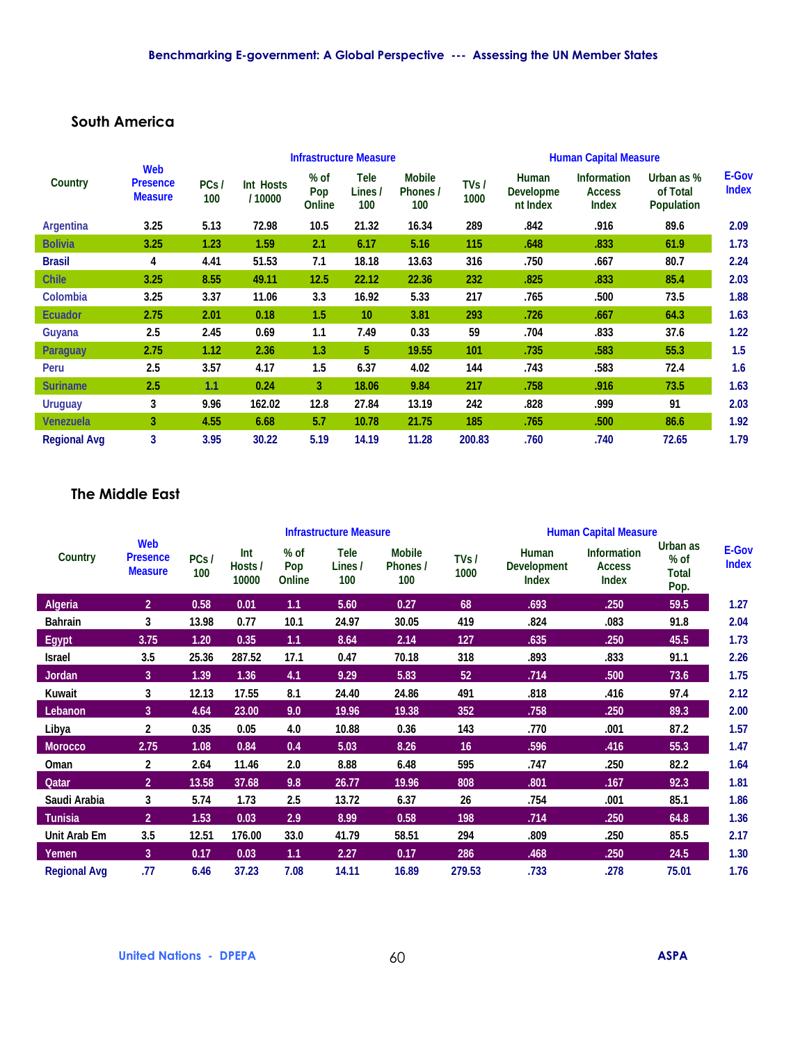## South America

| Country | Web Presence Measure | Infrastructure Measure | | | | | | Human Capital Measure | | | E-Gov Index |
|---|---|---|---|---|---|---|---|---|---|---|---|
| | | PCs / 100 | Int Hosts / 10000 | % of Pop Online | Tele Lines / 100 | Mobile Phones / 100 | TVs / 1000 | Human Development Index | Information Access Index | Urban as % of Total Population | |
| Argentina | 3.25 | 5.13 | 72.98 | 10.5 | 21.32 | 16.34 | 289 | .842 | .916 | 89.6 | 2.09 |
| Bolivia | 3.25 | 1.23 | 1.59 | 2.1 | 6.17 | 5.16 | 115 | .648 | .833 | 61.9 | 1.73 |
| Brasil | 4 | 4.41 | 51.53 | 7.1 | 18.18 | 13.63 | 316 | .750 | .667 | 80.7 | 2.24 |
| Chile | 3.25 | 8.55 | 49.11 | 12.5 | 22.12 | 22.36 | 232 | .825 | .833 | 85.4 | 2.03 |
| Colombia | 3.25 | 3.37 | 11.06 | 3.3 | 16.92 | 5.33 | 217 | .765 | .500 | 73.5 | 1.88 |
| Ecuador | 2.75 | 2.01 | 0.18 | 1.5 | 10 | 3.81 | 293 | .726 | .667 | 64.3 | 1.63 |
| Guyana | 2.5 | 2.45 | 0.69 | 1.1 | 7.49 | 0.33 | 59 | .704 | .833 | 37.6 | 1.22 |
| Paraguay | 2.75 | 1.12 | 2.36 | 1.3 | 5 | 19.55 | 101 | .735 | .583 | 55.3 | 1.5 |
| Peru | 2.5 | 3.57 | 4.17 | 1.5 | 6.37 | 4.02 | 144 | .743 | .583 | 72.4 | 1.6 |
| Suriname | 2.5 | 1.1 | 0.24 | 3 | 18.06 | 9.84 | 217 | .758 | .916 | 73.5 | 1.63 |
| Uruguay | 3 | 9.96 | 162.02 | 12.8 | 27.84 | 13.19 | 242 | .828 | .999 | 91 | 2.03 |
| Venezuela | 3 | 4.55 | 6.68 | 5.7 | 10.78 | 21.75 | 185 | .765 | .500 | 86.6 | 1.92 |
| Regional Avg | 3 | 3.95 | 30.22 | 5.19 | 14.19 | 11.28 | 200.83 | .760 | .740 | 72.65 | 1.79 |

## The Middle East

| Country | Web Presence Measure | Infrastructure Measure | | | | | | Human Capital Measure | | | E-Gov Index |
|---|---|---|---|---|---|---|---|---|---|---|---|
| | | PCs / 100 | Int Hosts / 10000 | % of Pop Online | Tele Lines / 100 | Mobile Phones / 100 | TVs / 1000 | Human Development Index | Information Access Index | Urban as % of Total Pop. | |
| Algeria | 2 | 0.58 | 0.01 | 1.1 | 5.60 | 0.27 | 68 | .693 | .250 | 59.5 | 1.27 |
| Bahrain | 3 | 13.98 | 0.77 | 10.1 | 24.97 | 30.05 | 419 | .824 | .083 | 91.8 | 2.04 |
| Egypt | 3.75 | 1.20 | 0.35 | 1.1 | 8.64 | 2.14 | 127 | .635 | .250 | 45.5 | 1.73 |
| Israel | 3.5 | 25.36 | 287.52 | 17.1 | 0.47 | 70.18 | 318 | .893 | .833 | 91.1 | 2.26 |
| Jordan | 3 | 1.39 | 1.36 | 4.1 | 9.29 | 5.83 | 52 | .714 | .500 | 73.6 | 1.75 |
| Kuwait | 3 | 12.13 | 17.55 | 8.1 | 24.40 | 24.86 | 491 | .818 | .416 | 97.4 | 2.12 |
| Lebanon | 3 | 4.64 | 23.00 | 9.0 | 19.96 | 19.38 | 352 | .758 | .250 | 89.3 | 2.00 |
| Libya | 2 | 0.35 | 0.05 | 4.0 | 10.88 | 0.36 | 143 | .770 | .001 | 87.2 | 1.57 |
| Morocco | 2.75 | 1.08 | 0.84 | 0.4 | 5.03 | 8.26 | 16 | .596 | .416 | 55.3 | 1.47 |
| Oman | 2 | 2.64 | 11.46 | 2.0 | 8.88 | 6.48 | 595 | .747 | .250 | 82.2 | 1.64 |
| Qatar | 2 | 13.58 | 37.68 | 9.8 | 26.77 | 19.96 | 808 | .801 | .167 | 92.3 | 1.81 |
| Saudi Arabia | 3 | 5.74 | 1.73 | 2.5 | 13.72 | 6.37 | 26 | .754 | .001 | 85.1 | 1.86 |
| Tunisia | 2 | 1.53 | 0.03 | 2.9 | 8.99 | 0.58 | 198 | .714 | .250 | 64.8 | 1.36 |
| Unit Arab Em | 3.5 | 12.51 | 176.00 | 33.0 | 41.79 | 58.51 | 294 | .809 | .250 | 85.5 | 2.17 |
| Yemen | 3 | 0.17 | 0.03 | 1.1 | 2.27 | 0.17 | 286 | .468 | .250 | 24.5 | 1.30 |
| Regional Avg | .77 | 6.46 | 37.23 | 7.08 | 14.11 | 16.89 | 279.53 | .733 | .278 | 75.01 | 1.76 |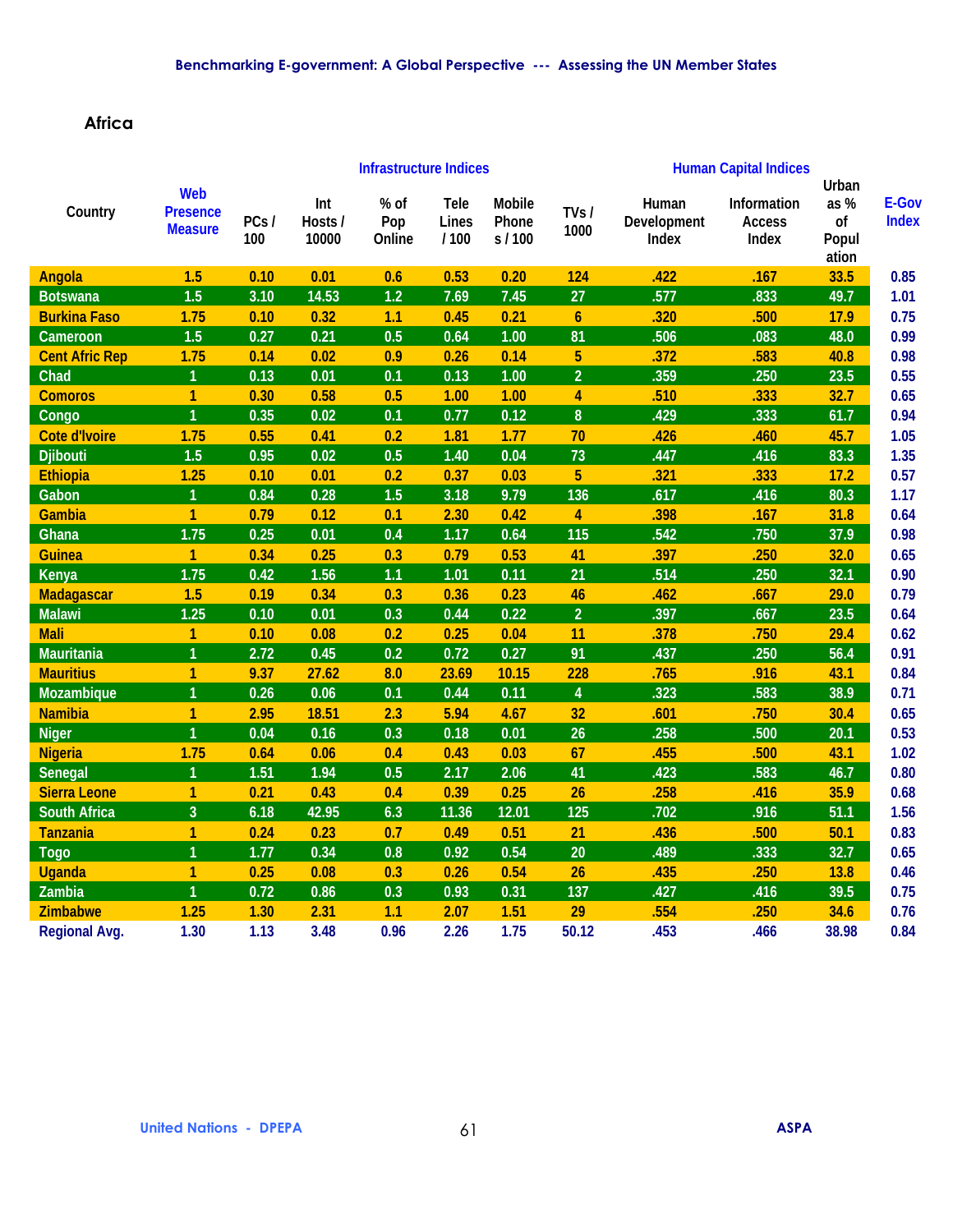## Africa

| Country | Web Presence Measure | Infrastructure Indices | | | | | | Human Capital Indices | | Urban as % of Population | E-Gov Index |
|---|---|---|---|---|---|---|---|---|---|---|---|
| | | PCs / 100 | Int Hosts / 10000 | % of Pop Online | Tele Lines / 100 | Mobile Phones / 100 | TVs / 1000 | Human Development Index | Information Access Index | | |
| Angola | 1.5 | 0.10 | 0.01 | 0.6 | 0.53 | 0.20 | 124 | .422 | .167 | 33.5 | 0.85 |
| Botswana | 1.5 | 3.10 | 14.53 | 1.2 | 7.69 | 7.45 | 27 | .577 | .833 | 49.7 | 1.01 |
| Burkina Faso | 1.75 | 0.10 | 0.32 | 1.1 | 0.45 | 0.21 | 6 | .320 | .500 | 17.9 | 0.75 |
| Cameroon | 1.5 | 0.27 | 0.21 | 0.5 | 0.64 | 1.00 | 81 | .506 | .083 | 48.0 | 0.99 |
| Cent Afric Rep | 1.75 | 0.14 | 0.02 | 0.9 | 0.26 | 0.14 | 5 | .372 | .583 | 40.8 | 0.98 |
| Chad | 1 | 0.13 | 0.01 | 0.1 | 0.13 | 1.00 | 2 | .359 | .250 | 23.5 | 0.55 |
| Comoros | 1 | 0.30 | 0.58 | 0.5 | 1.00 | 1.00 | 4 | .510 | .333 | 32.7 | 0.65 |
| Congo | 1 | 0.35 | 0.02 | 0.1 | 0.77 | 0.12 | 8 | .429 | .333 | 61.7 | 0.94 |
| Cote d'Ivoire | 1.75 | 0.55 | 0.41 | 0.2 | 1.81 | 1.77 | 70 | .426 | .460 | 45.7 | 1.05 |
| Djibouti | 1.5 | 0.95 | 0.02 | 0.5 | 1.40 | 0.04 | 73 | .447 | .416 | 83.3 | 1.35 |
| Ethiopia | 1.25 | 0.10 | 0.01 | 0.2 | 0.37 | 0.03 | 5 | .321 | .333 | 17.2 | 0.57 |
| Gabon | 1 | 0.84 | 0.28 | 1.5 | 3.18 | 9.79 | 136 | .617 | .416 | 80.3 | 1.17 |
| Gambia | 1 | 0.79 | 0.12 | 0.1 | 2.30 | 0.42 | 4 | .398 | .167 | 31.8 | 0.64 |
| Ghana | 1.75 | 0.25 | 0.01 | 0.4 | 1.17 | 0.64 | 115 | .542 | .750 | 37.9 | 0.98 |
| Guinea | 1 | 0.34 | 0.25 | 0.3 | 0.79 | 0.53 | 41 | .397 | .250 | 32.0 | 0.65 |
| Kenya | 1.75 | 0.42 | 1.56 | 1.1 | 1.01 | 0.11 | 21 | .514 | .250 | 32.1 | 0.90 |
| Madagascar | 1.5 | 0.19 | 0.34 | 0.3 | 0.36 | 0.23 | 46 | .462 | .667 | 29.0 | 0.79 |
| Malawi | 1.25 | 0.10 | 0.01 | 0.3 | 0.44 | 0.22 | 2 | .397 | .667 | 23.5 | 0.64 |
| Mali | 1 | 0.10 | 0.08 | 0.2 | 0.25 | 0.04 | 11 | .378 | .750 | 29.4 | 0.62 |
| Mauritania | 1 | 2.72 | 0.45 | 0.2 | 0.72 | 0.27 | 91 | .437 | .250 | 56.4 | 0.91 |
| Mauritius | 1 | 9.37 | 27.62 | 8.0 | 23.69 | 10.15 | 228 | .765 | .916 | 43.1 | 0.84 |
| Mozambique | 1 | 0.26 | 0.06 | 0.1 | 0.44 | 0.11 | 4 | .323 | .583 | 38.9 | 0.71 |
| Namibia | 1 | 2.95 | 18.51 | 2.3 | 5.94 | 4.67 | 32 | .601 | .750 | 30.4 | 0.65 |
| Niger | 1 | 0.04 | 0.16 | 0.3 | 0.18 | 0.01 | 26 | .258 | .500 | 20.1 | 0.53 |
| Nigeria | 1.75 | 0.64 | 0.06 | 0.4 | 0.43 | 0.03 | 67 | .455 | .500 | 43.1 | 1.02 |
| Senegal | 1 | 1.51 | 1.94 | 0.5 | 2.17 | 2.06 | 41 | .423 | .583 | 46.7 | 0.80 |
| Sierra Leone | 1 | 0.21 | 0.43 | 0.4 | 0.39 | 0.25 | 26 | .258 | .416 | 35.9 | 0.68 |
| South Africa | 3 | 6.18 | 42.95 | 6.3 | 11.36 | 12.01 | 125 | .702 | .916 | 51.1 | 1.56 |
| Tanzania | 1 | 0.24 | 0.23 | 0.7 | 0.49 | 0.51 | 21 | .436 | .500 | 50.1 | 0.83 |
| Togo | 1 | 1.77 | 0.34 | 0.8 | 0.92 | 0.54 | 20 | .489 | .333 | 32.7 | 0.65 |
| Uganda | 1 | 0.25 | 0.08 | 0.3 | 0.26 | 0.54 | 26 | .435 | .250 | 13.8 | 0.46 |
| Zambia | 1 | 0.72 | 0.86 | 0.3 | 0.93 | 0.31 | 137 | .427 | .416 | 39.5 | 0.75 |
| Zimbabwe | 1.25 | 1.30 | 2.31 | 1.1 | 2.07 | 1.51 | 29 | .554 | .250 | 34.6 | 0.76 |
| Regional Avg. | 1.30 | 1.13 | 3.48 | 0.96 | 2.26 | 1.75 | 50.12 | .453 | .466 | 38.98 | 0.84 |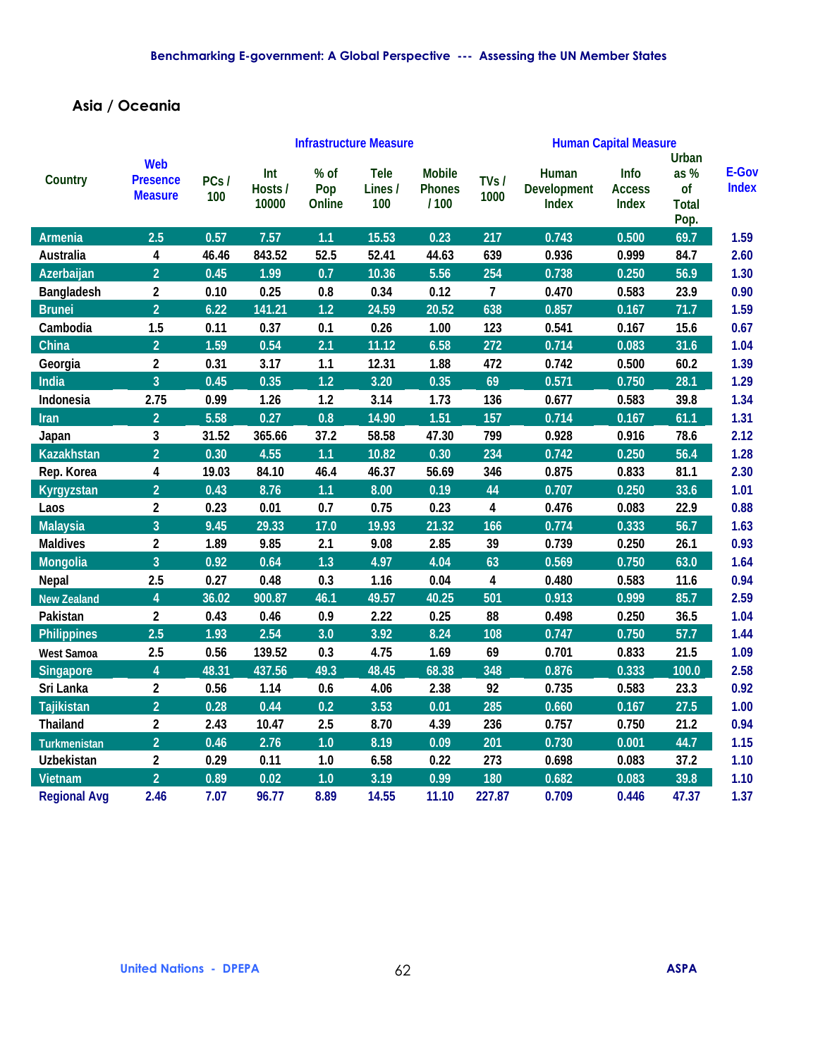## Asia / Oceania

| Country | Web Presence Measure | Infrastructure Measure | | | | | | Human Capital Measure | | | E-Gov Index |
|---|---|---|---|---|---|---|---|---|---|---|---|
| | | PCs / 100 | Int Hosts / 10000 | % of Pop Online | Tele Lines / 100 | Mobile Phones / 100 | TVs / 1000 | Human Development Index | Info Access Index | Urban as % of Total Pop. | |
| Armenia | 2.5 | 0.57 | 7.57 | 1.1 | 15.53 | 0.23 | 217 | 0.743 | 0.500 | 69.7 | 1.59 |
| Australia | 4 | 46.46 | 843.52 | 52.5 | 52.41 | 44.63 | 639 | 0.936 | 0.999 | 84.7 | 2.60 |
| Azerbaijan | 2 | 0.45 | 1.99 | 0.7 | 10.36 | 5.56 | 254 | 0.738 | 0.250 | 56.9 | 1.30 |
| Bangladesh | 2 | 0.10 | 0.25 | 0.8 | 0.34 | 0.12 | 7 | 0.470 | 0.583 | 23.9 | 0.90 |
| Brunei | 2 | 6.22 | 141.21 | 1.2 | 24.59 | 20.52 | 638 | 0.857 | 0.167 | 71.7 | 1.59 |
| Cambodia | 1.5 | 0.11 | 0.37 | 0.1 | 0.26 | 1.00 | 123 | 0.541 | 0.167 | 15.6 | 0.67 |
| China | 2 | 1.59 | 0.54 | 2.1 | 11.12 | 6.58 | 272 | 0.714 | 0.083 | 31.6 | 1.04 |
| Georgia | 2 | 0.31 | 3.17 | 1.1 | 12.31 | 1.88 | 472 | 0.742 | 0.500 | 60.2 | 1.39 |
| India | 3 | 0.45 | 0.35 | 1.2 | 3.20 | 0.35 | 69 | 0.571 | 0.750 | 28.1 | 1.29 |
| Indonesia | 2.75 | 0.99 | 1.26 | 1.2 | 3.14 | 1.73 | 136 | 0.677 | 0.583 | 39.8 | 1.34 |
| Iran | 2 | 5.58 | 0.27 | 0.8 | 14.90 | 1.51 | 157 | 0.714 | 0.167 | 61.1 | 1.31 |
| Japan | 3 | 31.52 | 365.66 | 37.2 | 58.58 | 47.30 | 799 | 0.928 | 0.916 | 78.6 | 2.12 |
| Kazakhstan | 2 | 0.30 | 4.55 | 1.1 | 10.82 | 0.30 | 234 | 0.742 | 0.250 | 56.4 | 1.28 |
| Rep. Korea | 4 | 19.03 | 84.10 | 46.4 | 46.37 | 56.69 | 346 | 0.875 | 0.833 | 81.1 | 2.30 |
| Kyrgyzstan | 2 | 0.43 | 8.76 | 1.1 | 8.00 | 0.19 | 44 | 0.707 | 0.250 | 33.6 | 1.01 |
| Laos | 2 | 0.23 | 0.01 | 0.7 | 0.75 | 0.23 | 4 | 0.476 | 0.083 | 22.9 | 0.88 |
| Malaysia | 3 | 9.45 | 29.33 | 17.0 | 19.93 | 21.32 | 166 | 0.774 | 0.333 | 56.7 | 1.63 |
| Maldives | 2 | 1.89 | 9.85 | 2.1 | 9.08 | 2.85 | 39 | 0.739 | 0.250 | 26.1 | 0.93 |
| Mongolia | 3 | 0.92 | 0.64 | 1.3 | 4.97 | 4.04 | 63 | 0.569 | 0.750 | 63.0 | 1.64 |
| Nepal | 2.5 | 0.27 | 0.48 | 0.3 | 1.16 | 0.04 | 4 | 0.480 | 0.583 | 11.6 | 0.94 |
| New Zealand | 4 | 36.02 | 900.87 | 46.1 | 49.57 | 40.25 | 501 | 0.913 | 0.999 | 85.7 | 2.59 |
| Pakistan | 2 | 0.43 | 0.46 | 0.9 | 2.22 | 0.25 | 88 | 0.498 | 0.250 | 36.5 | 1.04 |
| Philippines | 2.5 | 1.93 | 2.54 | 3.0 | 3.92 | 8.24 | 108 | 0.747 | 0.750 | 57.7 | 1.44 |
| West Samoa | 2.5 | 0.56 | 139.52 | 0.3 | 4.75 | 1.69 | 69 | 0.701 | 0.833 | 21.5 | 1.09 |
| Singapore | 4 | 48.31 | 437.56 | 49.3 | 48.45 | 68.38 | 348 | 0.876 | 0.333 | 100.0 | 2.58 |
| Sri Lanka | 2 | 0.56 | 1.14 | 0.6 | 4.06 | 2.38 | 92 | 0.735 | 0.583 | 23.3 | 0.92 |
| Tajikistan | 2 | 0.28 | 0.44 | 0.2 | 3.53 | 0.01 | 285 | 0.660 | 0.167 | 27.5 | 1.00 |
| Thailand | 2 | 2.43 | 10.47 | 2.5 | 8.70 | 4.39 | 236 | 0.757 | 0.750 | 21.2 | 0.94 |
| Turkmenistan | 2 | 0.46 | 2.76 | 1.0 | 8.19 | 0.09 | 201 | 0.730 | 0.001 | 44.7 | 1.15 |
| Uzbekistan | 2 | 0.29 | 0.11 | 1.0 | 6.58 | 0.22 | 273 | 0.698 | 0.083 | 37.2 | 1.10 |
| Vietnam | 2 | 0.89 | 0.02 | 1.0 | 3.19 | 0.99 | 180 | 0.682 | 0.083 | 39.8 | 1.10 |
| Regional Avg | 2.46 | 7.07 | 96.77 | 8.89 | 14.55 | 11.10 | 227.87 | 0.709 | 0.446 | 47.37 | 1.37 |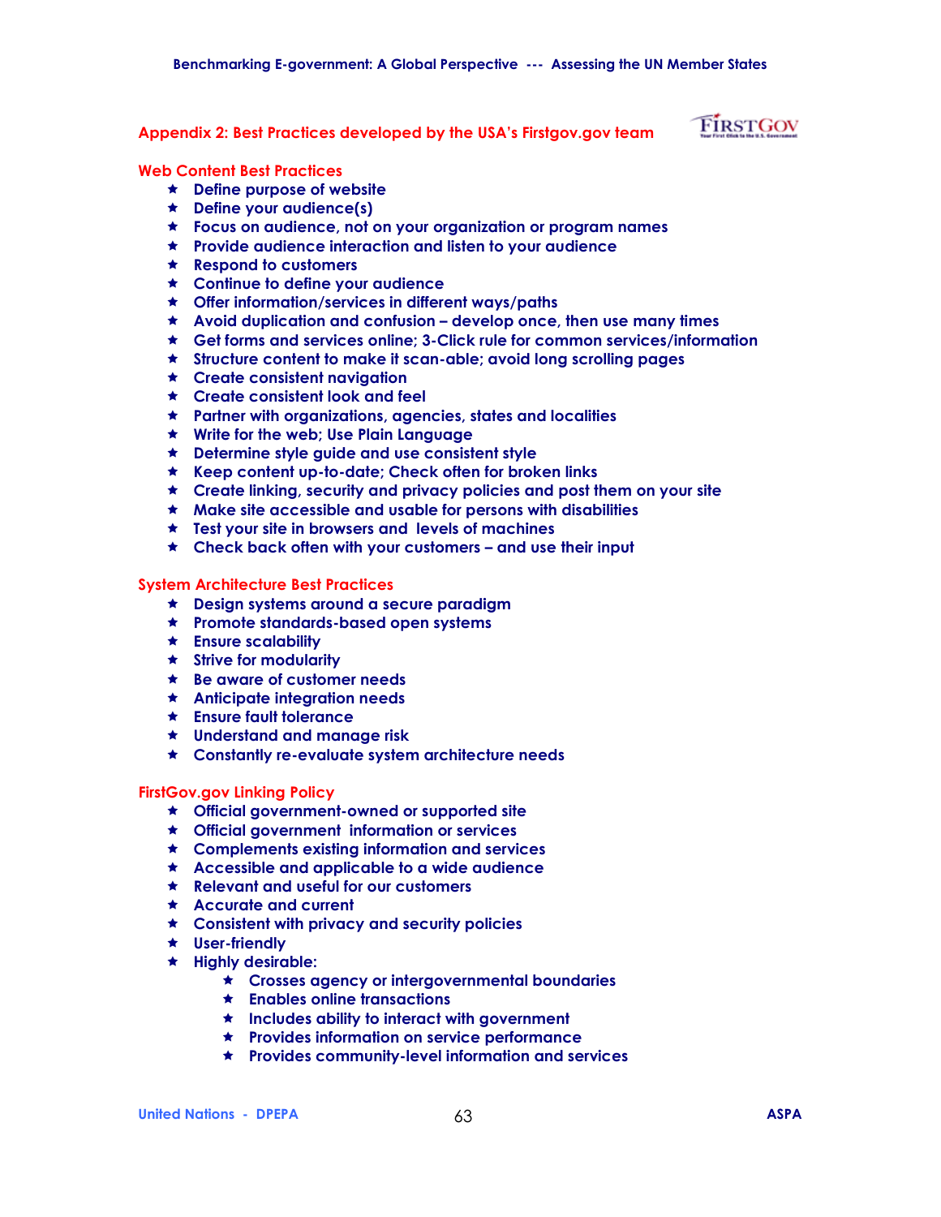## Appendix 2: Best Practices developed by the USA's Firstgov.gov team

### Web Content Best Practices

- Define purpose of website
- Define your audience(s)
- Focus on audience, not on your organization or program names
- Provide audience interaction and listen to your audience
- Respond to customers
- Continue to define your audience
- Offer information/services in different ways/paths
- Avoid duplication and confusion – develop once, then use many times
- Get forms and services online; 3-Click rule for common services/information
- Structure content to make it scan-able; avoid long scrolling pages
- Create consistent navigation
- Create consistent look and feel
- Partner with organizations, agencies, states and localities
- Write for the web; Use Plain Language
- Determine style guide and use consistent style
- Keep content up-to-date; Check often for broken links
- Create linking, security and privacy policies and post them on your site
- Make site accessible and usable for persons with disabilities
- Test your site in browsers and levels of machines
- Check back often with your customers – and use their input

### System Architecture Best Practices

- Design systems around a secure paradigm
- Promote standards-based open systems
- Ensure scalability
- Strive for modularity
- Be aware of customer needs
- Anticipate integration needs
- Ensure fault tolerance
- Understand and manage risk
- Constantly re-evaluate system architecture needs

### FirstGov.gov Linking Policy

- Official government-owned or supported site
- Official government information or services
- Complements existing information and services
- Accessible and applicable to a wide audience
- Relevant and useful for our customers
- Accurate and current
- Consistent with privacy and security policies
- User-friendly
- Highly desirable:
  - Crosses agency or intergovernmental boundaries
  - Enables online transactions
  - Includes ability to interact with government
  - Provides information on service performance
  - Provides community-level information and services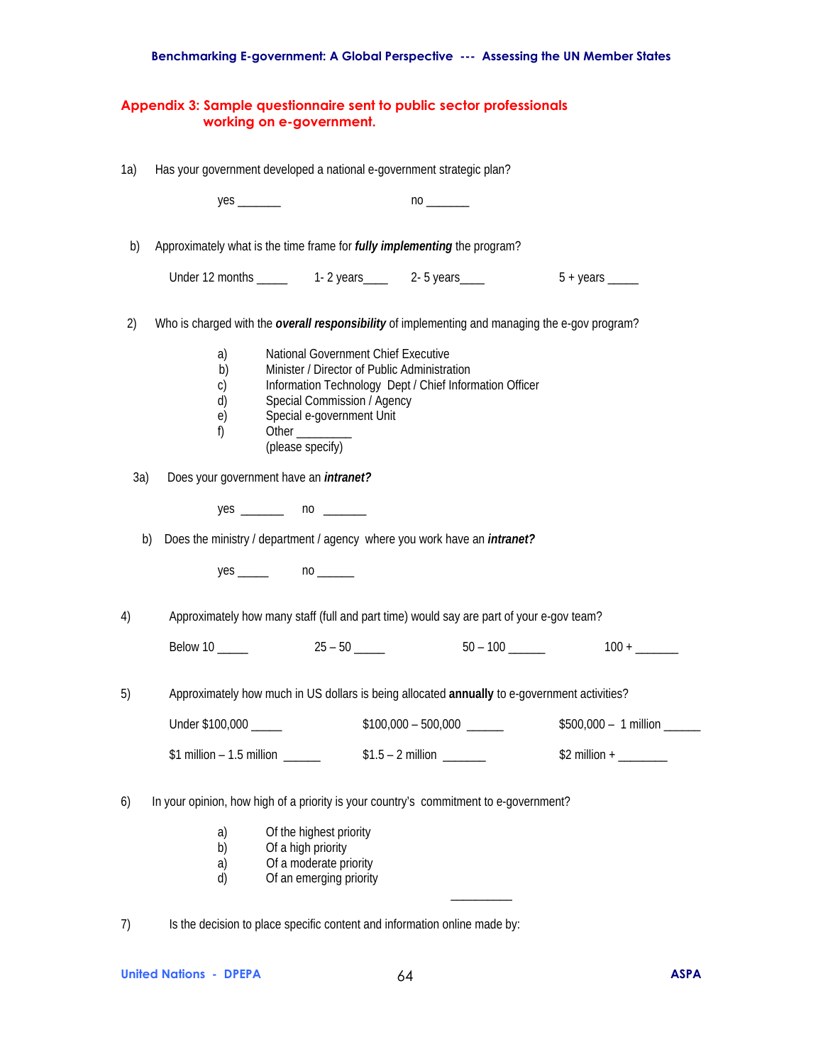## Appendix 3: Sample questionnaire sent to public sector professionals working on e-government.

1a) Has your government developed a national e-government strategic plan?

yes _______ no _______

b) Approximately what is the time frame for ***fully implementing*** the program?

Under 12 months _____ 1- 2 years____ 2- 5 years____ 5 + years _____

2) Who is charged with the ***overall responsibility*** of implementing and managing the e-gov program?

a) National Government Chief Executive
b) Minister / Director of Public Administration
c) Information Technology Dept / Chief Information Officer
d) Special Commission / Agency
e) Special e-government Unit
f) Other _________ (please specify)

3a) Does your government have an ***intranet?***

yes _______ no _______

b) Does the ministry / department / agency where you work have an ***intranet?***

yes _____ no ______

4) Approximately how many staff (full and part time) would say are part of your e-gov team?

Below 10 _____ 25 – 50 _____ 50 – 100 ______ 100 + _______

5) Approximately how much in US dollars is being allocated **annually** to e-government activities?

Under $100,000 _____ $100,000 – 500,000 ______ $500,000 – 1 million ______

$1 million – 1.5 million ______ $1.5 – 2 million _______ $2 million + ________

6) In your opinion, how high of a priority is your country's commitment to e-government?

a) Of the highest priority
b) Of a high priority
a) Of a moderate priority
d) Of an emerging priority

__________

7) Is the decision to place specific content and information online made by: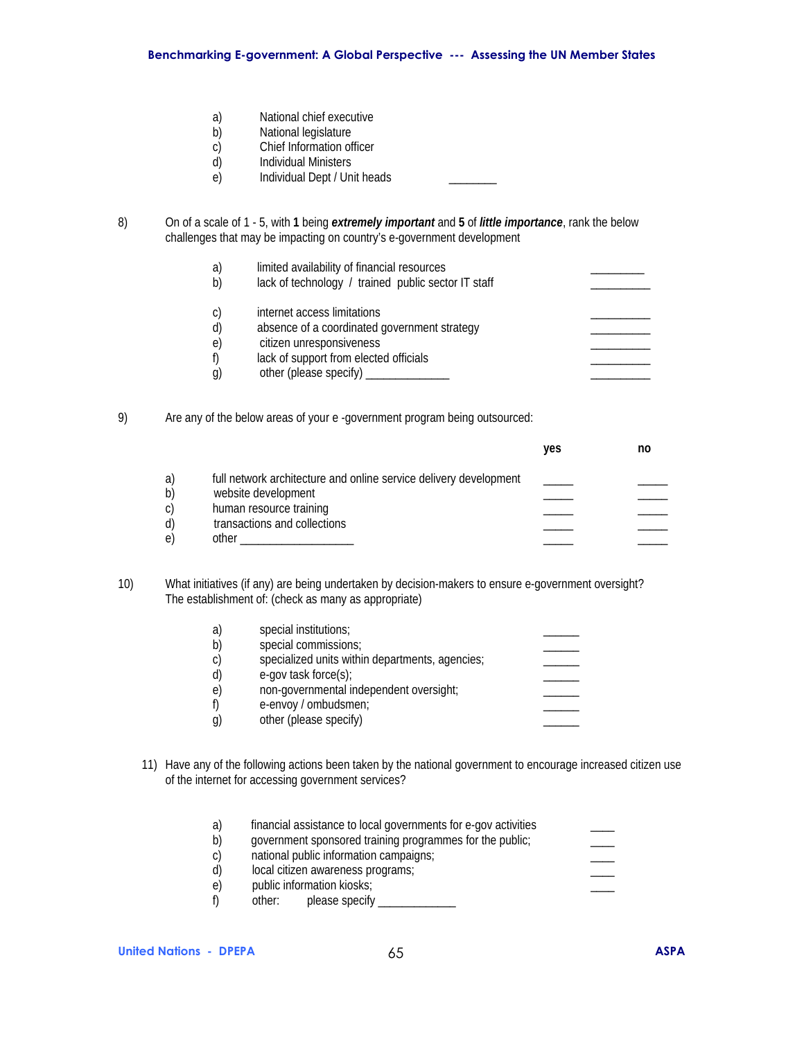a) National chief executive
b) National legislature
c) Chief Information officer
d) Individual Ministers
e) Individual Dept / Unit heads ________

8) On of a scale of 1 - 5, with **1** being ***extremely important*** and **5** of ***little importance***, rank the below challenges that may be impacting on country's e-government development

a) limited availability of financial resources _________
b) lack of technology / trained public sector IT staff __________

c) internet access limitations __________
d) absence of a coordinated government strategy __________
e) citizen unresponsiveness __________
f) lack of support from elected officials __________
g) other (please specify) ______________ __________

9) Are any of the below areas of your e -government program being outsourced:

| | | **yes** | **no** |
|---|---|---|---|
| a) | full network architecture and online service delivery development | _____ | _____ |
| b) | website development | _____ | _____ |
| c) | human resource training | _____ | _____ |
| d) | transactions and collections | _____ | _____ |
| e) | other ___________________ | _____ | _____ |

10) What initiatives (if any) are being undertaken by decision-makers to ensure e-government oversight? The establishment of: (check as many as appropriate)

a) special institutions; ______
b) special commissions; ______
c) specialized units within departments, agencies; ______
d) e-gov task force(s); ______
e) non-governmental independent oversight; ______
f) e-envoy / ombudsmen; ______
g) other (please specify) ______

11) Have any of the following actions been taken by the national government to encourage increased citizen use of the internet for accessing government services?

a) financial assistance to local governments for e-gov activities ____
b) government sponsored training programmes for the public; ____
c) national public information campaigns; ____
d) local citizen awareness programs; ____
e) public information kiosks; ____
f) other: please specify _____________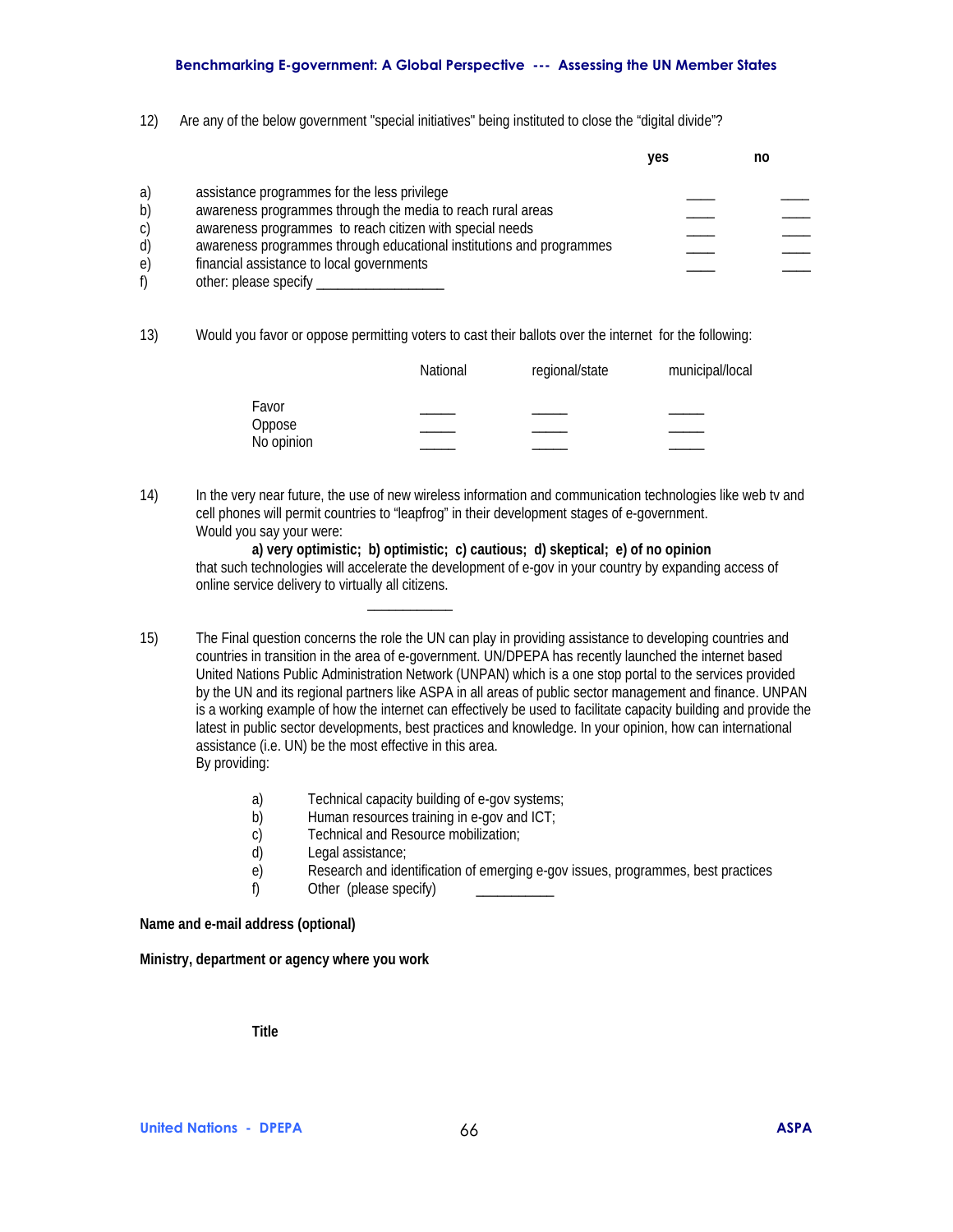12) Are any of the below government "special initiatives" being instituted to close the "digital divide"?

| | | yes | no |
|---|---|---|---|
| a) | assistance programmes for the less privilege | ____ | ____ |
| b) | awareness programmes through the media to reach rural areas | ____ | ____ |
| c) | awareness programmes to reach citizen with special needs | ____ | ____ |
| d) | awareness programmes through educational institutions and programmes | ____ | ____ |
| e) | financial assistance to local governments | ____ | ____ |
| f) | other: please specify _________________ | | |

13) Would you favor or oppose permitting voters to cast their ballots over the internet for the following:

| | National | regional/state | municipal/local |
|---|---|---|---|
| Favor | _____ | _____ | _____ |
| Oppose | _____ | _____ | _____ |
| No opinion | _____ | _____ | _____ |

14) In the very near future, the use of new wireless information and communication technologies like web tv and cell phones will permit countries to "leapfrog" in their development stages of e-government. Would you say your were:

**a) very optimistic; b) optimistic; c) cautious; d) skeptical; e) of no opinion**

that such technologies will accelerate the development of e-gov in your country by expanding access of online service delivery to virtually all citizens.

___________

15) The Final question concerns the role the UN can play in providing assistance to developing countries and countries in transition in the area of e-government. UN/DPEPA has recently launched the internet based United Nations Public Administration Network (UNPAN) which is a one stop portal to the services provided by the UN and its regional partners like ASPA in all areas of public sector management and finance. UNPAN is a working example of how the internet can effectively be used to facilitate capacity building and provide the latest in public sector developments, best practices and knowledge. In your opinion, how can international assistance (i.e. UN) be the most effective in this area.
By providing:

a) Technical capacity building of e-gov systems;
b) Human resources training in e-gov and ICT;
c) Technical and Resource mobilization;
d) Legal assistance;
e) Research and identification of emerging e-gov issues, programmes, best practices
f) Other (please specify) ___________

**Name and e-mail address (optional)**

**Ministry, department or agency where you work**

**Title**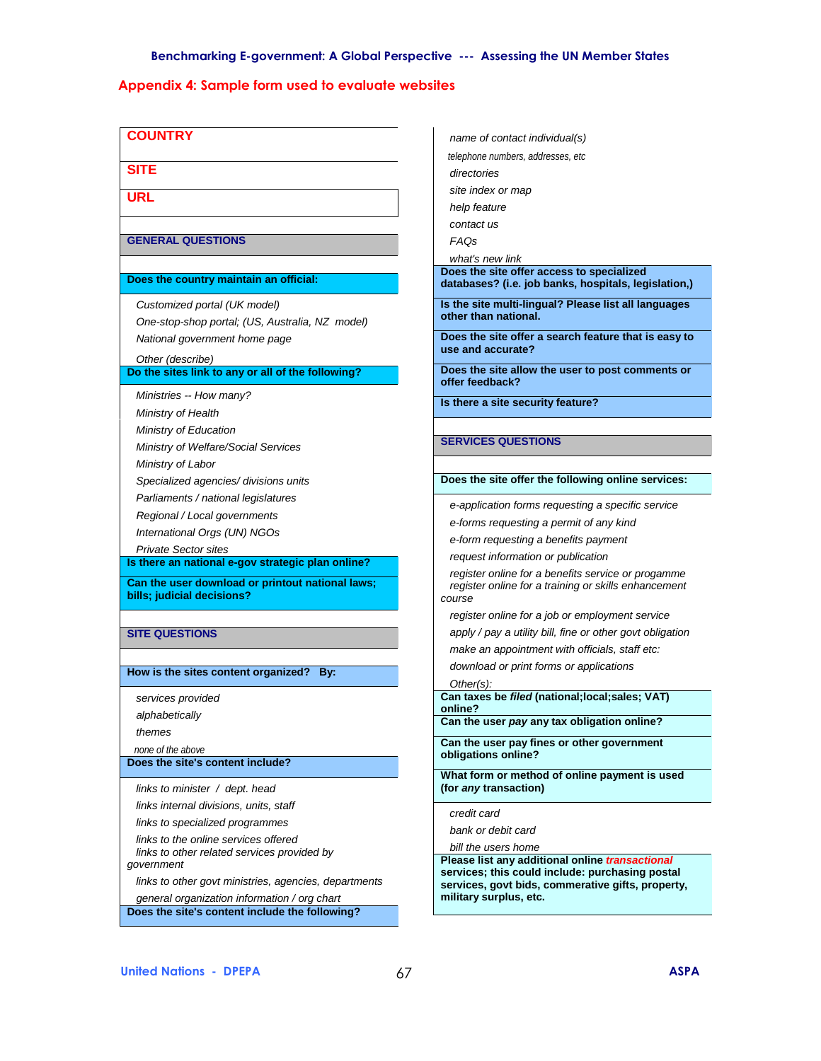## Appendix 4: Sample form used to evaluate websites

**COUNTRY**

**SITE**

**URL**

### GENERAL QUESTIONS

**Does the country maintain an official:**

*Customized portal (UK model)*
*One-stop-shop portal; (US, Australia, NZ model)*
*National government home page*
*Other (describe)*

**Do the sites link to any or all of the following?**

*Ministries -- How many?*
*Ministry of Health*
*Ministry of Education*
*Ministry of Welfare/Social Services*
*Ministry of Labor*
*Specialized agencies/ divisions units*
*Parliaments / national legislatures*
*Regional / Local governments*
*International Orgs (UN) NGOs*
*Private Sector sites*

**Is there an national e-gov strategic plan online?**

**Can the user download or printout national laws; bills; judicial decisions?**

### SITE QUESTIONS

**How is the sites content organized? By:**

*services provided*
*alphabetically*
*themes*
*none of the above*

**Does the site's content include?**

*links to minister / dept. head*
*links internal divisions, units, staff*
*links to specialized programmes*
*links to the online services offered*
*links to other related services provided by government*
*links to other govt ministries, agencies, departments*
*general organization information / org chart*

**Does the site's content include the following?**

*name of contact individual(s)*
*telephone numbers, addresses, etc*
*directories*
*site index or map*
*help feature*
*contact us*
*FAQs*
*what's new link*

**Does the site offer access to specialized databases? (i.e. job banks, hospitals, legislation,)**

**Is the site multi-lingual? Please list all languages other than national.**

**Does the site offer a search feature that is easy to use and accurate?**

**Does the site allow the user to post comments or offer feedback?**

**Is there a site security feature?**

### SERVICES QUESTIONS

**Does the site offer the following online services:**

*e-application forms requesting a specific service*
*e-forms requesting a permit of any kind*
*e-form requesting a benefits payment*
*request information or publication*
*register online for a benefits service or progamme*
*register online for a training or skills enhancement course*
*register online for a job or employment service*
*apply / pay a utility bill, fine or other govt obligation*
*make an appointment with officials, staff etc:*
*download or print forms or applications*
*Other(s):*

**Can taxes be *filed* (national;local;sales; VAT) online?**

**Can the user *pay* any tax obligation online?**

**Can the user pay fines or other government obligations online?**

**What form or method of online payment is used (for *any* transaction)**

*credit card*
*bank or debit card*
*bill the users home*

**Please list any additional online *transactional* services; this could include: purchasing postal services, govt bids, commerative gifts, property, military surplus, etc.**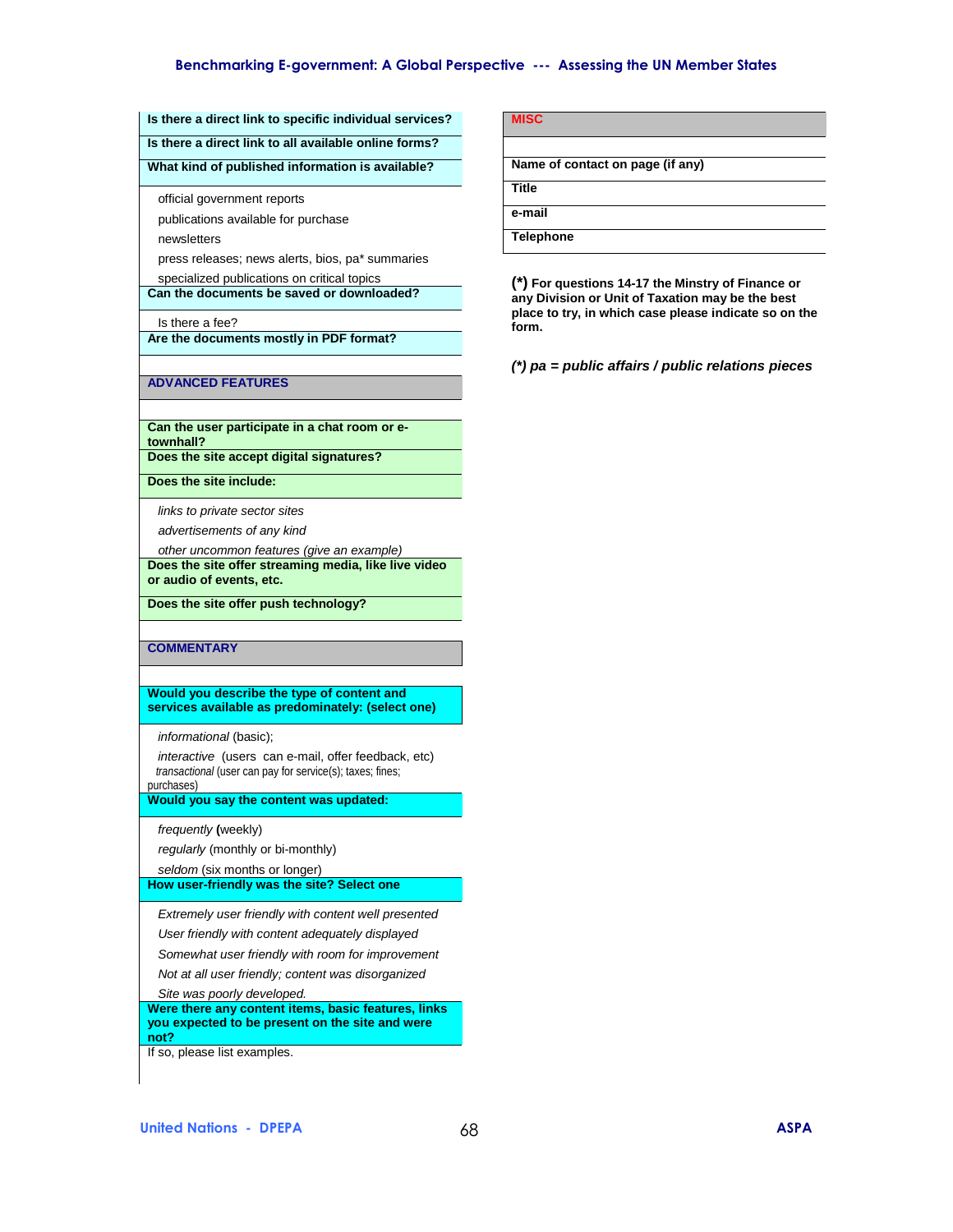**Is there a direct link to specific individual services?**

**Is there a direct link to all available online forms?**

**What kind of published information is available?**

- official government reports
- publications available for purchase
- newsletters
- press releases; news alerts, bios, pa* summaries
- specialized publications on critical topics

**Can the documents be saved or downloaded?**

- Is there a fee?

**Are the documents mostly in PDF format?**

## ADVANCED FEATURES

**Can the user participate in a chat room or e-townhall?**

**Does the site accept digital signatures?**

**Does the site include:**

- *links to private sector sites*
- *advertisements of any kind*
- *other uncommon features (give an example)*

**Does the site offer streaming media, like live video or audio of events, etc.**

**Does the site offer push technology?**

## COMMENTARY

**Would you describe the type of content and services available as predominately: (select one)**

- *informational* (basic);
- *interactive* (users can e-mail, offer feedback, etc)
- *transactional* (user can pay for service(s); taxes; fines; purchases)

**Would you say the content was updated:**

- *frequently* **(**weekly)
- *regularly* (monthly or bi-monthly)
- *seldom* (six months or longer)

**How user-friendly was the site? Select one**

- *Extremely user friendly with content well presented*
- *User friendly with content adequately displayed*
- *Somewhat user friendly with room for improvement*
- *Not at all user friendly; content was disorganized*
- *Site was poorly developed.*

**Were there any content items, basic features, links you expected to be present on the site and were not?**

If so, please list examples.

## MISC

**Name of contact on page (if any)**

**Title**

**e-mail**

**Telephone**

**(*) For questions 14-17 the Minstry of Finance or any Division or Unit of Taxation may be the best place to try, in which case please indicate so on the form.**

***(*) pa = public affairs / public relations pieces***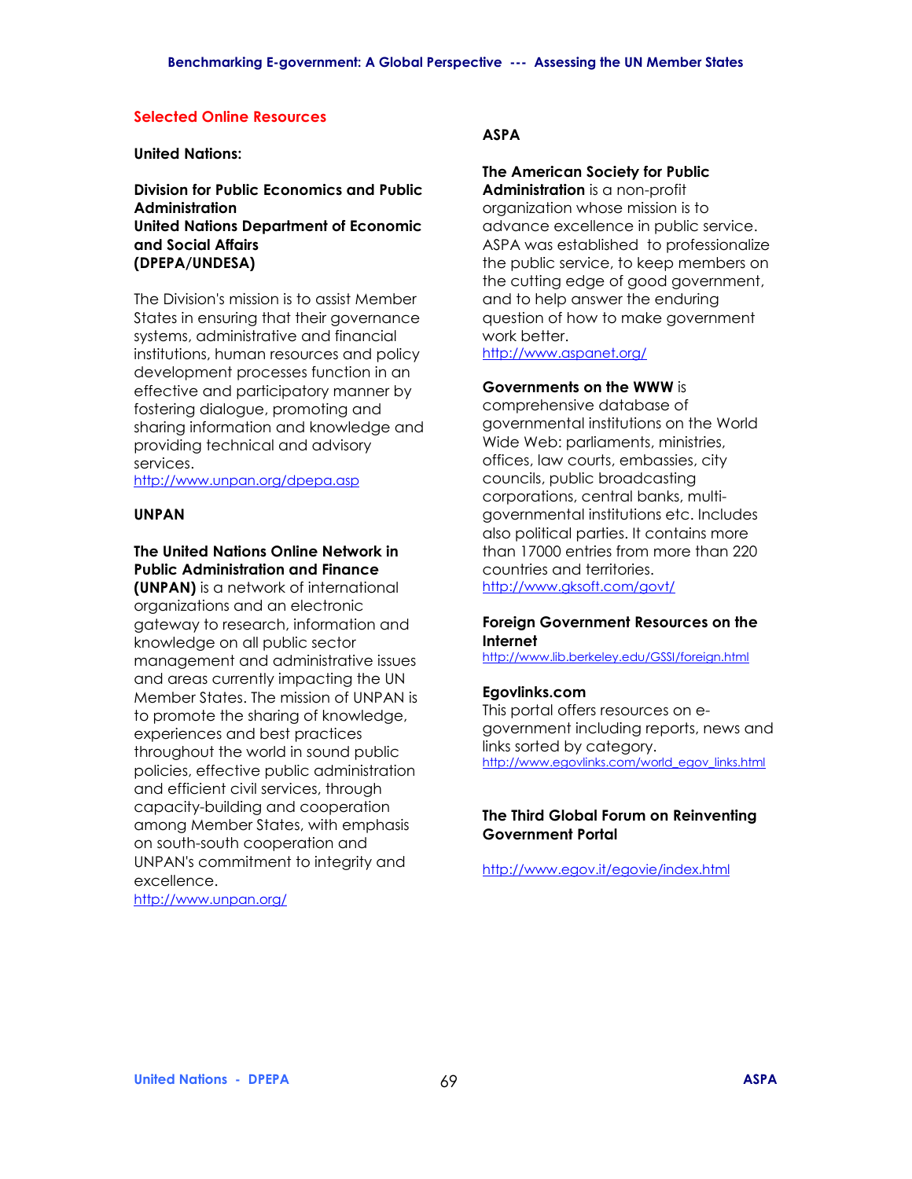## Selected Online Resources

**United Nations:**

**Division for Public Economics and Public Administration**
**United Nations Department of Economic and Social Affairs**
**(DPEPA/UNDESA)**

The Division's mission is to assist Member States in ensuring that their governance systems, administrative and financial institutions, human resources and policy development processes function in an effective and participatory manner by fostering dialogue, promoting and sharing information and knowledge and providing technical and advisory services.
http://www.unpan.org/dpepa.asp

**UNPAN**

**The United Nations Online Network in Public Administration and Finance (UNPAN)** is a network of international organizations and an electronic gateway to research, information and knowledge on all public sector management and administrative issues and areas currently impacting the UN Member States. The mission of UNPAN is to promote the sharing of knowledge, experiences and best practices throughout the world in sound public policies, effective public administration and efficient civil services, through capacity-building and cooperation among Member States, with emphasis on south-south cooperation and UNPAN's commitment to integrity and excellence.
http://www.unpan.org/

**ASPA**

**The American Society for Public Administration** is a non-profit organization whose mission is to advance excellence in public service. ASPA was established to professionalize the public service, to keep members on the cutting edge of good government, and to help answer the enduring question of how to make government work better.
http://www.aspanet.org/

**Governments on the WWW** is comprehensive database of governmental institutions on the World Wide Web: parliaments, ministries, offices, law courts, embassies, city councils, public broadcasting corporations, central banks, multi-governmental institutions etc. Includes also political parties. It contains more than 17000 entries from more than 220 countries and territories.
http://www.gksoft.com/govt/

**Foreign Government Resources on the Internet**
http://www.lib.berkeley.edu/GSSI/foreign.html

**Egovlinks.com**
This portal offers resources on e-government including reports, news and links sorted by category.
http://www.egovlinks.com/world_egov_links.html

**The Third Global Forum on Reinventing Government Portal**

http://www.egov.it/egovie/index.html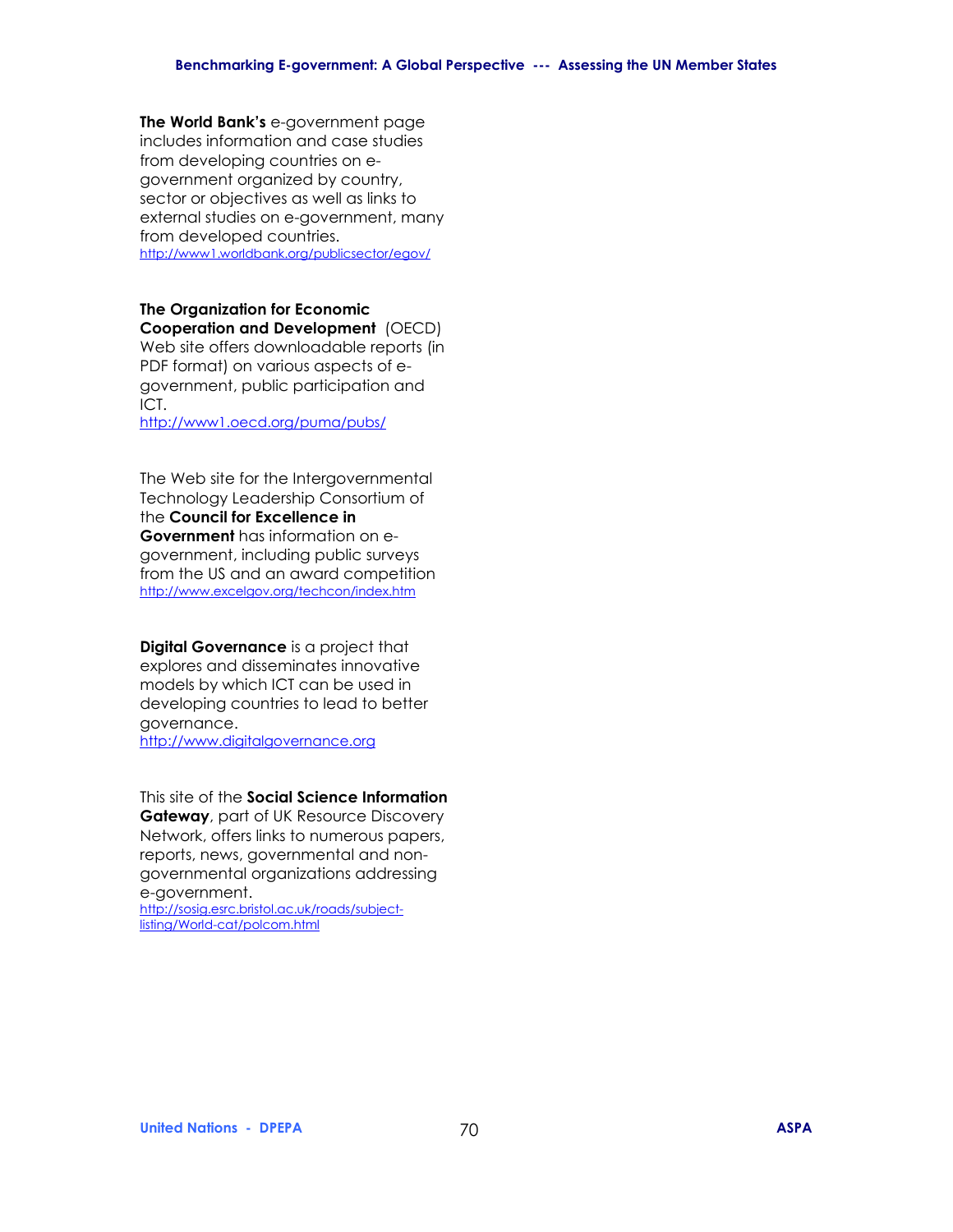**The World Bank's** e-government page includes information and case studies from developing countries on e-government organized by country, sector or objectives as well as links to external studies on e-government, many from developed countries.
http://www1.worldbank.org/publicsector/egov/

**The Organization for Economic Cooperation and Development** (OECD) Web site offers downloadable reports (in PDF format) on various aspects of e-government, public participation and ICT.
http://www1.oecd.org/puma/pubs/

The Web site for the Intergovernmental Technology Leadership Consortium of the **Council for Excellence in Government** has information on e-government, including public surveys from the US and an award competition
http://www.excelgov.org/techcon/index.htm

**Digital Governance** is a project that explores and disseminates innovative models by which ICT can be used in developing countries to lead to better governance.
http://www.digitalgovernance.org

This site of the **Social Science Information Gateway**, part of UK Resource Discovery Network, offers links to numerous papers, reports, news, governmental and non-governmental organizations addressing e-government.
http://sosig.esrc.bristol.ac.uk/roads/subject-listing/World-cat/polcom.html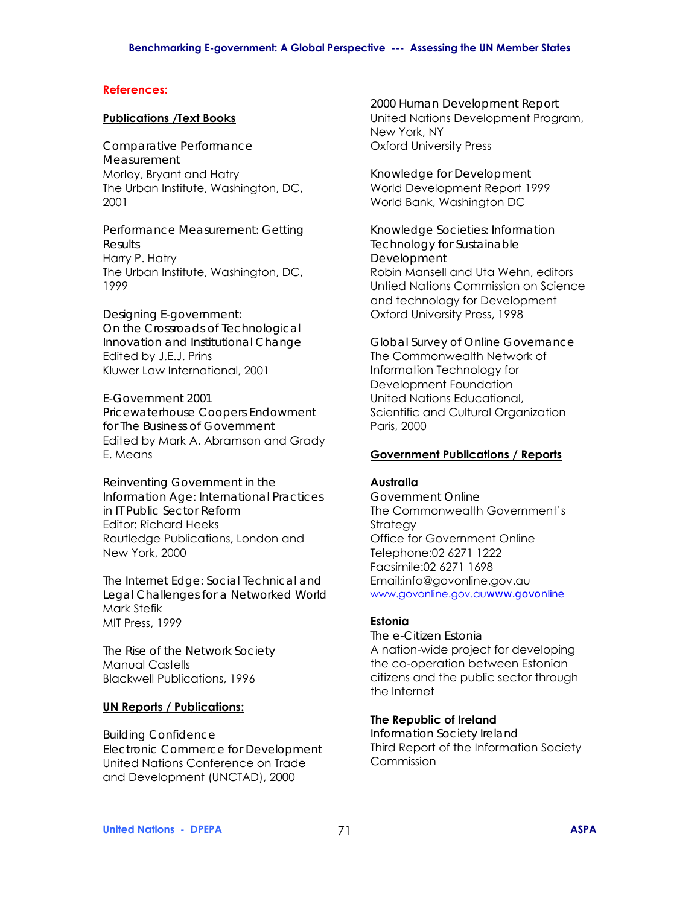## References:

### Publications /Text Books

Comparative Performance Measurement
Morley, Bryant and Hatry
The Urban Institute, Washington, DC, 2001

Performance Measurement: Getting Results
Harry P. Hatry
The Urban Institute, Washington, DC, 1999

Designing E-government: On the Crossroads of Technological Innovation and Institutional Change
Edited by J.E.J. Prins
Kluwer Law International, 2001

E-Government 2001
Pricewaterhouse Coopers Endowment for The Business of Government
Edited by Mark A. Abramson and Grady E. Means

Reinventing Government in the Information Age: International Practices in IT Public Sector Reform
Editor: Richard Heeks
Routledge Publications, London and New York, 2000

The Internet Edge: Social Technical and Legal Challenges for a Networked World
Mark Stefik
MIT Press, 1999

The Rise of the Network Society
Manual Castells
Blackwell Publications, 1996

### UN Reports / Publications:

Building Confidence
Electronic Commerce for Development
United Nations Conference on Trade and Development (UNCTAD), 2000

2000 Human Development Report
United Nations Development Program, New York, NY
Oxford University Press

Knowledge for Development
World Development Report 1999
World Bank, Washington DC

Knowledge Societies: Information Technology for Sustainable Development
Robin Mansell and Uta Wehn, editors
Untied Nations Commission on Science and technology for Development
Oxford University Press, 1998

Global Survey of Online Governance
The Commonwealth Network of Information Technology for Development Foundation
United Nations Educational, Scientific and Cultural Organization
Paris, 2000

### Government Publications / Reports

**Australia**
Government Online
The Commonwealth Government's Strategy
Office for Government Online
Telephone:02 6271 1222
Facsimile:02 6271 1698
Email:info@govonline.gov.au
www.govonline.gov.auwww.govonline

**Estonia**
The e-Citizen Estonia
A nation-wide project for developing the co-operation between Estonian citizens and the public sector through the Internet

**The Republic of Ireland**
Information Society Ireland
Third Report of the Information Society Commission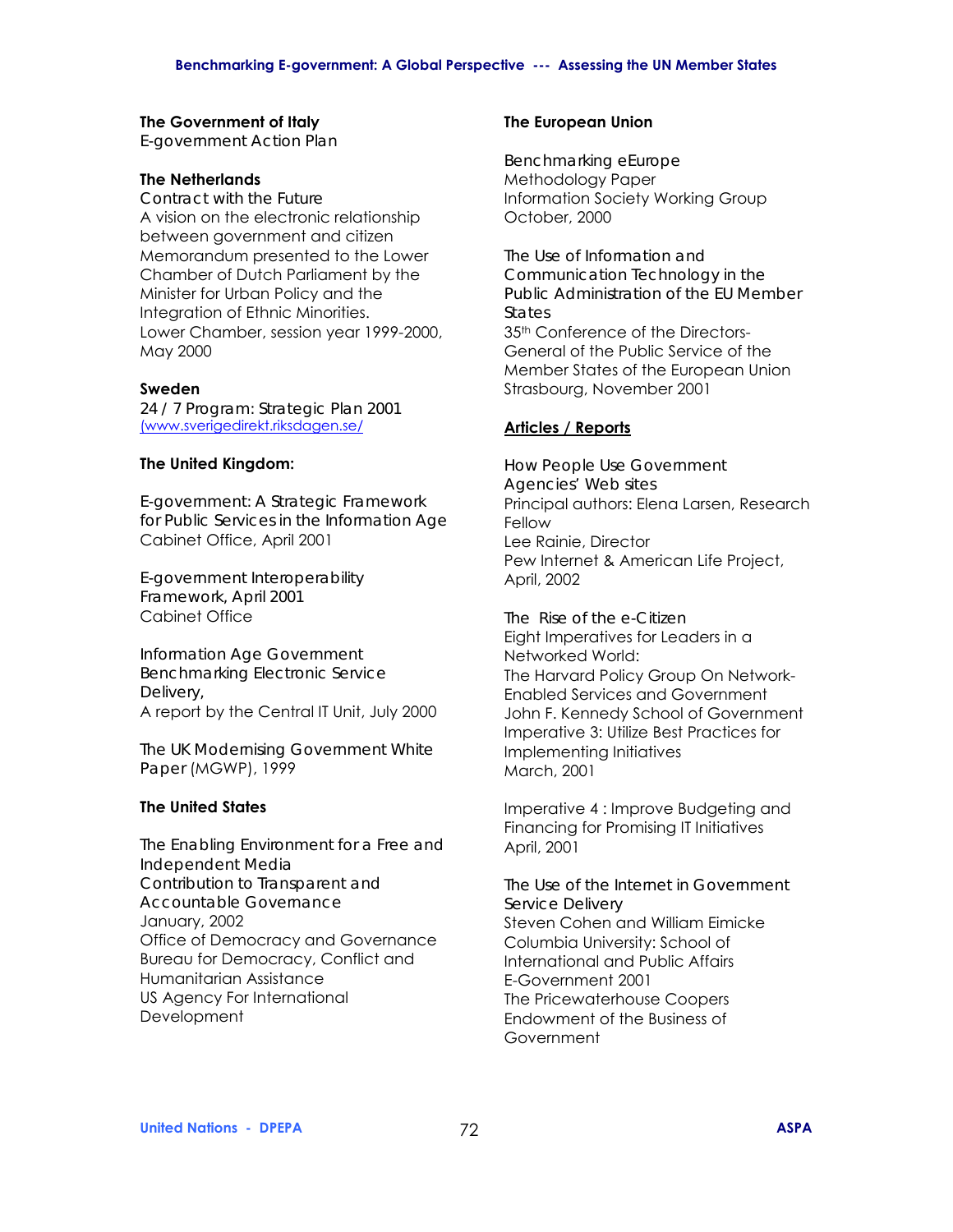**The Government of Italy**
E-government Action Plan

**The Netherlands**
Contract with the Future
A vision on the electronic relationship between government and citizen
Memorandum presented to the Lower Chamber of Dutch Parliament by the Minister for Urban Policy and the Integration of Ethnic Minorities.
Lower Chamber, session year 1999-2000, May 2000

**Sweden**
24 / 7 Program: Strategic Plan 2001
(www.sverigedirekt.riksdagen.se/

**The United Kingdom:**

E-government: A Strategic Framework for Public Services in the Information Age
Cabinet Office, April 2001

E-government Interoperability Framework, April 2001
Cabinet Office

Information Age Government Benchmarking Electronic Service Delivery,
A report by the Central IT Unit, July 2000

The UK Modernising Government White Paper (MGWP), 1999

**The United States**

The Enabling Environment for a Free and Independent Media
Contribution to Transparent and Accountable Governance
January, 2002
Office of Democracy and Governance
Bureau for Democracy, Conflict and Humanitarian Assistance
US Agency For International Development

**The European Union**

Benchmarking eEurope
Methodology Paper
Information Society Working Group
October, 2000

The Use of Information and Communication Technology in the Public Administration of the EU Member States
35th Conference of the Directors-General of the Public Service of the Member States of the European Union
Strasbourg, November 2001

**Articles / Reports**

How People Use Government Agencies' Web sites
Principal authors: Elena Larsen, Research Fellow
Lee Rainie, Director
Pew Internet & American Life Project, April, 2002

The Rise of the e-Citizen
Eight Imperatives for Leaders in a Networked World:
The Harvard Policy Group On Network-Enabled Services and Government
John F. Kennedy School of Government
Imperative 3: Utilize Best Practices for Implementing Initiatives
March, 2001

Imperative 4 : Improve Budgeting and Financing for Promising IT Initiatives
April, 2001

The Use of the Internet in Government Service Delivery
Steven Cohen and William Eimicke
Columbia University: School of International and Public Affairs
E-Government 2001
The Pricewaterhouse Coopers Endowment of the Business of Government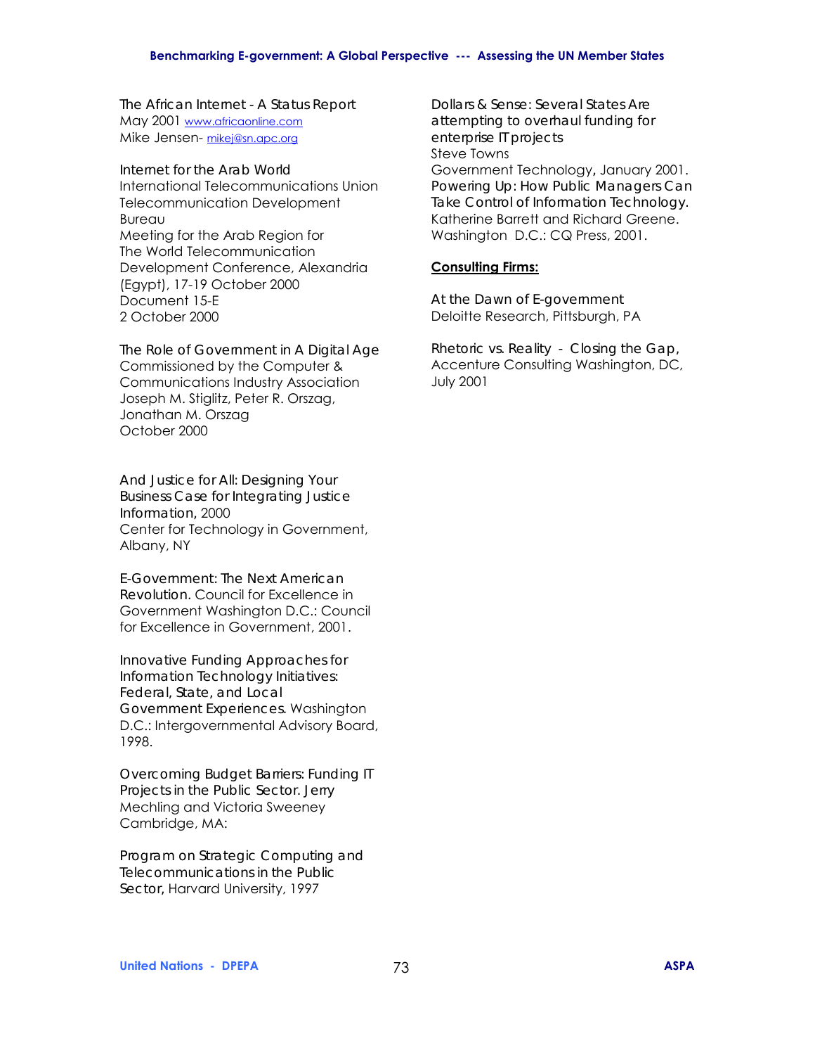The African Internet - A Status Report
May 2001 www.africaonline.com
Mike Jensen- mikej@sn.apc.org

Internet for the Arab World
International Telecommunications Union
Telecommunication Development Bureau
Meeting for the Arab Region for The World Telecommunication Development Conference, Alexandria (Egypt), 17-19 October 2000
Document 15-E
2 October 2000

The Role of Government in A Digital Age
Commissioned by the Computer & Communications Industry Association
Joseph M. Stiglitz, Peter R. Orszag, Jonathan M. Orszag
October 2000

And Justice for All: Designing Your Business Case for Integrating Justice Information, 2000
Center for Technology in Government, Albany, NY

E-Government: The Next American Revolution. Council for Excellence in Government Washington D.C.: Council for Excellence in Government, 2001.

Innovative Funding Approaches for Information Technology Initiatives: Federal, State, and Local Government Experiences. Washington D.C.: Intergovernmental Advisory Board, 1998.

Overcoming Budget Barriers: Funding IT Projects in the Public Sector. Jerry Mechling and Victoria Sweeney Cambridge, MA:

Program on Strategic Computing and Telecommunications in the Public Sector, Harvard University, 1997

Dollars & Sense: Several States Are attempting to overhaul funding for enterprise IT projects
Steve Towns
Government Technology, January 2001.
Powering Up: How Public Managers Can Take Control of Information Technology. Katherine Barrett and Richard Greene. Washington D.C.: CQ Press, 2001.

**Consulting Firms:**

At the Dawn of E-government
Deloitte Research, Pittsburgh, PA

Rhetoric vs. Reality - Closing the Gap,
Accenture Consulting Washington, DC, July 2001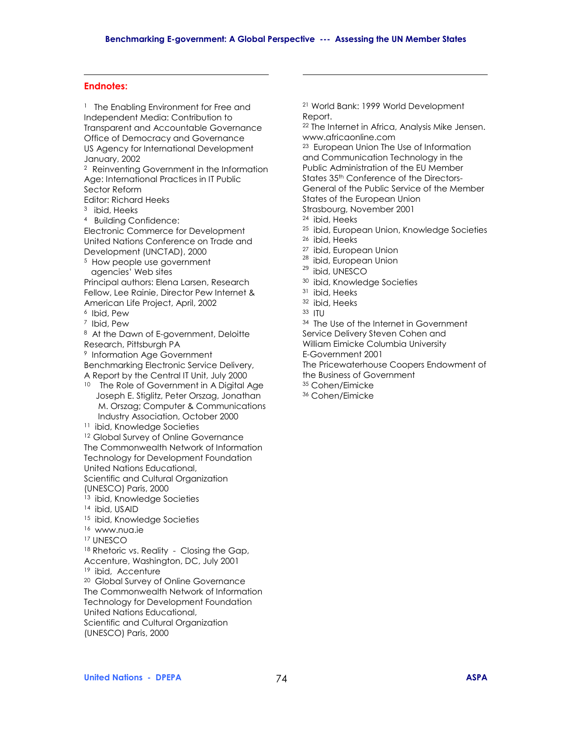## Endnotes:

[1] The Enabling Environment for Free and Independent Media: Contribution to Transparent and Accountable Governance Office of Democracy and Governance US Agency for International Development January, 2002

[2] Reinventing Government in the Information Age: International Practices in IT Public Sector Reform
Editor: Richard Heeks

[3] ibid, Heeks

[4] Building Confidence:
Electronic Commerce for Development United Nations Conference on Trade and Development (UNCTAD), 2000

[5] How people use government agencies' Web sites
Principal authors: Elena Larsen, Research Fellow, Lee Rainie, Director Pew Internet & American Life Project, April, 2002

[6] Ibid, Pew

[7] Ibid, Pew

[8] At the Dawn of E-government, Deloitte Research, Pittsburgh PA

[9] Information Age Government Benchmarking Electronic Service Delivery, A Report by the Central IT Unit, July 2000

[10] The Role of Government in A Digital Age Joseph E. Stiglitz, Peter Orszag, Jonathan M. Orszag; Computer & Communications Industry Association, October 2000

[11] ibid, Knowledge Societies

[12] Global Survey of Online Governance The Commonwealth Network of Information Technology for Development Foundation United Nations Educational, Scientific and Cultural Organization (UNESCO) Paris, 2000

[13] ibid, Knowledge Societies

[14] ibid, USAID

[15] ibid, Knowledge Societies

[16] www.nua.ie

[17] UNESCO

[18] Rhetoric vs. Reality - Closing the Gap, Accenture, Washington, DC, July 2001

[19] ibid, Accenture

[20] Global Survey of Online Governance The Commonwealth Network of Information Technology for Development Foundation United Nations Educational, Scientific and Cultural Organization (UNESCO) Paris, 2000

[21] World Bank: 1999 World Development Report.

[22] The Internet in Africa, Analysis Mike Jensen. www.africaonline.com

[23] European Union The Use of Information and Communication Technology in the Public Administration of the EU Member States 35th Conference of the Directors-General of the Public Service of the Member States of the European Union Strasbourg, November 2001

[24] ibid, Heeks

[25] ibid, European Union, Knowledge Societies

[26] ibid, Heeks

[27] ibid, European Union

[28] ibid, European Union

[29] ibid, UNESCO

[30] ibid, Knowledge Societies

[31] ibid, Heeks

[32] ibid, Heeks

[33] ITU

[34] The Use of the Internet in Government Service Delivery Steven Cohen and William Eimicke Columbia University E-Government 2001
The Pricewaterhouse Coopers Endowment of the Business of Government

[35] Cohen/Eimicke

[36] Cohen/Eimicke